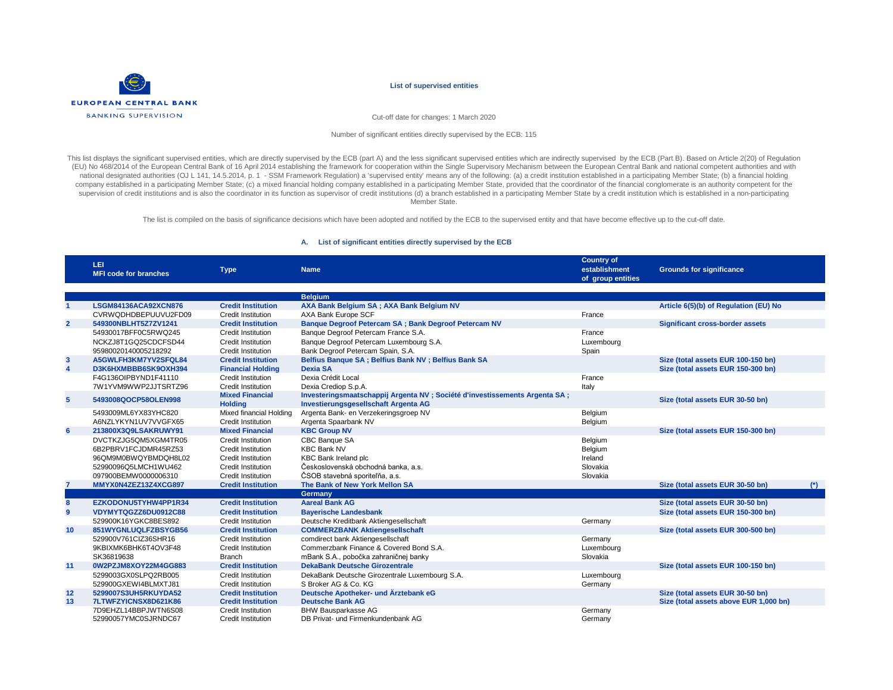EUROPEAN CENTRAL BANK

BANKING SUPERVISION

**List of supervised entities**

Cut-off date for changes: 1 March 2020

Number of significant entities directly supervised by the ECB: 115

This list displays the significant supervised entities, which are directly supervised by the ECB (part A) and the less significant supervised entities which are indirectly supervised by the ECB (Part B). Based on Article 2(20) of Regulation (EU) No 468/2014 of the European Central Bank of 16 April 2014 establishing the framework for cooperation within the Single Supervisory Mechanism between the European Central Bank and national competent authorities and with national designated authorities (OJ L 141, 14.5.2014, p. 1 - SSM Framework Regulation) a 'supervised entity' means any of the following: (a) a credit institution established in a participating Member State; (b) a financial holding company established in a participating Member State; (c) a mixed financial holding company established in a participating Member State, provided that the coordinator of the financial conglomerate is an authority competent for the supervision of credit institutions and is also the coordinator in its function as supervisor of credit institutions (d) a branch established in a participating Member State by a credit institution which is established in a non-participating Member State.

The list is compiled on the basis of significance decisions which have been adopted and notified by the ECB to the supervised entity and that have become effective up to the cut-off date.

**A. List of significant entities directly supervised by the ECB**

| | LEI MFI code for branches | Type | Name | Country of establishment of group entities | Grounds for significance | |
|---|---|---|---|---|---|---|
| | | | **Belgium** | | | |
| **1** | **LSGM84136ACA92XCN876** | **Credit Institution** | **AXA Bank Belgium SA ; AXA Bank Belgium NV** | | **Article 6(5)(b) of Regulation (EU) No** | |
| | CVRWQDHDBEPUUVU2FD09 | Credit Institution | AXA Bank Europe SCF | France | | |
| **2** | **549300NBLHT5Z7ZV1241** | **Credit Institution** | **Banque Degroof Petercam SA ; Bank Degroof Petercam NV** | | **Significant cross-border assets** | |
| | 54930017BFF0C5RWQ245 | Credit Institution | Banque Degroof Petercam France S.A. | France | | |
| | NCKZJ8T1GQ25CDCFSD44 | Credit Institution | Banque Degroof Petercam Luxembourg S.A. | Luxembourg | | |
| | 95980020140005218292 | Credit Institution | Bank Degroof Petercam Spain, S.A. | Spain | | |
| **3** | **A5GWLFH3KM7YV2SFQL84** | **Credit Institution** | **Belfius Banque SA ; Belfius Bank NV ; Belfius Bank SA** | | **Size (total assets EUR 100-150 bn)** | |
| **4** | **D3K6HXMBBB6SK9OXH394** | **Financial Holding** | **Dexia SA** | | **Size (total assets EUR 150-300 bn)** | |
| | F4G136OIPBYND1F41110 | Credit Institution | Dexia Crédit Local | France | | |
| | 7W1YVM9WWP2JJTSRTZ96 | Credit Institution | Dexia Crediop S.p.A. | Italy | | |
| **5** | **5493008QOCP58OLEN998** | **Mixed Financial Holding** | **Investeringsmaatschappij Argenta NV ; Société d'investissements Argenta SA ; Investierungsgesellschaft Argenta AG** | | **Size (total assets EUR 30-50 bn)** | |
| | 5493009ML6YX83YHC820 | Mixed financial Holding | Argenta Bank- en Verzekeringsgroep NV | Belgium | | |
| | A6NZLYKYN1UV7VVGFX65 | Credit Institution | Argenta Spaarbank NV | Belgium | | |
| **6** | **213800X3Q9LSAKRUWY91** | **Mixed Financial** | **KBC Group NV** | | **Size (total assets EUR 150-300 bn)** | |
| | DVCTKZJG5QM5XGM4TR05 | Credit Institution | CBC Banque SA | Belgium | | |
| | 6B2PBRV1FCJDMR45RZ53 | Credit Institution | KBC Bank NV | Belgium | | |
| | 96QM9M0BWQYBMDQH8L02 | Credit Institution | KBC Bank Ireland plc | Ireland | | |
| | 52990096Q5LMCH1WU462 | Credit Institution | Československá obchodná banka, a.s. | Slovakia | | |
| | 097900BEMW0000006310 | Credit Institution | ČSOB stavebná sporiteľňa, a.s. | Slovakia | | |
| **7** | **MMYX0N4ZEZ13Z4XCG897** | **Credit Institution** | **The Bank of New York Mellon SA** | | **Size (total assets EUR 30-50 bn)** | **(*)** |
| | | | **Germany** | | | |
| **8** | **EZKODONU5TYHW4PP1R34** | **Credit Institution** | **Aareal Bank AG** | | **Size (total assets EUR 30-50 bn)** | |
| **9** | **VDYMYTQGZZ6DU0912C88** | **Credit Institution** | **Bayerische Landesbank** | | **Size (total assets EUR 150-300 bn)** | |
| | 529900K16YGKC8BES892 | Credit Institution | Deutsche Kreditbank Aktiengesellschaft | Germany | | |
| **10** | **851WYGNLUQLFZBSYGB56** | **Credit Institution** | **COMMERZBANK Aktiengesellschaft** | | **Size (total assets EUR 300-500 bn)** | |
| | 529900V761CIZ36SHR16 | Credit Institution | comdirect bank Aktiengesellschaft | Germany | | |
| | 9KBIXMK6BHK6T4OV3F48 | Credit Institution | Commerzbank Finance & Covered Bond S.A. | Luxembourg | | |
| | SK36819638 | Branch | mBank S.A., pobočka zahraničnej banky | Slovakia | | |
| **11** | **0W2PZJM8XOY22M4GG883** | **Credit Institution** | **DekaBank Deutsche Girozentrale** | | **Size (total assets EUR 100-150 bn)** | |
| | 5299003GX0SLPQ2RB005 | Credit Institution | DekaBank Deutsche Girozentrale Luxembourg S.A. | Luxembourg | | |
| | 529900GXEWI4BLMXTJ81 | Credit Institution | S Broker AG & Co. KG | Germany | | |
| **12** | **5299007S3UH5RKUYDA52** | **Credit Institution** | **Deutsche Apotheker- und Ärztebank eG** | | **Size (total assets EUR 30-50 bn)** | |
| **13** | **7LTWFZYICNSX8D621K86** | **Credit Institution** | **Deutsche Bank AG** | | **Size (total assets above EUR 1,000 bn)** | |
| | 7D9EHZL14BBPJWTN6S08 | Credit Institution | BHW Bausparkasse AG | Germany | | |
| | 52990057YMC0SJRNDC67 | Credit Institution | DB Privat- und Firmenkundenbank AG | Germany | | |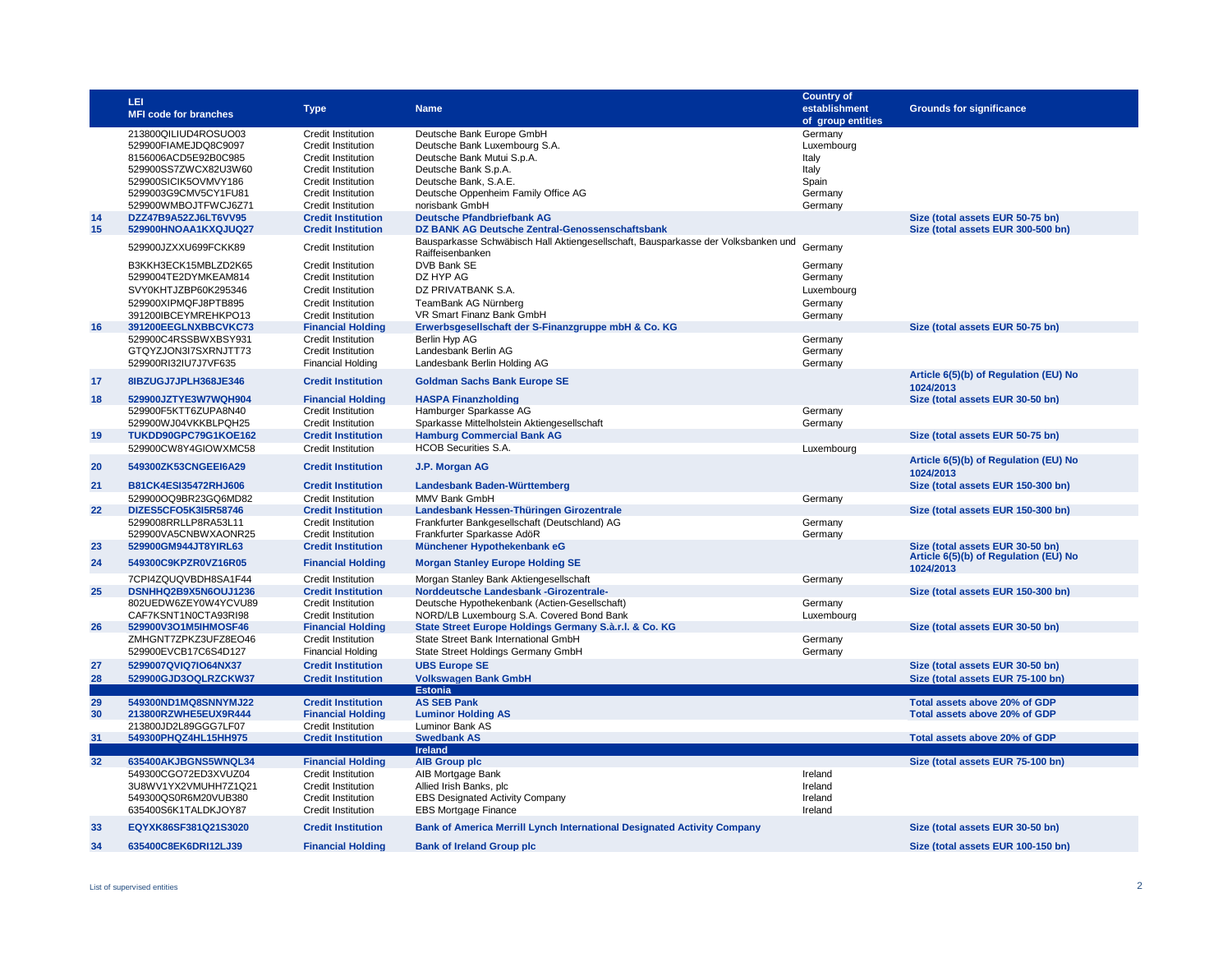| | LEI<br>MFI code for branches | Type | Name | Country of establishment of group entities | Grounds for significance |
|---|---|---|---|---|---|
| | 213800QILIUD4ROSUO03 | Credit Institution | Deutsche Bank Europe GmbH | Germany | |
| | 529900FIAMEJDQ8C9097 | Credit Institution | Deutsche Bank Luxembourg S.A. | Luxembourg | |
| | 8156006ACD5E92B0C985 | Credit Institution | Deutsche Bank Mutui S.p.A. | Italy | |
| | 529900SS7ZWCX82U3W60 | Credit Institution | Deutsche Bank S.p.A. | Italy | |
| | 529900SICIK5OVMVY186 | Credit Institution | Deutsche Bank, S.A.E. | Spain | |
| | 5299003G9CMV5CY1FU81 | Credit Institution | Deutsche Oppenheim Family Office AG | Germany | |
| | 529900WMBOJTFWCJ6Z71 | Credit Institution | norisbank GmbH | Germany | |
| **14** | **DZZ47B9A52ZJ6LT6VV95** | **Credit Institution** | **Deutsche Pfandbriefbank AG** | | **Size (total assets EUR 50-75 bn)** |
| **15** | **529900HNOAA1KXQJUQ27** | **Credit Institution** | **DZ BANK AG Deutsche Zentral-Genossenschaftsbank** | | **Size (total assets EUR 300-500 bn)** |
| | 529900JZXXU699FCKK89 | Credit Institution | Bausparkasse Schwäbisch Hall Aktiengesellschaft, Bausparkasse der Volksbanken und Raiffeisenbanken | Germany | |
| | B3KKH3ECK15MBLZD2K65 | Credit Institution | DVB Bank SE | Germany | |
| | 5299004TE2DYMKEAM814 | Credit Institution | DZ HYP AG | Germany | |
| | SVY0KHTJZBP60K295346 | Credit Institution | DZ PRIVATBANK S.A. | Luxembourg | |
| | 529900XIPMQFJ8PTB895 | Credit Institution | TeamBank AG Nürnberg | Germany | |
| | 391200IBCEYMREHKPO13 | Credit Institution | VR Smart Finanz Bank GmbH | Germany | |
| **16** | **391200EEGLNXBBCVKC73** | **Financial Holding** | **Erwerbsgesellschaft der S-Finanzgruppe mbH & Co. KG** | | **Size (total assets EUR 50-75 bn)** |
| | 529900C4RSSBWXBSY931 | Credit Institution | Berlin Hyp AG | Germany | |
| | GTQYZJON3I7SXRNJTT73 | Credit Institution | Landesbank Berlin AG | Germany | |
| | 529900RI32IU7J7VF635 | Financial Holding | Landesbank Berlin Holding AG | Germany | |
| **17** | **8IBZUGJ7JPLH368JE346** | **Credit Institution** | **Goldman Sachs Bank Europe SE** | | **Article 6(5)(b) of Regulation (EU) No 1024/2013** |
| **18** | **529900JZTYE3W7WQH904** | **Financial Holding** | **HASPA Finanzholding** | | **Size (total assets EUR 30-50 bn)** |
| | 529900F5KTT6ZUPA8N40 | Credit Institution | Hamburger Sparkasse AG | Germany | |
| | 529900WJ04VKKBLPQH25 | Credit Institution | Sparkasse Mittelholstein Aktiengesellschaft | Germany | |
| **19** | **TUKDD90GPC79G1KOE162** | **Credit Institution** | **Hamburg Commercial Bank AG** | | **Size (total assets EUR 50-75 bn)** |
| | 529900CW8Y4GIOWXMC58 | Credit Institution | HCOB Securities S.A. | Luxembourg | |
| **20** | **549300ZK53CNGEEI6A29** | **Credit Institution** | **J.P. Morgan AG** | | **Article 6(5)(b) of Regulation (EU) No 1024/2013** |
| **21** | **B81CK4ESI35472RHJ606** | **Credit Institution** | **Landesbank Baden-Württemberg** | | **Size (total assets EUR 150-300 bn)** |
| | 529900OQ9BR23GQ6MD82 | Credit Institution | MMV Bank GmbH | Germany | |
| **22** | **DIZES5CFO5K3I5R58746** | **Credit Institution** | **Landesbank Hessen-Thüringen Girozentrale** | | **Size (total assets EUR 150-300 bn)** |
| | 5299008RRLLP8RA53L11 | Credit Institution | Frankfurter Bankgesellschaft (Deutschland) AG | Germany | |
| | 529900VA5CNBWXAONR25 | Credit Institution | Frankfurter Sparkasse AdöR | Germany | |
| **23** | **529900GM944JT8YIRL63** | **Credit Institution** | **Münchener Hypothekenbank eG** | | **Size (total assets EUR 30-50 bn)** |
| **24** | **549300C9KPZR0VZ16R05** | **Financial Holding** | **Morgan Stanley Europe Holding SE** | | **Article 6(5)(b) of Regulation (EU) No 1024/2013** |
| | 7CPI4ZQUQVBDH8SA1F44 | Credit Institution | Morgan Stanley Bank Aktiengesellschaft | Germany | |
| **25** | **DSNHHQ2B9X5N6OUJ1236** | **Credit Institution** | **Norddeutsche Landesbank -Girozentrale-** | | **Size (total assets EUR 150-300 bn)** |
| | 802UEDW6ZEY0W4YCVU89 | Credit Institution | Deutsche Hypothekenbank (Actien-Gesellschaft) | Germany | |
| | CAF7KSNT1N0CTA93RI98 | Credit Institution | NORD/LB Luxembourg S.A. Covered Bond Bank | Luxembourg | |
| **26** | **529900V3O1M5IHMOSF46** | **Financial Holding** | **State Street Europe Holdings Germany S.à.r.l. & Co. KG** | | **Size (total assets EUR 30-50 bn)** |
| | ZMHGNT7ZPKZ3UFZ8EO46 | Credit Institution | State Street Bank International GmbH | Germany | |
| | 529900EVCB17C6S4D127 | Financial Holding | State Street Holdings Germany GmbH | Germany | |
| **27** | **5299007QVIQ7IO64NX37** | **Credit Institution** | **UBS Europe SE** | | **Size (total assets EUR 30-50 bn)** |
| **28** | **529900GJD3OQLRZCKW37** | **Credit Institution** | **Volkswagen Bank GmbH** | | **Size (total assets EUR 75-100 bn)** |
| | | | **Estonia** | | |
| **29** | **549300ND1MQ8SNNYMJ22** | **Credit Institution** | **AS SEB Pank** | | **Total assets above 20% of GDP** |
| **30** | **213800RZWHE5EUX9R444** | **Financial Holding** | **Luminor Holding AS** | | **Total assets above 20% of GDP** |
| | 213800JD2L89GGG7LF07 | Credit Institution | Luminor Bank AS | | |
| **31** | **549300PHQZ4HL15HH975** | **Credit Institution** | **Swedbank AS** | | **Total assets above 20% of GDP** |
| | | | **Ireland** | | |
| **32** | **635400AKJBGNS5WNQL34** | **Financial Holding** | **AIB Group plc** | | **Size (total assets EUR 75-100 bn)** |
| | 549300CGO72ED3XVUZ04 | Credit Institution | AIB Mortgage Bank | Ireland | |
| | 3U8WV1YX2VMUHH7Z1Q21 | Credit Institution | Allied Irish Banks, plc | Ireland | |
| | 549300QS0R6M20VUB380 | Credit Institution | EBS Designated Activity Company | Ireland | |
| | 635400S6K1TALDKJOY87 | Credit Institution | EBS Mortgage Finance | Ireland | |
| **33** | **EQYXK86SF381Q21S3020** | **Credit Institution** | **Bank of America Merrill Lynch International Designated Activity Company** | | **Size (total assets EUR 30-50 bn)** |
| **34** | **635400C8EK6DRI12LJ39** | **Financial Holding** | **Bank of Ireland Group plc** | | **Size (total assets EUR 100-150 bn)** |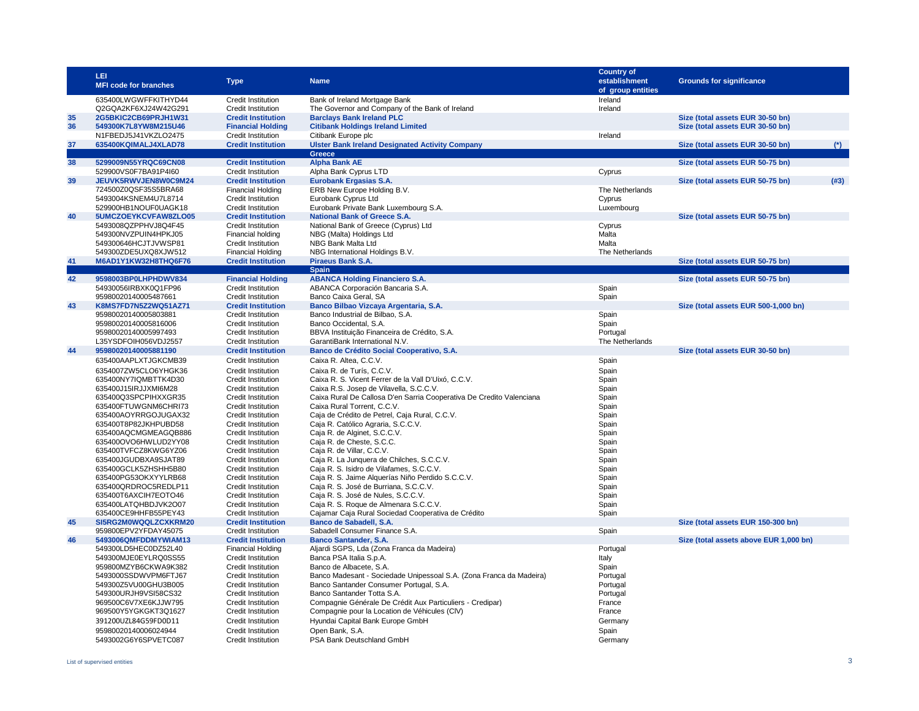| | LEI<br>MFI code for branches | Type | Name | Country of establishment of group entities | Grounds for significance | |
|---|---|---|---|---|---|---|
| | 635400LWGWFFKITHYD44 | Credit Institution | Bank of Ireland Mortgage Bank | Ireland | | |
| | Q2GQA2KF6XJ24W42G291 | Credit Institution | The Governor and Company of the Bank of Ireland | Ireland | | |
| **35** | **2G5BKIC2CB69PRJH1W31** | **Credit Institution** | **Barclays Bank Ireland PLC** | | **Size (total assets EUR 30-50 bn)** | |
| **36** | **549300K7L8YW8M215U46** | **Financial Holding** | **Citibank Holdings Ireland Limited** | | **Size (total assets EUR 30-50 bn)** | |
| | N1FBEDJ5J41VKZLO2475 | Credit Institution | Citibank Europe plc | Ireland | | |
| **37** | **635400KQIMALJ4XLAD78** | **Credit Institution** | **Ulster Bank Ireland Designated Activity Company** | | **Size (total assets EUR 30-50 bn)** | (*) |
| | | | **Greece** | | | |
| **38** | **5299009N55YRQC69CN08** | **Credit Institution** | **Alpha Bank AE** | | **Size (total assets EUR 50-75 bn)** | |
| | 529900VS0F7BA91P4I60 | Credit Institution | Alpha Bank Cyprus LTD | Cyprus | | |
| **39** | **JEUVK5RWVJEN8W0C9M24** | **Credit Institution** | **Eurobank Ergasias S.A.** | | **Size (total assets EUR 50-75 bn)** | (#3) |
| | 724500Z0QSF35S5BRA68 | Financial Holding | ERB New Europe Holding B.V. | The Netherlands | | |
| | 5493004KSNEM4U7L8714 | Credit Institution | Eurobank Cyprus Ltd | Cyprus | | |
| | 529900HB1NOUF0UAGK18 | Credit Institution | Eurobank Private Bank Luxembourg S.A. | Luxembourg | | |
| **40** | **5UMCZOEYKCVFAW8ZLO05** | **Credit Institution** | **National Bank of Greece S.A.** | | **Size (total assets EUR 50-75 bn)** | |
| | 5493008QZPPHVJ8Q4F45 | Credit Institution | National Bank of Greece (Cyprus) Ltd | Cyprus | | |
| | 549300NVZPUIN4HPKJ05 | Financial holding | NBG (Malta) Holdings Ltd | Malta | | |
| | 549300646HCJTJVWSP81 | Credit Institution | NBG Bank Malta Ltd | Malta | | |
| | 549300ZDE5UXQ8XJW512 | Financial Holding | NBG International Holdings B.V. | The Netherlands | | |
| **41** | **M6AD1Y1KW32H8THQ6F76** | **Credit Institution** | **Piraeus Bank S.A.** | | **Size (total assets EUR 50-75 bn)** | |
| | | | **Spain** | | | |
| **42** | **9598003BP0LHPHDWV834** | **Financial Holding** | **ABANCA Holding Financiero S.A.** | | **Size (total assets EUR 50-75 bn)** | |
| | 54930056IRBXK0Q1FP96 | Credit Institution | ABANCA Corporación Bancaria S.A. | Spain | | |
| | 95980020140005487661 | Credit Institution | Banco Caixa Geral, SA | Spain | | |
| **43** | **K8MS7FD7N5Z2WQ51AZ71** | **Credit Institution** | **Banco Bilbao Vizcaya Argentaria, S.A.** | | **Size (total assets EUR 500-1,000 bn)** | |
| | 95980020140005803881 | Credit Institution | Banco Industrial de Bilbao, S.A. | Spain | | |
| | 95980020140005816006 | Credit Institution | Banco Occidental, S.A. | Spain | | |
| | 95980020140005997493 | Credit Institution | BBVA Instituição Financeira de Crédito, S.A. | Portugal | | |
| | L35YSDFOIH056VDJ2557 | Credit Institution | GarantiBank International N.V. | The Netherlands | | |
| **44** | **95980020140005881190** | **Credit Institution** | **Banco de Crédito Social Cooperativo, S.A.** | | **Size (total assets EUR 30-50 bn)** | |
| | 635400AAPLXTJGKCMB39 | Credit Institution | Caixa R. Altea, C.C.V. | Spain | | |
| | 6354007ZW5CLO6YHGK36 | Credit Institution | Caixa R. de Turís, C.C.V. | Spain | | |
| | 635400NY7IQMBTTK4D30 | Credit Institution | Caixa R. S. Vicent Ferrer de la Vall D'Uixó, C.C.V. | Spain | | |
| | 635400J15IRJJXMI6M28 | Credit Institution | Caixa R.S. Josep de Vilavella, S.C.C.V. | Spain | | |
| | 635400Q3SPCPIHXXGR35 | Credit Institution | Caixa Rural De Callosa D'en Sarria Cooperativa De Credito Valenciana | Spain | | |
| | 635400FTUWGNM6CHRI73 | Credit Institution | Caixa Rural Torrent, C.C.V. | Spain | | |
| | 635400AOYRRGOJUGAX32 | Credit Institution | Caja de Crédito de Petrel, Caja Rural, C.C.V. | Spain | | |
| | 635400T8P82JKHPUBD58 | Credit Institution | Caja R. Católico Agraria, S.C.C.V. | Spain | | |
| | 635400AQCMGMEAGQB886 | Credit Institution | Caja R. de Alginet, S.C.C.V. | Spain | | |
| | 635400OVO6HWLUD2YY08 | Credit Institution | Caja R. de Cheste, S.C.C. | Spain | | |
| | 635400TVFCZ8KWG6YZ06 | Credit Institution | Caja R. de Villar, C.C.V. | Spain | | |
| | 635400JGUDBXA9SJAT89 | Credit Institution | Caja R. La Junquera de Chilches, S.C.C.V. | Spain | | |
| | 635400GCLK5ZHSHH5B80 | Credit Institution | Caja R. S. Isidro de Vilafames, S.C.C.V. | Spain | | |
| | 635400PG53OKXYYLRB68 | Credit Institution | Caja R. S. Jaime Alquerías Niño Perdido S.C.C.V. | Spain | | |
| | 635400QRDROC5REDLP11 | Credit Institution | Caja R. S. José de Burriana, S.C.C.V. | Spain | | |
| | 635400T6AXCIH7EOTO46 | Credit Institution | Caja R. S. José de Nules, S.C.C.V. | Spain | | |
| | 635400LATQHBDJVK2O07 | Credit Institution | Caja R. S. Roque de Almenara S.C.C.V. | Spain | | |
| | 635400CE9HHFB55PEY43 | Credit Institution | Cajamar Caja Rural Sociedad Cooperativa de Crédito | Spain | | |
| **45** | **SI5RG2M0WQQLZCXKRM20** | **Credit Institution** | **Banco de Sabadell, S.A.** | | **Size (total assets EUR 150-300 bn)** | |
| | 959800EPV2YFDAY45075 | Credit Institution | Sabadell Consumer Finance S.A. | Spain | | |
| **46** | **5493006QMFDDMYWIAM13** | **Credit Institution** | **Banco Santander, S.A.** | | **Size (total assets above EUR 1,000 bn)** | |
| | 549300LD5HEC0DZ52L40 | Financial Holding | Aljardi SGPS, Lda (Zona Franca da Madeira) | Portugal | | |
| | 549300MJE0EYLRQ0SS55 | Credit Institution | Banca PSA Italia S.p.A. | Italy | | |
| | 959800MZYB6CKWA9K382 | Credit Institution | Banco de Albacete, S.A. | Spain | | |
| | 5493000SSDWVPM6FTJ67 | Credit Institution | Banco Madesant - Sociedade Unipessoal S.A. (Zona Franca da Madeira) | Portugal | | |
| | 549300Z5VU00GHU3B005 | Credit Institution | Banco Santander Consumer Portugal, S.A. | Portugal | | |
| | 549300URJH9VSI58CS32 | Credit Institution | Banco Santander Totta S.A. | Portugal | | |
| | 969500C6V7XE6KJJW795 | Credit Institution | Compagnie Générale De Crédit Aux Particuliers - Credipar) | France | | |
| | 969500Y5YGKGKT3Q1627 | Credit Institution | Compagnie pour la Location de Véhicules (CIV) | France | | |
| | 391200UZL84G59FD0D11 | Credit Institution | Hyundai Capital Bank Europe GmbH | Germany | | |
| | 95980020140006024944 | Credit Institution | Open Bank, S.A. | Spain | | |
| | 5493002G6Y6SPVETC087 | Credit Institution | PSA Bank Deutschland GmbH | Germany | | |

List of supervised entities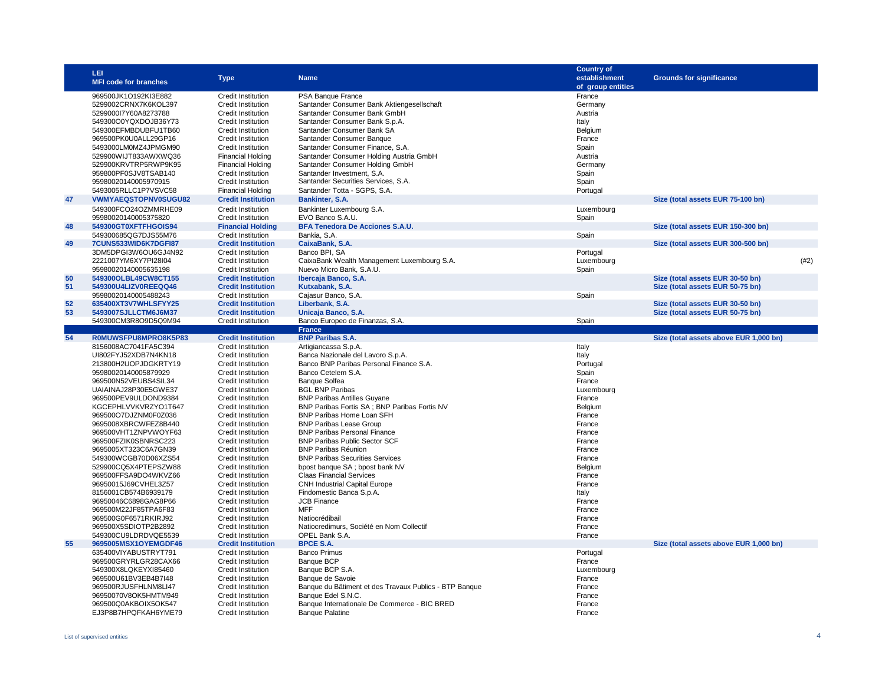| | LEI<br>MFI code for branches | Type | Name | Country of establishment of group entities | Grounds for significance | |
|---|---|---|---|---|---|---|
| | 969500JK1O192KI3E882 | Credit Institution | PSA Banque France | France | | |
| | 5299002CRNX7K6KOL397 | Credit Institution | Santander Consumer Bank Aktiengesellschaft | Germany | | |
| | 5299000I7Y60A8273788 | Credit Institution | Santander Consumer Bank GmbH | Austria | | |
| | 549300O0YQXDOJB36Y73 | Credit Institution | Santander Consumer Bank S.p.A. | Italy | | |
| | 549300EFMBDUBFU1TB60 | Credit Institution | Santander Consumer Bank SA | Belgium | | |
| | 969500PK0U0ALL29GP16 | Credit Institution | Santander Consumer Banque | France | | |
| | 5493000LM0MZ4JPMGM90 | Credit Institution | Santander Consumer Finance, S.A. | Spain | | |
| | 529900WIJT833AWXWQ36 | Financial Holding | Santander Consumer Holding Austria GmbH | Austria | | |
| | 529900KRVTRP5RWP9K95 | Financial Holding | Santander Consumer Holding GmbH | Germany | | |
| | 959800PF0SJV8TSAB140 | Credit Institution | Santander Investment, S.A. | Spain | | |
| | 95980020140005970915 | Credit Institution | Santander Securities Services, S.A. | Spain | | |
| | 5493005RLLC1P7VSVC58 | Financial Holding | Santander Totta - SGPS, S.A. | Portugal | | |
| **47** | **VWMYAEQSTOPNV0SUGU82** | **Credit Institution** | **Bankinter, S.A.** | | **Size (total assets EUR 75-100 bn)** | |
| | 549300FCO24OZMMRHE09 | Credit Institution | Bankinter Luxembourg S.A. | Luxembourg | | |
| | 95980020140005375820 | Credit Institution | EVO Banco S.A.U. | Spain | | |
| **48** | **549300GT0XFTFHGOIS94** | **Financial Holding** | **BFA Tenedora De Acciones S.A.U.** | | **Size (total assets EUR 150-300 bn)** | |
| | 549300685QG7DJS55M76 | Credit Institution | Bankia, S.A. | Spain | | |
| **49** | **7CUNS533WID6K7DGFI87** | **Credit Institution** | **CaixaBank, S.A.** | | **Size (total assets EUR 300-500 bn)** | |
| | 3DM5DPGI3W6OU6GJ4N92 | Credit Institution | Banco BPI, SA | Portugal | | |
| | 2221007YM6XY7PI28I04 | Credit Institution | CaixaBank Wealth Management Luxembourg S.A. | Luxembourg | | (#2) |
| | 95980020140005635198 | Credit Institution | Nuevo Micro Bank, S.A.U. | Spain | | |
| **50** | **549300OLBL49CW8CT155** | **Credit Institution** | **Ibercaja Banco, S.A.** | | **Size (total assets EUR 30-50 bn)** | |
| **51** | **549300U4LIZV0REEQQ46** | **Credit Institution** | **Kutxabank, S.A.** | | **Size (total assets EUR 50-75 bn)** | |
| | 95980020140005488243 | Credit Institution | Cajasur Banco, S.A. | Spain | | |
| **52** | **635400XT3V7WHLSFYY25** | **Credit Institution** | **Liberbank, S.A.** | | **Size (total assets EUR 30-50 bn)** | |
| **53** | **5493007SJLLCTM6J6M37** | **Credit Institution** | **Unicaja Banco, S.A.** | | **Size (total assets EUR 50-75 bn)** | |
| | 549300CM3R8O9D5Q9M94 | Credit Institution | Banco Europeo de Finanzas, S.A. | Spain | | |
| | | | **France** | | | |
| **54** | **R0MUWSFPU8MPRO8K5P83** | **Credit Institution** | **BNP Paribas S.A.** | | **Size (total assets above EUR 1,000 bn)** | |
| | 8156008AC7041FA5C394 | Credit Institution | Artigiancassa S.p.A. | Italy | | |
| | UI802FYJ52XDB7N4KN18 | Credit Institution | Banca Nazionale del Lavoro S.p.A. | Italy | | |
| | 213800H2UOPJDGKRTY19 | Credit Institution | Banco BNP Paribas Personal Finance S.A. | Portugal | | |
| | 95980020140005879929 | Credit Institution | Banco Cetelem S.A. | Spain | | |
| | 969500N52VEUBS4SIL34 | Credit Institution | Banque Solfea | France | | |
| | UAIAINAJ28P30E5GWE37 | Credit Institution | BGL BNP Paribas | Luxembourg | | |
| | 969500PEV9ULDOND9384 | Credit Institution | BNP Paribas Antilles Guyane | France | | |
| | KGCEPHLVVKVRZYO1T647 | Credit Institution | BNP Paribas Fortis SA ; BNP Paribas Fortis NV | Belgium | | |
| | 969500O7DJZNM0F0Z036 | Credit Institution | BNP Paribas Home Loan SFH | France | | |
| | 9695008XBRCWFEZ8B440 | Credit Institution | BNP Paribas Lease Group | France | | |
| | 969500VHT1ZNPVWOYF63 | Credit Institution | BNP Paribas Personal Finance | France | | |
| | 969500FZIK0SBNRSC223 | Credit Institution | BNP Paribas Public Sector SCF | France | | |
| | 9695005XT323C6A7GN39 | Credit Institution | BNP Paribas Réunion | France | | |
| | 549300WCGB70D06XZS54 | Credit Institution | BNP Paribas Securities Services | France | | |
| | 529900CQ5X4PTEPSZW88 | Credit Institution | bpost banque SA ; bpost bank NV | Belgium | | |
| | 969500FFSA9DO4WKVZ66 | Credit Institution | Claas Financial Services | France | | |
| | 96950015J69CVHEL3Z57 | Credit Institution | CNH Industrial Capital Europe | France | | |
| | 8156001CB574B6939179 | Credit Institution | Findomestic Banca S.p.A. | Italy | | |
| | 96950046C6898GAG8P66 | Credit Institution | JCB Finance | France | | |
| | 969500M22JF85TPA6F83 | Credit Institution | MFF | France | | |
| | 969500G0F6571RKIRJ92 | Credit Institution | Natiocrédibail | France | | |
| | 969500X5SDIOTP2B2892 | Credit Institution | Natiocredimurs, Société en Nom Collectif | France | | |
| | 549300CU9LDRDVQE5539 | Credit Institution | OPEL Bank S.A. | France | | |
| **55** | **9695005MSX1OYEMGDF46** | **Credit Institution** | **BPCE S.A.** | | **Size (total assets above EUR 1,000 bn)** | |
| | 635400VIYABUSTRYT791 | Credit Institution | Banco Primus | Portugal | | |
| | 969500GRYRLGR28CAX66 | Credit Institution | Banque BCP | France | | |
| | 549300X8LQKEYXI85460 | Credit Institution | Banque BCP S.A. | Luxembourg | | |
| | 969500U61BV3EB4B7I48 | Credit Institution | Banque de Savoie | France | | |
| | 969500RJUSFHLNM8LI47 | Credit Institution | Banque du Bâtiment et des Travaux Publics - BTP Banque | France | | |
| | 96950070V8OK5HMTM949 | Credit Institution | Banque Edel S.N.C. | France | | |
| | 969500Q0AKBOIX5OK547 | Credit Institution | Banque Internationale De Commerce - BIC BRED | France | | |
| | EJ3P8B7HPQFKAH6YME79 | Credit Institution | Banque Palatine | France | | |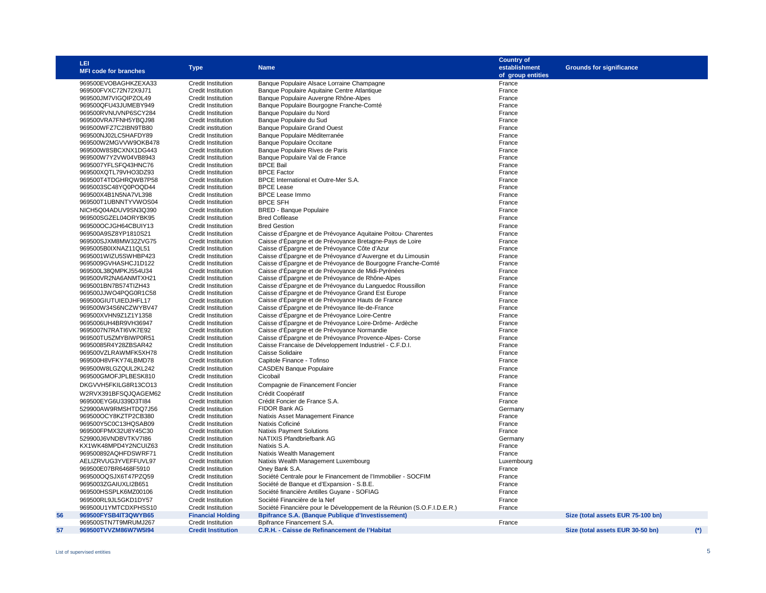| | LEI<br>MFI code for branches | Type | Name | Country of establishment of group entities | Grounds for significance | |
|---|---|---|---|---|---|---|
| | 969500EVOBAGHKZEXA33 | Credit Institution | Banque Populaire Alsace Lorraine Champagne | France | | |
| | 969500FVXC72N72X9J71 | Credit Institution | Banque Populaire Aquitaine Centre Atlantique | France | | |
| | 969500JM7VIGQIPZOL49 | Credit Institution | Banque Populaire Auvergne Rhône-Alpes | France | | |
| | 969500QFU43JUMEBY949 | Credit Institution | Banque Populaire Bourgogne Franche-Comté | France | | |
| | 969500RVNUVNP6SCY284 | Credit Institution | Banque Populaire du Nord | France | | |
| | 969500VRA7FNH5YBQJ98 | Credit Institution | Banque Populaire du Sud | France | | |
| | 969500WFZ7C2IBN9TB80 | Credit institution | Banque Populaire Grand Ouest | France | | |
| | 969500NJ02LC5HAFDY89 | Credit Institution | Banque Populaire Méditerranée | France | | |
| | 969500W2MGVVW9OKB478 | Credit Institution | Banque Populaire Occitane | France | | |
| | 969500W8SBCXNX1DG443 | Credit Institution | Banque Populaire Rives de Paris | France | | |
| | 969500W7Y2VW04VB8943 | Credit Institution | Banque Populaire Val de France | France | | |
| | 9695007YFLSFQ43HNC76 | Credit Institution | BPCE Bail | France | | |
| | 969500XQTL79VHO3DZ93 | Credit Institution | BPCE Factor | France | | |
| | 969500T4TDGHRQWB7P58 | Credit Institution | BPCE International et Outre-Mer S.A. | France | | |
| | 9695003SC48YQ0POQD44 | Credit Institution | BPCE Lease | France | | |
| | 969500X4B1N5NA7VL398 | Credit Institution | BPCE Lease Immo | France | | |
| | 969500T1UBNNTYVWOS04 | Credit Institution | BPCE SFH | France | | |
| | NICH5Q04ADUV9SN3Q390 | Credit Institution | BRED - Banque Populaire | France | | |
| | 969500SGZEL04ORYBK95 | Credit Institution | Bred Cofilease | France | | |
| | 969500OCJGH64CBUIY13 | Credit Institution | Bred Gestion | France | | |
| | 969500A9SZ8YP1810S21 | Credit Institution | Caisse d'Épargne et de Prévoyance Aquitaine Poitou- Charentes | France | | |
| | 969500SJXM8MW32ZVG75 | Credit Institution | Caisse d'Épargne et de Prévoyance Bretagne-Pays de Loire | France | | |
| | 9695005B0IXNAZ11QL51 | Credit Institution | Caisse d'Épargne et de Prévoyance Côte d'Azur | France | | |
| | 9695001WIZU5SWHBP423 | Credit Institution | Caisse d'Épargne et de Prévoyance d'Auvergne et du Limousin | France | | |
| | 9695009GVHASHCJ1D122 | Credit Institution | Caisse d'Épargne et de Prévoyance de Bourgogne Franche-Comté | France | | |
| | 969500L38QMPKJ554U34 | Credit Institution | Caisse d'Épargne et de Prévoyance de Midi-Pyrénées | France | | |
| | 969500VR2NA6ANMTXH21 | Credit Institution | Caisse d'Épargne et de Prévoyance de Rhône-Alpes | France | | |
| | 9695001BN7B574TIZH43 | Credit Institution | Caisse d'Épargne et de Prévoyance du Languedoc Roussillon | France | | |
| | 969500JJWO4PQG0R1C58 | Credit Institution | Caisse d'Épargne et de Prévoyance Grand Est Europe | France | | |
| | 969500GIUTUIEDJHFL17 | Credit Institution | Caisse d'Épargne et de Prévoyance Hauts de France | France | | |
| | 969500W34S6NCZWYBV47 | Credit Institution | Caisse d'Épargne et de Prévoyance Ile-de-France | France | | |
| | 969500XVHN9Z1Z1Y1358 | Credit Institution | Caisse d'Épargne et de Prévoyance Loire-Centre | France | | |
| | 9695006UH4BR9VH36947 | Credit Institution | Caisse d'Épargne et de Prévoyance Loire-Drôme- Ardèche | France | | |
| | 9695007N7RATI6VK7E92 | Credit Institution | Caisse d'Épargne et de Prévoyance Normandie | France | | |
| | 969500TU5ZMYBIWP0R51 | Credit Institution | Caisse d'Épargne et de Prévoyance Provence-Alpes- Corse | France | | |
| | 96950085R4Y28ZBSAR42 | Credit Institution | Caisse Francaise de Développement Industriel - C.F.D.I. | France | | |
| | 969500VZLRAWMFK5XH78 | Credit Institution | Caisse Solidaire | France | | |
| | 969500H8VFKY74LBMD78 | Credit Institution | Capitole Finance - Tofinso | France | | |
| | 969500W8LGZQUL2KL242 | Credit Institution | CASDEN Banque Populaire | France | | |
| | 969500GMOFJPLBESK810 | Credit Institution | Cicobail | France | | |
| | DKGVVH5FKILG8R13CO13 | Credit Institution | Compagnie de Financement Foncier | France | | |
| | W2RVX391BFSQJQAGEM62 | Credit Institution | Crédit Coopératif | France | | |
| | 969500EYG6U339D3TI84 | Credit Institution | Crédit Foncier de France S.A. | France | | |
| | 529900AW9RMSHTDQ7J56 | Credit Institution | FIDOR Bank AG | Germany | | |
| | 969500OCY8KZTP2CB380 | Credit Institution | Natixis Asset Management Finance | France | | |
| | 969500Y5C0C13HQSAB09 | Credit Institution | Natixis Coficiné | France | | |
| | 969500FPMX32U8Y45C30 | Credit Institution | Natixis Payment Solutions | France | | |
| | 529900J6VNDBVTKV7I86 | Credit Institution | NATIXIS Pfandbriefbank AG | Germany | | |
| | KX1WK48MPD4Y2NCUIZ63 | Credit Institution | Natixis S.A. | France | | |
| | 969500892AQHFDSWRF71 | Credit Institution | Natixis Wealth Management | France | | |
| | AELIZRVUG3YVEFFUVL97 | Credit Institution | Natixis Wealth Management Luxembourg | Luxembourg | | |
| | 969500E07BR6468F5910 | Credit Institution | Oney Bank S.A. | France | | |
| | 969500OQSJX6T47PZQ59 | Credit Institution | Société Centrale pour le Financement de l'Immobilier - SOCFIM | France | | |
| | 9695003ZGAIUXLI2B651 | Credit Institution | Société de Banque et d'Expansion - S.B.E. | France | | |
| | 969500HSSPLK6MZ00106 | Credit Institution | Société financière Antilles Guyane - SOFIAG | France | | |
| | 969500RL9JL5GKD1DY57 | Credit Institution | Société Financière de la Nef | France | | |
| | 969500U1YMTCDXPHSS10 | Credit Institution | Société Financière pour le Développement de la Réunion (S.O.F.I.D.E.R.) | France | | |
| **56** | **969500FYSB4IT3QWYB65** | **Financial Holding** | **Bpifrance S.A. (Banque Publique d'Investissement)** | | **Size (total assets EUR 75-100 bn)** | |
| | 969500STN7T9MRUMJ267 | Credit Institution | Bpifrance Financement S.A. | France | | |
| **57** | **969500TVVZM86W7W5I94** | **Credit Institution** | **C.R.H. - Caisse de Refinancement de l'Habitat** | | **Size (total assets EUR 30-50 bn)** | **(*)** |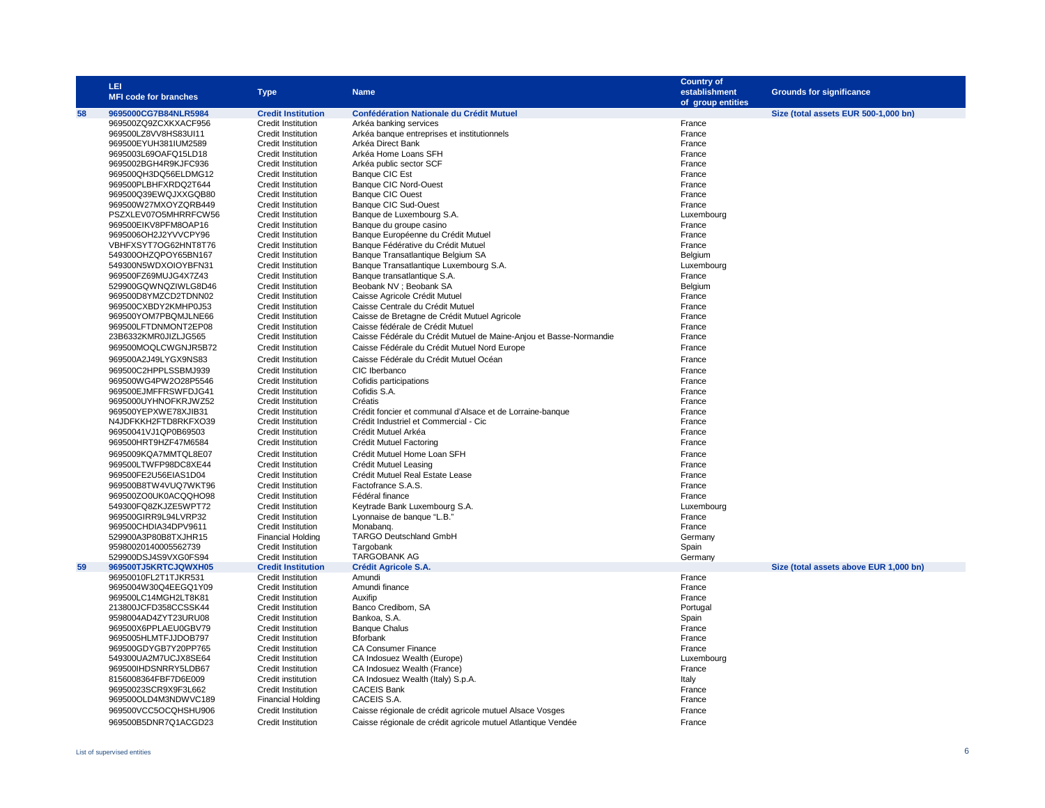| | LEI<br>MFI code for branches | Type | Name | Country of establishment of group entities | Grounds for significance |
|---|---|---|---|---|---|
| 58 | **9695000CG7B84NLR5984** | **Credit Institution** | **Confédération Nationale du Crédit Mutuel** | | **Size (total assets EUR 500-1,000 bn)** |
| | 969500ZQ9ZCXKXACF956 | Credit Institution | Arkéa banking services | France | |
| | 969500LZ8VV8HS83UI11 | Credit Institution | Arkéa banque entreprises et institutionnels | France | |
| | 969500EYUH381IUM2589 | Credit Institution | Arkéa Direct Bank | France | |
| | 9695003L69OAFQ15LD18 | Credit Institution | Arkéa Home Loans SFH | France | |
| | 9695002BGH4R9KJFC936 | Credit Institution | Arkéa public sector SCF | France | |
| | 969500QH3DQ56ELDMG12 | Credit Institution | Banque CIC Est | France | |
| | 969500PLBHFXRDQ2T644 | Credit Institution | Banque CIC Nord-Ouest | France | |
| | 969500Q39EWQJXXGQB80 | Credit Institution | Banque CIC Ouest | France | |
| | 969500W27MXOYZQRB449 | Credit Institution | Banque CIC Sud-Ouest | France | |
| | PSZXLEV07O5MHRRFCW56 | Credit Institution | Banque de Luxembourg S.A. | Luxembourg | |
| | 969500EIKV8PFM8OAP16 | Credit Institution | Banque du groupe casino | France | |
| | 9695006OH2J2YVVCPY96 | Credit Institution | Banque Européenne du Crédit Mutuel | France | |
| | VBHFXSYT7OG62HNT8T76 | Credit Institution | Banque Fédérative du Crédit Mutuel | France | |
| | 549300OHZQPOY65BN167 | Credit Institution | Banque Transatlantique Belgium SA | Belgium | |
| | 549300N5WDXOIOYBFN31 | Credit Institution | Banque Transatlantique Luxembourg S.A. | Luxembourg | |
| | 969500FZ69MUJG4X7Z43 | Credit Institution | Banque transatlantique S.A. | France | |
| | 529900GQWNQZIWLG8D46 | Credit Institution | Beobank NV ; Beobank SA | Belgium | |
| | 969500D8YMZCD2TDNN02 | Credit Institution | Caisse Agricole Crédit Mutuel | France | |
| | 969500CXBDY2KMHP0J53 | Credit Institution | Caisse Centrale du Crédit Mutuel | France | |
| | 969500YOM7PBQMJLNE66 | Credit Institution | Caisse de Bretagne de Crédit Mutuel Agricole | France | |
| | 969500LFTDNMONT2EP08 | Credit Institution | Caisse fédérale de Crédit Mutuel | France | |
| | 23B6332KMR0JIZLJG565 | Credit Institution | Caisse Fédérale du Crédit Mutuel de Maine-Anjou et Basse-Normandie | France | |
| | 969500MOQLCWGNJR5B72 | Credit Institution | Caisse Fédérale du Crédit Mutuel Nord Europe | France | |
| | 969500A2J49LYGX9NS83 | Credit Institution | Caisse Fédérale du Crédit Mutuel Océan | France | |
| | 969500C2HPPLSSBMJ939 | Credit Institution | CIC Iberbanco | France | |
| | 969500WG4PW2O28P5546 | Credit Institution | Cofidis participations | France | |
| | 969500EJMFFRSWFDJG41 | Credit Institution | Cofidis S.A. | France | |
| | 9695000UYHNOFKRJWZ52 | Credit Institution | Créatis | France | |
| | 969500YEPXWE78XJIB31 | Credit Institution | Crédit foncier et communal d'Alsace et de Lorraine-banque | France | |
| | N4JDFKKH2FTD8RKFXO39 | Credit Institution | Crédit Industriel et Commercial - Cic | France | |
| | 96950041VJ1QP0B69503 | Credit Institution | Crédit Mutuel Arkéa | France | |
| | 969500HRT9HZF47M6584 | Credit Institution | Crédit Mutuel Factoring | France | |
| | 9695009KQA7MMTQL8E07 | Credit Institution | Crédit Mutuel Home Loan SFH | France | |
| | 969500LTWFP98DC8XE44 | Credit Institution | Crédit Mutuel Leasing | France | |
| | 969500FE2U56EIAS1D04 | Credit Institution | Crédit Mutuel Real Estate Lease | France | |
| | 969500B8TW4VUQ7WKT96 | Credit Institution | Factofrance S.A.S. | France | |
| | 969500ZO0UK0ACQQHO98 | Credit Institution | Fédéral finance | France | |
| | 549300FQ8ZKJZE5WPT72 | Credit Institution | Keytrade Bank Luxembourg S.A. | Luxembourg | |
| | 969500GIRR9L94LVRP32 | Credit Institution | Lyonnaise de banque "L.B." | France | |
| | 969500CHDIA34DPV9611 | Credit Institution | Monabanq. | France | |
| | 529900A3P80B8TXJHR15 | Financial Holding | TARGO Deutschland GmbH | Germany | |
| | 95980020140005562739 | Credit Institution | Targobank | Spain | |
| | 529900DSJ4S9VXG0FS94 | Credit Institution | TARGOBANK AG | Germany | |
| 59 | **969500TJ5KRTCJQWXH05** | **Credit Institution** | **Crédit Agricole S.A.** | | **Size (total assets above EUR 1,000 bn)** |
| | 96950010FL2T1TJKR531 | Credit Institution | Amundi | France | |
| | 9695004W30Q4EEGQ1Y09 | Credit Institution | Amundi finance | France | |
| | 969500LC14MGH2LT8K81 | Credit Institution | Auxifip | France | |
| | 213800JCFD358CCSSK44 | Credit Institution | Banco Credibom, SA | Portugal | |
| | 9598004AD4ZYT23URU08 | Credit Institution | Bankoa, S.A. | Spain | |
| | 969500X6PPLAEU0GBV79 | Credit Institution | Banque Chalus | France | |
| | 9695005HLMTFJJDOB797 | Credit Institution | Bforbank | France | |
| | 969500GDYGB7Y20PP765 | Credit Institution | CA Consumer Finance | France | |
| | 549300UA2M7UCJX8SE64 | Credit Institution | CA Indosuez Wealth (Europe) | Luxembourg | |
| | 969500IHDSNRRY5LDB67 | Credit Institution | CA Indosuez Wealth (France) | France | |
| | 8156008364FBF7D6E009 | Credit institution | CA Indosuez Wealth (Italy) S.p.A. | Italy | |
| | 96950023SCR9X9F3L662 | Credit Institution | CACEIS Bank | France | |
| | 969500OLD4M3NDWVC189 | Financial Holding | CACEIS S.A. | France | |
| | 969500VCC5OCQHSHU906 | Credit Institution | Caisse régionale de crédit agricole mutuel Alsace Vosges | France | |
| | 969500B5DNR7Q1ACGD23 | Credit Institution | Caisse régionale de crédit agricole mutuel Atlantique Vendée | France | |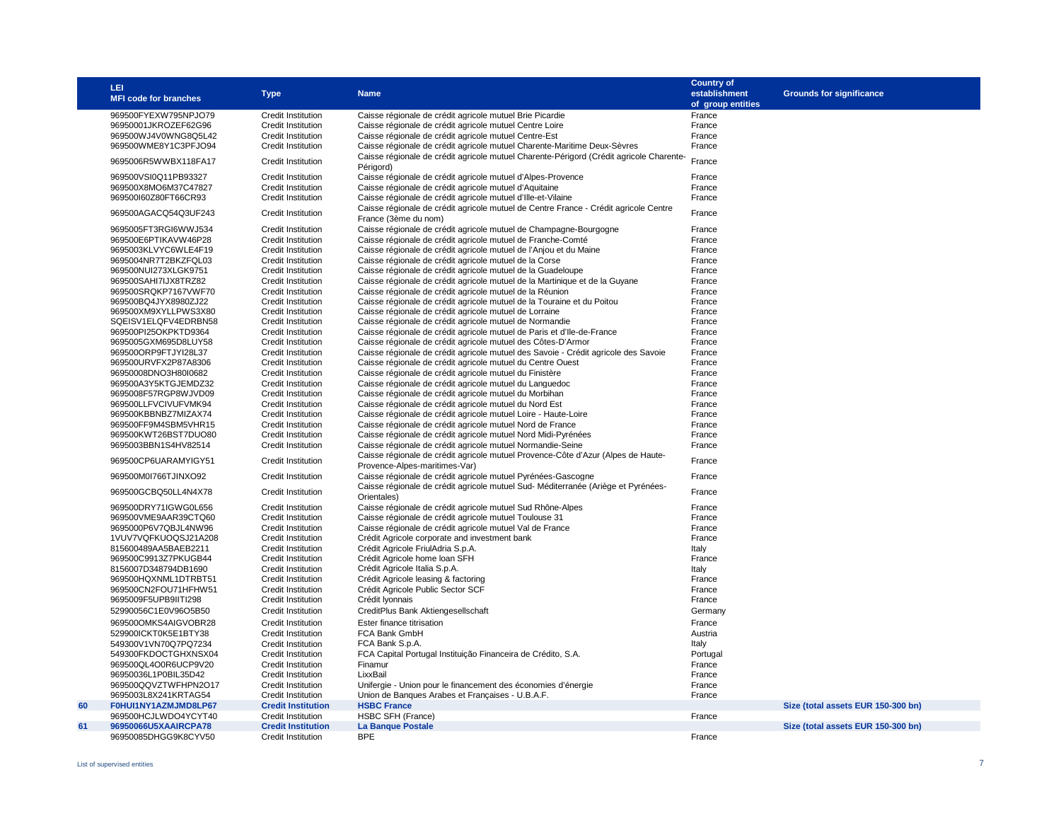| | LEI<br>MFI code for branches | Type | Name | Country of establishment of group entities | Grounds for significance |
|---|---|---|---|---|---|
| | 969500FYEXW795NPJO79 | Credit Institution | Caisse régionale de crédit agricole mutuel Brie Picardie | France | |
| | 96950001JKROZEF62G96 | Credit Institution | Caisse régionale de crédit agricole mutuel Centre Loire | France | |
| | 969500WJ4V0WNG8Q5L42 | Credit Institution | Caisse régionale de crédit agricole mutuel Centre-Est | France | |
| | 969500WME8Y1C3PFJO94 | Credit Institution | Caisse régionale de crédit agricole mutuel Charente-Maritime Deux-Sèvres | France | |
| | 9695006R5WWBX118FA17 | Credit Institution | Caisse régionale de crédit agricole mutuel Charente-Périgord (Crédit agricole Charente-Périgord) | France | |
| | 969500VSI0Q11PB93327 | Credit Institution | Caisse régionale de crédit agricole mutuel d'Alpes-Provence | France | |
| | 969500X8MO6M37C47827 | Credit Institution | Caisse régionale de crédit agricole mutuel d'Aquitaine | France | |
| | 969500I60Z80FT66CR93 | Credit Institution | Caisse régionale de crédit agricole mutuel d'Ille-et-Vilaine | France | |
| | 969500AGACQ54Q3UF243 | Credit Institution | Caisse régionale de crédit agricole mutuel de Centre France - Crédit agricole Centre France (3ème du nom) | France | |
| | 9695005FT3RGI6WWJ534 | Credit Institution | Caisse régionale de crédit agricole mutuel de Champagne-Bourgogne | France | |
| | 969500E6PTIKAVW46P28 | Credit Institution | Caisse régionale de crédit agricole mutuel de Franche-Comté | France | |
| | 9695003KLVYC6WLE4F19 | Credit Institution | Caisse régionale de crédit agricole mutuel de l'Anjou et du Maine | France | |
| | 9695004NR7T2BKZFQL03 | Credit Institution | Caisse régionale de crédit agricole mutuel de la Corse | France | |
| | 969500NUI273XLGK9751 | Credit Institution | Caisse régionale de crédit agricole mutuel de la Guadeloupe | France | |
| | 969500SAHI7IJX8TRZ82 | Credit Institution | Caisse régionale de crédit agricole mutuel de la Martinique et de la Guyane | France | |
| | 969500SRQKP7167VWF70 | Credit Institution | Caisse régionale de crédit agricole mutuel de la Réunion | France | |
| | 969500BQ4JYX8980ZJ22 | Credit Institution | Caisse régionale de crédit agricole mutuel de la Touraine et du Poitou | France | |
| | 969500XM9XYLLPWS3X80 | Credit Institution | Caisse régionale de crédit agricole mutuel de Lorraine | France | |
| | SQEISV1ELQFV4EDRBN58 | Credit Institution | Caisse régionale de crédit agricole mutuel de Normandie | France | |
| | 969500PI25OKPKTD9364 | Credit Institution | Caisse régionale de crédit agricole mutuel de Paris et d'Ile-de-France | France | |
| | 9695005GXM695D8LUY58 | Credit Institution | Caisse régionale de crédit agricole mutuel des Côtes-D'Armor | France | |
| | 969500ORP9FTJYI28L37 | Credit Institution | Caisse régionale de crédit agricole mutuel des Savoie - Crédit agricole des Savoie | France | |
| | 969500URVFX2P87A8306 | Credit Institution | Caisse régionale de crédit agricole mutuel du Centre Ouest | France | |
| | 96950008DNO3H80I0682 | Credit Institution | Caisse régionale de crédit agricole mutuel du Finistère | France | |
| | 969500A3Y5KTGJEMDZ32 | Credit Institution | Caisse régionale de crédit agricole mutuel du Languedoc | France | |
| | 9695008F57RGP8WJVD09 | Credit Institution | Caisse régionale de crédit agricole mutuel du Morbihan | France | |
| | 969500LLFVCIVUFVMK94 | Credit Institution | Caisse régionale de crédit agricole mutuel du Nord Est | France | |
| | 969500KBBNBZ7MIZAX74 | Credit Institution | Caisse régionale de crédit agricole mutuel Loire - Haute-Loire | France | |
| | 969500FF9M4SBM5VHR15 | Credit Institution | Caisse régionale de crédit agricole mutuel Nord de France | France | |
| | 969500KWT26BST7DUO80 | Credit Institution | Caisse régionale de crédit agricole mutuel Nord Midi-Pyrénées | France | |
| | 9695003BBN1S4HV82514 | Credit Institution | Caisse régionale de crédit agricole mutuel Normandie-Seine | France | |
| | 969500CP6UARAMYIGY51 | Credit Institution | Caisse régionale de crédit agricole mutuel Provence-Côte d'Azur (Alpes de Haute-Provence-Alpes-maritimes-Var) | France | |
| | 969500M0I766TJINXO92 | Credit Institution | Caisse régionale de crédit agricole mutuel Pyrénées-Gascogne | France | |
| | 969500GCBQ50LL4N4X78 | Credit Institution | Caisse régionale de crédit agricole mutuel Sud- Méditerranée (Ariège et Pyrénées-Orientales) | France | |
| | 969500DRY71IGWG0L656 | Credit Institution | Caisse régionale de crédit agricole mutuel Sud Rhône-Alpes | France | |
| | 969500VME9AAR39CTQ60 | Credit Institution | Caisse régionale de crédit agricole mutuel Toulouse 31 | France | |
| | 9695000P6V7QBJL4NW96 | Credit Institution | Caisse régionale de crédit agricole mutuel Val de France | France | |
| | 1VUV7VQFKUOQSJ21A208 | Credit Institution | Crédit Agricole corporate and investment bank | France | |
| | 815600489AA5BAEB2211 | Credit Institution | Crédit Agricole FriulAdria S.p.A. | Italy | |
| | 969500C9913Z7PKUGB44 | Credit Institution | Crédit Agricole home loan SFH | France | |
| | 8156007D348794DB1690 | Credit Institution | Crédit Agricole Italia S.p.A. | Italy | |
| | 969500HQXNML1DTRBT51 | Credit Institution | Crédit Agricole leasing & factoring | France | |
| | 969500CN2FOU71HFHW51 | Credit Institution | Crédit Agricole Public Sector SCF | France | |
| | 9695009F5UPB9IITI298 | Credit Institution | Crédit lyonnais | France | |
| | 52990056C1E0V96O5B50 | Credit Institution | CreditPlus Bank Aktiengesellschaft | Germany | |
| | 969500OMKS4AIGVOBR28 | Credit Institution | Ester finance titrisation | France | |
| | 529900ICKT0K5E1BTY38 | Credit Institution | FCA Bank GmbH | Austria | |
| | 549300V1VN70Q7PQ7234 | Credit Institution | FCA Bank S.p.A. | Italy | |
| | 549300FKDOCTGHXNSX04 | Credit Institution | FCA Capital Portugal Instituição Financeira de Crédito, S.A. | Portugal | |
| | 969500QL4O0R6UCP9V20 | Credit Institution | Finamur | France | |
| | 96950036L1P0BIL35D42 | Credit Institution | LixxBail | France | |
| | 969500QQVZTWFHPN2O17 | Credit Institution | Unifergie - Union pour le financement des économies d'énergie | France | |
| | 9695003L8X241KRTAG54 | Credit Institution | Union de Banques Arabes et Françaises - U.B.A.F. | France | |
| **60** | **F0HUI1NY1AZMJMD8LP67** | **Credit Institution** | **HSBC France** | | **Size (total assets EUR 150-300 bn)** |
| | 969500HCJLWDO4YCYT40 | Credit Institution | HSBC SFH (France) | France | |
| **61** | **96950066U5XAAIRCPA78** | **Credit Institution** | **La Banque Postale** | | **Size (total assets EUR 150-300 bn)** |
| | 96950085DHGG9K8CYV50 | Credit Institution | BPE | France | |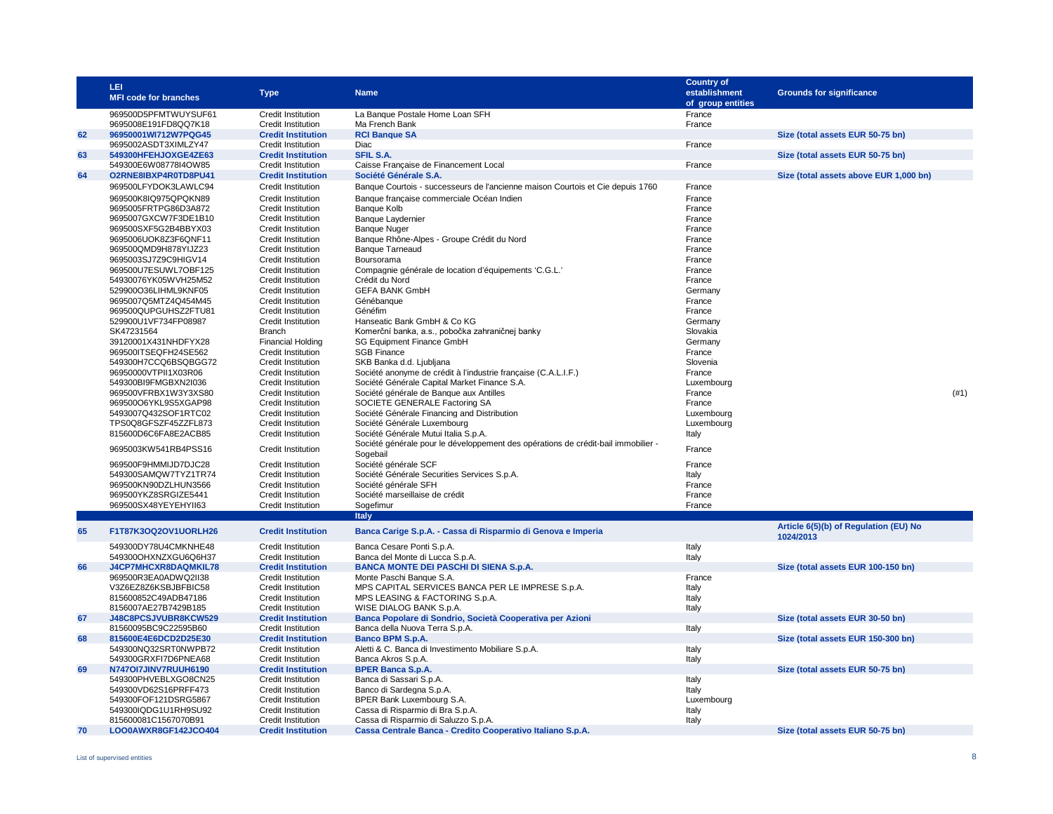| | LEI<br>MFI code for branches | Type | Name | Country of establishment of group entities | Grounds for significance |
|---|---|---|---|---|---|
| | 969500D5PFMTWUYSUF61 | Credit Institution | La Banque Postale Home Loan SFH | France | |
| | 9695008E191FD8QQ7K18 | Credit Institution | Ma French Bank | France | |
| **62** | **96950001WI712W7PQG45** | **Credit Institution** | **RCI Banque SA** | | **Size (total assets EUR 50-75 bn)** |
| | 9695002ASDT3XIMLZY47 | Credit Institution | Diac | France | |
| **63** | **549300HFEHJOXGE4ZE63** | **Credit Institution** | **SFIL S.A.** | | **Size (total assets EUR 50-75 bn)** |
| | 549300E6W08778I4OW85 | Credit Institution | Caisse Française de Financement Local | France | |
| **64** | **O2RNE8IBXP4R0TD8PU41** | **Credit Institution** | **Société Générale S.A.** | | **Size (total assets above EUR 1,000 bn)** |
| | 969500LFYDOK3LAWLC94 | Credit Institution | Banque Courtois - successeurs de l'ancienne maison Courtois et Cie depuis 1760 | France | |
| | 969500K8IQ975QPQKN89 | Credit Institution | Banque française commerciale Océan Indien | France | |
| | 9695005FRTPG86D3A872 | Credit Institution | Banque Kolb | France | |
| | 9695007GXCW7F3DE1B10 | Credit Institution | Banque Laydernier | France | |
| | 969500SXF5G2B4BBYX03 | Credit Institution | Banque Nuger | France | |
| | 9695006UOK8Z3F6QNF11 | Credit Institution | Banque Rhône-Alpes - Groupe Crédit du Nord | France | |
| | 969500QMD9H878YIJZ23 | Credit Institution | Banque Tarneaud | France | |
| | 9695003SJ7Z9C9HIGV14 | Credit Institution | Boursorama | France | |
| | 969500U7ESUWL7OBF125 | Credit Institution | Compagnie générale de location d'équipements 'C.G.L.' | France | |
| | 54930076YK05WVH25M52 | Credit Institution | Crédit du Nord | France | |
| | 529900O36LIHML9KNF05 | Credit Institution | GEFA BANK GmbH | Germany | |
| | 9695007Q5MTZ4Q454M45 | Credit Institution | Génébanque | France | |
| | 969500QUPGUHSZ2FTU81 | Credit Institution | Généfim | France | |
| | 529900U1VF734FP08987 | Credit Institution | Hanseatic Bank GmbH & Co KG | Germany | |
| | SK47231564 | Branch | Komerční banka, a.s., pobočka zahraničnej banky | Slovakia | |
| | 39120001X431NHDFYX28 | Financial Holding | SG Equipment Finance GmbH | Germany | |
| | 969500ITSEQFH24SE562 | Credit Institution | SGB Finance | France | |
| | 549300H7CCQ6BSQBGG72 | Credit Institution | SKB Banka d.d. Ljubljana | Slovenia | |
| | 96950000VTPII1X03R06 | Credit Institution | Société anonyme de crédit à l'industrie française (C.A.L.I.F.) | France | |
| | 549300BI9FMGBXN2I036 | Credit Institution | Société Générale Capital Market Finance S.A. | Luxembourg | |
| | 969500VFRBX1W3Y3XS80 | Credit Institution | Société générale de Banque aux Antilles | France | (#1) |
| | 969500O6YKL9S5XGAP98 | Credit Institution | SOCIETE GENERALE Factoring SA | France | |
| | 5493007Q432SOF1RTC02 | Credit Institution | Société Générale Financing and Distribution | Luxembourg | |
| | TPS0Q8GFSZF45ZZFL873 | Credit Institution | Société Générale Luxembourg | Luxembourg | |
| | 815600D6C6FA8E2ACB85 | Credit Institution | Société Générale Mutui Italia S.p.A. | Italy | |
| | 9695003KW541RB4PSS16 | Credit Institution | Société générale pour le développement des opérations de crédit-bail immobilier - Sogebail | France | |
| | 969500F9HMMIJD7DJC28 | Credit Institution | Société générale SCF | France | |
| | 549300SAMQW7TYZ1TR74 | Credit Institution | Société Générale Securities Services S.p.A. | Italy | |
| | 969500KN90DZLHUN3566 | Credit Institution | Société générale SFH | France | |
| | 969500YKZ8SRGIZE5441 | Credit Institution | Société marseillaise de crédit | France | |
| | 969500SX48YEYEHYII63 | Credit Institution | Sogefimur | France | |
| | | | **Italy** | | |
| **65** | **F1T87K3OQ2OV1UORLH26** | **Credit Institution** | **Banca Carige S.p.A. - Cassa di Risparmio di Genova e Imperia** | | **Article 6(5)(b) of Regulation (EU) No 1024/2013** |
| | 549300DY78U4CMKNHE48 | Credit Institution | Banca Cesare Ponti S.p.A. | Italy | |
| | 549300OHXNZXGU6Q6H37 | Credit Institution | Banca del Monte di Lucca S.p.A. | Italy | |
| **66** | **J4CP7MHCXR8DAQMKIL78** | **Credit Institution** | **BANCA MONTE DEI PASCHI DI SIENA S.p.A.** | | **Size (total assets EUR 100-150 bn)** |
| | 969500R3EA0ADWQ2II38 | Credit Institution | Monte Paschi Banque S.A. | France | |
| | V3Z6EZ8Z6KSBJBFBIC58 | Credit Institution | MPS CAPITAL SERVICES BANCA PER LE IMPRESE S.p.A. | Italy | |
| | 815600852C49ADB47186 | Credit Institution | MPS LEASING & FACTORING S.p.A. | Italy | |
| | 8156007AE27B7429B185 | Credit Institution | WISE DIALOG BANK S.p.A. | Italy | |
| **67** | **J48C8PCSJVUBR8KCW529** | **Credit Institution** | **Banca Popolare di Sondrio, Società Cooperativa per Azioni** | | **Size (total assets EUR 30-50 bn)** |
| | 81560095BC9C22595B60 | Credit Institution | Banca della Nuova Terra S.p.A. | Italy | |
| **68** | **815600E4E6DCD2D25E30** | **Credit Institution** | **Banco BPM S.p.A.** | | **Size (total assets EUR 150-300 bn)** |
| | 549300NQ32SRT0NWPB72 | Credit Institution | Aletti & C. Banca di Investimento Mobiliare S.p.A. | Italy | |
| | 549300GRXFI7D6PNEA68 | Credit Institution | Banca Akros S.p.A. | Italy | |
| **69** | **N747OI7JINV7RUUH6190** | **Credit Institution** | **BPER Banca S.p.A.** | | **Size (total assets EUR 50-75 bn)** |
| | 549300PHVEBLXGO8CN25 | Credit Institution | Banca di Sassari S.p.A. | Italy | |
| | 549300VD62S16PRFF473 | Credit Institution | Banco di Sardegna S.p.A. | Italy | |
| | 549300FOF121DSRG5867 | Credit Institution | BPER Bank Luxembourg S.A. | Luxembourg | |
| | 549300IQDG1U1RH9SU92 | Credit Institution | Cassa di Risparmio di Bra S.p.A. | Italy | |
| | 815600081C1567070B91 | Credit Institution | Cassa di Risparmio di Saluzzo S.p.A. | Italy | |
| **70** | **LOO0AWXR8GF142JCO404** | **Credit Institution** | **Cassa Centrale Banca - Credito Cooperativo Italiano S.p.A.** | | **Size (total assets EUR 50-75 bn)** |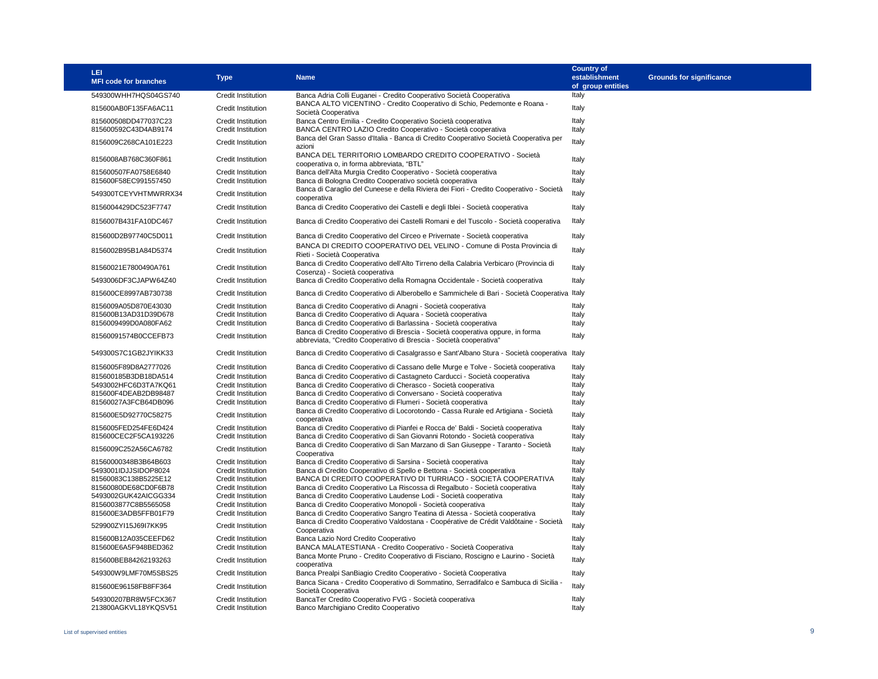| LEI<br>MFI code for branches | Type | Name | Country of establishment of group entities | Grounds for significance |
|---|---|---|---|---|
| 549300WHH7HQS04GS740 | Credit Institution | Banca Adria Colli Euganei - Credito Cooperativo Società Cooperativa | Italy | |
| 815600AB0F135FA6AC11 | Credit Institution | BANCA ALTO VICENTINO - Credito Cooperativo di Schio, Pedemonte e Roana - Società Cooperativa | Italy | |
| 815600508DD477037C23 | Credit Institution | Banca Centro Emilia - Credito Cooperativo Società cooperativa | Italy | |
| 815600592C43D4AB9174 | Credit Institution | BANCA CENTRO LAZIO Credito Cooperativo - Società cooperativa | Italy | |
| 8156009C268CA101E223 | Credit Institution | Banca del Gran Sasso d'Italia - Banca di Credito Cooperativo Società Cooperativa per azioni | Italy | |
| 8156008AB768C360F861 | Credit Institution | BANCA DEL TERRITORIO LOMBARDO CREDITO COOPERATIVO - Società cooperativa o, in forma abbreviata, "BTL" | Italy | |
| 815600507FA0758E6840 | Credit Institution | Banca dell'Alta Murgia Credito Cooperativo - Società cooperativa | Italy | |
| 815600F58EC991557450 | Credit Institution | Banca di Bologna Credito Cooperativo società cooperativa | Italy | |
| 549300TCEYVHTMWRRX34 | Credit Institution | Banca di Caraglio del Cuneese e della Riviera dei Fiori - Credito Cooperativo - Società cooperativa | Italy | |
| 8156004429DC523F7747 | Credit Institution | Banca di Credito Cooperativo dei Castelli e degli Iblei - Società cooperativa | Italy | |
| 8156007B431FA10DC467 | Credit Institution | Banca di Credito Cooperativo dei Castelli Romani e del Tuscolo - Società cooperativa | Italy | |
| 815600D2B97740C5D011 | Credit Institution | Banca di Credito Cooperativo del Circeo e Privernate - Società cooperativa | Italy | |
| 8156002B95B1A84D5374 | Credit Institution | BANCA DI CREDITO COOPERATIVO DEL VELINO - Comune di Posta Provincia di Rieti - Società Cooperativa | Italy | |
| 81560021E7800490A761 | Credit Institution | Banca di Credito Cooperativo dell'Alto Tirreno della Calabria Verbicaro (Provincia di Cosenza) - Società cooperativa | Italy | |
| 5493006DF3CJAPW64Z40 | Credit Institution | Banca di Credito Cooperativo della Romagna Occidentale - Società cooperativa | Italy | |
| 815600CE8997AB730738 | Credit Institution | Banca di Credito Cooperativo di Alberobello e Sammichele di Bari - Società Cooperativa | Italy | |
| 8156009A05D870E43030 | Credit Institution | Banca di Credito Cooperativo di Anagni - Società cooperativa | Italy | |
| 815600B13AD31D39D678 | Credit Institution | Banca di Credito Cooperativo di Aquara - Società cooperativa | Italy | |
| 8156009499D0A080FA62 | Credit Institution | Banca di Credito Cooperativo di Barlassina - Società cooperativa | Italy | |
| 81560091574B0CCEFB73 | Credit Institution | Banca di Credito Cooperativo di Brescia - Società cooperativa oppure, in forma abbreviata, "Credito Cooperativo di Brescia - Società cooperativa" | Italy | |
| 549300S7C1GB2JYIKK33 | Credit Institution | Banca di Credito Cooperativo di Casalgrasso e Sant'Albano Stura - Società cooperativa | Italy | |
| 8156005F89D8A2777026 | Credit Institution | Banca di Credito Cooperativo di Cassano delle Murge e Tolve - Società cooperativa | Italy | |
| 815600185B3DB18DA514 | Credit Institution | Banca di Credito Cooperativo di Castagneto Carducci - Società cooperativa | Italy | |
| 5493002HFC6D3TA7KQ61 | Credit Institution | Banca di Credito Cooperativo di Cherasco - Società cooperativa | Italy | |
| 815600F4DEAB2DB98487 | Credit Institution | Banca di Credito Cooperativo di Conversano - Società cooperativa | Italy | |
| 81560027A3FCB64DB096 | Credit Institution | Banca di Credito Cooperativo di Flumeri - Società cooperativa | Italy | |
| 815600E5D92770C58275 | Credit Institution | Banca di Credito Cooperativo di Locorotondo - Cassa Rurale ed Artigiana - Società cooperativa | Italy | |
| 8156005FED254FE6D424 | Credit Institution | Banca di Credito Cooperativo di Pianfei e Rocca de' Baldi - Società cooperativa | Italy | |
| 815600CEC2F5CA193226 | Credit Institution | Banca di Credito Cooperativo di San Giovanni Rotondo - Società cooperativa | Italy | |
| 8156009C252A56CA6782 | Credit Institution | Banca di Credito Cooperativo di San Marzano di San Giuseppe - Taranto - Società Cooperativa | Italy | |
| 81560000348B3B64B603 | Credit Institution | Banca di Credito Cooperativo di Sarsina - Società cooperativa | Italy | |
| 5493001IDJJSIDOP8024 | Credit Institution | Banca di Credito Cooperativo di Spello e Bettona - Società cooperativa | Italy | |
| 81560083C138B5225E12 | Credit Institution | BANCA DI CREDITO COOPERATIVO DI TURRIACO - SOCIETÀ COOPERATIVA | Italy | |
| 81560080DE68CD0F6B78 | Credit Institution | Banca di Credito Cooperativo La Riscossa di Regalbuto - Società cooperativa | Italy | |
| 5493002GUK42AICGG334 | Credit Institution | Banca di Credito Cooperativo Laudense Lodi - Società cooperativa | Italy | |
| 8156003877C8B5565058 | Credit Institution | Banca di Credito Cooperativo Monopoli - Società cooperativa | Italy | |
| 815600E3ADB5FFB01F79 | Credit Institution | Banca di Credito Cooperativo Sangro Teatina di Atessa - Società cooperativa | Italy | |
| 529900ZYI15J69I7KK95 | Credit Institution | Banca di Credito Cooperativo Valdostana - Coopérative de Crédit Valdôtaine - Società Cooperativa | Italy | |
| 815600B12A035CEEFD62 | Credit Institution | Banca Lazio Nord Credito Cooperativo | Italy | |
| 815600E6A5F948BED362 | Credit Institution | BANCA MALATESTIANA - Credito Cooperativo - Società Cooperativa | Italy | |
| 815600BEB84262193263 | Credit Institution | Banca Monte Pruno - Credito Cooperativo di Fisciano, Roscigno e Laurino - Società cooperativa | Italy | |
| 549300W9LMF70M5SBS25 | Credit Institution | Banca Prealpi SanBiagio Credito Cooperativo - Società Cooperativa | Italy | |
| 815600E96158FB8FF364 | Credit Institution | Banca Sicana - Credito Cooperativo di Sommatino, Serradifalco e Sambuca di Sicilia - Società Cooperativa | Italy | |
| 549300207BR8W5FCX367 | Credit Institution | BancaTer Credito Cooperativo FVG - Società cooperativa | Italy | |
| 213800AGKVL18YKQSV51 | Credit Institution | Banco Marchigiano Credito Cooperativo | Italy | |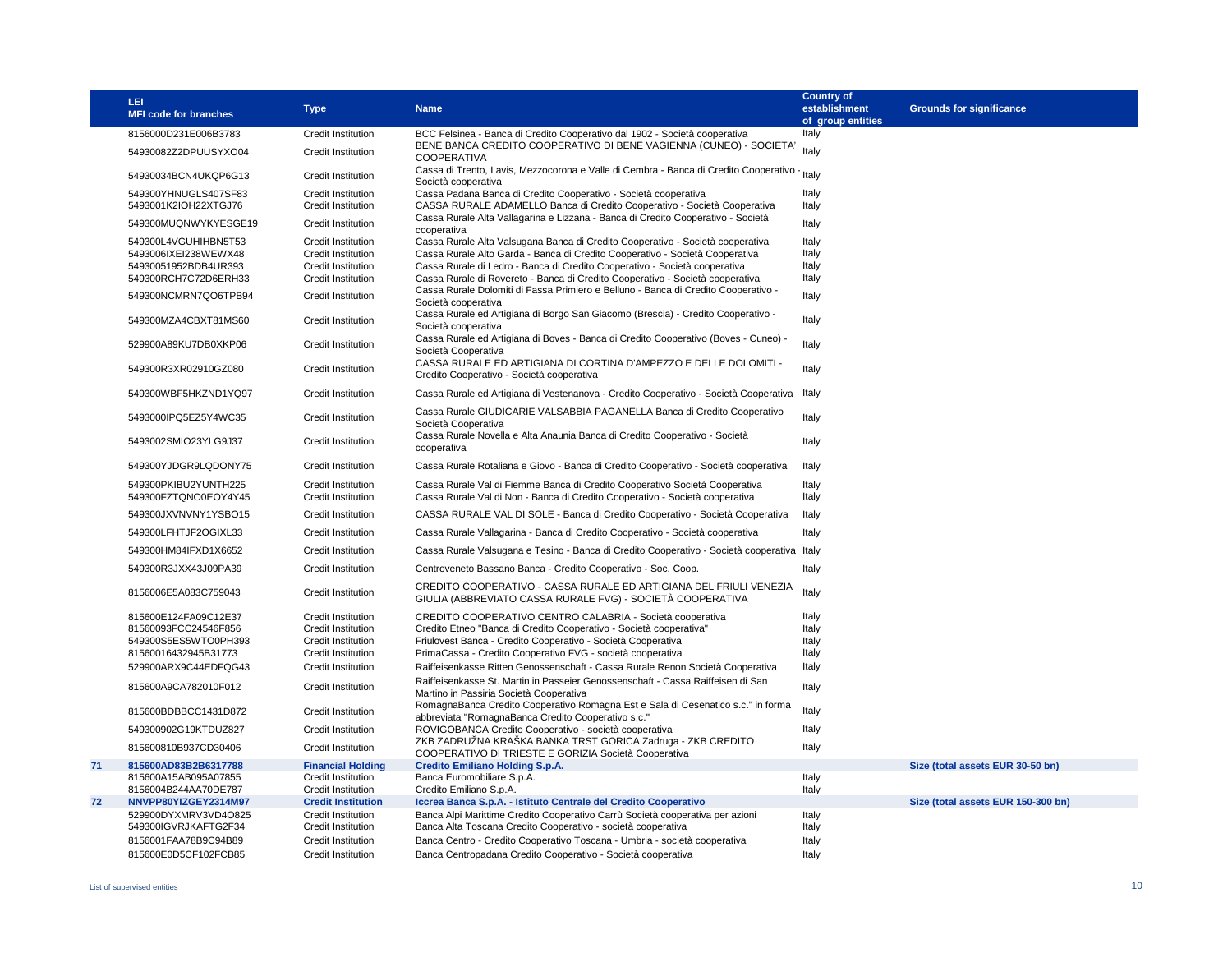| | LEI<br>MFI code for branches | Type | Name | Country of establishment of group entities | Grounds for significance |
|---|---|---|---|---|---|
| | 8156000D231E006B3783 | Credit Institution | BCC Felsinea - Banca di Credito Cooperativo dal 1902 - Società cooperativa | Italy | |
| | 54930082Z2DPUUSYXO04 | Credit Institution | BENE BANCA CREDITO COOPERATIVO DI BENE VAGIENNA (CUNEO) - SOCIETA' COOPERATIVA | Italy | |
| | 54930034BCN4UKQP6G13 | Credit Institution | Cassa di Trento, Lavis, Mezzocorona e Valle di Cembra - Banca di Credito Cooperativo - Società cooperativa | Italy | |
| | 549300YHNUGLS407SF83 | Credit Institution | Cassa Padana Banca di Credito Cooperativo - Società cooperativa | Italy | |
| | 5493001K2IOH22XTGJ76 | Credit Institution | CASSA RURALE ADAMELLO Banca di Credito Cooperativo - Società Cooperativa | Italy | |
| | 549300MUQNWYKYESGE19 | Credit Institution | Cassa Rurale Alta Vallagarina e Lizzana - Banca di Credito Cooperativo - Società cooperativa | Italy | |
| | 549300L4VGUHIHBN5T53 | Credit Institution | Cassa Rurale Alta Valsugana Banca di Credito Cooperativo - Società cooperativa | Italy | |
| | 5493006IXEI238WEWX48 | Credit Institution | Cassa Rurale Alto Garda - Banca di Credito Cooperativo - Società Cooperativa | Italy | |
| | 54930051952BDB4UR393 | Credit Institution | Cassa Rurale di Ledro - Banca di Credito Cooperativo - Società cooperativa | Italy | |
| | 549300RCH7C72D6ERH33 | Credit Institution | Cassa Rurale di Rovereto - Banca di Credito Cooperativo - Società cooperativa | Italy | |
| | 549300NCMRN7QO6TPB94 | Credit Institution | Cassa Rurale Dolomiti di Fassa Primiero e Belluno - Banca di Credito Cooperativo - Società cooperativa | Italy | |
| | 549300MZA4CBXT81MS60 | Credit Institution | Cassa Rurale ed Artigiana di Borgo San Giacomo (Brescia) - Credito Cooperativo - Società cooperativa | Italy | |
| | 529900A89KU7DB0XKP06 | Credit Institution | Cassa Rurale ed Artigiana di Boves - Banca di Credito Cooperativo (Boves - Cuneo) - Società Cooperativa | Italy | |
| | 549300R3XR02910GZ080 | Credit Institution | CASSA RURALE ED ARTIGIANA DI CORTINA D'AMPEZZO E DELLE DOLOMITI - Credito Cooperativo - Società cooperativa | Italy | |
| | 549300WBF5HKZND1YQ97 | Credit Institution | Cassa Rurale ed Artigiana di Vestenanova - Credito Cooperativo - Società Cooperativa | Italy | |
| | 5493000IPQ5EZ5Y4WC35 | Credit Institution | Cassa Rurale GIUDICARIE VALSABBIA PAGANELLA Banca di Credito Cooperativo Società Cooperativa | Italy | |
| | 5493002SMIO23YLG9J37 | Credit Institution | Cassa Rurale Novella e Alta Anaunia Banca di Credito Cooperativo - Società cooperativa | Italy | |
| | 549300YJDGR9LQDONY75 | Credit Institution | Cassa Rurale Rotaliana e Giovo - Banca di Credito Cooperativo - Società cooperativa | Italy | |
| | 549300PKIBU2YUNTH225 | Credit Institution | Cassa Rurale Val di Fiemme Banca di Credito Cooperativo Società Cooperativa | Italy | |
| | 549300FZTQNO0EOY4Y45 | Credit Institution | Cassa Rurale Val di Non - Banca di Credito Cooperativo - Società cooperativa | Italy | |
| | 549300JXVNVNY1YSBO15 | Credit Institution | CASSA RURALE VAL DI SOLE - Banca di Credito Cooperativo - Società Cooperativa | Italy | |
| | 549300LFHTJF2OGIXL33 | Credit Institution | Cassa Rurale Vallagarina - Banca di Credito Cooperativo - Società cooperativa | Italy | |
| | 549300HM84IFXD1X6652 | Credit Institution | Cassa Rurale Valsugana e Tesino - Banca di Credito Cooperativo - Società cooperativa | Italy | |
| | 549300R3JXX43J09PA39 | Credit Institution | Centroveneto Bassano Banca - Credito Cooperativo - Soc. Coop. | Italy | |
| | 8156006E5A083C759043 | Credit Institution | CREDITO COOPERATIVO - CASSA RURALE ED ARTIGIANA DEL FRIULI VENEZIA GIULIA (ABBREVIATO CASSA RURALE FVG) - SOCIETÀ COOPERATIVA | Italy | |
| | 815600E124FA09C12E37 | Credit Institution | CREDITO COOPERATIVO CENTRO CALABRIA - Società cooperativa | Italy | |
| | 81560093FCC24546F856 | Credit Institution | Credito Etneo "Banca di Credito Cooperativo - Società cooperativa" | Italy | |
| | 549300S5ES5WTO0PH393 | Credit Institution | Friulovest Banca - Credito Cooperativo - Società Cooperativa | Italy | |
| | 815600164329 45B31773 | Credit Institution | PrimaCassa - Credito Cooperativo FVG - società cooperativa | Italy | |
| | 529900ARX9C44EDFQG43 | Credit Institution | Raiffeisenkasse Ritten Genossenschaft - Cassa Rurale Renon Società Cooperativa | Italy | |
| | 815600A9CA782010F012 | Credit Institution | Raiffeisenkasse St. Martin in Passeier Genossenschaft - Cassa Raiffeisen di San Martino in Passiria Società Cooperativa | Italy | |
| | 815600BDBBCC1431D872 | Credit Institution | RomagnaBanca Credito Cooperativo Romagna Est e Sala di Cesenatico s.c." in forma abbreviata "RomagnaBanca Credito Cooperativo s.c." | Italy | |
| | 549300902G19KTDUZ827 | Credit Institution | ROVIGOBANCA Credito Cooperativo - società cooperativa | Italy | |
| | 815600810B937CD30406 | Credit Institution | ZKB ZADRUŽNA KRAŠKA BANKA TRST GORICA Zadruga - ZKB CREDITO COOPERATIVO DI TRIESTE E GORIZIA Società Cooperativa | Italy | |
| **71** | **815600AD83B2B6317788** | **Financial Holding** | **Credito Emiliano Holding S.p.A.** | | **Size (total assets EUR 30-50 bn)** |
| | 815600A15AB095A07855 | Credit Institution | Banca Euromobiliare S.p.A. | Italy | |
| | 8156004B244AA70DE787 | Credit Institution | Credito Emiliano S.p.A. | Italy | |
| **72** | **NNVPP80YIZGEY2314M97** | **Credit Institution** | **Iccrea Banca S.p.A. - Istituto Centrale del Credito Cooperativo** | | **Size (total assets EUR 150-300 bn)** |
| | 529900DYXMRV3VD4O825 | Credit Institution | Banca Alpi Marittime Credito Cooperativo Carrù Società cooperativa per azioni | Italy | |
| | 549300IGVRJKAFTG2F34 | Credit Institution | Banca Alta Toscana Credito Cooperativo - società cooperativa | Italy | |
| | 8156001FAA78B9C94B89 | Credit Institution | Banca Centro - Credito Cooperativo Toscana - Umbria - società cooperativa | Italy | |
| | 815600E0D5CF102FCB85 | Credit Institution | Banca Centropadana Credito Cooperativo - Società cooperativa | Italy | |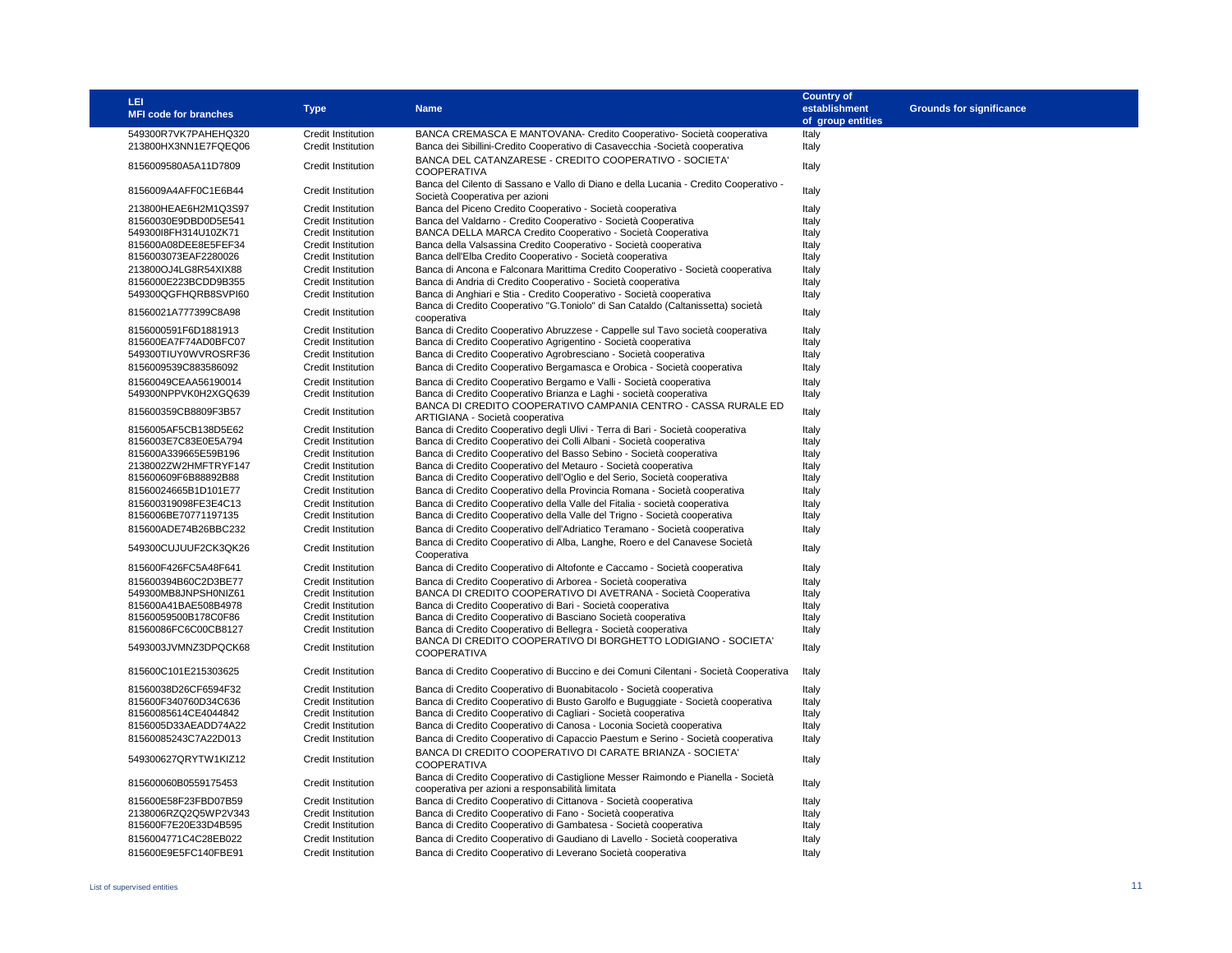| LEI<br>MFI code for branches | Type | Name | Country of establishment of group entities | Grounds for significance |
|---|---|---|---|---|
| 549300R7VK7PAHEHQ320 | Credit Institution | BANCA CREMASCA E MANTOVANA- Credito Cooperativo- Società cooperativa | Italy | |
| 213800HX3NN1E7FQEQ06 | Credit Institution | Banca dei Sibillini-Credito Cooperativo di Casavecchia -Società cooperativa | Italy | |
| 8156009580A5A11D7809 | Credit Institution | BANCA DEL CATANZARESE - CREDITO COOPERATIVO - SOCIETA' COOPERATIVA | Italy | |
| 8156009A4AFF0C1E6B44 | Credit Institution | Banca del Cilento di Sassano e Vallo di Diano e della Lucania - Credito Cooperativo - Società Cooperativa per azioni | Italy | |
| 213800HEAE6H2M1Q3S97 | Credit Institution | Banca del Piceno Credito Cooperativo - Società cooperativa | Italy | |
| 81560030E9DBD0D5E541 | Credit Institution | Banca del Valdarno - Credito Cooperativo - Società Cooperativa | Italy | |
| 549300I8FH314U10ZK71 | Credit Institution | BANCA DELLA MARCA Credito Cooperativo - Società Cooperativa | Italy | |
| 815600A08DEE8E5FEF34 | Credit Institution | Banca della Valsassina Credito Cooperativo - Società cooperativa | Italy | |
| 8156003073EAF2280026 | Credit Institution | Banca dell'Elba Credito Cooperativo - Società cooperativa | Italy | |
| 213800OJ4LG8R54XIX88 | Credit Institution | Banca di Ancona e Falconara Marittima Credito Cooperativo - Società cooperativa | Italy | |
| 8156000E223BCDD9B355 | Credit Institution | Banca di Andria di Credito Cooperativo - Società cooperativa | Italy | |
| 549300QGFHQRB8SVPI60 | Credit Institution | Banca di Anghiari e Stia - Credito Cooperativo - Società cooperativa | Italy | |
| 81560021A777399C8A98 | Credit Institution | Banca di Credito Cooperativo "G.Toniolo" di San Cataldo (Caltanissetta) società cooperativa | Italy | |
| 8156000591F6D1881913 | Credit Institution | Banca di Credito Cooperativo Abruzzese - Cappelle sul Tavo società cooperativa | Italy | |
| 815600EA7F74AD0BFC07 | Credit Institution | Banca di Credito Cooperativo Agrigentino - Società cooperativa | Italy | |
| 549300TIUY0WVROSRF36 | Credit Institution | Banca di Credito Cooperativo Agrobresciano - Società cooperativa | Italy | |
| 8156009539C883586092 | Credit Institution | Banca di Credito Cooperativo Bergamasca e Orobica - Società cooperativa | Italy | |
| 81560049CEAA56190014 | Credit Institution | Banca di Credito Cooperativo Bergamo e Valli - Società cooperativa | Italy | |
| 549300NPPVK0H2XGQ639 | Credit Institution | Banca di Credito Cooperativo Brianza e Laghi - società cooperativa | Italy | |
| 815600359CB8809F3B57 | Credit Institution | BANCA DI CREDITO COOPERATIVO CAMPANIA CENTRO - CASSA RURALE ED ARTIGIANA - Società cooperativa | Italy | |
| 8156005AF5CB138D5E62 | Credit Institution | Banca di Credito Cooperativo degli Ulivi - Terra di Bari - Società cooperativa | Italy | |
| 8156003E7C83E0E5A794 | Credit Institution | Banca di Credito Cooperativo dei Colli Albani - Società cooperativa | Italy | |
| 815600A339665E59B196 | Credit Institution | Banca di Credito Cooperativo del Basso Sebino - Società cooperativa | Italy | |
| 2138002ZW2HMFTRYF147 | Credit Institution | Banca di Credito Cooperativo del Metauro - Società cooperativa | Italy | |
| 815600609F6B88892B88 | Credit Institution | Banca di Credito Cooperativo dell'Oglio e del Serio, Società cooperativa | Italy | |
| 81560024665B1D101E77 | Credit Institution | Banca di Credito Cooperativo della Provincia Romana - Società cooperativa | Italy | |
| 815600319098FE3E4C13 | Credit Institution | Banca di Credito Cooperativo della Valle del Fitalia - società cooperativa | Italy | |
| 8156006BE70771197135 | Credit Institution | Banca di Credito Cooperativo della Valle del Trigno - Società cooperativa | Italy | |
| 815600ADE74B26BBC232 | Credit Institution | Banca di Credito Cooperativo dell'Adriatico Teramano - Società cooperativa | Italy | |
| 549300CUJUUF2CK3QK26 | Credit Institution | Banca di Credito Cooperativo di Alba, Langhe, Roero e del Canavese Società Cooperativa | Italy | |
| 815600F426FC5A48F641 | Credit Institution | Banca di Credito Cooperativo di Altofonte e Caccamo - Società cooperativa | Italy | |
| 815600394B60C2D3BE77 | Credit Institution | Banca di Credito Cooperativo di Arborea - Società cooperativa | Italy | |
| 549300MB8JNPSH0NIZ61 | Credit Institution | BANCA DI CREDITO COOPERATIVO DI AVETRANA - Società Cooperativa | Italy | |
| 815600A41BAE508B4978 | Credit Institution | Banca di Credito Cooperativo di Bari - Società cooperativa | Italy | |
| 81560059500B178C0F86 | Credit Institution | Banca di Credito Cooperativo di Basciano Società cooperativa | Italy | |
| 81560086FC6C00CB8127 | Credit Institution | Banca di Credito Cooperativo di Bellegra - Società cooperativa | Italy | |
| 5493003JVMNZ3DPQCK68 | Credit Institution | BANCA DI CREDITO COOPERATIVO DI BORGHETTO LODIGIANO - SOCIETA' COOPERATIVA | Italy | |
| 815600C101E215303625 | Credit Institution | Banca di Credito Cooperativo di Buccino e dei Comuni Cilentani - Società Cooperativa | Italy | |
| 81560038D26CF6594F32 | Credit Institution | Banca di Credito Cooperativo di Buonabitacolo - Società cooperativa | Italy | |
| 815600F340760D34C636 | Credit Institution | Banca di Credito Cooperativo di Busto Garolfo e Buguggiate - Società cooperativa | Italy | |
| 81560085614CE4044842 | Credit Institution | Banca di Credito Cooperativo di Cagliari - Società cooperativa | Italy | |
| 8156005D33AEADD74A22 | Credit Institution | Banca di Credito Cooperativo di Canosa - Loconia Società cooperativa | Italy | |
| 81560085243C7A22D013 | Credit Institution | Banca di Credito Cooperativo di Capaccio Paestum e Serino - Società cooperativa | Italy | |
| 549300627QRYTW1KIZ12 | Credit Institution | BANCA DI CREDITO COOPERATIVO DI CARATE BRIANZA - SOCIETA' COOPERATIVA | Italy | |
| 815600060B0559175453 | Credit Institution | Banca di Credito Cooperativo di Castiglione Messer Raimondo e Pianella - Società cooperativa per azioni a responsabilità limitata | Italy | |
| 815600E58F23FBD07B59 | Credit Institution | Banca di Credito Cooperativo di Cittanova - Società cooperativa | Italy | |
| 2138006RZQ2Q5WP2V343 | Credit Institution | Banca di Credito Cooperativo di Fano - Società cooperativa | Italy | |
| 815600F7E20E33D4B595 | Credit Institution | Banca di Credito Cooperativo di Gambatesa - Società cooperativa | Italy | |
| 8156004771C4C28EB022 | Credit Institution | Banca di Credito Cooperativo di Gaudiano di Lavello - Società cooperativa | Italy | |
| 815600E9E5FC140FBE91 | Credit Institution | Banca di Credito Cooperativo di Leverano Società cooperativa | Italy | |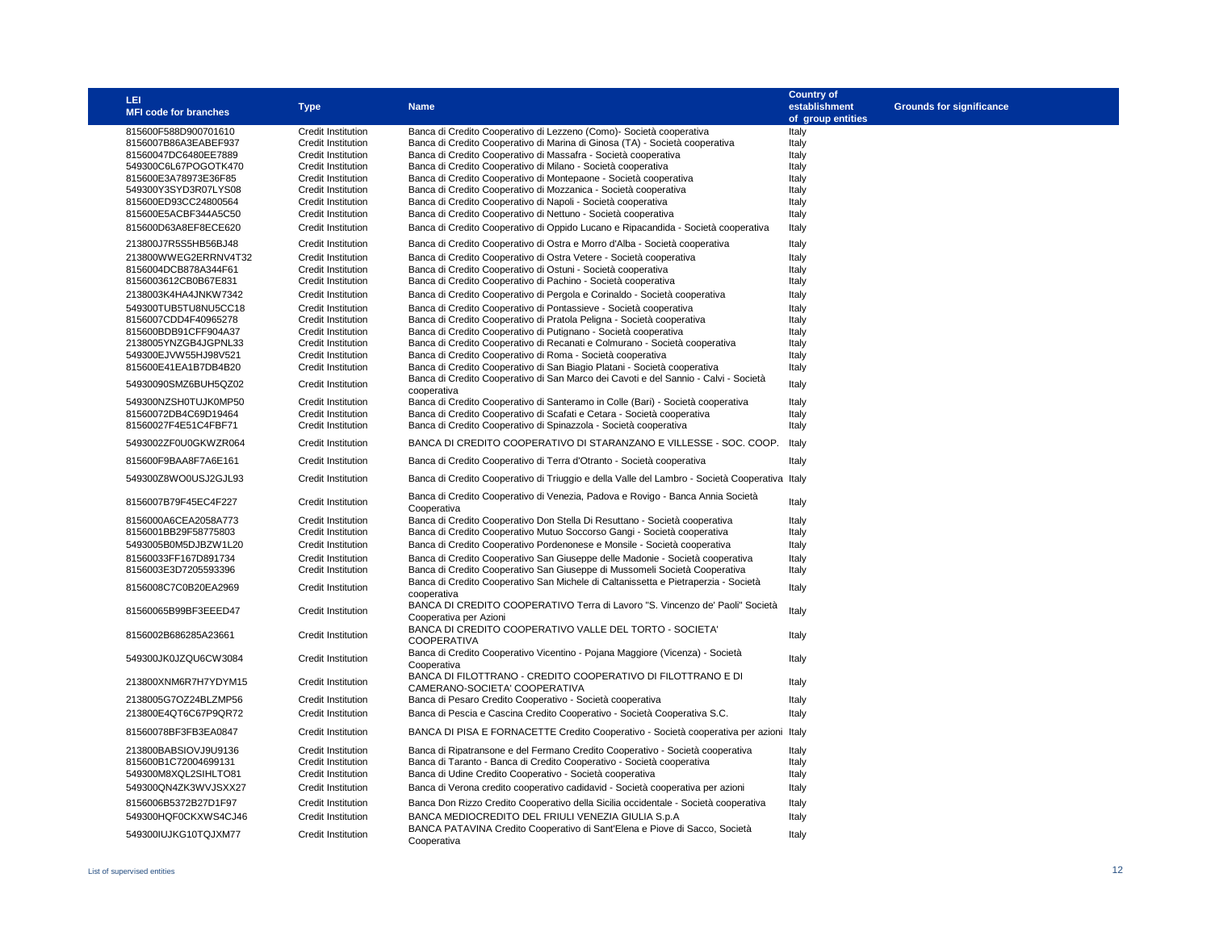| LEI MFI code for branches | Type | Name | Country of establishment of group entities | Grounds for significance |
|---|---|---|---|---|
| 815600F588D900701610 | Credit Institution | Banca di Credito Cooperativo di Lezzeno (Como)- Società cooperativa | Italy | |
| 8156007B86A3EABEF937 | Credit Institution | Banca di Credito Cooperativo di Marina di Ginosa (TA) - Società cooperativa | Italy | |
| 81560047DC6480EE7889 | Credit Institution | Banca di Credito Cooperativo di Massafra - Società cooperativa | Italy | |
| 549300C6L67POGOTK470 | Credit Institution | Banca di Credito Cooperativo di Milano - Società cooperativa | Italy | |
| 815600E3A78973E36F85 | Credit Institution | Banca di Credito Cooperativo di Montepaone - Società cooperativa | Italy | |
| 549300Y3SYD3R07LYS08 | Credit Institution | Banca di Credito Cooperativo di Mozzanica - Società cooperativa | Italy | |
| 815600ED93CC24800564 | Credit Institution | Banca di Credito Cooperativo di Napoli - Società cooperativa | Italy | |
| 815600E5ACBF344A5C50 | Credit Institution | Banca di Credito Cooperativo di Nettuno - Società cooperativa | Italy | |
| 815600D63A8EF8ECE620 | Credit Institution | Banca di Credito Cooperativo di Oppido Lucano e Ripacandida - Società cooperativa | Italy | |
| 213800J7R5S5HB56BJ48 | Credit Institution | Banca di Credito Cooperativo di Ostra e Morro d'Alba - Società cooperativa | Italy | |
| 213800WWEG2ERRNV4T32 | Credit Institution | Banca di Credito Cooperativo di Ostra Vetere - Società cooperativa | Italy | |
| 8156004DCB878A344F61 | Credit Institution | Banca di Credito Cooperativo di Ostuni - Società cooperativa | Italy | |
| 8156003612CB0B67E831 | Credit Institution | Banca di Credito Cooperativo di Pachino - Società cooperativa | Italy | |
| 2138003K4HA4JNKW7342 | Credit Institution | Banca di Credito Cooperativo di Pergola e Corinaldo - Società cooperativa | Italy | |
| 549300TUB5TU8NU5CC18 | Credit Institution | Banca di Credito Cooperativo di Pontassieve - Società cooperativa | Italy | |
| 8156007CDD4F40965278 | Credit Institution | Banca di Credito Cooperativo di Pratola Peligna - Società cooperativa | Italy | |
| 815600BDB91CFF904A37 | Credit Institution | Banca di Credito Cooperativo di Putignano - Società cooperativa | Italy | |
| 2138005YNZGB4JGPNL33 | Credit Institution | Banca di Credito Cooperativo di Recanati e Colmurano - Società cooperativa | Italy | |
| 549300EJVW55HJ98V521 | Credit Institution | Banca di Credito Cooperativo di Roma - Società cooperativa | Italy | |
| 815600E41EA1B7DB4B20 | Credit Institution | Banca di Credito Cooperativo di San Biagio Platani - Società cooperativa | Italy | |
| 54930090SMZ6BUH5QZ02 | Credit Institution | Banca di Credito Cooperativo di San Marco dei Cavoti e del Sannio - Calvi - Società cooperativa | Italy | |
| 549300NZSH0TUJK0MP50 | Credit Institution | Banca di Credito Cooperativo di Santeramo in Colle (Bari) - Società cooperativa | Italy | |
| 81560072DB4C69D19464 | Credit Institution | Banca di Credito Cooperativo di Scafati e Cetara - Società cooperativa | Italy | |
| 81560027F4E51C4FBF71 | Credit Institution | Banca di Credito Cooperativo di Spinazzola - Società cooperativa | Italy | |
| 5493002ZF0U0GKWZR064 | Credit Institution | BANCA DI CREDITO COOPERATIVO DI STARANZANO E VILLESSE - SOC. COOP. | Italy | |
| 815600F9BAA8F7A6E161 | Credit Institution | Banca di Credito Cooperativo di Terra d'Otranto - Società cooperativa | Italy | |
| 549300Z8WO0USJ2GJL93 | Credit Institution | Banca di Credito Cooperativo di Triuggio e della Valle del Lambro - Società Cooperativa | Italy | |
| 8156007B79F45EC4F227 | Credit Institution | Banca di Credito Cooperativo di Venezia, Padova e Rovigo - Banca Annia Società Cooperativa | Italy | |
| 8156000A6CEA2058A773 | Credit Institution | Banca di Credito Cooperativo Don Stella Di Resuttano - Società cooperativa | Italy | |
| 8156001BB29F58775803 | Credit Institution | Banca di Credito Cooperativo Mutuo Soccorso Gangi - Società cooperativa | Italy | |
| 5493005B0M5DJBZW1L20 | Credit Institution | Banca di Credito Cooperativo Pordenonese e Monsile - Società cooperativa | Italy | |
| 81560033FF167D891734 | Credit Institution | Banca di Credito Cooperativo San Giuseppe delle Madonie - Società cooperativa | Italy | |
| 8156003E3D7205593396 | Credit Institution | Banca di Credito Cooperativo San Giuseppe di Mussomeli Società Cooperativa | Italy | |
| 8156008C7C0B20EA2969 | Credit Institution | Banca di Credito Cooperativo San Michele di Caltanissetta e Pietraperzia - Società cooperativa | Italy | |
| 81560065B99BF3EEED47 | Credit Institution | BANCA DI CREDITO COOPERATIVO Terra di Lavoro "S. Vincenzo de' Paoli" Società Cooperativa per Azioni | Italy | |
| 8156002B686285A23661 | Credit Institution | BANCA DI CREDITO COOPERATIVO VALLE DEL TORTO - SOCIETA' COOPERATIVA | Italy | |
| 549300JK0JZQU6CW3084 | Credit Institution | Banca di Credito Cooperativo Vicentino - Pojana Maggiore (Vicenza) - Società Cooperativa | Italy | |
| 213800XNM6R7H7YDYM15 | Credit Institution | BANCA DI FILOTTRANO - CREDITO COOPERATIVO DI FILOTTRANO E DI CAMERANO-SOCIETA' COOPERATIVA | Italy | |
| 2138005G7OZ24BLZMP56 | Credit Institution | Banca di Pesaro Credito Cooperativo - Società cooperativa | Italy | |
| 213800E4QT6C67P9QR72 | Credit Institution | Banca di Pescia e Cascina Credito Cooperativo - Società Cooperativa S.C. | Italy | |
| 81560078BF3FB3EA0847 | Credit Institution | BANCA DI PISA E FORNACETTE Credito Cooperativo - Società cooperativa per azioni | Italy | |
| 213800BABSIOVJ9U9136 | Credit Institution | Banca di Ripatransone e del Fermano Credito Cooperativo - Società cooperativa | Italy | |
| 815600B1C72004699131 | Credit Institution | Banca di Taranto - Banca di Credito Cooperativo - Società cooperativa | Italy | |
| 549300M8XQL2SIHLTO81 | Credit Institution | Banca di Udine Credito Cooperativo - Società cooperativa | Italy | |
| 549300QN4ZK3WVJSXX27 | Credit Institution | Banca di Verona credito cooperativo cadidavid - Società cooperativa per azioni | Italy | |
| 8156006B5372B27D1F97 | Credit Institution | Banca Don Rizzo Credito Cooperativo della Sicilia occidentale - Società cooperativa | Italy | |
| 549300HQF0CKXWS4CJ46 | Credit Institution | BANCA MEDIOCREDITO DEL FRIULI VENEZIA GIULIA S.p.A | Italy | |
| 549300IUJKG10TQJXM77 | Credit Institution | BANCA PATAVINA Credito Cooperativo di Sant'Elena e Piove di Sacco, Società Cooperativa | Italy | |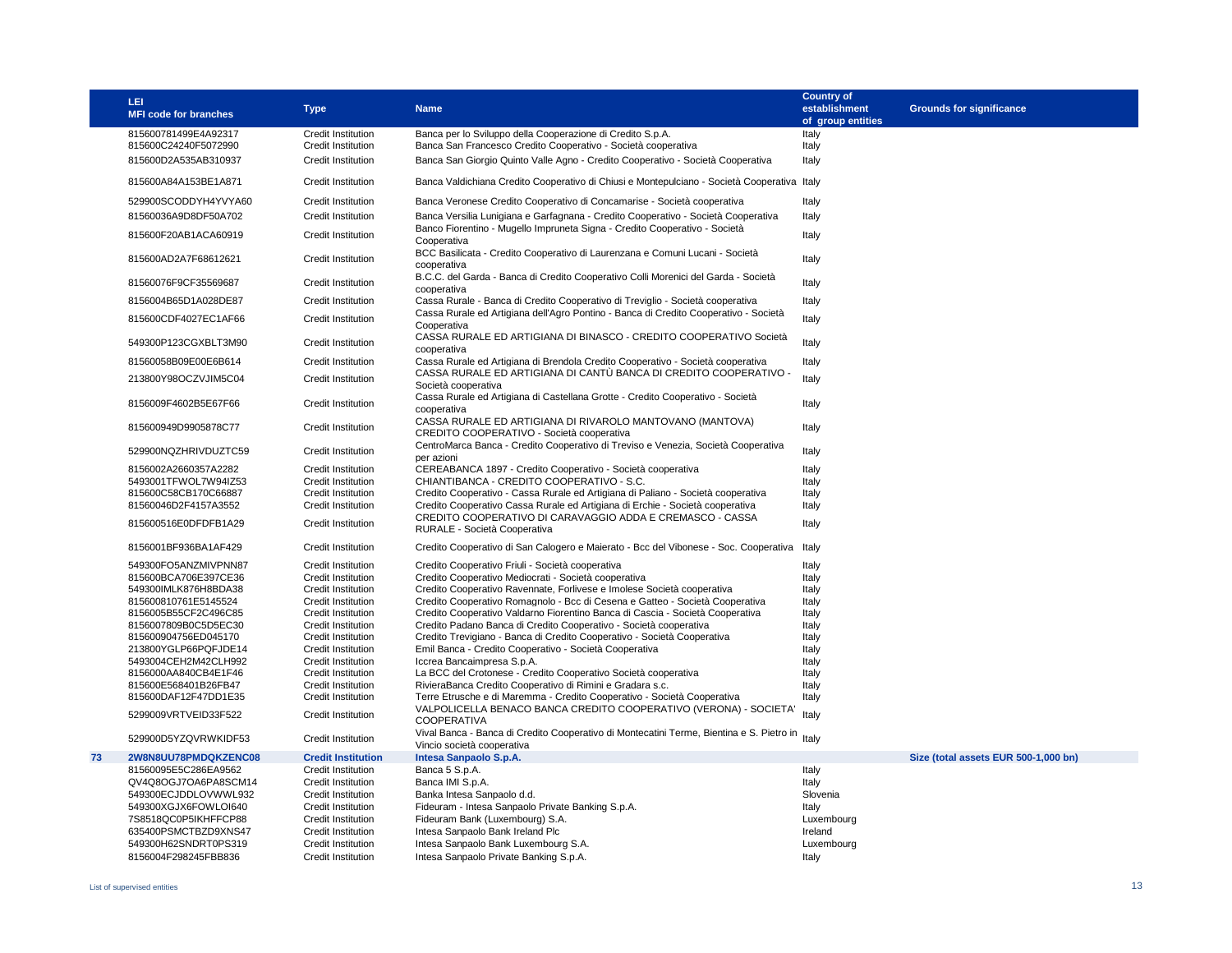| | LEI<br>MFI code for branches | Type | Name | Country of establishment of group entities | Grounds for significance |
|---|---|---|---|---|---|
| | 815600781499E4A92317 | Credit Institution | Banca per lo Sviluppo della Cooperazione di Credito S.p.A. | Italy | |
| | 815600C24240F5072990 | Credit Institution | Banca San Francesco Credito Cooperativo - Società cooperativa | Italy | |
| | 815600D2A535AB310937 | Credit Institution | Banca San Giorgio Quinto Valle Agno - Credito Cooperativo - Società Cooperativa | Italy | |
| | 815600A84A153BE1A871 | Credit Institution | Banca Valdichiana Credito Cooperativo di Chiusi e Montepulciano - Società Cooperativa | Italy | |
| | 529900SCODDYH4YVYA60 | Credit Institution | Banca Veronese Credito Cooperativo di Concamarise - Società cooperativa | Italy | |
| | 81560036A9D8DF50A702 | Credit Institution | Banca Versilia Lunigiana e Garfagnana - Credito Cooperativo - Società Cooperativa | Italy | |
| | 815600F20AB1ACA60919 | Credit Institution | Banco Fiorentino - Mugello Impruneta Signa - Credito Cooperativo - Società Cooperativa | Italy | |
| | 815600AD2A7F68612621 | Credit Institution | BCC Basilicata - Credito Cooperativo di Laurenzana e Comuni Lucani - Società cooperativa | Italy | |
| | 81560076F9CF35569687 | Credit Institution | B.C.C. del Garda - Banca di Credito Cooperativo Colli Morenici del Garda - Società cooperativa | Italy | |
| | 8156004B65D1A028DE87 | Credit Institution | Cassa Rurale - Banca di Credito Cooperativo di Treviglio - Società cooperativa | Italy | |
| | 815600CDF4027EC1AF66 | Credit Institution | Cassa Rurale ed Artigiana dell'Agro Pontino - Banca di Credito Cooperativo - Società Cooperativa | Italy | |
| | 549300P123CGXBLT3M90 | Credit Institution | CASSA RURALE ED ARTIGIANA DI BINASCO - CREDITO COOPERATIVO Società cooperativa | Italy | |
| | 81560058B09E00E6B614 | Credit Institution | Cassa Rurale ed Artigiana di Brendola Credito Cooperativo - Società cooperativa | Italy | |
| | 213800Y98OCZVJIM5C04 | Credit Institution | CASSA RURALE ED ARTIGIANA DI CANTÙ BANCA DI CREDITO COOPERATIVO - Società cooperativa | Italy | |
| | 8156009F4602B5E67F66 | Credit Institution | Cassa Rurale ed Artigiana di Castellana Grotte - Credito Cooperativo - Società cooperativa | Italy | |
| | 815600949D9905878C77 | Credit Institution | CASSA RURALE ED ARTIGIANA DI RIVAROLO MANTOVANO (MANTOVA) CREDITO COOPERATIVO - Società cooperativa | Italy | |
| | 529900NQZHRIVDUZTC59 | Credit Institution | CentroMarca Banca - Credito Cooperativo di Treviso e Venezia, Società Cooperativa per azioni | Italy | |
| | 8156002A2660357A2282 | Credit Institution | CEREABANCA 1897 - Credito Cooperativo - Società cooperativa | Italy | |
| | 5493001TFWOL7W94IZ53 | Credit Institution | CHIANTIBANCA - CREDITO COOPERATIVO - S.C. | Italy | |
| | 815600C58CB170C66887 | Credit Institution | Credito Cooperativo - Cassa Rurale ed Artigiana di Paliano - Società cooperativa | Italy | |
| | 81560046D2F4157A3552 | Credit Institution | Credito Cooperativo Cassa Rurale ed Artigiana di Erchie - Società cooperativa | Italy | |
| | 815600516E0DFDFB1A29 | Credit Institution | CREDITO COOPERATIVO DI CARAVAGGIO ADDA E CREMASCO - CASSA RURALE - Società Cooperativa | Italy | |
| | 8156001BF936BA1AF429 | Credit Institution | Credito Cooperativo di San Calogero e Maierato - Bcc del Vibonese - Soc. Cooperativa | Italy | |
| | 549300FO5ANZMIVPNN87 | Credit Institution | Credito Cooperativo Friuli - Società cooperativa | Italy | |
| | 815600BCA706E397CE36 | Credit Institution | Credito Cooperativo Mediocrati - Società cooperativa | Italy | |
| | 549300IMLK876H8BDA38 | Credit Institution | Credito Cooperativo Ravennate, Forlivese e Imolese Società cooperativa | Italy | |
| | 815600810761E5145524 | Credit Institution | Credito Cooperativo Romagnolo - Bcc di Cesena e Gatteo - Società Cooperativa | Italy | |
| | 8156005B55CF2C496C85 | Credit Institution | Credito Cooperativo Valdarno Fiorentino Banca di Cascia - Società Cooperativa | Italy | |
| | 8156007809B0C5D5EC30 | Credit Institution | Credito Padano Banca di Credito Cooperativo - Società cooperativa | Italy | |
| | 815600904756ED045170 | Credit Institution | Credito Trevigiano - Banca di Credito Cooperativo - Società Cooperativa | Italy | |
| | 213800YGLP66PQFJDE14 | Credit Institution | Emil Banca - Credito Cooperativo - Società Cooperativa | Italy | |
| | 5493004CEH2M42CLH992 | Credit Institution | Iccrea Bancaimpresa S.p.A. | Italy | |
| | 8156000AA840CB4E1F46 | Credit Institution | La BCC del Crotonese - Credito Cooperativo Società cooperativa | Italy | |
| | 815600E568401B26FB47 | Credit Institution | RivieraBanca Credito Cooperativo di Rimini e Gradara s.c. | Italy | |
| | 815600DAF12F47DD1E35 | Credit Institution | Terre Etrusche e di Maremma - Credito Cooperativo - Società Cooperativa | Italy | |
| | 5299009VRTVEID33F522 | Credit Institution | VALPOLICELLA BENACO BANCA CREDITO COOPERATIVO (VERONA) - SOCIETA' COOPERATIVA | Italy | |
| | 529900D5YZQVRWKIDF53 | Credit Institution | Vival Banca - Banca di Credito Cooperativo di Montecatini Terme, Bientina e S. Pietro in Vincio società cooperativa | Italy | |
| **73** | **2W8N8UU78PMDQKZENC08** | **Credit Institution** | **Intesa Sanpaolo S.p.A.** | | **Size (total assets EUR 500-1,000 bn)** |
| | 81560095E5C286EA9562 | Credit Institution | Banca 5 S.p.A. | Italy | |
| | QV4Q8OGJ7OA6PA8SCM14 | Credit Institution | Banca IMI S.p.A. | Italy | |
| | 549300ECJDDLOVWWL932 | Credit Institution | Banka Intesa Sanpaolo d.d. | Slovenia | |
| | 549300XGJX6FOWLOI640 | Credit Institution | Fideuram - Intesa Sanpaolo Private Banking S.p.A. | Italy | |
| | 7S8518QC0P5IKHFFCP88 | Credit Institution | Fideuram Bank (Luxembourg) S.A. | Luxembourg | |
| | 635400PSMCTBZD9XNS47 | Credit Institution | Intesa Sanpaolo Bank Ireland Plc | Ireland | |
| | 549300H62SNDRT0PS319 | Credit Institution | Intesa Sanpaolo Bank Luxembourg S.A. | Luxembourg | |
| | 8156004F298245FBB836 | Credit Institution | Intesa Sanpaolo Private Banking S.p.A. | Italy | |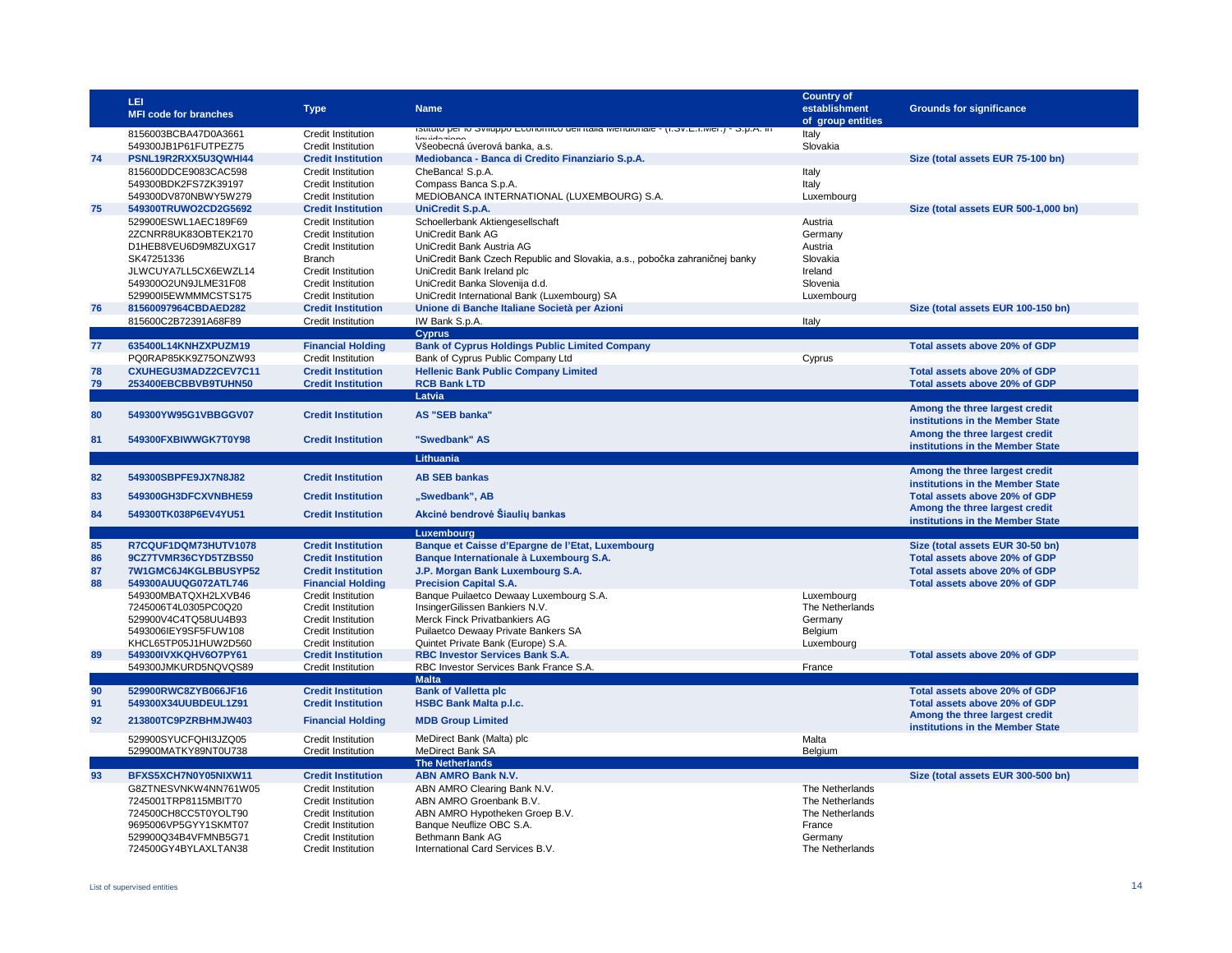| | LEI MFI code for branches | Type | Name | Country of establishment of group entities | Grounds for significance |
|---|---|---|---|---|---|
| | 8156003BCBA47D0A3661 | Credit Institution | Istituto per lo Sviluppo Economico dell'Italia Meridionale - (I.Sv.E.I.Mer.) - S.p.A. in liquidazione | Italy | |
| | 549300JB1P61FUTPEZ75 | Credit Institution | Všeobecná úverová banka, a.s. | Slovakia | |
| **74** | **PSNL19R2RXX5U3QWHI44** | **Credit Institution** | **Mediobanca - Banca di Credito Finanziario S.p.A.** | | **Size (total assets EUR 75-100 bn)** |
| | 815600DDCE9083CAC598 | Credit Institution | CheBanca! S.p.A. | Italy | |
| | 549300BDK2FS7ZK39197 | Credit Institution | Compass Banca S.p.A. | Italy | |
| | 549300DV870NBWY5W279 | Credit Institution | MEDIOBANCA INTERNATIONAL (LUXEMBOURG) S.A. | Luxembourg | |
| **75** | **549300TRUWO2CD2G5692** | **Credit Institution** | **UniCredit S.p.A.** | | **Size (total assets EUR 500-1,000 bn)** |
| | 529900ESWL1AEC189F69 | Credit Institution | Schoellerbank Aktiengesellschaft | Austria | |
| | 2ZCNRR8UK83OBTEK2170 | Credit Institution | UniCredit Bank AG | Germany | |
| | D1HEB8VEU6D9M8ZUXG17 | Credit Institution | UniCredit Bank Austria AG | Austria | |
| | SK47251336 | Branch | UniCredit Bank Czech Republic and Slovakia, a.s., pobočka zahraničnej banky | Slovakia | |
| | JLWCUYA7LL5CX6EWZL14 | Credit Institution | UniCredit Bank Ireland plc | Ireland | |
| | 549300O2UN9JLME31F08 | Credit Institution | UniCredit Banka Slovenija d.d. | Slovenia | |
| | 529900I5EWMMMCSTS175 | Credit Institution | UniCredit International Bank (Luxembourg) SA | Luxembourg | |
| **76** | **81560097964CBDAED282** | **Credit Institution** | **Unione di Banche Italiane Società per Azioni** | | **Size (total assets EUR 100-150 bn)** |
| | 815600C2B72391A68F89 | Credit Institution | IW Bank S.p.A. | Italy | |
| | | | **Cyprus** | | |
| **77** | **635400L14KNHZXPUZM19** | **Financial Holding** | **Bank of Cyprus Holdings Public Limited Company** | | **Total assets above 20% of GDP** |
| | PQ0RAP85KK9Z75ONZW93 | Credit Institution | Bank of Cyprus Public Company Ltd | Cyprus | |
| **78** | **CXUHEGU3MADZ2CEV7C11** | **Credit Institution** | **Hellenic Bank Public Company Limited** | | **Total assets above 20% of GDP** |
| **79** | **253400EBCBBVB9TUHN50** | **Credit Institution** | **RCB Bank LTD** | | **Total assets above 20% of GDP** |
| | | | **Latvia** | | |
| **80** | **549300YW95G1VBBGGV07** | **Credit Institution** | **AS "SEB banka"** | | **Among the three largest credit institutions in the Member State** |
| **81** | **549300FXBIWWGK7T0Y98** | **Credit Institution** | **"Swedbank" AS** | | **Among the three largest credit institutions in the Member State** |
| | | | **Lithuania** | | |
| **82** | **549300SBPFE9JX7N8J82** | **Credit Institution** | **AB SEB bankas** | | **Among the three largest credit institutions in the Member State** |
| **83** | **549300GH3DFCXVNBHE59** | **Credit Institution** | **„Swedbank", AB** | | **Total assets above 20% of GDP** |
| **84** | **549300TK038P6EV4YU51** | **Credit Institution** | **Akcinė bendrovė Šiaulių bankas** | | **Among the three largest credit institutions in the Member State** |
| | | | **Luxembourg** | | |
| **85** | **R7CQUF1DQM73HUTV1078** | **Credit Institution** | **Banque et Caisse d'Epargne de l'Etat, Luxembourg** | | **Size (total assets EUR 30-50 bn)** |
| **86** | **9CZ7TVMR36CYD5TZBS50** | **Credit Institution** | **Banque Internationale à Luxembourg S.A.** | | **Total assets above 20% of GDP** |
| **87** | **7W1GMC6J4KGLBBUSYP52** | **Credit Institution** | **J.P. Morgan Bank Luxembourg S.A.** | | **Total assets above 20% of GDP** |
| **88** | **549300AUUQG072ATL746** | **Financial Holding** | **Precision Capital S.A.** | | **Total assets above 20% of GDP** |
| | 549300MBATQXH2LXVB46 | Credit Institution | Banque Puilaetco Dewaay Luxembourg S.A. | Luxembourg | |
| | 7245006T4L0305PC0Q20 | Credit Institution | InsingerGilissen Bankiers N.V. | The Netherlands | |
| | 529900V4C4TQ58UU4B93 | Credit Institution | Merck Finck Privatbankiers AG | Germany | |
| | 5493006IEY9SF5FUW108 | Credit Institution | Puilaetco Dewaay Private Bankers SA | Belgium | |
| | KHCL65TP05J1HUW2D560 | Credit Institution | Quintet Private Bank (Europe) S.A. | Luxembourg | |
| **89** | **549300IVXKQHV6O7PY61** | **Credit Institution** | **RBC Investor Services Bank S.A.** | | **Total assets above 20% of GDP** |
| | 549300JMKURD5NQVQS89 | Credit Institution | RBC Investor Services Bank France S.A. | France | |
| | | | **Malta** | | |
| **90** | **529900RWC8ZYB066JF16** | **Credit Institution** | **Bank of Valletta plc** | | **Total assets above 20% of GDP** |
| **91** | **549300X34UUBDEUL1Z91** | **Credit Institution** | **HSBC Bank Malta p.l.c.** | | **Total assets above 20% of GDP** |
| **92** | **213800TC9PZRBHMJW403** | **Financial Holding** | **MDB Group Limited** | | **Among the three largest credit institutions in the Member State** |
| | 529900SYUCFQHI3JZQ05 | Credit Institution | MeDirect Bank (Malta) plc | Malta | |
| | 529900MATKY89NT0U738 | Credit Institution | MeDirect Bank SA | Belgium | |
| | | | **The Netherlands** | | |
| **93** | **BFXS5XCH7N0Y05NIXW11** | **Credit Institution** | **ABN AMRO Bank N.V.** | | **Size (total assets EUR 300-500 bn)** |
| | G8ZTNESVNKW4NN761W05 | Credit Institution | ABN AMRO Clearing Bank N.V. | The Netherlands | |
| | 7245001TRP8115MBIT70 | Credit Institution | ABN AMRO Groenbank B.V. | The Netherlands | |
| | 724500CH8CC5T0YOLT90 | Credit Institution | ABN AMRO Hypotheken Groep B.V. | The Netherlands | |
| | 9695006VP5GYY1SKMT07 | Credit Institution | Banque Neuflize OBC S.A. | France | |
| | 529900Q34B4VFMNB5G71 | Credit Institution | Bethmann Bank AG | Germany | |
| | 724500GY4BYLAXLTAN38 | Credit Institution | International Card Services B.V. | The Netherlands | |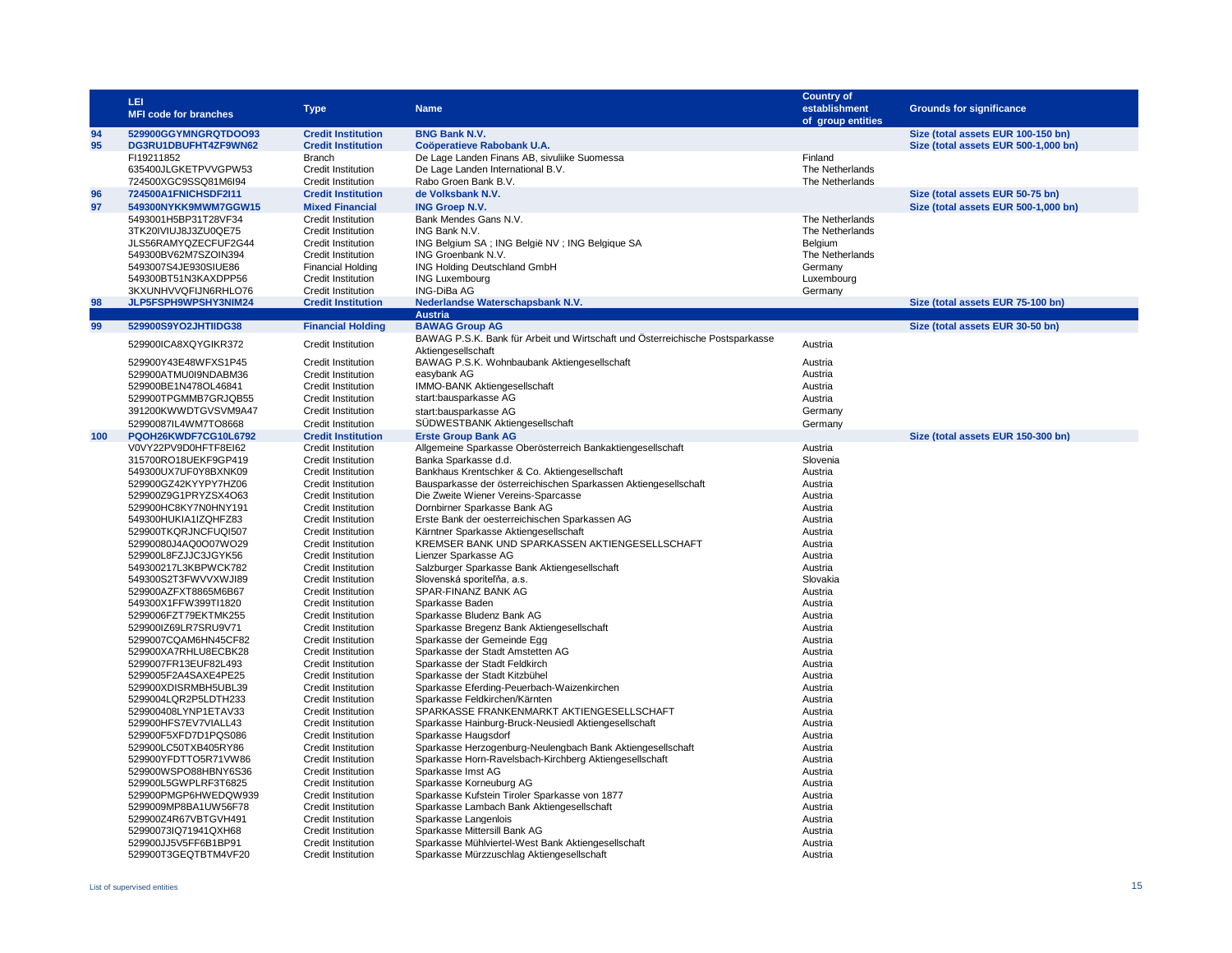| | LEI<br>MFI code for branches | Type | Name | Country of establishment of group entities | Grounds for significance |
|---|---|---|---|---|---|
| **94** | **529900GGYMNGRQTDOO93** | **Credit Institution** | **BNG Bank N.V.** | | **Size (total assets EUR 100-150 bn)** |
| **95** | **DG3RU1DBUFHT4ZF9WN62** | **Credit Institution** | **Coöperatieve Rabobank U.A.** | | **Size (total assets EUR 500-1,000 bn)** |
| | FI19211852 | Branch | De Lage Landen Finans AB, sivuliike Suomessa | Finland | |
| | 635400JLGKETPVVGPW53 | Credit Institution | De Lage Landen International B.V. | The Netherlands | |
| | 724500XGC9SSQ81M6I94 | Credit Institution | Rabo Groen Bank B.V. | The Netherlands | |
| **96** | **724500A1FNICHSDF2I11** | **Credit Institution** | **de Volksbank N.V.** | | **Size (total assets EUR 50-75 bn)** |
| **97** | **549300NYKK9MWM7GGW15** | **Mixed Financial** | **ING Groep N.V.** | | **Size (total assets EUR 500-1,000 bn)** |
| | 5493001H5BP31T28VF34 | Credit Institution | Bank Mendes Gans N.V. | The Netherlands | |
| | 3TK20IVIUJ8J3ZU0QE75 | Credit Institution | ING Bank N.V. | The Netherlands | |
| | JLS56RAMYQZECFUF2G44 | Credit Institution | ING Belgium SA ; ING België NV ; ING Belgique SA | Belgium | |
| | 549300BV62M7SZOIN394 | Credit Institution | ING Groenbank N.V. | The Netherlands | |
| | 5493007S4JE930SIUE86 | Financial Holding | ING Holding Deutschland GmbH | Germany | |
| | 549300BT51N3KAXDPP56 | Credit Institution | ING Luxembourg | Luxembourg | |
| | 3KXUNHVVQFIJN6RHLO76 | Credit Institution | ING-DiBa AG | Germany | |
| **98** | **JLP5FSPH9WPSHY3NIM24** | **Credit Institution** | **Nederlandse Waterschapsbank N.V.** | | **Size (total assets EUR 75-100 bn)** |
| | | | **Austria** | | |
| **99** | **529900S9YO2JHTIIDG38** | **Financial Holding** | **BAWAG Group AG** | | **Size (total assets EUR 30-50 bn)** |
| | 529900ICA8XQYGIKR372 | Credit Institution | BAWAG P.S.K. Bank für Arbeit und Wirtschaft und Österreichische Postsparkasse Aktiengesellschaft | Austria | |
| | 529900Y43E48WFXS1P45 | Credit Institution | BAWAG P.S.K. Wohnbaubank Aktiengesellschaft | Austria | |
| | 529900ATMU0I9NDABM36 | Credit Institution | easybank AG | Austria | |
| | 529900BE1N478OL46841 | Credit Institution | IMMO-BANK Aktiengesellschaft | Austria | |
| | 529900TPGMMB7GRJQB55 | Credit Institution | start:bausparkasse AG | Austria | |
| | 391200KWWDTGVSVM9A47 | Credit Institution | start:bausparkasse AG | Germany | |
| | 52990087IL4WM7TO8668 | Credit Institution | SÜDWESTBANK Aktiengesellschaft | Germany | |
| **100** | **PQOH26KWDF7CG10L6792** | **Credit Institution** | **Erste Group Bank AG** | | **Size (total assets EUR 150-300 bn)** |
| | V0VY22PV9D0HFTF8EI62 | Credit Institution | Allgemeine Sparkasse Oberösterreich Bankaktiengesellschaft | Austria | |
| | 315700RO18UEKF9GP419 | Credit Institution | Banka Sparkasse d.d. | Slovenia | |
| | 549300UX7UF0Y8BXNK09 | Credit Institution | Bankhaus Krentschker & Co. Aktiengesellschaft | Austria | |
| | 529900GZ42KYYPY7HZ06 | Credit Institution | Bausparkasse der österreichischen Sparkassen Aktiengesellschaft | Austria | |
| | 529900Z9G1PRYZSX4O63 | Credit Institution | Die Zweite Wiener Vereins-Sparcasse | Austria | |
| | 529900HC8KY7N0HNY191 | Credit Institution | Dornbirner Sparkasse Bank AG | Austria | |
| | 549300HUKIA1IZQHFZ83 | Credit Institution | Erste Bank der oesterreichischen Sparkassen AG | Austria | |
| | 529900TKQRJNCFUQI507 | Credit Institution | Kärntner Sparkasse Aktiengesellschaft | Austria | |
| | 52990080J4AQ0O07WO29 | Credit Institution | KREMSER BANK UND SPARKASSEN AKTIENGESELLSCHAFT | Austria | |
| | 529900L8FZJJC3JGYK56 | Credit Institution | Lienzer Sparkasse AG | Austria | |
| | 549300217L3KBPWCK782 | Credit Institution | Salzburger Sparkasse Bank Aktiengesellschaft | Austria | |
| | 549300S2T3FWVVXWJI89 | Credit Institution | Slovenská sporiteľňa, a.s. | Slovakia | |
| | 529900AZFXT8865M6B67 | Credit Institution | SPAR-FINANZ BANK AG | Austria | |
| | 549300X1FFW399TI1820 | Credit Institution | Sparkasse Baden | Austria | |
| | 5299006FZT79EKTMK255 | Credit Institution | Sparkasse Bludenz Bank AG | Austria | |
| | 529900IZ69LR7SRU9V71 | Credit Institution | Sparkasse Bregenz Bank Aktiengesellschaft | Austria | |
| | 5299007CQAM6HN45CF82 | Credit Institution | Sparkasse der Gemeinde Egg | Austria | |
| | 529900XA7RHLU8ECBK28 | Credit Institution | Sparkasse der Stadt Amstetten AG | Austria | |
| | 5299007FR13EUF82L493 | Credit Institution | Sparkasse der Stadt Feldkirch | Austria | |
| | 5299005F2A4SAXE4PE25 | Credit Institution | Sparkasse der Stadt Kitzbühel | Austria | |
| | 529900XDISRMBH5UBL39 | Credit Institution | Sparkasse Eferding-Peuerbach-Waizenkirchen | Austria | |
| | 5299004LQR2P5LDTH233 | Credit Institution | Sparkasse Feldkirchen/Kärnten | Austria | |
| | 529900408LYNP1ETAV33 | Credit Institution | SPARKASSE FRANKENMARKT AKTIENGESELLSCHAFT | Austria | |
| | 529900HFS7EV7VIALL43 | Credit Institution | Sparkasse Hainburg-Bruck-Neusiedl Aktiengesellschaft | Austria | |
| | 529900F5XFD7D1PQS086 | Credit Institution | Sparkasse Haugsdorf | Austria | |
| | 529900LC50TXB405RY86 | Credit Institution | Sparkasse Herzogenburg-Neulengbach Bank Aktiengesellschaft | Austria | |
| | 529900YFDTTO5R71VW86 | Credit Institution | Sparkasse Horn-Ravelsbach-Kirchberg Aktiengesellschaft | Austria | |
| | 529900WSPO88HBNY6S36 | Credit Institution | Sparkasse Imst AG | Austria | |
| | 529900L5GWPLRF3T6825 | Credit Institution | Sparkasse Korneuburg AG | Austria | |
| | 529900PMGP6HWEDQW939 | Credit Institution | Sparkasse Kufstein Tiroler Sparkasse von 1877 | Austria | |
| | 5299009MP8BA1UW56F78 | Credit Institution | Sparkasse Lambach Bank Aktiengesellschaft | Austria | |
| | 529900Z4R67VBTGVH491 | Credit Institution | Sparkasse Langenlois | Austria | |
| | 52990073IQ71941QXH68 | Credit Institution | Sparkasse Mittersill Bank AG | Austria | |
| | 529900JJ5V5FF6B1BP91 | Credit Institution | Sparkasse Mühlviertel-West Bank Aktiengesellschaft | Austria | |
| | 529900T3GEQTBTM4VF20 | Credit Institution | Sparkasse Mürzzuschlag Aktiengesellschaft | Austria | |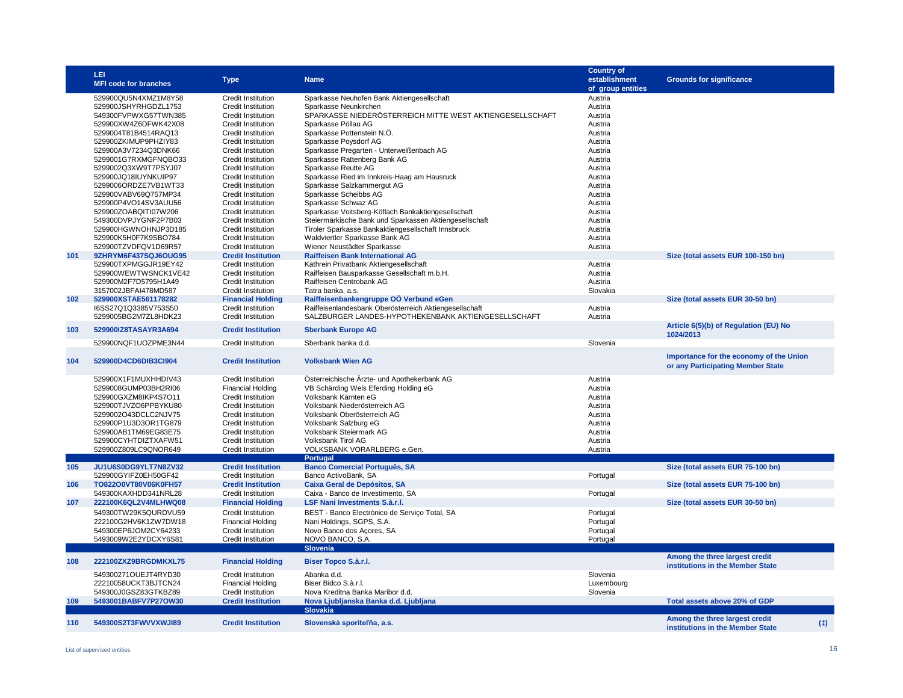| | LEI<br>MFI code for branches | Type | Name | Country of establishment of group entities | Grounds for significance |
|---|---|---|---|---|---|
| | 529900QU5N4XMZ1M8Y58 | Credit Institution | Sparkasse Neuhofen Bank Aktiengesellschaft | Austria | |
| | 529900JSHYRHGDZL1753 | Credit Institution | Sparkasse Neunkirchen | Austria | |
| | 549300FVPWXG57TWN385 | Credit Institution | SPARKASSE NIEDERÖSTERREICH MITTE WEST AKTIENGESELLSCHAFT | Austria | |
| | 529900XW4Z6DFWK42X08 | Credit Institution | Sparkasse Pöllau AG | Austria | |
| | 5299004T81B4514RAQ13 | Credit Institution | Sparkasse Pottenstein N.Ö. | Austria | |
| | 529900ZKIMUP9PHZIY83 | Credit Institution | Sparkasse Poysdorf AG | Austria | |
| | 529900A3V7234Q3DNK66 | Credit Institution | Sparkasse Pregarten - Unterweißenbach AG | Austria | |
| | 5299001G7RXMGFNQBO33 | Credit Institution | Sparkasse Rattenberg Bank AG | Austria | |
| | 5299002Q3XW9T7PSYJ07 | Credit Institution | Sparkasse Reutte AG | Austria | |
| | 529900JQ18IUYNKUIP97 | Credit Institution | Sparkasse Ried im Innkreis-Haag am Hausruck | Austria | |
| | 5299006ORDZE7VB1WT33 | Credit Institution | Sparkasse Salzkammergut AG | Austria | |
| | 529900VABV69Q757MP34 | Credit Institution | Sparkasse Scheibbs AG | Austria | |
| | 529900P4VO14SV3AUU56 | Credit Institution | Sparkasse Schwaz AG | Austria | |
| | 529900ZOABQITI07W206 | Credit Institution | Sparkasse Voitsberg-Köflach Bankaktiengesellschaft | Austria | |
| | 549300DVPJYGNF2P7B03 | Credit Institution | Steiermärkische Bank und Sparkassen Aktiengesellschaft | Austria | |
| | 529900HGWNOHNJP3D185 | Credit Institution | Tiroler Sparkasse Bankaktiengesellschaft Innsbruck | Austria | |
| | 529900K5H0F7K9SBO784 | Credit Institution | Waldviertler Sparkasse Bank AG | Austria | |
| | 529900TZVDFQV1D69R57 | Credit Institution | Wiener Neustädter Sparkasse | Austria | |
| **101** | **9ZHRYM6F437SQJ6OUG95** | **Credit Institution** | **Raiffeisen Bank International AG** | | **Size (total assets EUR 100-150 bn)** |
| | 529900TXPMGGJR19EY42 | Credit Institution | Kathrein Privatbank Aktiengesellschaft | Austria | |
| | 529900WEWTWSNCK1VE42 | Credit Institution | Raiffeisen Bausparkasse Gesellschaft m.b.H. | Austria | |
| | 529900M2F7D5795H1A49 | Credit Institution | Raiffeisen Centrobank AG | Austria | |
| | 3157002JBFAI478MD587 | Credit Institution | Tatra banka, a.s. | Slovakia | |
| **102** | **529900XSTAE561178282** | **Financial Holding** | **Raiffeisenbankengruppe OÖ Verbund eGen** | | **Size (total assets EUR 30-50 bn)** |
| | I6SS27Q1Q3385V753S50 | Credit Institution | Raiffeisenlandesbank Oberösterreich Aktiengesellschaft | Austria | |
| | 5299005BG2M7ZL8HDK23 | Credit Institution | SALZBURGER LANDES-HYPOTHEKENBANK AKTIENGESELLSCHAFT | Austria | |
| **103** | **529900IZ8TASAYR3A694** | **Credit Institution** | **Sberbank Europe AG** | | **Article 6(5)(b) of Regulation (EU) No 1024/2013** |
| | 529900NQF1UOZPME3N44 | Credit Institution | Sberbank banka d.d. | Slovenia | |
| **104** | **529900D4CD6DIB3CI904** | **Credit Institution** | **Volksbank Wien AG** | | **Importance for the economy of the Union or any Participating Member State** |
| | 529900X1F1MUXHHDIV43 | Credit Institution | Österreichische Ärzte- und Apothekerbank AG | Austria | |
| | 5299008GUMP03BH2RI06 | Financial Holding | VB Schärding Wels Eferding Holding eG | Austria | |
| | 529900GXZM8IKP4S7O11 | Credit Institution | Volksbank Kärnten eG | Austria | |
| | 529900TJVZO6PPBYKU80 | Credit Institution | Volksbank Niederösterreich AG | Austria | |
| | 5299002O43DCLC2NJV75 | Credit Institution | Volksbank Oberösterreich AG | Austria | |
| | 529900P1U3D3OR1TG879 | Credit Institution | Volksbank Salzburg eG | Austria | |
| | 529900AB1TM69EG83E75 | Credit Institution | Volksbank Steiermark AG | Austria | |
| | 529900CYHTDIZTXAFW51 | Credit Institution | Volksbank Tirol AG | Austria | |
| | 529900Z809LC9QNOR649 | Credit Institution | VOLKSBANK VORARLBERG e.Gen. | Austria | |
| | | | **Portugal** | | |
| **105** | **JU1U6S0DG9YLT7N8ZV32** | **Credit Institution** | **Banco Comercial Português, SA** | | **Size (total assets EUR 75-100 bn)** |
| | 529900GYIFZ0EH50GF42 | Credit Institution | Banco ActivoBank, SA | Portugal | |
| **106** | **TO822O0VT80V06K0FH57** | **Credit Institution** | **Caixa Geral de Depósitos, SA** | | **Size (total assets EUR 75-100 bn)** |
| | 549300KAXHDD341NRL28 | Credit Institution | Caixa - Banco de Investimento, SA | Portugal | |
| **107** | **222100K6QL2V4MLHWQ08** | **Financial Holding** | **LSF Nani Investments S.à.r.l.** | | **Size (total assets EUR 30-50 bn)** |
| | 549300TW29K5QURDVU59 | Credit Institution | BEST - Banco Electrónico de Serviço Total, SA | Portugal | |
| | 222100G2HV6K1ZW7DW18 | Financial Holding | Nani Holdings, SGPS, S.A. | Portugal | |
| | 549300EP6JOM2CY64233 | Credit Institution | Novo Banco dos Açores, SA | Portugal | |
| | 5493009W2E2YDCXY6S81 | Credit Institution | NOVO BANCO, S.A. | Portugal | |
| | | | **Slovenia** | | |
| **108** | **222100ZXZ9BRGDMKXL75** | **Financial Holding** | **Biser Topco S.à.r.l.** | | **Among the three largest credit institutions in the Member State** |
| | 549300271OUEJT4RYD30 | Credit Institution | Abanka d.d. | Slovenia | |
| | 22210058UCKT3BJTCN24 | Financial Holding | Biser Bidco S.à.r.l. | Luxembourg | |
| | 549300J0GSZ83GTKBZ89 | Credit Institution | Nova Kreditna Banka Maribor d.d. | Slovenia | |
| **109** | **5493001BABFV7P27OW30** | **Credit Institution** | **Nova Ljubljanska Banka d.d. Ljubljana** | | **Total assets above 20% of GDP** |
| | | | **Slovakia** | | |
| **110** | **549300S2T3FWVVXWJI89** | **Credit Institution** | **Slovenská sporiteľňa, a.s.** | | **Among the three largest credit institutions in the Member State** (‡) |

List of supervised entities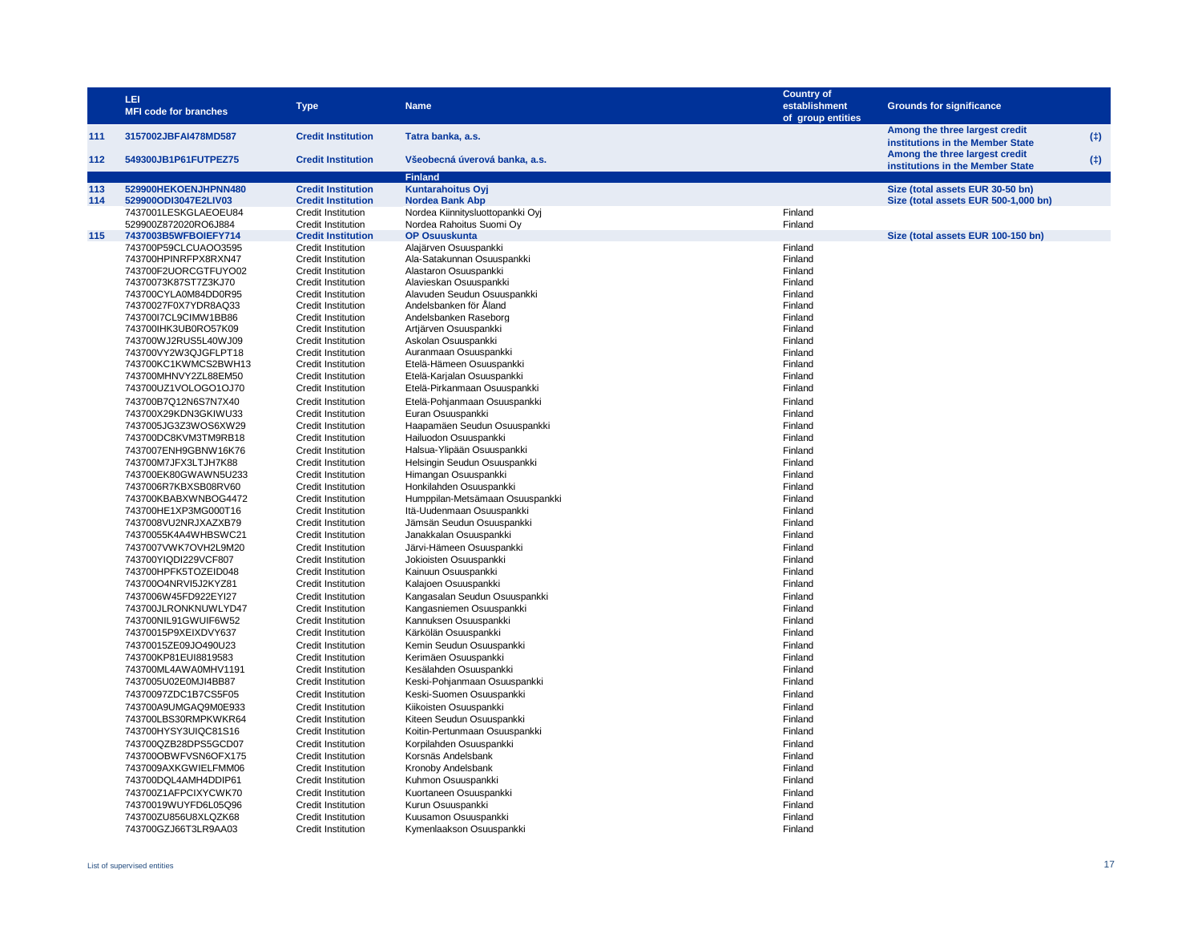| | LEI MFI code for branches | Type | Name | Country of establishment of group entities | Grounds for significance | |
|---|---|---|---|---|---|---|
| 111 | **3157002JBFAI478MD587** | **Credit Institution** | **Tatra banka, a.s.** | | **Among the three largest credit institutions in the Member State** | (‡) |
| 112 | **549300JB1P61FUTPEZ75** | **Credit Institution** | **Všeobecná úverová banka, a.s.** | | **Among the three largest credit institutions in the Member State** | (‡) |
| | | | **Finland** | | | |
| 113 | **529900HEKOENJHPNN480** | **Credit Institution** | **Kuntarahoitus Oyj** | | **Size (total assets EUR 30-50 bn)** | |
| 114 | **529900ODI3047E2LIV03** | **Credit Institution** | **Nordea Bank Abp** | | **Size (total assets EUR 500-1,000 bn)** | |
| | 7437001LESKGLAEOEU84 | Credit Institution | Nordea Kiinnitysluottopankki Oyj | Finland | | |
| | 529900Z872020RO6J884 | Credit Institution | Nordea Rahoitus Suomi Oy | Finland | | |
| 115 | **7437003B5WFBOIEFY714** | **Credit Institution** | **OP Osuuskunta** | | **Size (total assets EUR 100-150 bn)** | |
| | 743700P59CLCUAOO3595 | Credit Institution | Alajärven Osuuspankki | Finland | | |
| | 743700HPINRFPX8RXN47 | Credit Institution | Ala-Satakunnan Osuuspankki | Finland | | |
| | 743700F2UORCGTFUYO02 | Credit Institution | Alastaron Osuuspankki | Finland | | |
| | 74370073K87ST7Z3KJ70 | Credit Institution | Alavieskan Osuuspankki | Finland | | |
| | 743700CYLA0M84DD0R95 | Credit Institution | Alavuden Seudun Osuuspankki | Finland | | |
| | 74370027F0X7YDR8AQ33 | Credit Institution | Andelsbanken för Åland | Finland | | |
| | 743700I7CL9CIMW1BB86 | Credit Institution | Andelsbanken Raseborg | Finland | | |
| | 743700IHK3UB0RO57K09 | Credit Institution | Artjärven Osuuspankki | Finland | | |
| | 743700WJ2RUS5L40WJ09 | Credit Institution | Askolan Osuuspankki | Finland | | |
| | 743700VY2W3QJGFLPT18 | Credit Institution | Auranmaan Osuuspankki | Finland | | |
| | 743700KC1KWMCS2BWH13 | Credit Institution | Etelä-Hämeen Osuuspankki | Finland | | |
| | 743700MHNVY2ZL88EM50 | Credit Institution | Etelä-Karjalan Osuuspankki | Finland | | |
| | 743700UZ1VOLOGO1OJ70 | Credit Institution | Etelä-Pirkanmaan Osuuspankki | Finland | | |
| | 743700B7Q12N6S7N7X40 | Credit Institution | Etelä-Pohjanmaan Osuuspankki | Finland | | |
| | 743700X29KDN3GKIWU33 | Credit Institution | Euran Osuuspankki | Finland | | |
| | 7437005JG3Z3WOS6XW29 | Credit Institution | Haapamäen Seudun Osuuspankki | Finland | | |
| | 743700DC8KVM3TM9RB18 | Credit Institution | Hailuodon Osuuspankki | Finland | | |
| | 7437007ENH9GBNW16K76 | Credit Institution | Halsua-Ylipään Osuuspankki | Finland | | |
| | 743700M7JFX3LTJH7K88 | Credit Institution | Helsingin Seudun Osuuspankki | Finland | | |
| | 743700EK80GWAWN5U233 | Credit Institution | Himangan Osuuspankki | Finland | | |
| | 7437006R7KBXSB08RV60 | Credit Institution | Honkilahden Osuuspankki | Finland | | |
| | 743700KBABXWNBOG4472 | Credit Institution | Humppilan-Metsämaan Osuuspankki | Finland | | |
| | 743700HE1XP3MG000T16 | Credit Institution | Itä-Uudenmaan Osuuspankki | Finland | | |
| | 7437008VU2NRJXAZXB79 | Credit Institution | Jämsän Seudun Osuuspankki | Finland | | |
| | 74370055K4A4WHBSWC21 | Credit Institution | Janakkalan Osuuspankki | Finland | | |
| | 7437007VWK7OVH2L9M20 | Credit Institution | Järvi-Hämeen Osuuspankki | Finland | | |
| | 743700YIQDI229VCF807 | Credit Institution | Jokioisten Osuuspankki | Finland | | |
| | 743700HPFK5TOZEID048 | Credit Institution | Kainuun Osuuspankki | Finland | | |
| | 743700O4NRVI5J2KYZ81 | Credit Institution | Kalajoen Osuuspankki | Finland | | |
| | 7437006W45FD922EYI27 | Credit Institution | Kangasalan Seudun Osuuspankki | Finland | | |
| | 743700JLRONKNUWLYD47 | Credit Institution | Kangasniemen Osuuspankki | Finland | | |
| | 743700NIL91GWUIF6W52 | Credit Institution | Kannuksen Osuuspankki | Finland | | |
| | 74370015P9XEIXDVY637 | Credit Institution | Kärkölän Osuuspankki | Finland | | |
| | 74370015ZE09JO490U23 | Credit Institution | Kemin Seudun Osuuspankki | Finland | | |
| | 743700KP81EUI8819583 | Credit Institution | Kerimäen Osuuspankki | Finland | | |
| | 743700ML4AWA0MHV1191 | Credit Institution | Kesälahden Osuuspankki | Finland | | |
| | 7437005U02E0MJI4BB87 | Credit Institution | Keski-Pohjanmaan Osuuspankki | Finland | | |
| | 74370097ZDC1B7CS5F05 | Credit Institution | Keski-Suomen Osuuspankki | Finland | | |
| | 743700A9UMGAQ9M0E933 | Credit Institution | Kiikoisten Osuuspankki | Finland | | |
| | 743700LBS30RMPKWKR64 | Credit Institution | Kiteen Seudun Osuuspankki | Finland | | |
| | 743700HYSY3UIQC81S16 | Credit Institution | Koitin-Pertunmaan Osuuspankki | Finland | | |
| | 743700QZB28DPS5GCD07 | Credit Institution | Korpilahden Osuuspankki | Finland | | |
| | 743700OBWFVSN6OFX175 | Credit Institution | Korsnäs Andelsbank | Finland | | |
| | 7437009AXKGWIELFMM06 | Credit Institution | Kronoby Andelsbank | Finland | | |
| | 743700DQL4AMH4DDIP61 | Credit Institution | Kuhmon Osuuspankki | Finland | | |
| | 743700Z1AFPCIXYCWK70 | Credit Institution | Kuortaneen Osuuspankki | Finland | | |
| | 74370019WUYFD6L05Q96 | Credit Institution | Kurun Osuuspankki | Finland | | |
| | 743700ZU856U8XLQZK68 | Credit Institution | Kuusamon Osuuspankki | Finland | | |
| | 743700GZJ66T3LR9AA03 | Credit Institution | Kymenlaakson Osuuspankki | Finland | | |

List of supervised entities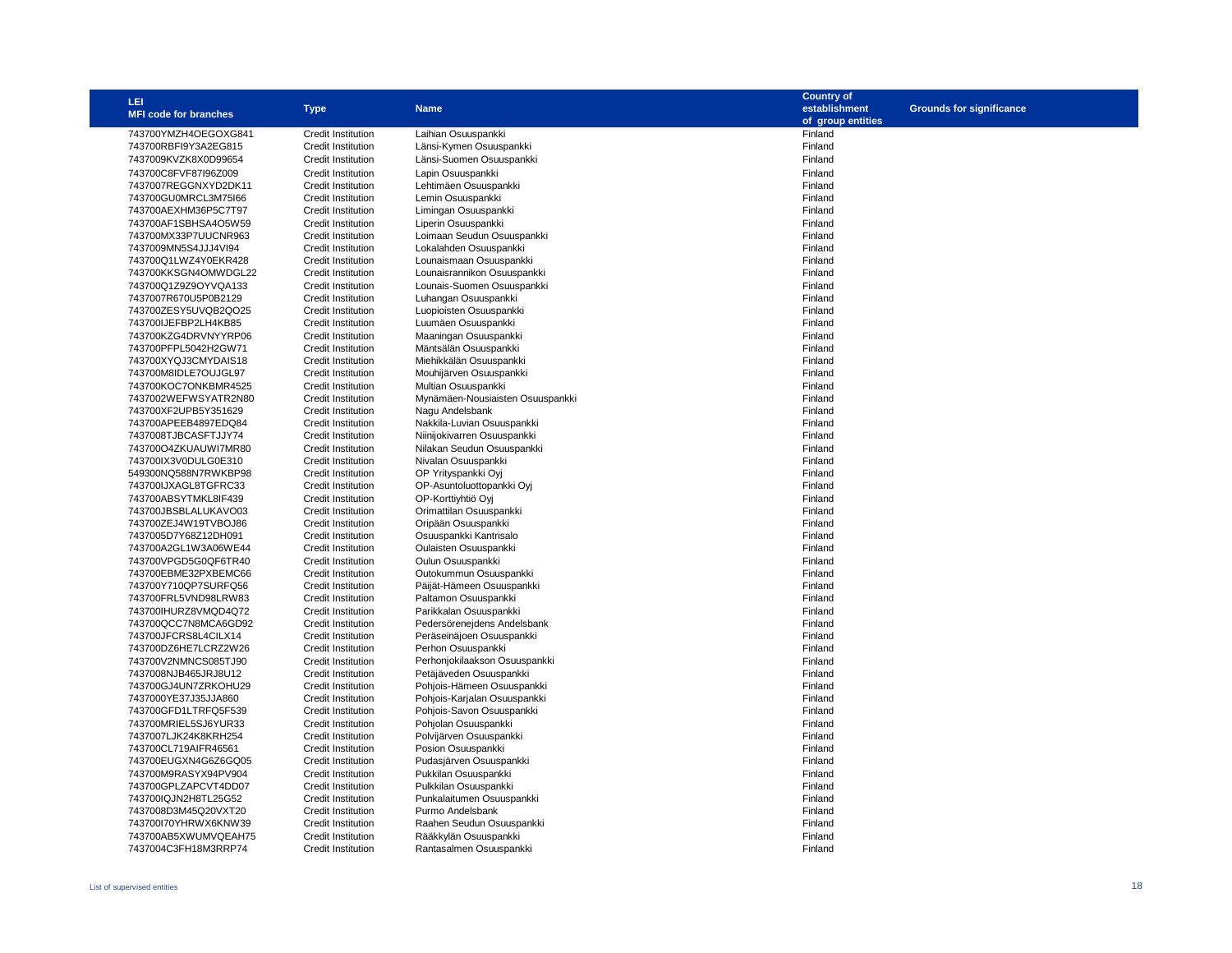| LEI<br>MFI code for branches | Type | Name | Country of establishment of group entities | Grounds for significance |
|---|---|---|---|---|
| 743700YMZH4OEGOXG841 | Credit Institution | Laihian Osuuspankki | Finland | |
| 743700RBFI9Y3A2EG815 | Credit Institution | Länsi-Kymen Osuuspankki | Finland | |
| 7437009KVZK8X0D99654 | Credit Institution | Länsi-Suomen Osuuspankki | Finland | |
| 743700C8FVF87I96Z009 | Credit Institution | Lapin Osuuspankki | Finland | |
| 7437007REGGNXYD2DK11 | Credit Institution | Lehtimäen Osuuspankki | Finland | |
| 743700GU0MRCL3M75I66 | Credit Institution | Lemin Osuuspankki | Finland | |
| 743700AEXHM36P5C7T97 | Credit Institution | Limingan Osuuspankki | Finland | |
| 743700AF1SBHSA4O5W59 | Credit Institution | Liperin Osuuspankki | Finland | |
| 743700MX33P7UUCNR963 | Credit Institution | Loimaan Seudun Osuuspankki | Finland | |
| 7437009MN5S4JJJ4VI94 | Credit Institution | Lokalahden Osuuspankki | Finland | |
| 743700Q1LWZ4Y0EKR428 | Credit Institution | Lounaismaan Osuuspankki | Finland | |
| 743700KKSGN4OMWDGL22 | Credit Institution | Lounaisrannikon Osuuspankki | Finland | |
| 743700Q1Z9Z9OYVQA133 | Credit Institution | Lounais-Suomen Osuuspankki | Finland | |
| 7437007R670U5P0B2129 | Credit Institution | Luhangan Osuuspankki | Finland | |
| 743700ZESY5UVQB2QO25 | Credit Institution | Luopioisten Osuuspankki | Finland | |
| 743700IJEFBP2LH4KB85 | Credit Institution | Luumäen Osuuspankki | Finland | |
| 743700KZG4DRVNYYRP06 | Credit Institution | Maaningan Osuuspankki | Finland | |
| 743700PFPL5042H2GW71 | Credit Institution | Mäntsälän Osuuspankki | Finland | |
| 743700XYQJ3CMYDAIS18 | Credit Institution | Miehikkälän Osuuspankki | Finland | |
| 743700M8IDLE7OUJGL97 | Credit Institution | Mouhijärven Osuuspankki | Finland | |
| 743700KOC7ONKBMR4525 | Credit Institution | Multian Osuuspankki | Finland | |
| 7437002WEFWSYATR2N80 | Credit Institution | Mynämäen-Nousiaisten Osuuspankki | Finland | |
| 743700XF2UPB5Y351629 | Credit Institution | Nagu Andelsbank | Finland | |
| 743700APEEB4897EDQ84 | Credit Institution | Nakkila-Luvian Osuuspankki | Finland | |
| 7437008TJBCASFTJJY74 | Credit Institution | Niinijokivarren Osuuspankki | Finland | |
| 743700O4ZKUAUWI7MR80 | Credit Institution | Nilakan Seudun Osuuspankki | Finland | |
| 743700IX3V0DULG0E310 | Credit Institution | Nivalan Osuuspankki | Finland | |
| 549300NQ588N7RWKBP98 | Credit Institution | OP Yrityspankki Oyj | Finland | |
| 743700IJXAGL8TGFRC33 | Credit Institution | OP-Asuntoluottopankki Oyj | Finland | |
| 743700ABSYTMKL8IF439 | Credit Institution | OP-Korttiyhtiö Oyj | Finland | |
| 743700JBSBLALUKAVO03 | Credit Institution | Orimattilan Osuuspankki | Finland | |
| 743700ZEJ4W19TVBOJ86 | Credit Institution | Oripään Osuuspankki | Finland | |
| 7437005D7Y68Z12DH091 | Credit Institution | Osuuspankki Kantrisalo | Finland | |
| 743700A2GL1W3A06WE44 | Credit Institution | Oulaisten Osuuspankki | Finland | |
| 743700VPGD5G0QF6TR40 | Credit Institution | Oulun Osuuspankki | Finland | |
| 743700EBME32PXBEMC66 | Credit Institution | Outokummun Osuuspankki | Finland | |
| 743700Y710QP7SURFQ56 | Credit Institution | Päijät-Hämeen Osuuspankki | Finland | |
| 743700FRL5VND98LRW83 | Credit Institution | Paltamon Osuuspankki | Finland | |
| 743700IHURZ8VMQD4Q72 | Credit Institution | Parikkalan Osuuspankki | Finland | |
| 743700QCC7N8MCA6GD92 | Credit Institution | Pedersörenejdens Andelsbank | Finland | |
| 743700JFCRS8L4CILX14 | Credit Institution | Peräseinäjoen Osuuspankki | Finland | |
| 743700DZ6HE7LCRZ2W26 | Credit Institution | Perhon Osuuspankki | Finland | |
| 743700V2NMNCS085TJ90 | Credit Institution | Perhonjokilaakson Osuuspankki | Finland | |
| 7437008NJB465JRJ8U12 | Credit Institution | Petäjäveden Osuuspankki | Finland | |
| 743700GJ4UN7ZRKOHU29 | Credit Institution | Pohjois-Hämeen Osuuspankki | Finland | |
| 7437000YE37J35JJA860 | Credit Institution | Pohjois-Karjalan Osuuspankki | Finland | |
| 743700GFD1LTRFQ5F539 | Credit Institution | Pohjois-Savon Osuuspankki | Finland | |
| 743700MRIEL5SJ6YUR33 | Credit Institution | Pohjolan Osuuspankki | Finland | |
| 7437007LJK24K8KRH254 | Credit Institution | Polvijärven Osuuspankki | Finland | |
| 743700CL719AIFR46561 | Credit Institution | Posion Osuuspankki | Finland | |
| 743700EUGXN4G6Z6GQ05 | Credit Institution | Pudasjärven Osuuspankki | Finland | |
| 743700M9RASYX94PV904 | Credit Institution | Pukkilan Osuuspankki | Finland | |
| 743700GPLZAPCVT4DD07 | Credit Institution | Pulkkilan Osuuspankki | Finland | |
| 743700IQJN2H8TL25G52 | Credit Institution | Punkalaitumen Osuuspankki | Finland | |
| 7437008D3M45Q20VXT20 | Credit Institution | Purmo Andelsbank | Finland | |
| 743700I70YHRWX6KNW39 | Credit Institution | Raahen Seudun Osuuspankki | Finland | |
| 743700AB5XWUMVQEAH75 | Credit Institution | Rääkkylän Osuuspankki | Finland | |
| 7437004C3FH18M3RRP74 | Credit Institution | Rantasalmen Osuuspankki | Finland | |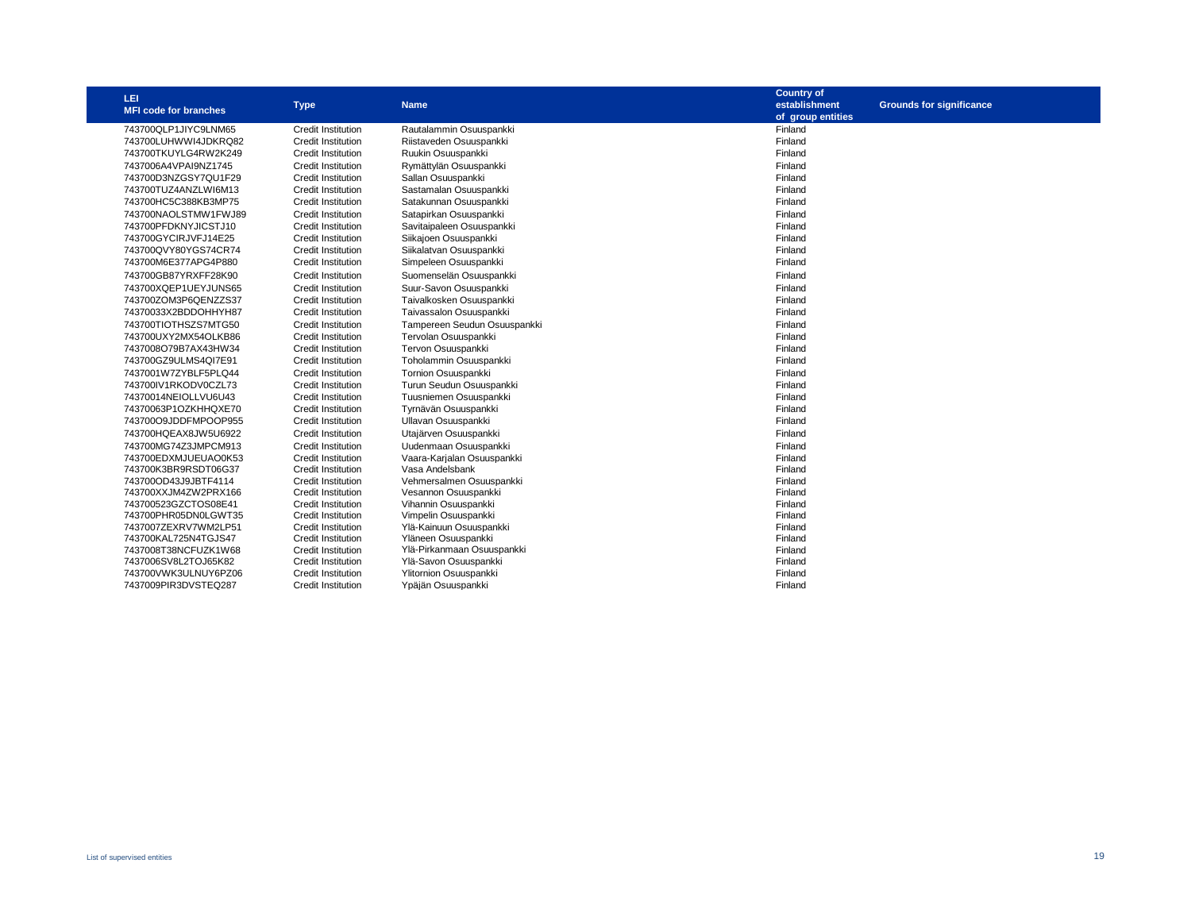| LEI<br>MFI code for branches | Type | Name | Country of establishment of group entities | Grounds for significance |
| --- | --- | --- | --- | --- |
| 743700QLP1JIYC9LNM65 | Credit Institution | Rautalammin Osuuspankki | Finland | |
| 743700LUHWWI4JDKRQ82 | Credit Institution | Riistaveden Osuuspankki | Finland | |
| 743700TKUYLG4RW2K249 | Credit Institution | Ruukin Osuuspankki | Finland | |
| 7437006A4VPAI9NZ1745 | Credit Institution | Rymättylän Osuuspankki | Finland | |
| 743700D3NZGSY7QU1F29 | Credit Institution | Sallan Osuuspankki | Finland | |
| 743700TUZ4ANZLWI6M13 | Credit Institution | Sastamalan Osuuspankki | Finland | |
| 743700HC5C388KB3MP75 | Credit Institution | Satakunnan Osuuspankki | Finland | |
| 743700NAOLSTMW1FWJ89 | Credit Institution | Satapirkan Osuuspankki | Finland | |
| 743700PFDKNYJICSTJ10 | Credit Institution | Savitaipaleen Osuuspankki | Finland | |
| 743700GYCIRJVFJ14E25 | Credit Institution | Siikajoen Osuuspankki | Finland | |
| 743700QVY80YGS74CR74 | Credit Institution | Siikalatvan Osuuspankki | Finland | |
| 743700M6E377APG4P880 | Credit Institution | Simpeleen Osuuspankki | Finland | |
| 743700GB87YRXFF28K90 | Credit Institution | Suomenselän Osuuspankki | Finland | |
| 743700XQEP1UEYJUNS65 | Credit Institution | Suur-Savon Osuuspankki | Finland | |
| 743700ZOM3P6QENZZS37 | Credit Institution | Taivalkosken Osuuspankki | Finland | |
| 74370033X2BDDOHHYH87 | Credit Institution | Taivassalon Osuuspankki | Finland | |
| 743700TIOTHSZS7MTG50 | Credit Institution | Tampereen Seudun Osuuspankki | Finland | |
| 743700UXY2MX54OLKB86 | Credit Institution | Tervolan Osuuspankki | Finland | |
| 7437008O79B7AX43HW34 | Credit Institution | Tervon Osuuspankki | Finland | |
| 743700GZ9ULMS4QI7E91 | Credit Institution | Toholammin Osuuspankki | Finland | |
| 7437001W7ZYBLF5PLQ44 | Credit Institution | Tornion Osuuspankki | Finland | |
| 743700IV1RKODV0CZL73 | Credit Institution | Turun Seudun Osuuspankki | Finland | |
| 74370014NEIOLLVU6U43 | Credit Institution | Tuusniemen Osuuspankki | Finland | |
| 74370063P1OZKHHQXE70 | Credit Institution | Tyrnävän Osuuspankki | Finland | |
| 743700O9JDDFMPOOP955 | Credit Institution | Ullavan Osuuspankki | Finland | |
| 743700HQEAX8JW5U6922 | Credit Institution | Utajärven Osuuspankki | Finland | |
| 743700MG74Z3JMPCM913 | Credit Institution | Uudenmaan Osuuspankki | Finland | |
| 743700EDXMJUEUAO0K53 | Credit Institution | Vaara-Karjalan Osuuspankki | Finland | |
| 743700K3BR9RSDT06G37 | Credit Institution | Vasa Andelsbank | Finland | |
| 743700OD43J9JBTF4114 | Credit Institution | Vehmersalmen Osuuspankki | Finland | |
| 743700XXJM4ZW2PRX166 | Credit Institution | Vesannon Osuuspankki | Finland | |
| 743700523GZCTOS08E41 | Credit Institution | Vihannin Osuuspankki | Finland | |
| 743700PHR05DN0LGWT35 | Credit Institution | Vimpelin Osuuspankki | Finland | |
| 7437007ZEXRV7WM2LP51 | Credit Institution | Ylä-Kainuun Osuuspankki | Finland | |
| 743700KAL725N4TGJS47 | Credit Institution | Yläneen Osuuspankki | Finland | |
| 7437008T38NCFUZK1W68 | Credit Institution | Ylä-Pirkanmaan Osuuspankki | Finland | |
| 7437006SV8L2TOJ65K82 | Credit Institution | Ylä-Savon Osuuspankki | Finland | |
| 743700VWK3ULNUY6PZ06 | Credit Institution | Ylitornion Osuuspankki | Finland | |
| 7437009PIR3DVSTEQ287 | Credit Institution | Ypäjän Osuuspankki | Finland | |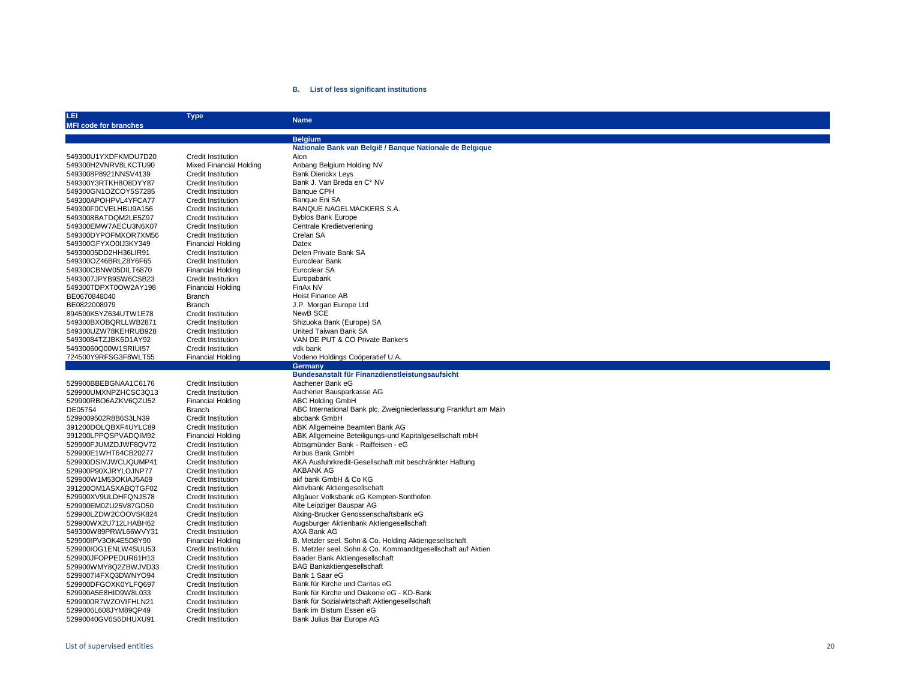### B. List of less significant institutions

| LEI<br>MFI code for branches | Type | Name |
|---|---|---|
| | | **Belgium** |
| | | **Nationale Bank van België / Banque Nationale de Belgique** |
| 549300U1YXDFKMDU7D20 | Credit Institution | Aion |
| 549300H2VNRV8LKCTU90 | Mixed Financial Holding | Anbang Belgium Holding NV |
| 5493008P8921NNSV4139 | Credit Institution | Bank Dierickx Leys |
| 549300Y3RTKH8O8DYY87 | Credit Institution | Bank J. Van Breda en C° NV |
| 549300GN1OZCOY5S7285 | Credit Institution | Banque CPH |
| 549300APOHPVL4YFCA77 | Credit Institution | Banque Eni SA |
| 549300F0CVELHBU9A156 | Credit Institution | BANQUE NAGELMACKERS S.A. |
| 5493008BATDQM2LE5Z97 | Credit Institution | Byblos Bank Europe |
| 549300EMW7AECU3N6X07 | Credit Institution | Centrale Kredietverlening |
| 549300DYPOFMXOR7XM56 | Credit Institution | Crelan SA |
| 549300GFYXO0IJ3KY349 | Financial Holding | Datex |
| 54930005DD2HH36LIR91 | Credit Institution | Delen Private Bank SA |
| 549300OZ46BRLZ8Y6F65 | Credit Institution | Euroclear Bank |
| 549300CBNW05DILT6870 | Financial Holding | Euroclear SA |
| 5493007JPYB9SW6CSB23 | Credit Institution | Europabank |
| 549300TDPXT0OW2AY198 | Financial Holding | FinAx NV |
| BE0670848040 | Branch | Hoist Finance AB |
| BE0822008979 | Branch | J.P. Morgan Europe Ltd |
| 894500K5YZ634UTW1E78 | Credit Institution | NewB SCE |
| 549300BXOBQRLLWB2871 | Credit Institution | Shizuoka Bank (Europe) SA |
| 549300UZW78KEHRUB928 | Credit Institution | United Taiwan Bank SA |
| 54930084TZJBK6D1AY92 | Credit Institution | VAN DE PUT & CO Private Bankers |
| 54930060Q00W1SRIUI57 | Credit Institution | vdk bank |
| 724500Y9RFSG3F8WLT55 | Financial Holding | Vodeno Holdings Coöperatief U.A. |
| | | **Germany** |
| | | **Bundesanstalt für Finanzdienstleistungsaufsicht** |
| 529900BBEBGNAA1C6176 | Credit Institution | Aachener Bank eG |
| 529900UMXNPZHCSC3Q13 | Credit Institution | Aachener Bausparkasse AG |
| 529900RBO6AZKV6QZU52 | Financial Holding | ABC Holding GmbH |
| DE05754 | Branch | ABC International Bank plc, Zweigniederlassung Frankfurt am Main |
| 5299009502R8B6S3LN39 | Credit Institution | abcbank GmbH |
| 391200DOLQBXF4UYLC89 | Credit Institution | ABK Allgemeine Beamten Bank AG |
| 391200LPPQSPVADQIM92 | Financial Holding | ABK Allgemeine Beteiligungs-und Kapitalgesellschaft mbH |
| 529900FJUMZDJWF8QV72 | Credit Institution | Abtsgmünder Bank - Raiffeisen - eG |
| 529900E1WHT64CB20277 | Credit Institution | Airbus Bank GmbH |
| 529900DSIVJWCUQUMP41 | Credit Institution | AKA Ausfuhrkredit-Gesellschaft mit beschränkter Haftung |
| 529900P90XJRYLOJNP77 | Credit Institution | AKBANK AG |
| 529900W1M53OKIAJ5A09 | Credit Institution | akf bank GmbH & Co KG |
| 391200OM1ASXABQTGF02 | Credit Institution | Aktivbank Aktiengesellschaft |
| 529900XV9ULDHFQNJS78 | Credit Institution | Allgäuer Volksbank eG Kempten-Sonthofen |
| 529900EM0ZU25V87GD50 | Credit Institution | Alte Leipziger Bauspar AG |
| 529900LZDW2COOVSK824 | Credit Institution | Alxing-Brucker Genossenschaftsbank eG |
| 529900WX2U712LHABH62 | Credit Institution | Augsburger Aktienbank Aktiengesellschaft |
| 549300W89PRWL66WVY31 | Credit Institution | AXA Bank AG |
| 529900IPV3OK4E5D8Y90 | Financial Holding | B. Metzler seel. Sohn & Co. Holding Aktiengesellschaft |
| 529900IOG1ENLW4SUU53 | Credit Institution | B. Metzler seel. Sohn & Co. Kommanditgesellschaft auf Aktien |
| 529900JFOPPEDUR61H13 | Credit Institution | Baader Bank Aktiengesellschaft |
| 529900WMY8Q2ZBWJVD33 | Credit Institution | BAG Bankaktiengesellschaft |
| 5299007I4FXQ3DWNYO94 | Credit Institution | Bank 1 Saar eG |
| 529900DFGOXK0YLFQ697 | Credit Institution | Bank für Kirche und Caritas eG |
| 529900A5E8HID9W8L033 | Credit Institution | Bank für Kirche und Diakonie eG - KD-Bank |
| 5299000R7WZOVIFHLN21 | Credit Institution | Bank für Sozialwirtschaft Aktiengesellschaft |
| 5299006L608JYM89QP49 | Credit Institution | Bank im Bistum Essen eG |
| 52990040GV6S6DHUXU91 | Credit Institution | Bank Julius Bär Europe AG |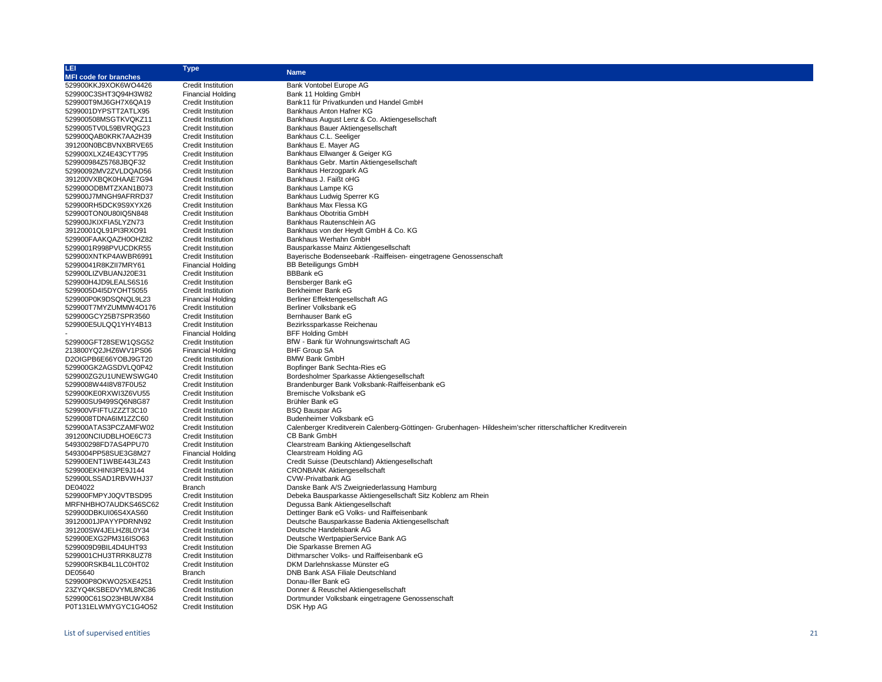| LEI<br>MFI code for branches | Type | Name |
|---|---|---|
| 529900KKJ9XOK6WO4426 | Credit Institution | Bank Vontobel Europe AG |
| 529900C3SHT3Q94H3W82 | Financial Holding | Bank 11 Holding GmbH |
| 529900T9MJ6GH7X6QA19 | Credit Institution | Bank11 für Privatkunden und Handel GmbH |
| 5299001DYPSTT2ATLX95 | Credit Institution | Bankhaus Anton Hafner KG |
| 529900508MSGTKVQKZ11 | Credit Institution | Bankhaus August Lenz & Co. Aktiengesellschaft |
| 5299005TV0L59BVRQG23 | Credit Institution | Bankhaus Bauer Aktiengesellschaft |
| 529900QAB0KRK7AA2H39 | Credit Institution | Bankhaus C.L. Seeliger |
| 391200N0BCBVNXBRVE65 | Credit Institution | Bankhaus E. Mayer AG |
| 529900XLXZ4E43CYT795 | Credit Institution | Bankhaus Ellwanger & Geiger KG |
| 529900984Z5768JBQF32 | Credit Institution | Bankhaus Gebr. Martin Aktiengesellschaft |
| 52990092MV2ZVLDQAD56 | Credit Institution | Bankhaus Herzogpark AG |
| 391200VXBQK0HAAE7G94 | Credit Institution | Bankhaus J. Faißt oHG |
| 529900ODBMTZXAN1B073 | Credit Institution | Bankhaus Lampe KG |
| 529900J7MNGH9AFRRD37 | Credit Institution | Bankhaus Ludwig Sperrer KG |
| 529900RH5DCK9S9XYX26 | Credit Institution | Bankhaus Max Flessa KG |
| 529900TON0U80IQ5N848 | Credit Institution | Bankhaus Obotritia GmbH |
| 529900JKIXFIA5LYZN73 | Credit Institution | Bankhaus Rautenschlein AG |
| 39120001QL91PI3RXO91 | Credit Institution | Bankhaus von der Heydt GmbH & Co. KG |
| 529900FAAKQAZH0OHZ82 | Credit Institution | Bankhaus Werhahn GmbH |
| 5299001R998PVUCDKR55 | Credit Institution | Bausparkasse Mainz Aktiengesellschaft |
| 529900XNTKP4AWBR6991 | Credit Institution | Bayerische Bodenseebank -Raiffeisen- eingetragene Genossenschaft |
| 52990041R8KZII7MRY61 | Financial Holding | BB Beteiligungs GmbH |
| 529900LIZVBUANJ20E31 | Credit Institution | BBBank eG |
| 529900H4JD9LEALS6S16 | Credit Institution | Bensberger Bank eG |
| 5299005D4I5DYOHT5055 | Credit Institution | Berkheimer Bank eG |
| 529900P0K9DSQNQL9L23 | Financial Holding | Berliner Effektengesellschaft AG |
| 529900T7MYZUMMW4O176 | Credit Institution | Berliner Volksbank eG |
| 529900GCY25B7SPR3560 | Credit Institution | Bernhauser Bank eG |
| 529900E5ULQQ1YHY4B13 | Credit Institution | Bezirkssparkasse Reichenau |
| - | Financial Holding | BFF Holding GmbH |
| 529900GFT28SEW1QSG52 | Credit Institution | BfW - Bank für Wohnungswirtschaft AG |
| 213800YQ2JHZ6WV1PS06 | Financial Holding | BHF Group SA |
| D2OIGPB6E66YOBJ9GT20 | Credit Institution | BMW Bank GmbH |
| 529900GK2AGSDVLQ0P42 | Credit Institution | Bopfinger Bank Sechta-Ries eG |
| 529900ZG2U1UNEWSWG40 | Credit Institution | Bordesholmer Sparkasse Aktiengesellschaft |
| 5299008W44I8V87F0U52 | Credit Institution | Brandenburger Bank Volksbank-Raiffeisenbank eG |
| 529900KE0RXWI3Z6VU55 | Credit Institution | Bremische Volksbank eG |
| 529900SU9499SQ6N8G87 | Credit Institution | Brühler Bank eG |
| 529900VFIFTUZZZT3C10 | Credit Institution | BSQ Bauspar AG |
| 5299008TDNA6IM1ZZC60 | Credit Institution | Budenheimer Volksbank eG |
| 529900ATAS3PCZAMFW02 | Credit Institution | Calenberger Kreditverein Calenberg-Göttingen- Grubenhagen- Hildesheim'scher ritterschaftlicher Kreditverein |
| 391200NCIUDBLHOE6C73 | Credit Institution | CB Bank GmbH |
| 549300298FD7AS4PPU70 | Credit Institution | Clearstream Banking Aktiengesellschaft |
| 5493004PP58SUE3G8M27 | Financial Holding | Clearstream Holding AG |
| 529900ENT1WBE443LZ43 | Credit Institution | Credit Suisse (Deutschland) Aktiengesellschaft |
| 529900EKHINI3PE9J144 | Credit Institution | CRONBANK Aktiengesellschaft |
| 529900LSSAD1RBVWHJ37 | Credit Institution | CVW-Privatbank AG |
| DE04022 | Branch | Danske Bank A/S Zweigniederlassung Hamburg |
| 529900FMPYJ0QVTBSD95 | Credit Institution | Debeka Bausparkasse Aktiengesellschaft Sitz Koblenz am Rhein |
| MRFNHBHO7AUDKS46SC62 | Credit Institution | Degussa Bank Aktiengesellschaft |
| 529900DBKUI06S4XAS60 | Credit Institution | Dettinger Bank eG Volks- und Raiffeisenbank |
| 39120001JPAYYPDRNN92 | Credit Institution | Deutsche Bausparkasse Badenia Aktiengesellschaft |
| 391200SW4JELHZ8L0Y34 | Credit Institution | Deutsche Handelsbank AG |
| 529900EXG2PM316ISO63 | Credit Institution | Deutsche WertpapierService Bank AG |
| 5299009D9BIL4D4UHT93 | Credit Institution | Die Sparkasse Bremen AG |
| 5299001CHU3TRRK8UZ78 | Credit Institution | Dithmarscher Volks- und Raiffeisenbank eG |
| 529900RSKB4L1LC0HT02 | Credit Institution | DKM Darlehnskasse Münster eG |
| DE05640 | Branch | DNB Bank ASA Filiale Deutschland |
| 529900P8OKWO25XE4251 | Credit Institution | Donau-Iller Bank eG |
| 23ZYQ4KSBEDVYML8NC86 | Credit Institution | Donner & Reuschel Aktiengesellschaft |
| 529900C61SO23HBUWX84 | Credit Institution | Dortmunder Volksbank eingetragene Genossenschaft |
| P0T131ELWMYGYC1G4O52 | Credit Institution | DSK Hyp AG |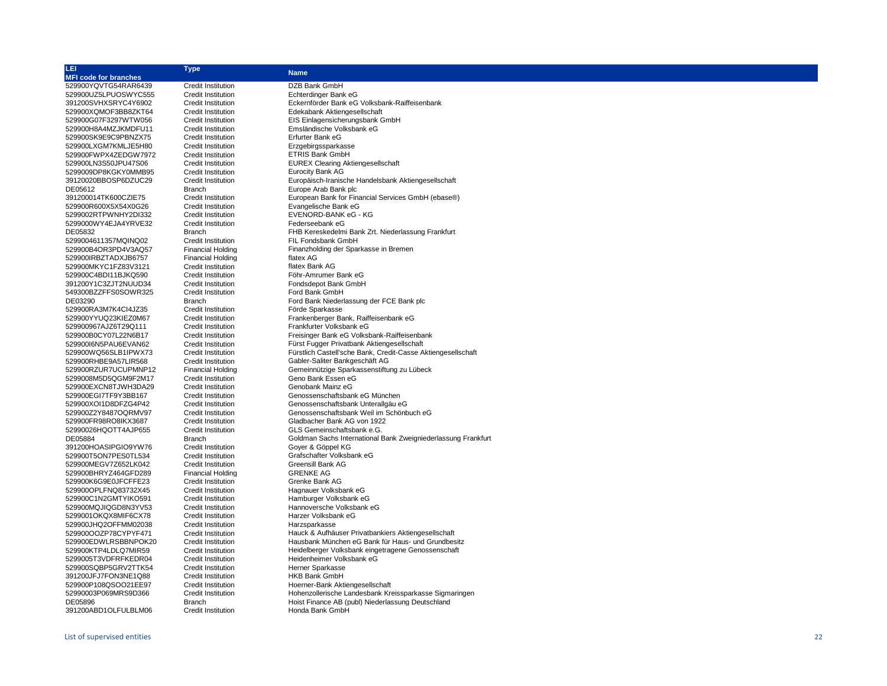| LEI<br>MFI code for branches | Type | Name |
|---|---|---|
| 529900YQVTG54RAR6439 | Credit Institution | DZB Bank GmbH |
| 529900UZ5LPUOSWYC555 | Credit Institution | Echterdinger Bank eG |
| 391200SVHXSRYC4Y6902 | Credit Institution | Eckernförder Bank eG Volksbank-Raiffeisenbank |
| 529900XQMOF3BB8ZKT64 | Credit Institution | Edekabank Aktiengesellschaft |
| 529900G07F3297WTW056 | Credit Institution | EIS Einlagensicherungsbank GmbH |
| 529900H8A4MZJKMDFU11 | Credit Institution | Emsländische Volksbank eG |
| 529900SK9E9C9PBNZX75 | Credit Institution | Erfurter Bank eG |
| 529900LXGM7KMLJE5H80 | Credit Institution | Erzgebirgssparkasse |
| 529900FWPX4ZEDGW7972 | Credit Institution | ETRIS Bank GmbH |
| 529900LN3S50JPU47S06 | Credit Institution | EUREX Clearing Aktiengesellschaft |
| 5299009DP8KGKY0MMB95 | Credit Institution | Eurocity Bank AG |
| 39120020BBOSP6DZUC29 | Credit Institution | Europäisch-Iranische Handelsbank Aktiengesellschaft |
| DE05612 | Branch | Europe Arab Bank plc |
| 391200014TK600CZIE75 | Credit Institution | European Bank for Financial Services GmbH (ebase®) |
| 529900R600X5X54X0G26 | Credit Institution | Evangelische Bank eG |
| 5299002RTPWNHY2DI332 | Credit Institution | EVENORD-BANK eG - KG |
| 5299000WY4EJA4YRVE32 | Credit Institution | Federseebank eG |
| DE05832 | Branch | FHB Kereskedelmi Bank Zrt. Niederlassung Frankfurt |
| 5299004611357MQINQ02 | Credit Institution | FIL Fondsbank GmbH |
| 529900B4OR3PD4V3AQ57 | Financial Holding | Finanzholding der Sparkasse in Bremen |
| 529900IRBZTADXJB6757 | Financial Holding | flatex AG |
| 529900MKYC1FZ83V3121 | Credit Institution | flatex Bank AG |
| 529900C4BDI11BJKQ590 | Credit Institution | Föhr-Amrumer Bank eG |
| 391200Y1C3ZJT2NUUD34 | Credit Institution | Fondsdepot Bank GmbH |
| 549300BZZFFS0SOWR325 | Credit Institution | Ford Bank GmbH |
| DE03290 | Branch | Ford Bank Niederlassung der FCE Bank plc |
| 529900RA3M7K4CI4JZ35 | Credit Institution | Förde Sparkasse |
| 529900YYUQ23KIEZ0M67 | Credit Institution | Frankenberger Bank, Raiffeisenbank eG |
| 529900967AJZ6T29Q111 | Credit Institution | Frankfurter Volksbank eG |
| 529900B0CY07L22N6B17 | Credit Institution | Freisinger Bank eG Volksbank-Raiffeisenbank |
| 529900I6N5PAU6EVAN62 | Credit Institution | Fürst Fugger Privatbank Aktiengesellschaft |
| 529900WQ56SLB1IPWX73 | Credit Institution | Fürstlich Castell'sche Bank, Credit-Casse Aktiengesellschaft |
| 529900RHBE9A57LIR568 | Credit Institution | Gabler-Saliter Bankgeschäft AG |
| 529900RZUR7UCUPMNP12 | Financial Holding | Gemeinnützige Sparkassenstiftung zu Lübeck |
| 5299008M5D5QGM9F2M17 | Credit Institution | Geno Bank Essen eG |
| 529900EXCN8TJWH3DA29 | Credit Institution | Genobank Mainz eG |
| 529900EGI7TF9Y3BB167 | Credit Institution | Genossenschaftsbank eG München |
| 529900XOI1D8DFZG4P42 | Credit Institution | Genossenschaftsbank Unterallgäu eG |
| 529900Z2Y8487OQRMV97 | Credit Institution | Genossenschaftsbank Weil im Schönbuch eG |
| 529900FR98RO8IKX3687 | Credit Institution | Gladbacher Bank AG von 1922 |
| 52990026HQOTT4AJP655 | Credit Institution | GLS Gemeinschaftsbank e.G. |
| DE05884 | Branch | Goldman Sachs International Bank Zweigniederlassung Frankfurt |
| 391200HOASIPGIO9YW76 | Credit Institution | Goyer & Göppel KG |
| 529900T5ON7PES0TL534 | Credit Institution | Grafschafter Volksbank eG |
| 529900MEGV7Z652LK042 | Credit Institution | Greensill Bank AG |
| 529900BHRYZ464GFD289 | Financial Holding | GRENKE AG |
| 529900K6G9E0JFCFFE23 | Credit Institution | Grenke Bank AG |
| 529900OPLFNQ83732X45 | Credit Institution | Hagnauer Volksbank eG |
| 529900C1N2GMTYIKO591 | Credit Institution | Hamburger Volksbank eG |
| 529900MQJIQGD8N3YV53 | Credit Institution | Hannoversche Volksbank eG |
| 5299001OKQX8MIF6CX78 | Credit Institution | Harzer Volksbank eG |
| 529900JHQ2OFFMM02038 | Credit Institution | Harzsparkasse |
| 529900OOZP78CYPYF471 | Credit Institution | Hauck & Aufhäuser Privatbankiers Aktiengesellschaft |
| 529900EDWLRSBBNPOK20 | Credit Institution | Hausbank München eG Bank für Haus- und Grundbesitz |
| 529900KTP4LDLQ7MIR59 | Credit Institution | Heidelberger Volksbank eingetragene Genossenschaft |
| 5299005T3VDFRFKEDR04 | Credit Institution | Heidenheimer Volksbank eG |
| 529900SQBP5GRV2TTK54 | Credit Institution | Herner Sparkasse |
| 391200JFJ7FON3NE1Q88 | Credit Institution | HKB Bank GmbH |
| 529900P108QSOO21EE97 | Credit Institution | Hoerner-Bank Aktiengesellschaft |
| 52990003P069MRS9D366 | Credit Institution | Hohenzollerische Landesbank Kreissparkasse Sigmaringen |
| DE05896 | Branch | Hoist Finance AB (publ) Niederlassung Deutschland |
| 391200ABD1OLFULBLM06 | Credit Institution | Honda Bank GmbH |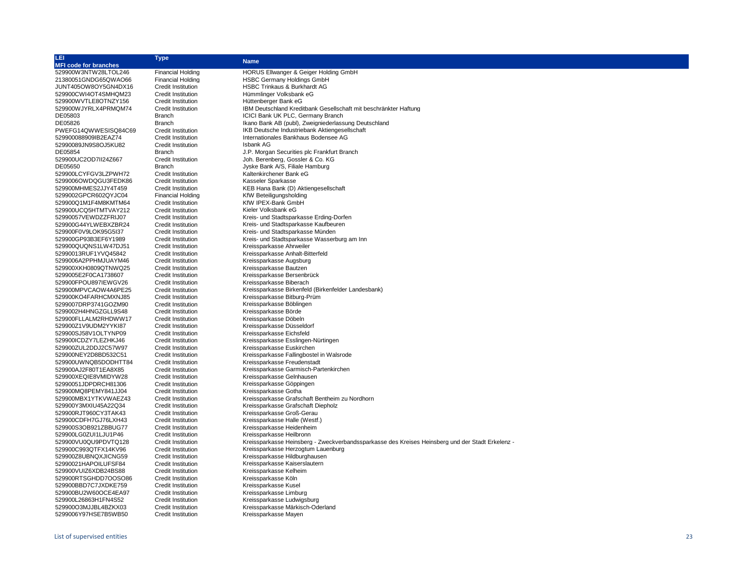| LEI<br>MFI code for branches | Type | Name |
|---|---|---|
| 529900W3NTW28LTOL246 | Financial Holding | HORUS Ellwanger & Geiger Holding GmbH |
| 21380051GNDG65QWAO66 | Financial Holding | HSBC Germany Holdings GmbH |
| JUNT405OW8OY5GN4DX16 | Credit Institution | HSBC Trinkaus & Burkhardt AG |
| 529900CWI4OT4SMHQM23 | Credit Institution | Hümmlinger Volksbank eG |
| 529900WVTLE8OTNZY156 | Credit Institution | Hüttenberger Bank eG |
| 529900WJYRLX4PRMQM74 | Credit Institution | IBM Deutschland Kreditbank Gesellschaft mit beschränkter Haftung |
| DE05803 | Branch | ICICI Bank UK PLC, Germany Branch |
| DE05826 | Branch | Ikano Bank AB (publ), Zweigniederlassung Deutschland |
| PWEFG14QWWESISQ84C69 | Credit Institution | IKB Deutsche Industriebank Aktiengesellschaft |
| 529900088909IB2EAZ74 | Credit Institution | Internationales Bankhaus Bodensee AG |
| 52990089JN9S8OJ5KU82 | Credit Institution | Isbank AG |
| DE05854 | Branch | J.P. Morgan Securities plc Frankfurt Branch |
| 529900UC2OD7II24Z667 | Credit Institution | Joh. Berenberg, Gossler & Co. KG |
| DE05650 | Branch | Jyske Bank A/S, Filiale Hamburg |
| 529900LCYFGV3LZPWH72 | Credit Institution | Kaltenkirchener Bank eG |
| 5299006OWDQGU3FEDK86 | Credit Institution | Kasseler Sparkasse |
| 529900MHMES2JJY4T459 | Credit Institution | KEB Hana Bank (D) Aktiengesellschaft |
| 5299002GPCR602QYJC04 | Financial Holding | KfW Beteiligungsholding |
| 529900Q1M1F4M8KMTM64 | Credit Institution | KfW IPEX-Bank GmbH |
| 529900UCQ5HTMTVAY212 | Credit Institution | Kieler Volksbank eG |
| 52990057VEWDZZFRIJ07 | Credit Institution | Kreis- und Stadtsparkasse Erding-Dorfen |
| 529900G44YLWEBXZBR24 | Credit Institution | Kreis- und Stadtsparkasse Kaufbeuren |
| 529900F0V9LOK95G5I37 | Credit Institution | Kreis- und Stadtsparkasse Münden |
| 529900GP93B3EF6Y1989 | Credit Institution | Kreis- und Stadtsparkasse Wasserburg am Inn |
| 529900QUQNS1LW47DJ51 | Credit Institution | Kreissparkasse Ahrweiler |
| 52990013RUF1YVQ45842 | Credit Institution | Kreissparkasse Anhalt-Bitterfeld |
| 5299006A2PPHMJUAYM46 | Credit Institution | Kreissparkasse Augsburg |
| 529900XKH0809QTNWQ25 | Credit Institution | Kreissparkasse Bautzen |
| 5299005E2F0CA1738607 | Credit Institution | Kreissparkasse Bersenbrück |
| 529900FPOU897IEWGV26 | Credit Institution | Kreissparkasse Biberach |
| 529900MPVCAOW4A6PE25 | Credit Institution | Kreissparkasse Birkenfeld (Birkenfelder Landesbank) |
| 529900KO4FARHCMXNJ85 | Credit Institution | Kreissparkasse Bitburg-Prüm |
| 5299007DRP3741GOZM90 | Credit Institution | Kreissparkasse Böblingen |
| 5299002H4HNGZGLL9S48 | Credit Institution | Kreissparkasse Börde |
| 529900FLLALM2RHDWW17 | Credit Institution | Kreissparkasse Döbeln |
| 529900Z1V9UDM2YYKI87 | Credit Institution | Kreissparkasse Düsseldorf |
| 529900SJ58V1OLTYNP09 | Credit Institution | Kreissparkasse Eichsfeld |
| 529900ICDZY7LEZHKJ46 | Credit Institution | Kreissparkasse Esslingen-Nürtingen |
| 529900ZUL2DDJ2C57W97 | Credit Institution | Kreissparkasse Euskirchen |
| 529900NEY2D8BD532C51 | Credit Institution | Kreissparkasse Fallingbostel in Walsrode |
| 529900UWNQB5DODHTT84 | Credit Institution | Kreissparkasse Freudenstadt |
| 529900AJ2F80T1EA8X85 | Credit Institution | Kreissparkasse Garmisch-Partenkirchen |
| 529900XEQIE8VMIDYW28 | Credit Institution | Kreissparkasse Gelnhausen |
| 52990051JDPDRCH81306 | Credit Institution | Kreissparkasse Göppingen |
| 529900MQ8PEMY841JJ04 | Credit Institution | Kreissparkasse Gotha |
| 529900MBX1YTKVWAEZ43 | Credit Institution | Kreissparkasse Grafschaft Bentheim zu Nordhorn |
| 529900Y3MXIU45A22Q34 | Credit Institution | Kreissparkasse Grafschaft Diepholz |
| 529900RJT960CY3TAK43 | Credit Institution | Kreissparkasse Groß-Gerau |
| 529900CDFH7GJ76LXH43 | Credit Institution | Kreissparkasse Halle (Westf.) |
| 529900S3OB921ZBBUG77 | Credit Institution | Kreissparkasse Heidenheim |
| 529900LG0ZUI1LJU1P46 | Credit Institution | Kreissparkasse Heilbronn |
| 529900VU0QU9PDVTQ128 | Credit Institution | Kreissparkasse Heinsberg - Zweckverbandssparkasse des Kreises Heinsberg und der Stadt Erkelenz - |
| 529900C993QTFX14KV96 | Credit Institution | Kreissparkasse Herzogtum Lauenburg |
| 529900Z8UBNQXJICNG59 | Credit Institution | Kreissparkasse Hildburghausen |
| 52990021HAPOILUFSF84 | Credit Institution | Kreissparkasse Kaiserslautern |
| 529900VUIZ6XDB24BS88 | Credit Institution | Kreissparkasse Kelheim |
| 529900RTSGHDD7OOSO86 | Credit Institution | Kreissparkasse Köln |
| 529900BBD7C7JXDKE759 | Credit Institution | Kreissparkasse Kusel |
| 529900BU2W60OCE4EA97 | Credit Institution | Kreissparkasse Limburg |
| 529900L26863H1FN4S52 | Credit Institution | Kreissparkasse Ludwigsburg |
| 529900O3MJJBL4BZKX03 | Credit Institution | Kreissparkasse Märkisch-Oderland |
| 5299006Y97HSE7B5WB50 | Credit Institution | Kreissparkasse Mayen |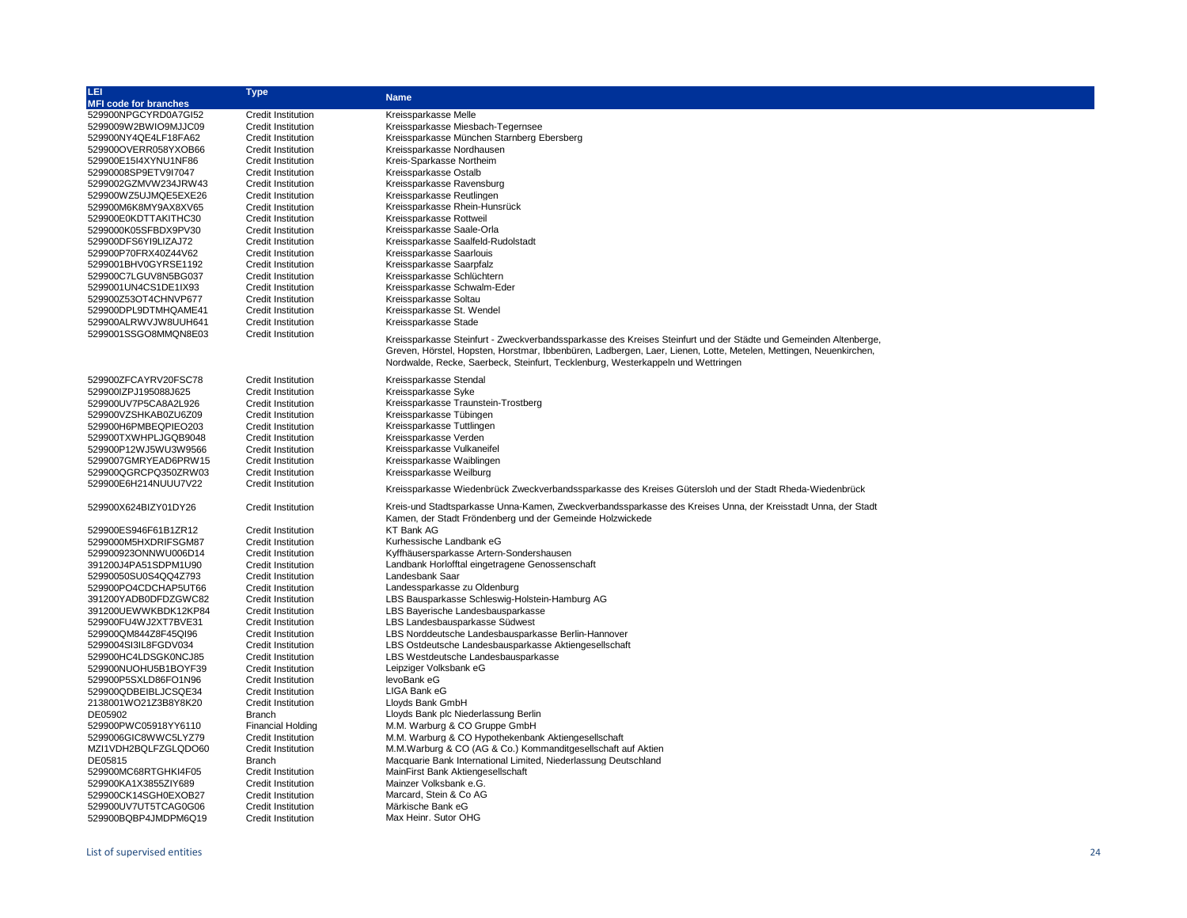| LEI<br>MFI code for branches | Type | Name |
|---|---|---|
| 529900NPGCYRD0A7GI52 | Credit Institution | Kreissparkasse Melle |
| 5299009W2BWIO9MJJC09 | Credit Institution | Kreissparkasse Miesbach-Tegernsee |
| 529900NY4QE4LF18FA62 | Credit Institution | Kreissparkasse München Starnberg Ebersberg |
| 529900OVERR058YXOB66 | Credit Institution | Kreissparkasse Nordhausen |
| 529900E15I4XYNU1NF86 | Credit Institution | Kreis-Sparkasse Northeim |
| 52990008SP9ETV9I7047 | Credit Institution | Kreissparkasse Ostalb |
| 5299002GZMVW234JRW43 | Credit Institution | Kreissparkasse Ravensburg |
| 529900WZ5UJMQE5EXE26 | Credit Institution | Kreissparkasse Reutlingen |
| 529900M6K8MY9AX8XV65 | Credit Institution | Kreissparkasse Rhein-Hunsrück |
| 529900E0KDTTAKITHC30 | Credit Institution | Kreissparkasse Rottweil |
| 5299000K05SFBDX9PV30 | Credit Institution | Kreissparkasse Saale-Orla |
| 529900DFS6YI9LIZAJ72 | Credit Institution | Kreissparkasse Saalfeld-Rudolstadt |
| 529900P70FRX40Z44V62 | Credit Institution | Kreissparkasse Saarlouis |
| 5299001BHV0GYRSE1192 | Credit Institution | Kreissparkasse Saarpfalz |
| 529900C7LGUV8N5BG037 | Credit Institution | Kreissparkasse Schlüchtern |
| 5299001UN4CS1DE1IX93 | Credit Institution | Kreissparkasse Schwalm-Eder |
| 529900Z53OT4CHNVP677 | Credit Institution | Kreissparkasse Soltau |
| 529900DPL9DTMHQAME41 | Credit Institution | Kreissparkasse St. Wendel |
| 529900ALRWVJW8UUH641 | Credit Institution | Kreissparkasse Stade |
| 5299001SSGO8MMQN8E03 | Credit Institution | Kreissparkasse Steinfurt - Zweckverbandssparkasse des Kreises Steinfurt und der Städte und Gemeinden Altenberge, Greven, Hörstel, Hopsten, Horstmar, Ibbenbüren, Ladbergen, Laer, Lienen, Lotte, Metelen, Mettingen, Neuenkirchen, Nordwalde, Recke, Saerbeck, Steinfurt, Tecklenburg, Westerkappeln und Wettringen |
| 529900ZFCAYRV20FSC78 | Credit Institution | Kreissparkasse Stendal |
| 529900IZPJ195088J625 | Credit Institution | Kreissparkasse Syke |
| 529900UV7P5CA8A2L926 | Credit Institution | Kreissparkasse Traunstein-Trostberg |
| 529900VZSHKAB0ZU6Z09 | Credit Institution | Kreissparkasse Tübingen |
| 529900H6PMBEQPIEO203 | Credit Institution | Kreissparkasse Tuttlingen |
| 529900TXWHPLJGQB9048 | Credit Institution | Kreissparkasse Verden |
| 529900P12WJ5WU3W9566 | Credit Institution | Kreissparkasse Vulkaneifel |
| 5299007GMRYEAD6PRW15 | Credit Institution | Kreissparkasse Waiblingen |
| 529900QGRCPQ350ZRW03 | Credit Institution | Kreissparkasse Weilburg |
| 529900E6H214NUUU7V22 | Credit Institution | Kreissparkasse Wiedenbrück Zweckverbandssparkasse des Kreises Gütersloh und der Stadt Rheda-Wiedenbrück |
| 529900X624BIZY01DY26 | Credit Institution | Kreis-und Stadtsparkasse Unna-Kamen, Zweckverbandssparkasse des Kreises Unna, der Kreisstadt Unna, der Stadt Kamen, der Stadt Fröndenberg und der Gemeinde Holzwickede |
| 529900ES946F61B1ZR12 | Credit Institution | KT Bank AG |
| 5299000M5HXDRIFSGM87 | Credit Institution | Kurhessische Landbank eG |
| 529900923ONNWU006D14 | Credit Institution | Kyffhäusersparkasse Artern-Sondershausen |
| 391200J4PA51SDPM1U90 | Credit Institution | Landbank Horlofftal eingetragene Genossenschaft |
| 52990050SU0S4QQ4Z793 | Credit Institution | Landesbank Saar |
| 529900PO4CDCHAP5UT66 | Credit Institution | Landessparkasse zu Oldenburg |
| 391200YADB0DFDZGWC82 | Credit Institution | LBS Bausparkasse Schleswig-Holstein-Hamburg AG |
| 391200UEWWKBDK12KP84 | Credit Institution | LBS Bayerische Landesbausparkasse |
| 529900FU4WJ2XT7BVE31 | Credit Institution | LBS Landesbausparkasse Südwest |
| 529900QM844Z8F45QI96 | Credit Institution | LBS Norddeutsche Landesbausparkasse Berlin-Hannover |
| 5299004SI3IL8FGDV034 | Credit Institution | LBS Ostdeutsche Landesbausparkasse Aktiengesellschaft |
| 529900HC4LDSGK0NCJ85 | Credit Institution | LBS Westdeutsche Landesbausparkasse |
| 529900NUOHU5B1BOYF39 | Credit Institution | Leipziger Volksbank eG |
| 529900P5SXLD86FO1N96 | Credit Institution | levoBank eG |
| 529900QDBEIBLJCSQE34 | Credit Institution | LIGA Bank eG |
| 2138001WO21Z3B8Y8K20 | Credit Institution | Lloyds Bank GmbH |
| DE05902 | Branch | Lloyds Bank plc Niederlassung Berlin |
| 529900PWC05918YY6110 | Financial Holding | M.M. Warburg & CO Gruppe GmbH |
| 5299006GIC8WWC5LYZ79 | Credit Institution | M.M. Warburg & CO Hypothekenbank Aktiengesellschaft |
| MZI1VDH2BQLFZGLQDO60 | Credit Institution | M.M.Warburg & CO (AG & Co.) Kommanditgesellschaft auf Aktien |
| DE05815 | Branch | Macquarie Bank International Limited, Niederlassung Deutschland |
| 529900MC68RTGHKI4F05 | Credit Institution | MainFirst Bank Aktiengesellschaft |
| 529900KA1X3855ZIY689 | Credit Institution | Mainzer Volksbank e.G. |
| 529900CK14SGH0EXOB27 | Credit Institution | Marcard, Stein & Co AG |
| 529900UV7UT5TCAG0G06 | Credit Institution | Märkische Bank eG |
| 529900BQBP4JMDPM6Q19 | Credit Institution | Max Heinr. Sutor OHG |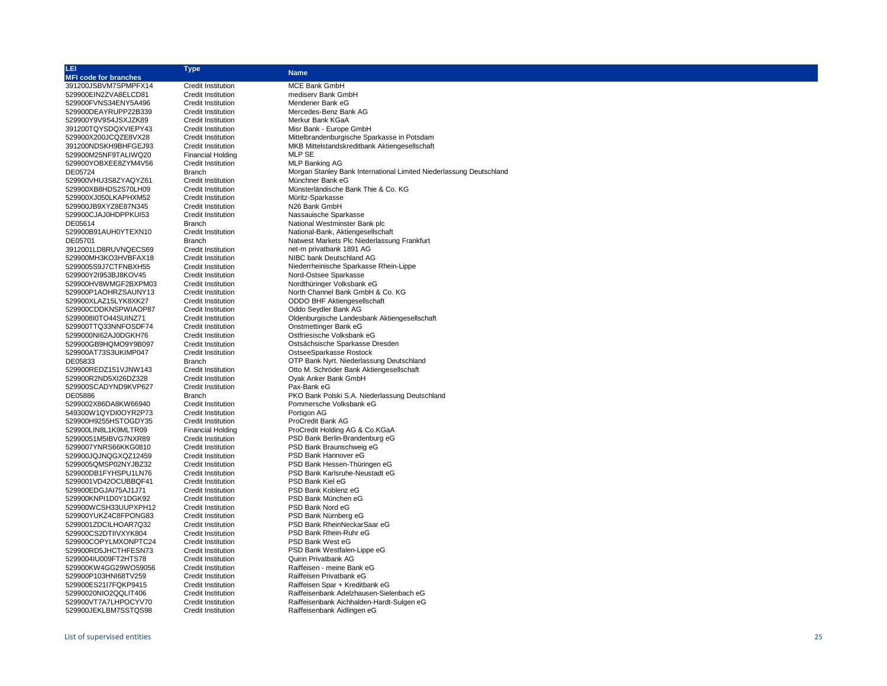| LEI<br>MFI code for branches | Type | Name |
|---|---|---|
| 391200JSBVM7SPMPFX14 | Credit Institution | MCE Bank GmbH |
| 529900EIN2ZVA8ELCD81 | Credit Institution | mediserv Bank GmbH |
| 529900FVNS34ENY5A496 | Credit Institution | Mendener Bank eG |
| 529900DEAYRUPP22B339 | Credit Institution | Mercedes-Benz Bank AG |
| 529900Y9V9S4JSXJZK89 | Credit Institution | Merkur Bank KGaA |
| 391200TQYSDQXVIEPY43 | Credit Institution | Misr Bank - Europe GmbH |
| 529900X200JCQZE8VX28 | Credit Institution | Mittelbrandenburgische Sparkasse in Potsdam |
| 391200NDSKH9BHFGEJ93 | Credit Institution | MKB Mittelstandskreditbank Aktiengesellschaft |
| 529900M25NF9TALIWQ20 | Financial Holding | MLP SE |
| 529900YOBXEE8ZYM4V56 | Credit Institution | MLP Banking AG |
| DE05724 | Branch | Morgan Stanley Bank International Limited Niederlassung Deutschland |
| 529900VHU3S8ZYAQYZ61 | Credit Institution | Münchner Bank eG |
| 529900XB8HDS2S70LH09 | Credit Institution | Münsterländische Bank Thie & Co. KG |
| 529900XJ050LKAPHXM52 | Credit Institution | Müritz-Sparkasse |
| 529900JB9XYZ8E87N345 | Credit Institution | N26 Bank GmbH |
| 529900CJAJ0HDPPKUI53 | Credit Institution | Nassauische Sparkasse |
| DE05614 | Branch | National Westminster Bank plc |
| 529900B91AUH0YTEXN10 | Credit Institution | National-Bank, Aktiengesellschaft |
| DE05701 | Branch | Natwest Markets Plc Niederlassung Frankfurt |
| 3912001LD8RUVNQECS69 | Credit Institution | net-m privatbank 1891 AG |
| 529900MH3KO3HVBFAX18 | Credit Institution | NIBC bank Deutschland AG |
| 5299005S9J7CTFNBXH55 | Credit Institution | Niederrheinische Sparkasse Rhein-Lippe |
| 529900Y2I953BJ8KOV45 | Credit Institution | Nord-Ostsee Sparkasse |
| 529900HV8WMGF2BXPM03 | Credit Institution | Nordthüringer Volksbank eG |
| 529900P1AOHRZSAUNY13 | Credit Institution | North Channel Bank GmbH & Co. KG |
| 529900XLAZ15LYK8XK27 | Credit Institution | ODDO BHF Aktiengesellschaft |
| 529900CDDKNSPWIAOP87 | Credit Institution | Oddo Seydler Bank AG |
| 5299008I0TO44SUINZ71 | Credit Institution | Oldenburgische Landesbank Aktiengesellschaft |
| 529900TTQ33NNFOSDF74 | Credit Institution | Onstmettinger Bank eG |
| 5299000NI62AJ0DGKH76 | Credit Institution | Ostfriesische Volksbank eG |
| 529900GB9HQMO9Y9B097 | Credit Institution | Ostsächsische Sparkasse Dresden |
| 529900AT73S3UKIMP047 | Credit Institution | OstseeSparkasse Rostock |
| DE05833 | Branch | OTP Bank Nyrt. Niederlassung Deutschland |
| 529900REDZ151VJNW143 | Credit Institution | Otto M. Schröder Bank Aktiengesellschaft |
| 529900R2ND5XI26DZ328 | Credit Institution | Oyak Anker Bank GmbH |
| 529900SCADYND9KVP627 | Credit Institution | Pax-Bank eG |
| DE05886 | Branch | PKO Bank Polski S.A. Niederlassung Deutschland |
| 5299002X86DA8KW66940 | Credit Institution | Pommersche Volksbank eG |
| 549300W1QYDI0OYR2P73 | Credit Institution | Portigon AG |
| 529900H9255HSTOGDY35 | Credit Institution | ProCredit Bank AG |
| 529900LIN8L1K9MLTR09 | Financial Holding | ProCredit Holding AG & Co.KGaA |
| 52990051M5IBVG7NXR89 | Credit Institution | PSD Bank Berlin-Brandenburg eG |
| 5299007YNRS66KKG0810 | Credit Institution | PSD Bank Braunschweig eG |
| 529900JQJNQGXQZ12459 | Credit Institution | PSD Bank Hannover eG |
| 5299005QMSP02NYJBZ32 | Credit Institution | PSD Bank Hessen-Thüringen eG |
| 529900DB1FYHSPU1LN76 | Credit Institution | PSD Bank Karlsruhe-Neustadt eG |
| 5299001VD42OCUBBQF41 | Credit Institution | PSD Bank Kiel eG |
| 529900EDGJAI75AJ1J71 | Credit Institution | PSD Bank Koblenz eG |
| 529900KNPI1D0Y1DGK92 | Credit Institution | PSD Bank München eG |
| 529900WCSH33UUPXPH12 | Credit Institution | PSD Bank Nord eG |
| 529900YUKZ4C8FPONG83 | Credit Institution | PSD Bank Nürnberg eG |
| 5299001ZDCILHOAR7Q32 | Credit Institution | PSD Bank RheinNeckarSaar eG |
| 529900CS2DTIIVXYK804 | Credit Institution | PSD Bank Rhein-Ruhr eG |
| 529900COPYLMXONPTC24 | Credit Institution | PSD Bank West eG |
| 529900RD5JHCTHFESN73 | Credit Institution | PSD Bank Westfalen-Lippe eG |
| 5299004IU009FT2HTS78 | Credit Institution | Quirin Privatbank AG |
| 529900KW4GG29WO59056 | Credit Institution | Raiffeisen - meine Bank eG |
| 529900P103HNI68TV259 | Credit Institution | Raiffeisen Privatbank eG |
| 529900ES21I7FQKP9415 | Credit Institution | Raiffeisen Spar + Kreditbank eG |
| 52990020NIO2QQLIT406 | Credit Institution | Raiffeisenbank Adelzhausen-Sielenbach eG |
| 529900VT7A7LHPOCYV70 | Credit Institution | Raiffeisenbank Aichhalden-Hardt-Sulgen eG |
| 529900JEKLBM7SSTQS98 | Credit Institution | Raiffeisenbank Aidlingen eG |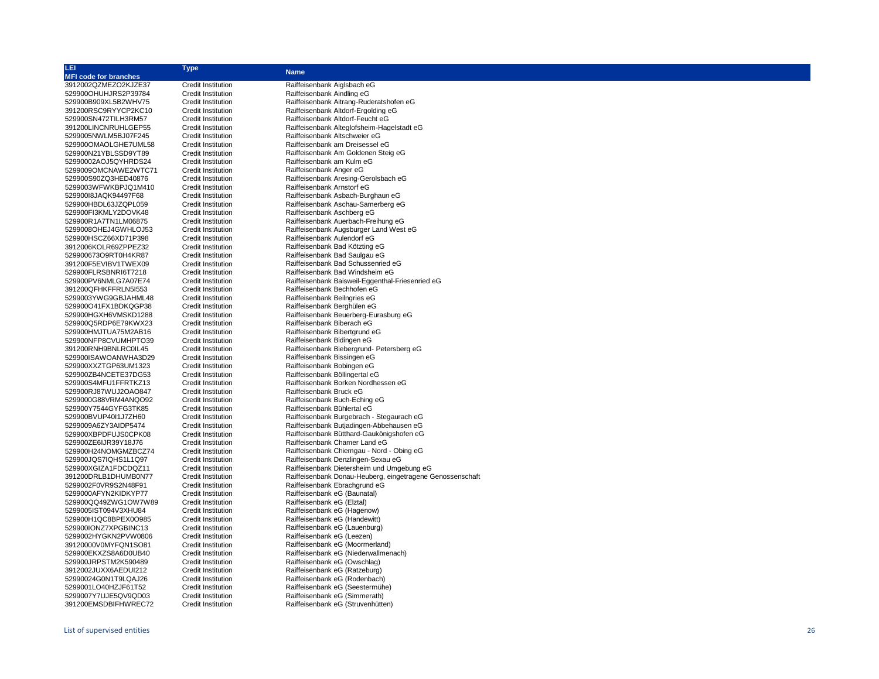| LEI<br>MFI code for branches | Type | Name |
|---|---|---|
| 3912002QZMEZO2KJZE37 | Credit Institution | Raiffeisenbank Aiglsbach eG |
| 529900OHUHJRS2P39784 | Credit Institution | Raiffeisenbank Aindling eG |
| 529900B909XL5B2WHV75 | Credit Institution | Raiffeisenbank Aitrang-Ruderatshofen eG |
| 391200RSC9RYYCP2KC10 | Credit Institution | Raiffeisenbank Altdorf-Ergolding eG |
| 529900SN472TILH3RM57 | Credit Institution | Raiffeisenbank Altdorf-Feucht eG |
| 391200LINCNRUHLGEP55 | Credit Institution | Raiffeisenbank Alteglofsheim-Hagelstadt eG |
| 5299005NWLM5BJ07F245 | Credit Institution | Raiffeisenbank Altschweier eG |
| 529900OMAOLGHE7UML58 | Credit Institution | Raiffeisenbank am Dreisessel eG |
| 529900N21YBLSSD9YT89 | Credit Institution | Raiffeisenbank Am Goldenen Steig eG |
| 52990002AOJ5QYHRDS24 | Credit Institution | Raiffeisenbank am Kulm eG |
| 5299009OMCNAWE2WTC71 | Credit Institution | Raiffeisenbank Anger eG |
| 529900S90ZQ3HED40876 | Credit Institution | Raiffeisenbank Aresing-Gerolsbach eG |
| 5299003WFWKBPJQ1M410 | Credit Institution | Raiffeisenbank Arnstorf eG |
| 529900I8JAQK94497F68 | Credit Institution | Raiffeisenbank Asbach-Burghaun eG |
| 529900HBDL63JZQPL059 | Credit Institution | Raiffeisenbank Aschau-Samerberg eG |
| 529900FI3KMLY2DOVK48 | Credit Institution | Raiffeisenbank Aschberg eG |
| 529900R1A7TN1LM06875 | Credit Institution | Raiffeisenbank Auerbach-Freihung eG |
| 5299008OHEJ4GWHLOJ53 | Credit Institution | Raiffeisenbank Augsburger Land West eG |
| 529900HSCZ66XD71P398 | Credit Institution | Raiffeisenbank Aulendorf eG |
| 3912006KOLR69ZPPEZ32 | Credit Institution | Raiffeisenbank Bad Kötzting eG |
| 529900673O9RT0H4KR87 | Credit Institution | Raiffeisenbank Bad Saulgau eG |
| 391200F5EVIBV1TWEX09 | Credit Institution | Raiffeisenbank Bad Schussenried eG |
| 529900FLRSBNRI6T7218 | Credit Institution | Raiffeisenbank Bad Windsheim eG |
| 529900PV6NMLG7A07E74 | Credit Institution | Raiffeisenbank Baisweil-Eggenthal-Friesenried eG |
| 391200QFHKFFRLN5I553 | Credit Institution | Raiffeisenbank Bechhofen eG |
| 5299003YWG9GBJAHML48 | Credit Institution | Raiffeisenbank Beilngries eG |
| 529900O41FX1BDKQGP38 | Credit Institution | Raiffeisenbank Berghülen eG |
| 529900HGXH6VMSKD1288 | Credit Institution | Raiffeisenbank Beuerberg-Eurasburg eG |
| 529900Q5RDP6E79KWX23 | Credit Institution | Raiffeisenbank Biberach eG |
| 529900HMJTUA75M2AB16 | Credit Institution | Raiffeisenbank Bibertgrund eG |
| 529900NFP8CVUMHPTO39 | Credit Institution | Raiffeisenbank Bidingen eG |
| 391200RNH9BNLRC0IL45 | Credit Institution | Raiffeisenbank Biebergrund- Petersberg eG |
| 529900ISAWOANWHA3D29 | Credit Institution | Raiffeisenbank Bissingen eG |
| 529900XXZTGP63UM1323 | Credit Institution | Raiffeisenbank Bobingen eG |
| 529900ZB4NCETE37DG53 | Credit Institution | Raiffeisenbank Böllingertal eG |
| 529900S4MFU1FFRTKZ13 | Credit Institution | Raiffeisenbank Borken Nordhessen eG |
| 529900RJ87WUJ2OAO847 | Credit Institution | Raiffeisenbank Bruck eG |
| 5299000G88VRM4ANQO92 | Credit Institution | Raiffeisenbank Buch-Eching eG |
| 529900Y7544GYFG3TK85 | Credit Institution | Raiffeisenbank Bühlertal eG |
| 529900BVUP40I1J7ZH60 | Credit Institution | Raiffeisenbank Burgebrach - Stegaurach eG |
| 5299009A6ZY3AIDP5474 | Credit Institution | Raiffeisenbank Butjadingen-Abbehausen eG |
| 529900XBPDFUJS0CPK08 | Credit Institution | Raiffeisenbank Bütthard-Gaukönigshofen eG |
| 529900ZE6IJR39Y18J76 | Credit Institution | Raiffeisenbank Chamer Land eG |
| 529900H24NOMGMZBCZ74 | Credit Institution | Raiffeisenbank Chiemgau - Nord - Obing eG |
| 529900JQS7IQHS1L1Q97 | Credit Institution | Raiffeisenbank Denzlingen-Sexau eG |
| 529900XGIZA1FDCDQZ11 | Credit Institution | Raiffeisenbank Dietersheim und Umgebung eG |
| 391200DRLB1DHUMB0N77 | Credit Institution | Raiffeisenbank Donau-Heuberg, eingetragene Genossenschaft |
| 5299002F0VR9S2N48F91 | Credit Institution | Raiffeisenbank Ebrachgrund eG |
| 5299000AFYN2KIDKYP77 | Credit Institution | Raiffeisenbank eG (Baunatal) |
| 529900QQ49ZWG1OW7W89 | Credit Institution | Raiffeisenbank eG (Elztal) |
| 5299005IST094V3XHU84 | Credit Institution | Raiffeisenbank eG (Hagenow) |
| 529900H1QC8BPEX0O985 | Credit Institution | Raiffeisenbank eG (Handewitt) |
| 529900IONZ7XPGBINC13 | Credit Institution | Raiffeisenbank eG (Lauenburg) |
| 5299002HYGKN2PVW0806 | Credit Institution | Raiffeisenbank eG (Leezen) |
| 39120000V0MYFQN1SO81 | Credit Institution | Raiffeisenbank eG (Moormerland) |
| 529900EKXZS8A6D0UB40 | Credit Institution | Raiffeisenbank eG (Niederwallmenach) |
| 529900JRPSTM2K590489 | Credit Institution | Raiffeisenbank eG (Owschlag) |
| 3912002JUXX6AEDUI212 | Credit Institution | Raiffeisenbank eG (Ratzeburg) |
| 52990024G0N1T9LQAJ26 | Credit Institution | Raiffeisenbank eG (Rodenbach) |
| 5299001LO40HZJF61T52 | Credit Institution | Raiffeisenbank eG (Seestermühe) |
| 5299007Y7UJE5QV9QD03 | Credit Institution | Raiffeisenbank eG (Simmerath) |
| 391200EMSDBIFHWREC72 | Credit Institution | Raiffeisenbank eG (Struvenhütten) |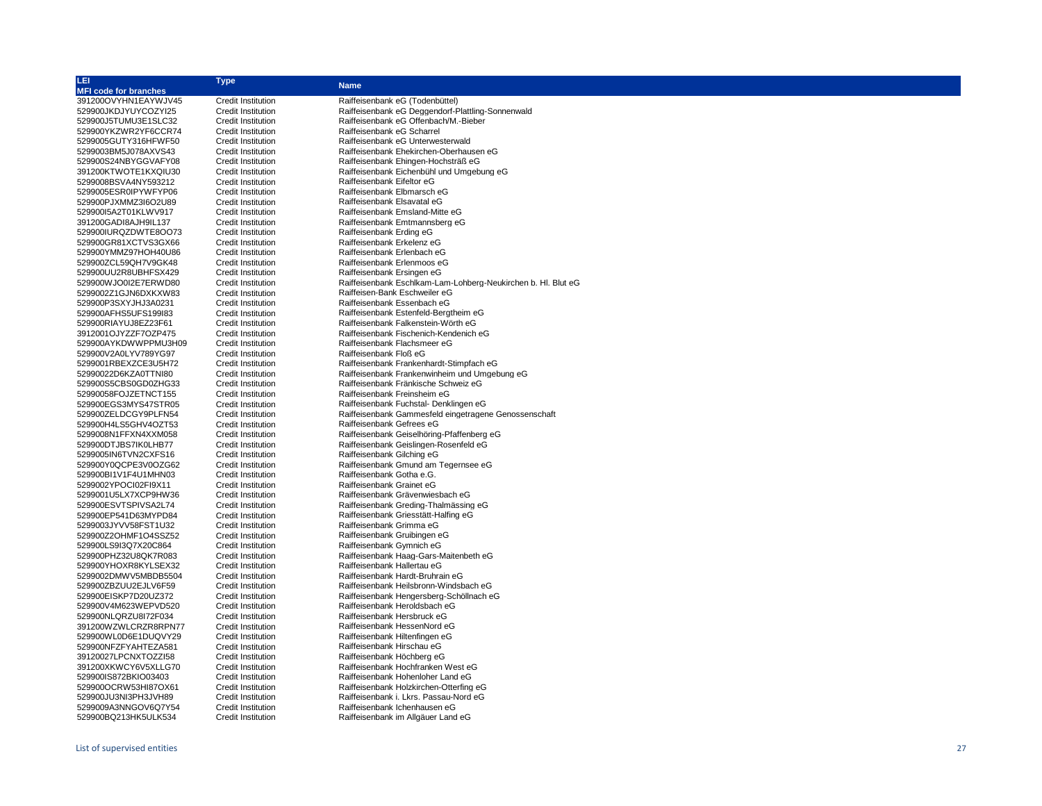| LEI<br>MFI code for branches | Type | Name |
|---|---|---|
| 391200OVYHN1EAYWJV45 | Credit Institution | Raiffeisenbank eG (Todenbüttel) |
| 529900JKDJYUYCOZYI25 | Credit Institution | Raiffeisenbank eG Deggendorf-Plattling-Sonnenwald |
| 529900J5TUMU3E1SLC32 | Credit Institution | Raiffeisenbank eG Offenbach/M.-Bieber |
| 529900YKZWR2YF6CCR74 | Credit Institution | Raiffeisenbank eG Scharrel |
| 5299005GUTY316HFWF50 | Credit Institution | Raiffeisenbank eG Unterwesterwald |
| 5299003BM5J078AXVS43 | Credit Institution | Raiffeisenbank Ehekirchen-Oberhausen eG |
| 529900S24NBYGGVAFY08 | Credit Institution | Raiffeisenbank Ehingen-Hochsträß eG |
| 391200KTWOTE1KXQIU30 | Credit Institution | Raiffeisenbank Eichenbühl und Umgebung eG |
| 5299008BSVA4NY593212 | Credit Institution | Raiffeisenbank Eifeltor eG |
| 5299005ESR0IPYWFYP06 | Credit Institution | Raiffeisenbank Elbmarsch eG |
| 529900PJXMMZ3I6O2U89 | Credit Institution | Raiffeisenbank Elsavatal eG |
| 529900I5A2T01KLWV917 | Credit Institution | Raiffeisenbank Emsland-Mitte eG |
| 391200GADI8AJH9IL137 | Credit Institution | Raiffeisenbank Emtmannsberg eG |
| 529900IURQZDWTE8OO73 | Credit Institution | Raiffeisenbank Erding eG |
| 529900GR81XCTVS3GX66 | Credit Institution | Raiffeisenbank Erkelenz eG |
| 529900YMMZ97HOH40U86 | Credit Institution | Raiffeisenbank Erlenbach eG |
| 529900ZCL59QH7V9GK48 | Credit Institution | Raiffeisenbank Erlenmoos eG |
| 529900UU2R8UBHFSX429 | Credit Institution | Raiffeisenbank Ersingen eG |
| 529900WJO0I2E7ERWD80 | Credit Institution | Raiffeisenbank Eschlkam-Lam-Lohberg-Neukirchen b. Hl. Blut eG |
| 5299002Z1GJN6DXKXW83 | Credit Institution | Raiffeisen-Bank Eschweiler eG |
| 529900P3SXYJHJ3A0231 | Credit Institution | Raiffeisenbank Essenbach eG |
| 529900AFHS5UFS199I83 | Credit Institution | Raiffeisenbank Estenfeld-Bergtheim eG |
| 529900RIAYUJ8EZ23F61 | Credit Institution | Raiffeisenbank Falkenstein-Wörth eG |
| 3912001OJYZZF7OZP475 | Credit Institution | Raiffeisenbank Fischenich-Kendenich eG |
| 529900AYKDWWPPMU3H09 | Credit Institution | Raiffeisenbank Flachsmeer eG |
| 529900V2A0LYV789YG97 | Credit Institution | Raiffeisenbank Floß eG |
| 5299001RBEXZCE3U5H72 | Credit Institution | Raiffeisenbank Frankenhardt-Stimpfach eG |
| 52990022D6KZA0TTNI80 | Credit Institution | Raiffeisenbank Frankenwinheim und Umgebung eG |
| 529900S5CBS0GD0ZHG33 | Credit Institution | Raiffeisenbank Fränkische Schweiz eG |
| 52990058FOJZETNCT155 | Credit Institution | Raiffeisenbank Freinsheim eG |
| 529900EGS3MYS47STR05 | Credit Institution | Raiffeisenbank Fuchstal- Denklingen eG |
| 529900ZELDCGY9PLFN54 | Credit Institution | Raiffeisenbank Gammesfeld eingetragene Genossenschaft |
| 529900H4LS5GHV4OZT53 | Credit Institution | Raiffeisenbank Gefrees eG |
| 5299008N1FFXN4XXM058 | Credit Institution | Raiffeisenbank Geiselhöring-Pfaffenberg eG |
| 529900DTJBS7IK0LHB77 | Credit Institution | Raiffeisenbank Geislingen-Rosenfeld eG |
| 5299005IN6TVN2CXFS16 | Credit Institution | Raiffeisenbank Gilching eG |
| 529900Y0QCPE3V0OZG62 | Credit Institution | Raiffeisenbank Gmund am Tegernsee eG |
| 529900BI1V1F4U1MHN03 | Credit Institution | Raiffeisenbank Gotha e.G. |
| 5299002YPOCI02FI9X11 | Credit Institution | Raiffeisenbank Grainet eG |
| 5299001U5LX7XCP9HW36 | Credit Institution | Raiffeisenbank Grävenwiesbach eG |
| 529900ESVTSPIVSA2L74 | Credit Institution | Raiffeisenbank Greding-Thalmässing eG |
| 529900EP541D63MYPD84 | Credit Institution | Raiffeisenbank Griesstätt-Halfing eG |
| 5299003JYVV58FST1U32 | Credit Institution | Raiffeisenbank Grimma eG |
| 529900Z2OHMF1O4SSZ52 | Credit Institution | Raiffeisenbank Gruibingen eG |
| 529900LS9I3Q7X20C864 | Credit Institution | Raiffeisenbank Gymnich eG |
| 529900PHZ32U8QK7R083 | Credit Institution | Raiffeisenbank Haag-Gars-Maitenbeth eG |
| 529900YHOXR8KYLSEX32 | Credit Institution | Raiffeisenbank Hallertau eG |
| 5299002DMWV5MBDB5504 | Credit Institution | Raiffeisenbank Hardt-Bruhrain eG |
| 529900ZBZUU2EJLV6F59 | Credit Institution | Raiffeisenbank Heilsbronn-Windsbach eG |
| 529900EISKP7D20UZ372 | Credit Institution | Raiffeisenbank Hengersberg-Schöllnach eG |
| 529900V4M623WEPVD520 | Credit Institution | Raiffeisenbank Heroldsbach eG |
| 529900NLQRZU8I72F034 | Credit Institution | Raiffeisenbank Hersbruck eG |
| 391200WZWLCRZR8RPN77 | Credit Institution | Raiffeisenbank HessenNord eG |
| 529900WL0D6E1DUQVY29 | Credit Institution | Raiffeisenbank Hiltenfingen eG |
| 529900NFZFYAHTEZA581 | Credit Institution | Raiffeisenbank Hirschau eG |
| 39120027LPCNXTOZZI58 | Credit Institution | Raiffeisenbank Höchberg eG |
| 391200XKWCY6V5XLLG70 | Credit Institution | Raiffeisenbank Hochfranken West eG |
| 529900IS872BKIO03403 | Credit Institution | Raiffeisenbank Hohenloher Land eG |
| 529900OCRW53HI87OX61 | Credit Institution | Raiffeisenbank Holzkirchen-Otterfing eG |
| 529900JU3NI3PH3JVH89 | Credit Institution | Raiffeisenbank i. Lkrs. Passau-Nord eG |
| 5299009A3NNGOV6Q7Y54 | Credit Institution | Raiffeisenbank Ichenhausen eG |
| 529900BQ213HK5ULK534 | Credit Institution | Raiffeisenbank im Allgäuer Land eG |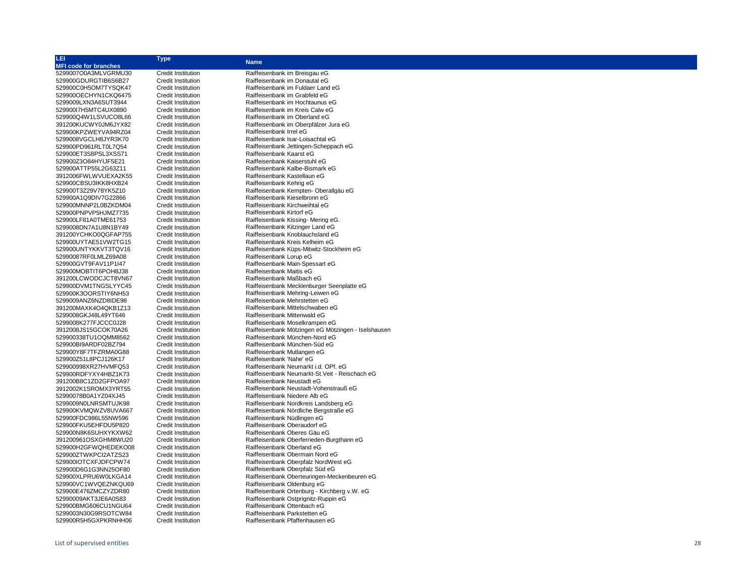| LEI<br>MFI code for branches | Type | Name |
|---|---|---|
| 5299007O0A3MLVGRMU30 | Credit Institution | Raiffeisenbank im Breisgau eG |
| 529900GDURGTIB6S6B27 | Credit Institution | Raiffeisenbank im Donautal eG |
| 529900C0H5OM7TYSQK47 | Credit Institution | Raiffeisenbank im Fuldaer Land eG |
| 529900OECHYN1CKQ6475 | Credit Institution | Raiffeisenbank im Grabfeld eG |
| 5299009LXN3A6SUT3944 | Credit Institution | Raiffeisenbank im Hochtaunus eG |
| 529900I7H5MTC4UX0890 | Credit Institution | Raiffeisenbank im Kreis Calw eG |
| 529900Q4W1LSVUCO8L66 | Credit Institution | Raiffeisenbank im Oberland eG |
| 391200KUCWY0JM6JYX82 | Credit Institution | Raiffeisenbank im Oberpfälzer Jura eG |
| 529900KPZWEYVA94RZ04 | Credit Institution | Raiffeisenbank Irrel eG |
| 5299008VGCLH8JYR3K70 | Credit Institution | Raiffeisenbank Isar-Loisachtal eG |
| 529900PD961RLT0L7Q54 | Credit Institution | Raiffeisenbank Jettingen-Scheppach eG |
| 529900ET3S8PSL3XSS71 | Credit Institution | Raiffeisenbank Kaarst eG |
| 529900Z3O84HYIJF5E21 | Credit Institution | Raiffeisenbank Kaiserstuhl eG |
| 529900ATTP55L2G63Z11 | Credit Institution | Raiffeisenbank Kalbe-Bismark eG |
| 3912006FWLWVUEXA2K55 | Credit Institution | Raiffeisenbank Kastellaun eG |
| 529900CBSU3IKK8HXB24 | Credit Institution | Raiffeisenbank Kehrig eG |
| 529900T3Z29V78YK5Z10 | Credit Institution | Raiffeisenbank Kempten- Oberallgäu eG |
| 529900A1Q9DIV7G22866 | Credit Institution | Raiffeisenbank Kieselbronn eG |
| 529900MNNP2L0BZKDM04 | Credit Institution | Raiffeisenbank Kirchweihtal eG |
| 529900PNPVP5HJMZ7735 | Credit Institution | Raiffeisenbank Kirtorf eG |
| 529900LF81A0TME61753 | Credit Institution | Raiffeisenbank Kissing- Mering eG. |
| 5299008DN7A1U8N1BY49 | Credit Institution | Raiffeisenbank Kitzinger Land eG |
| 391200YCHKO0QGFAP755 | Credit Institution | Raiffeisenbank Knoblauchsland eG |
| 529900UYTAE51VW2TG15 | Credit Institution | Raiffeisenbank Kreis Kelheim eG |
| 529900UNTYKKVT3TQV16 | Credit Institution | Raiffeisenbank Küps-Mitwitz-Stockheim eG |
| 52990087RF0LMLZ69A08 | Credit Institution | Raiffeisenbank Lorup eG |
| 529900GVT9FAV11P1I47 | Credit Institution | Raiffeisenbank Main-Spessart eG |
| 529900MOBTIT6POH8J38 | Credit Institution | Raiffeisenbank Maitis eG |
| 391200LCWODCJCT8VN67 | Credit Institution | Raiffeisenbank Maßbach eG |
| 529900DVM1TNGSLYYC45 | Credit Institution | Raiffeisenbank Mecklenburger Seenplatte eG |
| 529900K3OORSTIY6NH53 | Credit Institution | Raiffeisenbank Mehring-Leiwen eG |
| 5299009ANZ6NZD8IDE98 | Credit Institution | Raiffeisenbank Mehrstetten eG |
| 391200MAXK4O4QKB1Z13 | Credit Institution | Raiffeisenbank Mittelschwaben eG |
| 5299008GKJ48L49YT646 | Credit Institution | Raiffeisenbank Mittenwald eG |
| 5299008K277FJCCC0J28 | Credit Institution | Raiffeisenbank Moselkrampen eG |
| 3912008JS15GCOK70A26 | Credit Institution | Raiffeisenbank Mötzingen eG Mötzingen - Iselshausen |
| 529900338TU1OQMM8562 | Credit Institution | Raiffeisenbank München-Nord eG |
| 529900BI9ARDF02BZ794 | Credit Institution | Raiffeisenbank München-Süd eG |
| 529900Y8F7TFZRMA0G88 | Credit Institution | Raiffeisenbank Mutlangen eG |
| 529900Z51L8PCJ126K17 | Credit Institution | Raiffeisenbank 'Nahe' eG |
| 529900998XR27HVMFQ53 | Credit Institution | Raiffeisenbank Neumarkt i.d. OPf. eG |
| 529900RDFYXY4HBZ1K73 | Credit Institution | Raiffeisenbank Neumarkt-St.Veit - Reischach eG |
| 391200B8C1ZD2GFPOA97 | Credit Institution | Raiffeisenbank Neustadt eG |
| 3912002K1SROMX3YRT55 | Credit Institution | Raiffeisenbank Neustadt-Vohenstrauß eG |
| 52990078B0A1YZ04XJ45 | Credit Institution | Raiffeisenbank Niedere Alb eG |
| 5299009N0LNRSMTUJK98 | Credit Institution | Raiffeisenbank Nordkreis Landsberg eG |
| 529900KVMQWZV8UVA667 | Credit Institution | Raiffeisenbank Nördliche Bergstraße eG |
| 529900FDC986L55NW596 | Credit Institution | Raiffeisenbank Nüdlingen eG |
| 529900FKU5EHFDU5P820 | Credit Institution | Raiffeisenbank Oberaudorf eG |
| 529900N8K6SUHXYKXW62 | Credit Institution | Raiffeisenbank Oberes Gäu eG |
| 391200961OSXGHM8WU20 | Credit Institution | Raiffeisenbank Oberferrieden-Burgthann eG |
| 529900H2GFWQHEDEKO08 | Credit Institution | Raiffeisenbank Oberland eG |
| 529900ZTWKPCI2ATZS23 | Credit Institution | Raiffeisenbank Obermain Nord eG |
| 529900IOTCXFJDFCPW74 | Credit Institution | Raiffeisenbank Oberpfalz NordWest eG |
| 529900D6G1G3NN25OF80 | Credit Institution | Raiffeisenbank Oberpfalz Süd eG |
| 529900XLPRU6W0LKGA14 | Credit Institution | Raiffeisenbank Oberteuringen-Meckenbeuren eG |
| 529900VC1WVQEZNKQU69 | Credit Institution | Raiffeisenbank Oldenburg eG |
| 529900E476ZMCZYZDR80 | Credit Institution | Raiffeisenbank Ortenburg - Kirchberg v.W. eG |
| 52990009AKT3JE6A0S83 | Credit Institution | Raiffeisenbank Ostprignitz-Ruppin eG |
| 529900BMG606CU1NGU64 | Credit Institution | Raiffeisenbank Ottenbach eG |
| 5299003N30G9RSOTCW84 | Credit Institution | Raiffeisenbank Parkstetten eG |
| 529900R5H5GXPKRNHH06 | Credit Institution | Raiffeisenbank Pfaffenhausen eG |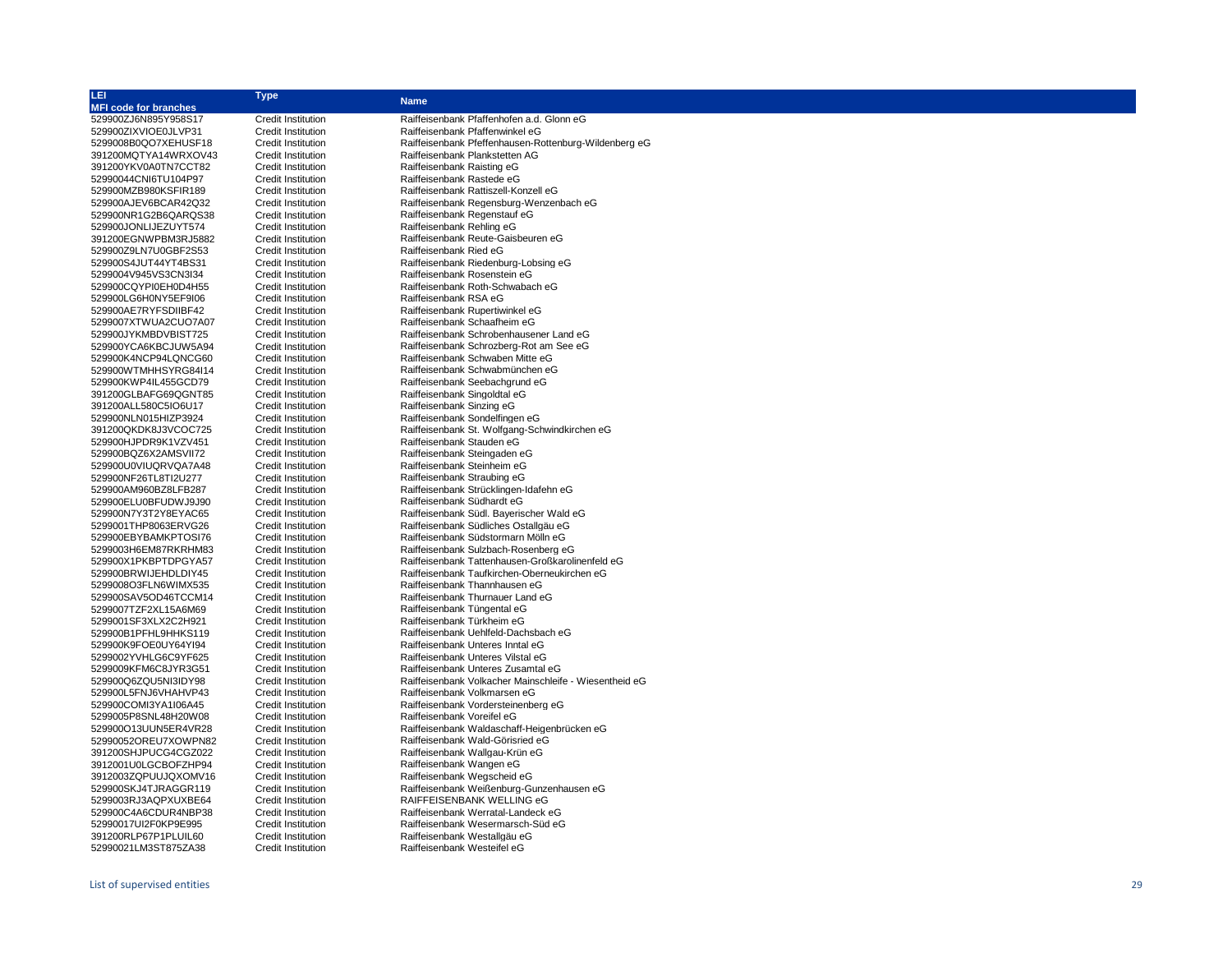| LEI<br>MFI code for branches | Type | Name |
|---|---|---|
| 529900ZJ6N895Y958S17 | Credit Institution | Raiffeisenbank Pfaffenhofen a.d. Glonn eG |
| 529900ZIXVIOE0JLVP31 | Credit Institution | Raiffeisenbank Pfaffenwinkel eG |
| 5299008B0QO7XEHUSF18 | Credit Institution | Raiffeisenbank Pfeffenhausen-Rottenburg-Wildenberg eG |
| 391200MQTYA14WRXOV43 | Credit Institution | Raiffeisenbank Plankstetten AG |
| 391200YKV0A0TN7CCT82 | Credit Institution | Raiffeisenbank Raisting eG |
| 52990044CNI6TU104P97 | Credit Institution | Raiffeisenbank Rastede eG |
| 529900MZB980KSFIR189 | Credit Institution | Raiffeisenbank Rattiszell-Konzell eG |
| 529900AJEV6BCAR42Q32 | Credit Institution | Raiffeisenbank Regensburg-Wenzenbach eG |
| 529900NR1G2B6QARQS38 | Credit Institution | Raiffeisenbank Regenstauf eG |
| 529900JONLIJEZUYT574 | Credit Institution | Raiffeisenbank Rehling eG |
| 391200EGNWPBM3RJ5882 | Credit Institution | Raiffeisenbank Reute-Gaisbeuren eG |
| 529900Z9LN7U0GBF2S53 | Credit Institution | Raiffeisenbank Ried eG |
| 529900S4JUT44YT4BS31 | Credit Institution | Raiffeisenbank Riedenburg-Lobsing eG |
| 5299004V945VS3CN3I34 | Credit Institution | Raiffeisenbank Rosenstein eG |
| 529900CQYPI0EH0D4H55 | Credit Institution | Raiffeisenbank Roth-Schwabach eG |
| 529900LG6H0NY5EF9I06 | Credit Institution | Raiffeisenbank RSA eG |
| 529900AE7RYFSDIIBF42 | Credit Institution | Raiffeisenbank Rupertiwinkel eG |
| 5299007XTWUA2CUO7A07 | Credit Institution | Raiffeisenbank Schaafheim eG |
| 529900JYKMBDVBIST725 | Credit Institution | Raiffeisenbank Schrobenhausener Land eG |
| 529900YCA6KBCJUW5A94 | Credit Institution | Raiffeisenbank Schrozberg-Rot am See eG |
| 529900K4NCP94LQNCG60 | Credit Institution | Raiffeisenbank Schwaben Mitte eG |
| 529900WTMHHSYRG84I14 | Credit Institution | Raiffeisenbank Schwabmünchen eG |
| 529900KWP4IL455GCD79 | Credit Institution | Raiffeisenbank Seebachgrund eG |
| 391200GLBAFG69QGNT85 | Credit Institution | Raiffeisenbank Singoldtal eG |
| 391200ALL580C5IO6U17 | Credit Institution | Raiffeisenbank Sinzing eG |
| 529900NLN015HIZP3924 | Credit Institution | Raiffeisenbank Sondelfingen eG |
| 391200QKDK8J3VCOC725 | Credit Institution | Raiffeisenbank St. Wolfgang-Schwindkirchen eG |
| 529900HJPDR9K1VZV451 | Credit Institution | Raiffeisenbank Stauden eG |
| 529900BQZ6X2AMSVII72 | Credit Institution | Raiffeisenbank Steingaden eG |
| 529900U0VIUQRVQA7A48 | Credit Institution | Raiffeisenbank Steinheim eG |
| 529900NF26TL8TI2U277 | Credit Institution | Raiffeisenbank Straubing eG |
| 529900AM960BZ8LFB287 | Credit Institution | Raiffeisenbank Strücklingen-Idafehn eG |
| 529900ELU0BFUDWJ9J90 | Credit Institution | Raiffeisenbank Südhardt eG |
| 529900N7Y3T2Y8EYAC65 | Credit Institution | Raiffeisenbank Südl. Bayerischer Wald eG |
| 5299001THP8063ERVG26 | Credit Institution | Raiffeisenbank Südliches Ostallgäu eG |
| 529900EBYBAMKPTOSI76 | Credit Institution | Raiffeisenbank Südstormarn Mölln eG |
| 5299003H6EM87RKRHM83 | Credit Institution | Raiffeisenbank Sulzbach-Rosenberg eG |
| 529900X1PKBPTDPGYA57 | Credit Institution | Raiffeisenbank Tattenhausen-Großkarolinenfeld eG |
| 529900BRWIJEHDLDIY45 | Credit Institution | Raiffeisenbank Taufkirchen-Oberneukirchen eG |
| 5299008O3FLN6WIMX535 | Credit Institution | Raiffeisenbank Thannhausen eG |
| 529900SAV5OD46TCCM14 | Credit Institution | Raiffeisenbank Thurnauer Land eG |
| 5299007TZF2XL15A6M69 | Credit Institution | Raiffeisenbank Tüngental eG |
| 5299001SF3XLX2C2H921 | Credit Institution | Raiffeisenbank Türkheim eG |
| 529900B1PFHL9HHKS119 | Credit Institution | Raiffeisenbank Uehlfeld-Dachsbach eG |
| 529900K9FOE0UY64YI94 | Credit Institution | Raiffeisenbank Unteres Inntal eG |
| 5299002YVHLG6C9YF625 | Credit Institution | Raiffeisenbank Unteres Vilstal eG |
| 5299009KFM6C8JYR3G51 | Credit Institution | Raiffeisenbank Unteres Zusamtal eG |
| 529900Q6ZQU5NI3IDY98 | Credit Institution | Raiffeisenbank Volkacher Mainschleife - Wiesentheid eG |
| 529900L5FNJ6VHAHVP43 | Credit Institution | Raiffeisenbank Volkmarsen eG |
| 529900COMI3YA1I06A45 | Credit Institution | Raiffeisenbank Vordersteinenberg eG |
| 5299005P8SNL48H20W08 | Credit Institution | Raiffeisenbank Voreifel eG |
| 529900O13UUN5ER4VR28 | Credit Institution | Raiffeisenbank Waldaschaff-Heigenbrücken eG |
| 52990052OREU7XOWPN82 | Credit Institution | Raiffeisenbank Wald-Görisried eG |
| 391200SHJPUCG4CGZ022 | Credit Institution | Raiffeisenbank Wallgau-Krün eG |
| 3912001U0LGCBOFZHP94 | Credit Institution | Raiffeisenbank Wangen eG |
| 3912003ZQPUUJQXOMV16 | Credit Institution | Raiffeisenbank Wegscheid eG |
| 529900SKJ4TJRAGGR119 | Credit Institution | Raiffeisenbank Weißenburg-Gunzenhausen eG |
| 5299003RJ3AQPXUXBE64 | Credit Institution | RAIFFEISENBANK WELLING eG |
| 529900C4A6CDUR4NBP38 | Credit Institution | Raiffeisenbank Werratal-Landeck eG |
| 52990017UI2F0KP9E995 | Credit Institution | Raiffeisenbank Wesermarsch-Süd eG |
| 391200RLP67P1PLUIL60 | Credit Institution | Raiffeisenbank Westallgäu eG |
| 52990021LM3ST875ZA38 | Credit Institution | Raiffeisenbank Westeifel eG |

List of supervised entities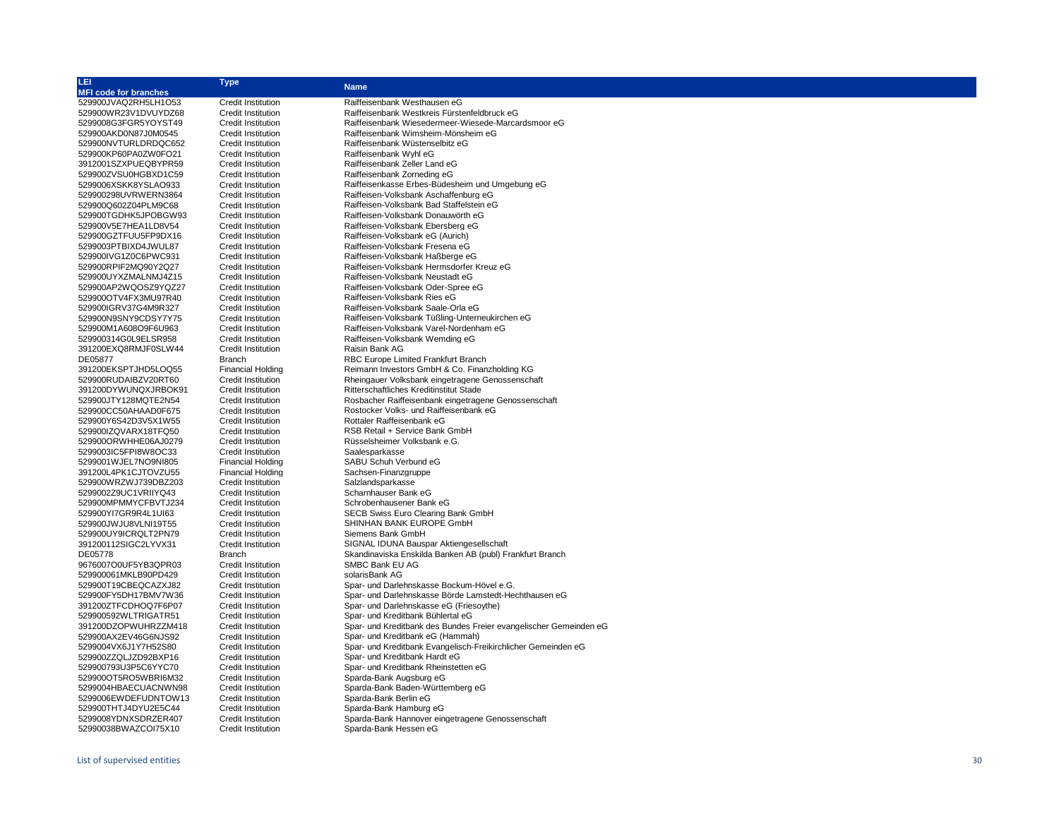| LEI<br>MFI code for branches | Type | Name |
|---|---|---|
| 529900JVAQ2RH5LH1O53 | Credit Institution | Raiffeisenbank Westhausen eG |
| 529900WR23V1DVUYDZ68 | Credit Institution | Raiffeisenbank Westkreis Fürstenfeldbruck eG |
| 5299008G3FGR5YOYST49 | Credit Institution | Raiffeisenbank Wiesedermeer-Wiesede-Marcardsmoor eG |
| 529900AKD0N87J0M0545 | Credit Institution | Raiffeisenbank Wimsheim-Mönsheim eG |
| 529900NVTURLDRDQC652 | Credit Institution | Raiffeisenbank Wüstenselbitz eG |
| 529900KP60PA0ZW0FO21 | Credit Institution | Raiffeisenbank Wyhl eG |
| 3912001SZXPUEQBYPR59 | Credit Institution | Raiffeisenbank Zeller Land eG |
| 529900ZVSU0HGBXD1C59 | Credit Institution | Raiffeisenbank Zorneding eG |
| 5299006XSKK8YSLAO933 | Credit Institution | Raiffeisenkasse Erbes-Büdesheim und Umgebung eG |
| 529900298UVRWERN3864 | Credit Institution | Raiffeisen-Volksbank Aschaffenburg eG |
| 529900Q602Z04PLM9C68 | Credit Institution | Raiffeisen-Volksbank Bad Staffelstein eG |
| 529900TGDHK5JPOBGW93 | Credit Institution | Raiffeisen-Volksbank Donauwörth eG |
| 529900V5E7HEA1LD8V54 | Credit Institution | Raiffeisen-Volksbank Ebersberg eG |
| 529900GZTFUU5FP9DX16 | Credit Institution | Raiffeisen-Volksbank eG (Aurich) |
| 5299003PTBIXD4JWUL87 | Credit Institution | Raiffeisen-Volksbank Fresena eG |
| 529900IVG1Z0C6PWC931 | Credit Institution | Raiffeisen-Volksbank Haßberge eG |
| 529900RPIF2MQ90Y2Q27 | Credit Institution | Raiffeisen-Volksbank Hermsdorfer Kreuz eG |
| 529900UYXZMALNMJ4Z15 | Credit Institution | Raiffeisen-Volksbank Neustadt eG |
| 529900AP2WQOSZ9YQZ27 | Credit Institution | Raiffeisen-Volksbank Oder-Spree eG |
| 529900OTV4FX3MU97R40 | Credit Institution | Raiffeisen-Volksbank Ries eG |
| 529900IGRV37G4M9R327 | Credit Institution | Raiffeisen-Volksbank Saale-Orla eG |
| 529900N9SNY9CDSY7Y75 | Credit Institution | Raiffeisen-Volksbank Tüßling-Unterneukirchen eG |
| 529900M1A608O9F6U963 | Credit Institution | Raiffeisen-Volksbank Varel-Nordenham eG |
| 529900314G0L9ELSR958 | Credit Institution | Raiffeisen-Volksbank Wemding eG |
| 391200EXQ8RMJF0SLW44 | Credit Institution | Raisin Bank AG |
| DE05877 | Branch | RBC Europe Limited Frankfurt Branch |
| 391200EKSPTJHD5LOQ55 | Financial Holding | Reimann Investors GmbH & Co. Finanzholding KG |
| 529900RUDAIBZV20RT60 | Credit Institution | Rheingauer Volksbank eingetragene Genossenschaft |
| 391200DYWUNQXJRBOK91 | Credit Institution | Ritterschaftliches Kreditinstitut Stade |
| 529900JTY128MQTE2N54 | Credit Institution | Rosbacher Raiffeisenbank eingetragene Genossenschaft |
| 529900CC50AHAAD0F675 | Credit Institution | Rostocker Volks- und Raiffeisenbank eG |
| 529900Y6S42D3V5X1W55 | Credit Institution | Rottaler Raiffeisenbank eG |
| 529900IZQVARX18TFQ50 | Credit Institution | RSB Retail + Service Bank GmbH |
| 529900ORWHHE06AJ0279 | Credit Institution | Rüsselsheimer Volksbank e.G. |
| 5299003IC5FPI8W8OC33 | Credit Institution | Saalesparkasse |
| 5299001WJEL7NO9NI805 | Financial Holding | SABU Schuh Verbund eG |
| 391200L4PK1CJTOVZU55 | Financial Holding | Sachsen-Finanzgruppe |
| 529900WRZWJ739DBZ203 | Credit Institution | Salzlandsparkasse |
| 5299002Z9UC1VRIIYQ43 | Credit Institution | Scharnhauser Bank eG |
| 529900MPMMYCFBVTJ234 | Credit Institution | Schrobenhausener Bank eG |
| 529900YI7GR9R4L1UI63 | Credit Institution | SECB Swiss Euro Clearing Bank GmbH |
| 529900JWJU8VLNI19T55 | Credit Institution | SHINHAN BANK EUROPE GmbH |
| 529900UY9ICRQLT2PN79 | Credit Institution | Siemens Bank GmbH |
| 391200112SIGC2LYVX31 | Credit Institution | SIGNAL IDUNA Bauspar Aktiengesellschaft |
| DE05778 | Branch | Skandinaviska Enskilda Banken AB (publ) Frankfurt Branch |
| 9676007O0UF5YB3QPR03 | Credit Institution | SMBC Bank EU AG |
| 529900061MKLB90PD429 | Credit Institution | solarisBank AG |
| 529900T19CBEQCAZXJ82 | Credit Institution | Spar- und Darlehnskasse Bockum-Hövel e.G. |
| 529900FY5DH17BMV7W36 | Credit Institution | Spar- und Darlehnskasse Börde Lamstedt-Hechthausen eG |
| 391200ZTFCDHOQ7F6P07 | Credit Institution | Spar- und Darlehnskasse eG (Friesoythe) |
| 529900592WLTRIGATR51 | Credit Institution | Spar- und Kreditbank Bühlertal eG |
| 391200DZOPWUHRZZM418 | Credit Institution | Spar- und Kreditbank des Bundes Freier evangelischer Gemeinden eG |
| 529900AX2EV46G6NJS92 | Credit Institution | Spar- und Kreditbank eG (Hammah) |
| 5299004VX6J1Y7H52S80 | Credit Institution | Spar- und Kreditbank Evangelisch-Freikirchlicher Gemeinden eG |
| 529900ZZQLJZD92BXP16 | Credit Institution | Spar- und Kreditbank Hardt eG |
| 529900793U3P5C6YYC70 | Credit Institution | Spar- und Kreditbank Rheinstetten eG |
| 529900OT5RO5WBRI6M32 | Credit Institution | Sparda-Bank Augsburg eG |
| 5299004HBAECUACNWN98 | Credit Institution | Sparda-Bank Baden-Württemberg eG |
| 5299006EWDEFUDNTOW13 | Credit Institution | Sparda-Bank Berlin eG |
| 529900THTJ4DYU2E5C44 | Credit Institution | Sparda-Bank Hamburg eG |
| 5299008YDNXSDRZER407 | Credit Institution | Sparda-Bank Hannover eingetragene Genossenschaft |
| 52990038BWAZCOI75X10 | Credit Institution | Sparda-Bank Hessen eG |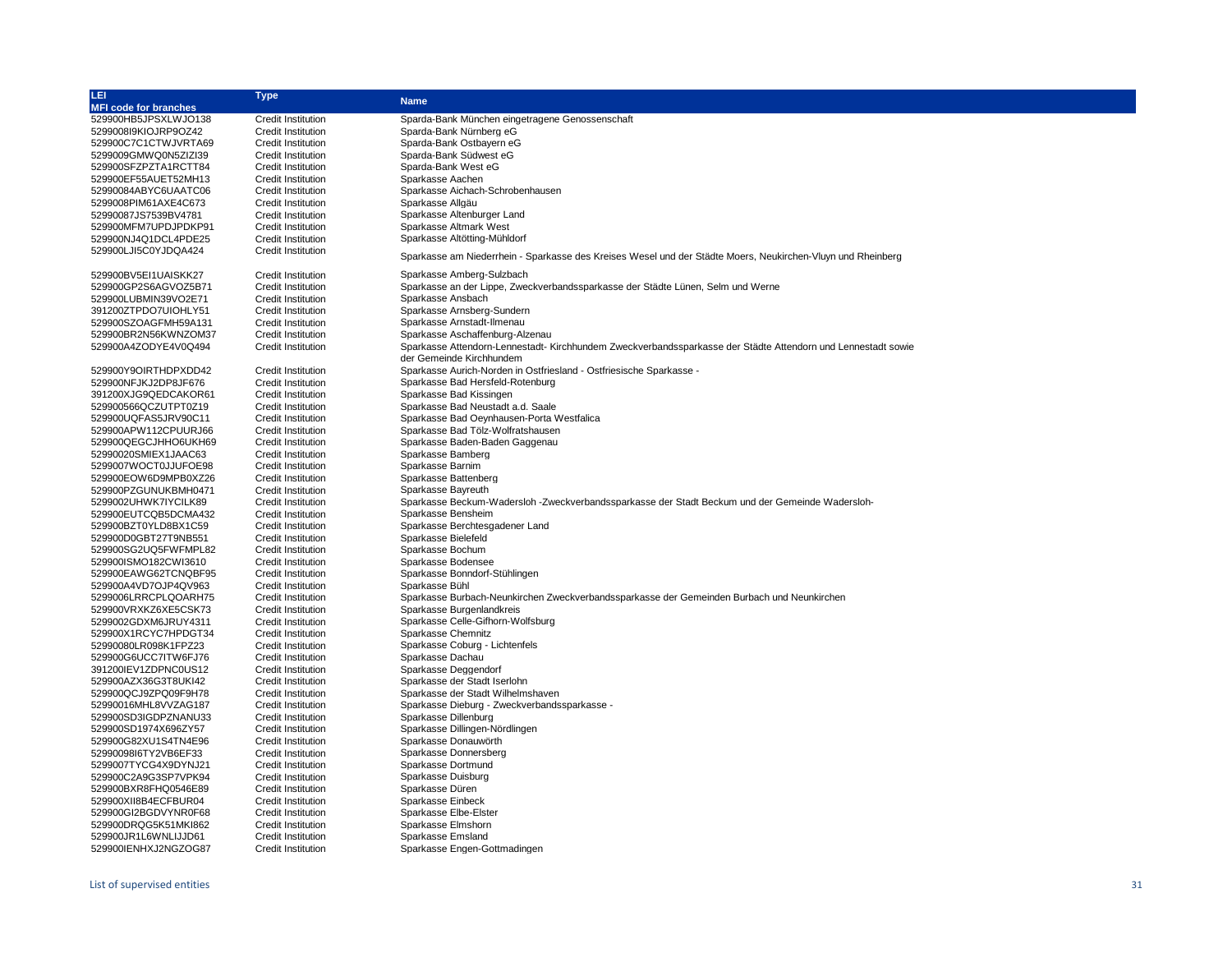| LEI<br>MFI code for branches | Type | Name |
|---|---|---|
| 529900HB5JPSXLWJO138 | Credit Institution | Sparda-Bank München eingetragene Genossenschaft |
| 5299008I9KIOJRP9OZ42 | Credit Institution | Sparda-Bank Nürnberg eG |
| 529900C7C1CTWJVRTA69 | Credit Institution | Sparda-Bank Ostbayern eG |
| 5299009GMWQ0N5ZIZI39 | Credit Institution | Sparda-Bank Südwest eG |
| 529900SFZPZTA1RCTT84 | Credit Institution | Sparda-Bank West eG |
| 529900EF55AUET52MH13 | Credit Institution | Sparkasse Aachen |
| 52990084ABYC6UAATC06 | Credit Institution | Sparkasse Aichach-Schrobenhausen |
| 5299008PIM61AXE4C673 | Credit Institution | Sparkasse Allgäu |
| 52990087JS7539BV4781 | Credit Institution | Sparkasse Altenburger Land |
| 529900MFM7UPDJPDKP91 | Credit Institution | Sparkasse Altmark West |
| 529900NJ4Q1DCL4PDE25 | Credit Institution | Sparkasse Altötting-Mühldorf |
| 529900LJI5C0YJDQA424 | Credit Institution | Sparkasse am Niederrhein - Sparkasse des Kreises Wesel und der Städte Moers, Neukirchen-Vluyn und Rheinberg |
| 529900BV5EI1UAISKK27 | Credit Institution | Sparkasse Amberg-Sulzbach |
| 529900GP2S6AGVOZ5B71 | Credit Institution | Sparkasse an der Lippe, Zweckverbandssparkasse der Städte Lünen, Selm und Werne |
| 529900LUBMIN39VO2E71 | Credit Institution | Sparkasse Ansbach |
| 391200ZTPDO7UIOHLY51 | Credit Institution | Sparkasse Arnsberg-Sundern |
| 529900SZOAGFMH59A131 | Credit Institution | Sparkasse Arnstadt-Ilmenau |
| 529900BR2N56KWNZOM37 | Credit Institution | Sparkasse Aschaffenburg-Alzenau |
| 529900A4ZODYE4V0Q494 | Credit Institution | Sparkasse Attendorn-Lennestadt- Kirchhundem Zweckverbandssparkasse der Städte Attendorn und Lennestadt sowie der Gemeinde Kirchhundem |
| 529900Y9OIRTHDPXDD42 | Credit Institution | Sparkasse Aurich-Norden in Ostfriesland - Ostfriesische Sparkasse - |
| 529900NFJKJ2DP8JF676 | Credit Institution | Sparkasse Bad Hersfeld-Rotenburg |
| 391200XJG9QEDCAKOR61 | Credit Institution | Sparkasse Bad Kissingen |
| 529900566QCZUTPT0Z19 | Credit Institution | Sparkasse Bad Neustadt a.d. Saale |
| 529900UQFAS5JRV90C11 | Credit Institution | Sparkasse Bad Oeynhausen-Porta Westfalica |
| 529900APW112CPUURJ66 | Credit Institution | Sparkasse Bad Tölz-Wolfratshausen |
| 529900QEGCJHHO6UKH69 | Credit Institution | Sparkasse Baden-Baden Gaggenau |
| 52990020SMIEX1JAAC63 | Credit Institution | Sparkasse Bamberg |
| 5299007WOCT0JJUFOE98 | Credit Institution | Sparkasse Barnim |
| 529900EOW6D9MPB0XZ26 | Credit Institution | Sparkasse Battenberg |
| 529900PZGUNUKBMH0471 | Credit Institution | Sparkasse Bayreuth |
| 5299002UHWK7IYCILK89 | Credit Institution | Sparkasse Beckum-Wadersloh -Zweckverbandssparkasse der Stadt Beckum und der Gemeinde Wadersloh- |
| 529900EUTCQB5DCMA432 | Credit Institution | Sparkasse Bensheim |
| 529900BZT0YLD8BX1C59 | Credit Institution | Sparkasse Berchtesgadener Land |
| 529900D0GBT27T9NB551 | Credit Institution | Sparkasse Bielefeld |
| 529900SG2UQ5FWFMPL82 | Credit Institution | Sparkasse Bochum |
| 529900ISMO182CWI3610 | Credit Institution | Sparkasse Bodensee |
| 529900EAWG62TCNQBF95 | Credit Institution | Sparkasse Bonndorf-Stühlingen |
| 529900A4VD7OJP4QV963 | Credit Institution | Sparkasse Bühl |
| 5299006LRRCPLQOARH75 | Credit Institution | Sparkasse Burbach-Neunkirchen Zweckverbandssparkasse der Gemeinden Burbach und Neunkirchen |
| 529900VRXKZ6XE5CSK73 | Credit Institution | Sparkasse Burgenlandkreis |
| 5299002GDXM6JRUY4311 | Credit Institution | Sparkasse Celle-Gifhorn-Wolfsburg |
| 529900X1RCYC7HPDGT34 | Credit Institution | Sparkasse Chemnitz |
| 52990080LR098K1FPZ23 | Credit Institution | Sparkasse Coburg - Lichtenfels |
| 529900G6UCC7ITW6FJ76 | Credit Institution | Sparkasse Dachau |
| 391200IEV1ZDPNC0US12 | Credit Institution | Sparkasse Deggendorf |
| 529900AZX36G3T8UKI42 | Credit Institution | Sparkasse der Stadt Iserlohn |
| 529900QCJ9ZPQ09F9H78 | Credit Institution | Sparkasse der Stadt Wilhelmshaven |
| 52990016MHL8VVZAG187 | Credit Institution | Sparkasse Dieburg - Zweckverbandssparkasse - |
| 529900SD3IGDPZNANU33 | Credit Institution | Sparkasse Dillenburg |
| 529900SD1974X696ZY57 | Credit Institution | Sparkasse Dillingen-Nördlingen |
| 529900G82XU1S4TN4E96 | Credit Institution | Sparkasse Donauwörth |
| 52990098I6TY2VB6EF33 | Credit Institution | Sparkasse Donnersberg |
| 5299007TYCG4X9DYNJ21 | Credit Institution | Sparkasse Dortmund |
| 529900C2A9G3SP7VPK94 | Credit Institution | Sparkasse Duisburg |
| 529900BXR8FHQ0546E89 | Credit Institution | Sparkasse Düren |
| 529900XII8B4ECFBUR04 | Credit Institution | Sparkasse Einbeck |
| 529900GI2BGDVYNR0F68 | Credit Institution | Sparkasse Elbe-Elster |
| 529900DRQG5K51MKI862 | Credit Institution | Sparkasse Elmshorn |
| 529900JR1L6WNLIJJD61 | Credit Institution | Sparkasse Emsland |
| 529900IENHXJ2NGZOG87 | Credit Institution | Sparkasse Engen-Gottmadingen |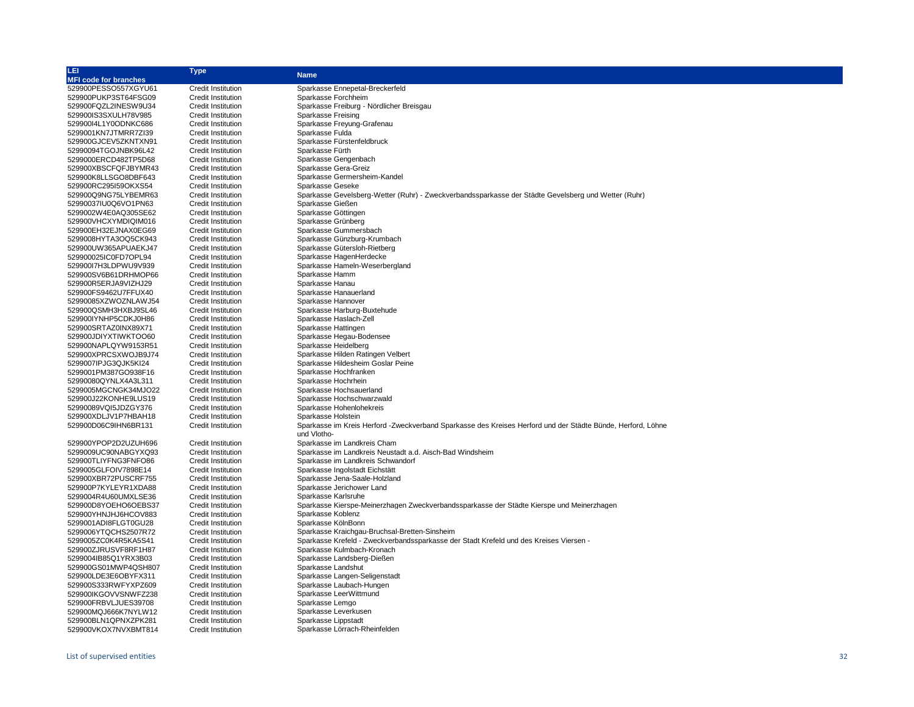| LEI<br>MFI code for branches | Type | Name |
|---|---|---|
| 529900PESSO557XGYU61 | Credit Institution | Sparkasse Ennepetal-Breckerfeld |
| 529900PUKP3ST64FSG09 | Credit Institution | Sparkasse Forchheim |
| 529900FQZL2INESW9U34 | Credit Institution | Sparkasse Freiburg - Nördlicher Breisgau |
| 529900IS3SXULH78V985 | Credit Institution | Sparkasse Freising |
| 529900I4L1Y0ODNKC686 | Credit Institution | Sparkasse Freyung-Grafenau |
| 5299001KN7JTMRR7ZI39 | Credit Institution | Sparkasse Fulda |
| 529900GJCEV5ZKNTXN91 | Credit Institution | Sparkasse Fürstenfeldbruck |
| 52990094TGOJNBK96L42 | Credit Institution | Sparkasse Fürth |
| 5299000ERCD482TP5D68 | Credit Institution | Sparkasse Gengenbach |
| 529900XBSCFQFJBYMR43 | Credit Institution | Sparkasse Gera-Greiz |
| 529900K8LLSGO8DBF643 | Credit Institution | Sparkasse Germersheim-Kandel |
| 529900RC295I59OKXS54 | Credit Institution | Sparkasse Geseke |
| 529900Q9NG75LYBEMR63 | Credit Institution | Sparkasse Gevelsberg-Wetter (Ruhr) - Zweckverbandssparkasse der Städte Gevelsberg und Wetter (Ruhr) |
| 52990037IU0Q6VO1PN63 | Credit Institution | Sparkasse Gießen |
| 5299002W4E0AQ305SE62 | Credit Institution | Sparkasse Göttingen |
| 529900VHCXYMDIQIM016 | Credit Institution | Sparkasse Grünberg |
| 529900EH32EJNAX0EG69 | Credit Institution | Sparkasse Gummersbach |
| 5299008HYTA3OQ5CK943 | Credit Institution | Sparkasse Günzburg-Krumbach |
| 529900UW365APUAEKJ47 | Credit Institution | Sparkasse Gütersloh-Rietberg |
| 529900025IC0FD7OPL94 | Credit Institution | Sparkasse HagenHerdecke |
| 529900I7H3LDPWU9V939 | Credit Institution | Sparkasse Hameln-Weserbergland |
| 529900SV6B61DRHMOP66 | Credit Institution | Sparkasse Hamm |
| 529900R5ERJA9VIZHJ29 | Credit Institution | Sparkasse Hanau |
| 529900FS9462U7FFUX40 | Credit Institution | Sparkasse Hanauerland |
| 52990085XZWOZNLAWJ54 | Credit Institution | Sparkasse Hannover |
| 529900QSMH3HXBJ9SL46 | Credit Institution | Sparkasse Harburg-Buxtehude |
| 529900IYNHP5CDKJ0H86 | Credit Institution | Sparkasse Haslach-Zell |
| 529900SRTAZ0INX89X71 | Credit Institution | Sparkasse Hattingen |
| 529900JDIYXTIWKTOO60 | Credit Institution | Sparkasse Hegau-Bodensee |
| 529900NAPLQYW9153R51 | Credit Institution | Sparkasse Heidelberg |
| 529900XPRCSXWOJB9J74 | Credit Institution | Sparkasse Hilden Ratingen Velbert |
| 5299007IPJG3QJK5KI24 | Credit Institution | Sparkasse Hildesheim Goslar Peine |
| 5299001PM387GO938F16 | Credit Institution | Sparkasse Hochfranken |
| 52990080QYNLX4A3L311 | Credit Institution | Sparkasse Hochrhein |
| 5299005MGCNGK34MJO22 | Credit Institution | Sparkasse Hochsauerland |
| 529900J22KONHE9LUS19 | Credit Institution | Sparkasse Hochschwarzwald |
| 52990089VQI5JDZGY376 | Credit Institution | Sparkasse Hohenlohekreis |
| 529900XDLJV1P7HBAH18 | Credit Institution | Sparkasse Holstein |
| 529900D06C9IHN6BR131 | Credit Institution | Sparkasse im Kreis Herford -Zweckverband Sparkasse des Kreises Herford und der Städte Bünde, Herford, Löhne und Vlotho- |
| 529900YPOP2D2UZUH696 | Credit Institution | Sparkasse im Landkreis Cham |
| 5299009UC90NABGYXQ93 | Credit Institution | Sparkasse im Landkreis Neustadt a.d. Aisch-Bad Windsheim |
| 529900TLIYFNG3FNFO86 | Credit Institution | Sparkasse im Landkreis Schwandorf |
| 5299005GLFOIV7898E14 | Credit Institution | Sparkasse Ingolstadt Eichstätt |
| 529900XBR72PUSCRF755 | Credit Institution | Sparkasse Jena-Saale-Holzland |
| 529900P7KYLEYR1XDA88 | Credit Institution | Sparkasse Jerichower Land |
| 5299004R4U60UMXLSE36 | Credit Institution | Sparkasse Karlsruhe |
| 529900D8YOEHO6OEBS37 | Credit Institution | Sparkasse Kierspe-Meinerzhagen Zweckverbandssparkasse der Städte Kierspe und Meinerzhagen |
| 529900YHNJHJ6HCOV883 | Credit Institution | Sparkasse Koblenz |
| 5299001ADI8FLGT0GU28 | Credit Institution | Sparkasse KölnBonn |
| 5299006YTQCHS2507R72 | Credit Institution | Sparkasse Kraichgau-Bruchsal-Bretten-Sinsheim |
| 5299005ZC0K4R5KA5S41 | Credit Institution | Sparkasse Krefeld - Zweckverbandssparkasse der Stadt Krefeld und des Kreises Viersen - |
| 529900ZJRUSVF8RF1H87 | Credit Institution | Sparkasse Kulmbach-Kronach |
| 5299004IB85Q1YRX3B03 | Credit Institution | Sparkasse Landsberg-Dießen |
| 529900GS01MWP4QSH807 | Credit Institution | Sparkasse Landshut |
| 529900LDE3E6OBYFX311 | Credit Institution | Sparkasse Langen-Seligenstadt |
| 529900S333RWFYXPZ609 | Credit Institution | Sparkasse Laubach-Hungen |
| 529900IKGOVVSNWFZ238 | Credit Institution | Sparkasse LeerWittmund |
| 529900FRBVLJUES39708 | Credit Institution | Sparkasse Lemgo |
| 529900MQJ666K7NYLW12 | Credit Institution | Sparkasse Leverkusen |
| 529900BLN1QPNXZPK281 | Credit Institution | Sparkasse Lippstadt |
| 529900VKOX7NVXBMT814 | Credit Institution | Sparkasse Lörrach-Rheinfelden |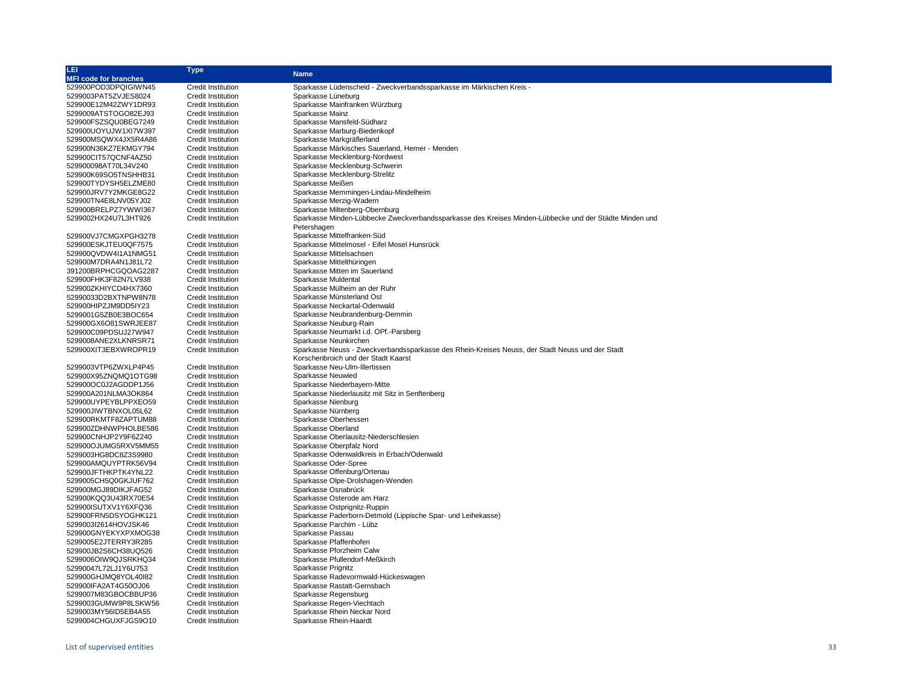| LEI<br>MFI code for branches | Type | Name |
|---|---|---|
| 529900POD3DPQIGIWN45 | Credit Institution | Sparkasse Lüdenscheid - Zweckverbandssparkasse im Märkischen Kreis - |
| 5299003PAT5ZVJES8024 | Credit Institution | Sparkasse Lüneburg |
| 529900E12M42ZWY1DR93 | Credit Institution | Sparkasse Mainfranken Würzburg |
| 5299009ATSTOGO82EJ93 | Credit Institution | Sparkasse Mainz |
| 529900FSZSQU0BEG7249 | Credit Institution | Sparkasse Mansfeld-Südharz |
| 529900UOYUJW1XI7W397 | Credit Institution | Sparkasse Marburg-Biedenkopf |
| 529900MSQWX4JX5R4A86 | Credit Institution | Sparkasse Markgräflerland |
| 529900N36KZ7EKMGY794 | Credit Institution | Sparkasse Märkisches Sauerland, Hemer - Menden |
| 529900CIT57QCNF4AZ50 | Credit Institution | Sparkasse Mecklenburg-Nordwest |
| 529900098AT70L34V240 | Credit Institution | Sparkasse Mecklenburg-Schwerin |
| 529900K69SO5TNSHHB31 | Credit Institution | Sparkasse Mecklenburg-Strelitz |
| 529900TYDYSH5ELZME80 | Credit Institution | Sparkasse Meißen |
| 529900JRV7Y2MKGE8G22 | Credit Institution | Sparkasse Memmingen-Lindau-Mindelheim |
| 529900TN4E8LNV05YJ02 | Credit Institution | Sparkasse Merzig-Wadern |
| 529900BRELPZ7YWWI367 | Credit Institution | Sparkasse Miltenberg-Obernburg |
| 5299002HX24U7L3HT926 | Credit Institution | Sparkasse Minden-Lübbecke Zweckverbandssparkasse des Kreises Minden-Lübbecke und der Städte Minden und Petershagen |
| 529900VJ7CMGXPGH3278 | Credit Institution | Sparkasse Mittelfranken-Süd |
| 529900ESKJTEU0QF7575 | Credit Institution | Sparkasse Mittelmosel - Eifel Mosel Hunsrück |
| 529900QVDW4I1A1NMG51 | Credit Institution | Sparkasse Mittelsachsen |
| 529900M7DRA4N1J81L72 | Credit Institution | Sparkasse Mittelthüringen |
| 391200BRPHCGQOAG2287 | Credit Institution | Sparkasse Mitten im Sauerland |
| 529900FHK3F82N7LV938 | Credit Institution | Sparkasse Muldental |
| 529900ZKHIYCD4HX7360 | Credit Institution | Sparkasse Mülheim an der Ruhr |
| 52990033D2BXTNPW8N78 | Credit Institution | Sparkasse Münsterland Ost |
| 529900HIPZJM9DD5IY23 | Credit Institution | Sparkasse Neckartal-Odenwald |
| 5299001G5ZB0E3BOC654 | Credit Institution | Sparkasse Neubrandenburg-Demmin |
| 529900GX6O81SWRJEE87 | Credit Institution | Sparkasse Neuburg-Rain |
| 529900C09PDSUJ27W947 | Credit Institution | Sparkasse Neumarkt i.d. OPf.-Parsberg |
| 5299008ANE2XLKNRSR71 | Credit Institution | Sparkasse Neunkirchen |
| 529900XIT3EBXWROPR19 | Credit Institution | Sparkasse Neuss - Zweckverbandssparkasse des Rhein-Kreises Neuss, der Stadt Neuss und der Stadt Korschenbroich und der Stadt Kaarst |
| 5299003VTP6ZWXLP4P45 | Credit Institution | Sparkasse Neu-Ulm-Illertissen |
| 529900X95ZNQMQ1OTG98 | Credit Institution | Sparkasse Neuwied |
| 529900OC0J2AGDDP1J56 | Credit Institution | Sparkasse Niederbayern-Mitte |
| 529900A201NLMA3OK864 | Credit Institution | Sparkasse Niederlausitz mit Sitz in Senftenberg |
| 529900UYPEYBLPPXEO59 | Credit Institution | Sparkasse Nienburg |
| 529900JIWTBNXOL05L62 | Credit Institution | Sparkasse Nürnberg |
| 529900RKMTF8ZAPTUM88 | Credit Institution | Sparkasse Oberhessen |
| 529900ZDHNWPHOLBE586 | Credit Institution | Sparkasse Oberland |
| 529900CNHJP2Y9F6Z240 | Credit Institution | Sparkasse Oberlausitz-Niederschlesien |
| 529900OJUMG5RXV5MM55 | Credit Institution | Sparkasse Oberpfalz Nord |
| 5299003HG8DC8Z3S9980 | Credit Institution | Sparkasse Odenwaldkreis in Erbach/Odenwald |
| 529900AMQUYPTRK56V94 | Credit Institution | Sparkasse Oder-Spree |
| 529900JFTHKPTK4YNL22 | Credit Institution | Sparkasse Offenburg/Ortenau |
| 5299005CH5Q0GKJUF762 | Credit Institution | Sparkasse Olpe-Drolshagen-Wenden |
| 529900MGJ89DIKJFAG52 | Credit Institution | Sparkasse Osnabrück |
| 529900KQQ3U43RX70E54 | Credit Institution | Sparkasse Osterode am Harz |
| 529900ISUTXV1Y6XFQ36 | Credit Institution | Sparkasse Ostprignitz-Ruppin |
| 529900FRN5DSYOGHK121 | Credit Institution | Sparkasse Paderborn-Detmold (Lippische Spar- und Leihekasse) |
| 5299003I2614HOVJSK46 | Credit Institution | Sparkasse Parchim - Lübz |
| 529900GNYEKYXPXMOG38 | Credit Institution | Sparkasse Passau |
| 5299005E2JTERRY3R285 | Credit Institution | Sparkasse Pfaffenhofen |
| 529900JB2S6CH38UQ526 | Credit Institution | Sparkasse Pforzheim Calw |
| 5299006OIW9QJSRKHQ34 | Credit Institution | Sparkasse Pfullendorf-Meßkirch |
| 52990047L72LJ1Y6U753 | Credit Institution | Sparkasse Prignitz |
| 529900GHJMQ8YOL40I82 | Credit Institution | Sparkasse Radevormwald-Hückeswagen |
| 529900IFA2AT4G50OJ06 | Credit Institution | Sparkasse Rastatt-Gernsbach |
| 5299007M83GBOCBBUP36 | Credit Institution | Sparkasse Regensburg |
| 5299003GUMW9P8LSKW56 | Credit Institution | Sparkasse Regen-Viechtach |
| 5299003MY56ID5EB4A55 | Credit Institution | Sparkasse Rhein Neckar Nord |
| 5299004CHGUXFJGS9O10 | Credit Institution | Sparkasse Rhein-Haardt |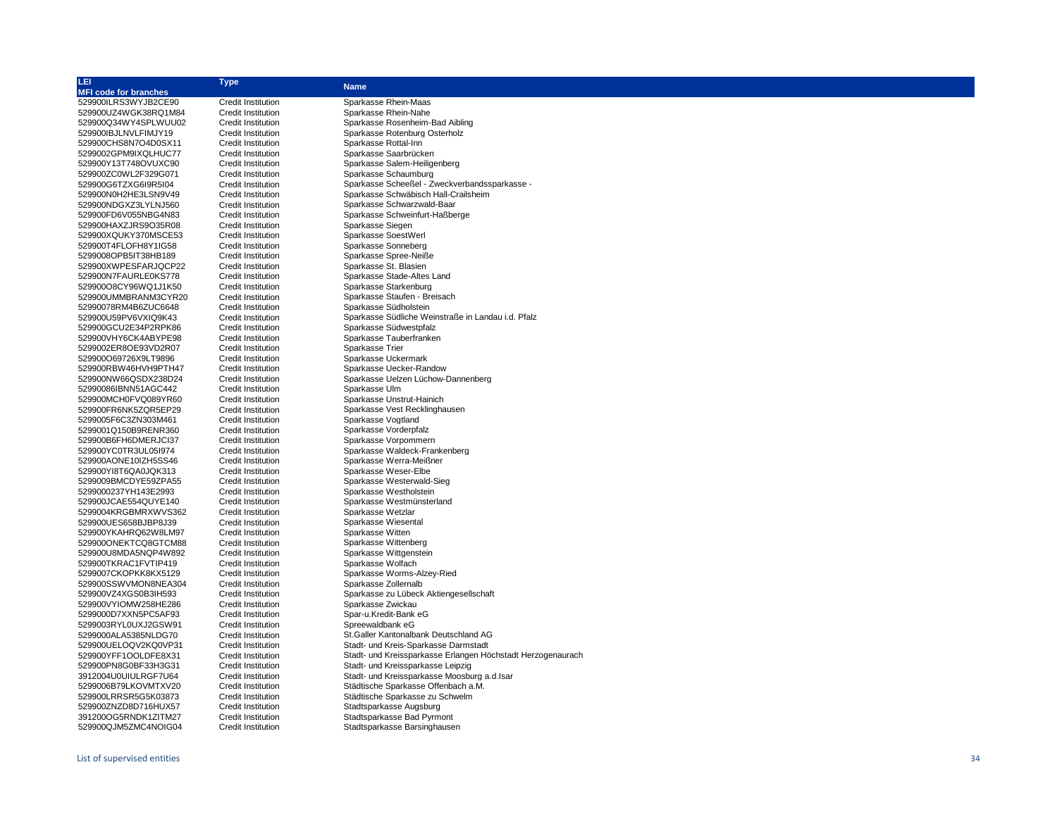| LEI<br>MFI code for branches | Type | Name |
| --- | --- | --- |
| 529900ILRS3WYJB2CE90 | Credit Institution | Sparkasse Rhein-Maas |
| 529900UZ4WGK38RQ1M84 | Credit Institution | Sparkasse Rhein-Nahe |
| 529900Q34WY4SPLWUU02 | Credit Institution | Sparkasse Rosenheim-Bad Aibling |
| 529900IBJLNVLFIMJY19 | Credit Institution | Sparkasse Rotenburg Osterholz |
| 529900CHS8N7O4D0SX11 | Credit Institution | Sparkasse Rottal-Inn |
| 5299002GPM9IXQLHUC77 | Credit Institution | Sparkasse Saarbrücken |
| 529900Y13T748OVUXC90 | Credit Institution | Sparkasse Salem-Heiligenberg |
| 529900ZC0WL2F329G071 | Credit Institution | Sparkasse Schaumburg |
| 529900G6TZXG6I9R5I04 | Credit Institution | Sparkasse Scheeßel - Zweckverbandssparkasse - |
| 529900N0H2HE3LSN9V49 | Credit Institution | Sparkasse Schwäbisch Hall-Crailsheim |
| 529900NDGXZ3LYLNJ560 | Credit Institution | Sparkasse Schwarzwald-Baar |
| 529900FD6V055NBG4N83 | Credit Institution | Sparkasse Schweinfurt-Haßberge |
| 529900HAXZJRS9O35R08 | Credit Institution | Sparkasse Siegen |
| 529900XQUKY370MSCE53 | Credit Institution | Sparkasse SoestWerl |
| 529900T4FLOFH8Y1IG58 | Credit Institution | Sparkasse Sonneberg |
| 5299008OPB5IT38HB189 | Credit Institution | Sparkasse Spree-Neiße |
| 529900XWPESFARJQCP22 | Credit Institution | Sparkasse St. Blasien |
| 529900N7FAURLE0KS778 | Credit Institution | Sparkasse Stade-Altes Land |
| 529900O8CY96WQ1J1K50 | Credit Institution | Sparkasse Starkenburg |
| 529900UMMBRANM3CYR20 | Credit Institution | Sparkasse Staufen - Breisach |
| 52990078RM4B6ZUC6648 | Credit Institution | Sparkasse Südholstein |
| 529900U59PV6VXIQ9K43 | Credit Institution | Sparkasse Südliche Weinstraße in Landau i.d. Pfalz |
| 529900GCU2E34P2RPK86 | Credit Institution | Sparkasse Südwestpfalz |
| 529900VHY6CK4ABYPE98 | Credit Institution | Sparkasse Tauberfranken |
| 5299002ER8OE93VD2R07 | Credit Institution | Sparkasse Trier |
| 529900O69726X9LT9896 | Credit Institution | Sparkasse Uckermark |
| 529900RBW46HVH9PTH47 | Credit Institution | Sparkasse Uecker-Randow |
| 529900NW66QSDX238D24 | Credit Institution | Sparkasse Uelzen Lüchow-Dannenberg |
| 52990086IBNN51AGC442 | Credit Institution | Sparkasse Ulm |
| 529900MCH0FVQ089YR60 | Credit Institution | Sparkasse Unstrut-Hainich |
| 529900FR6NK5ZQR5EP29 | Credit Institution | Sparkasse Vest Recklinghausen |
| 5299005F6C3ZN303M461 | Credit Institution | Sparkasse Vogtland |
| 5299001Q150B9RENR360 | Credit Institution | Sparkasse Vorderpfalz |
| 529900B6FH6DMERJCI37 | Credit Institution | Sparkasse Vorpommern |
| 529900YC0TR3UL05I974 | Credit Institution | Sparkasse Waldeck-Frankenberg |
| 529900AONE10IZH5SS46 | Credit Institution | Sparkasse Werra-Meißner |
| 529900YI8T6QA0JQK313 | Credit Institution | Sparkasse Weser-Elbe |
| 5299009BMCDYE59ZPA55 | Credit Institution | Sparkasse Westerwald-Sieg |
| 5299000237YH143E2993 | Credit Institution | Sparkasse Westholstein |
| 529900JCAE554QUYE140 | Credit Institution | Sparkasse Westmünsterland |
| 5299004KRGBMRXWVS362 | Credit Institution | Sparkasse Wetzlar |
| 529900UES658BJBP8J39 | Credit Institution | Sparkasse Wiesental |
| 529900YKAHRQ62W8LM97 | Credit Institution | Sparkasse Witten |
| 529900ONEKTCQ8GTCM88 | Credit Institution | Sparkasse Wittenberg |
| 529900U8MDA5NQP4W892 | Credit Institution | Sparkasse Wittgenstein |
| 529900TKRAC1FVTIP419 | Credit Institution | Sparkasse Wolfach |
| 5299007CKOPKK8KX5129 | Credit Institution | Sparkasse Worms-Alzey-Ried |
| 529900SSWVMON8NEA304 | Credit Institution | Sparkasse Zollernalb |
| 529900VZ4XGS0B3IH593 | Credit Institution | Sparkasse zu Lübeck Aktiengesellschaft |
| 529900VYIOMW258HE286 | Credit Institution | Sparkasse Zwickau |
| 5299000D7XXN5PC5AF93 | Credit Institution | Spar-u.Kredit-Bank eG |
| 5299003RYL0UXJ2GSW91 | Credit Institution | Spreewaldbank eG |
| 5299000ALA5385NLDG70 | Credit Institution | St.Galler Kantonalbank Deutschland AG |
| 529900UELOQV2KQ0VP31 | Credit Institution | Stadt- und Kreis-Sparkasse Darmstadt |
| 529900YFF1OOLDFE8X31 | Credit Institution | Stadt- und Kreissparkasse Erlangen Höchstadt Herzogenaurach |
| 529900PN8G0BF33H3G31 | Credit Institution | Stadt- und Kreissparkasse Leipzig |
| 3912004U0UIULRGF7U64 | Credit Institution | Stadt- und Kreissparkasse Moosburg a.d.Isar |
| 5299006B79LKOVMTXV20 | Credit Institution | Städtische Sparkasse Offenbach a.M. |
| 529900LRRSR5G5K03873 | Credit Institution | Städtische Sparkasse zu Schwelm |
| 529900ZNZD8D716HUX57 | Credit Institution | Stadtsparkasse Augsburg |
| 391200OG5RNDK1ZITM27 | Credit Institution | Stadtsparkasse Bad Pyrmont |
| 529900QJM5ZMC4NOIG04 | Credit Institution | Stadtsparkasse Barsinghausen |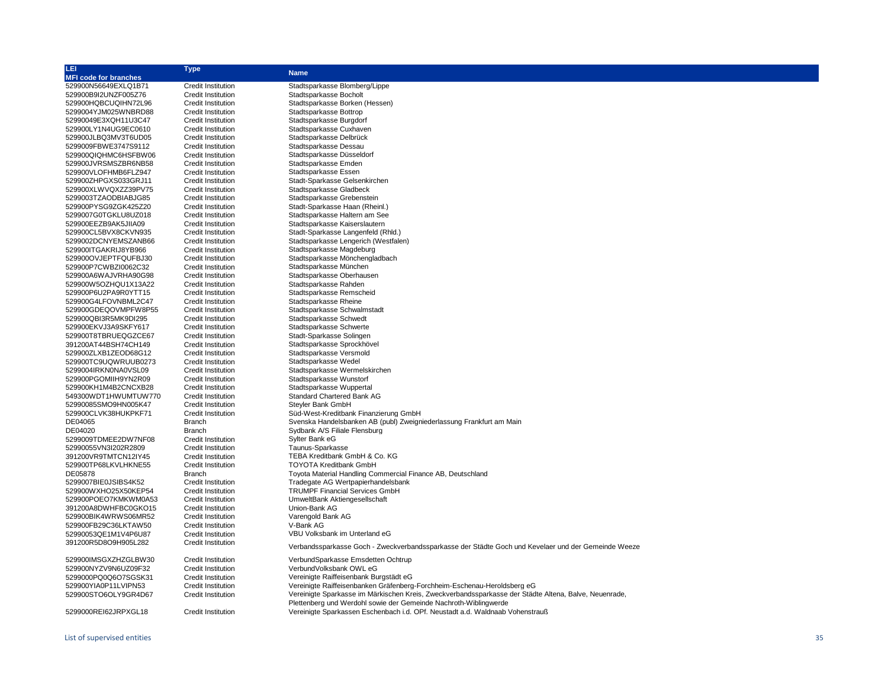| LEI<br>MFI code for branches | Type | Name |
|---|---|---|
| 529900N56649EXLQ1B71 | Credit Institution | Stadtsparkasse Blomberg/Lippe |
| 529900B9I2UNZF005Z76 | Credit Institution | Stadtsparkasse Bocholt |
| 529900HQBCUQIHN72L96 | Credit Institution | Stadtsparkasse Borken (Hessen) |
| 5299004YJM025WNBRD88 | Credit Institution | Stadtsparkasse Bottrop |
| 52990049E3XQH11U3C47 | Credit Institution | Stadtsparkasse Burgdorf |
| 529900LY1N4UG9EC0610 | Credit Institution | Stadtsparkasse Cuxhaven |
| 529900JLBQ3MV3T6UD05 | Credit Institution | Stadtsparkasse Delbrück |
| 5299009FBWE3747S9112 | Credit Institution | Stadtsparkasse Dessau |
| 529900QIQHMC6HSFBW06 | Credit Institution | Stadtsparkasse Düsseldorf |
| 529900JVRSMSZBR6NB58 | Credit Institution | Stadtsparkasse Emden |
| 529900VLOFHMB6FLZ947 | Credit Institution | Stadtsparkasse Essen |
| 529900ZHPGXS033GRJ11 | Credit Institution | Stadt-Sparkasse Gelsenkirchen |
| 529900XLWVQXZZ39PV75 | Credit Institution | Stadtsparkasse Gladbeck |
| 5299003TZAODBIABJG85 | Credit Institution | Stadtsparkasse Grebenstein |
| 529900PYSG9ZGK425Z20 | Credit Institution | Stadt-Sparkasse Haan (Rheinl.) |
| 5299007G0TGKLU8UZ018 | Credit Institution | Stadtsparkasse Haltern am See |
| 529900EEZB9AK5JIIA09 | Credit Institution | Stadtsparkasse Kaiserslautern |
| 529900CL5BVX8CKVN935 | Credit Institution | Stadt-Sparkasse Langenfeld (Rhld.) |
| 5299002DCNYEMSZANB66 | Credit Institution | Stadtsparkasse Lengerich (Westfalen) |
| 529900ITGAKRIJ8YB966 | Credit Institution | Stadtsparkasse Magdeburg |
| 529900OVJEPTFQUFBJ30 | Credit Institution | Stadtsparkasse Mönchengladbach |
| 529900P7CWBZI0062C32 | Credit Institution | Stadtsparkasse München |
| 529900A6WAJVRHA90G98 | Credit Institution | Stadtsparkasse Oberhausen |
| 529900W5OZHQU1X13A22 | Credit Institution | Stadtsparkasse Rahden |
| 529900P6U2PA9R0YTT15 | Credit Institution | Stadtsparkasse Remscheid |
| 529900G4LFOVNBML2C47 | Credit Institution | Stadtsparkasse Rheine |
| 529900GDEQOVMPFW8P55 | Credit Institution | Stadtsparkasse Schwalmstadt |
| 529900QBI3R5MK9DI295 | Credit Institution | Stadtsparkasse Schwedt |
| 529900EKVJ3A9SKFY617 | Credit Institution | Stadtsparkasse Schwerte |
| 529900T8TBRUEQGZCE67 | Credit Institution | Stadt-Sparkasse Solingen |
| 391200AT44BSH74CH149 | Credit Institution | Stadtsparkasse Sprockhövel |
| 529900ZLXB1ZEOD68G12 | Credit Institution | Stadtsparkasse Versmold |
| 529900TC9UQWRUUB0273 | Credit Institution | Stadtsparkasse Wedel |
| 5299004IRKN0NA0VSL09 | Credit Institution | Stadtsparkasse Wermelskirchen |
| 529900PGOMIIH9YN2R09 | Credit Institution | Stadtsparkasse Wunstorf |
| 529900KH1M4B2CNCXB28 | Credit Institution | Stadtsparkasse Wuppertal |
| 549300WDT1HWUMTUW770 | Credit Institution | Standard Chartered Bank AG |
| 52990085SMO9HN005K47 | Credit Institution | Steyler Bank GmbH |
| 529900CLVK38HUKPKF71 | Credit Institution | Süd-West-Kreditbank Finanzierung GmbH |
| DE04065 | Branch | Svenska Handelsbanken AB (publ) Zweigniederlassung Frankfurt am Main |
| DE04020 | Branch | Sydbank A/S Filiale Flensburg |
| 5299009TDMEE2DW7NF08 | Credit Institution | Sylter Bank eG |
| 52990055VN3I202R2809 | Credit Institution | Taunus-Sparkasse |
| 391200VR9TMTCN12IY45 | Credit Institution | TEBA Kreditbank GmbH & Co. KG |
| 529900TP68LKVLHKNE55 | Credit Institution | TOYOTA Kreditbank GmbH |
| DE05878 | Branch | Toyota Material Handling Commercial Finance AB, Deutschland |
| 5299007BIE0JSIBS4K52 | Credit Institution | Tradegate AG Wertpapierhandelsbank |
| 529900WXHO25X50KEP54 | Credit Institution | TRUMPF Financial Services GmbH |
| 529900POEO7KMKWM0A53 | Credit Institution | UmweltBank Aktiengesellschaft |
| 391200A8DWHFBC0GKO15 | Credit Institution | Union-Bank AG |
| 529900BIK4WRWS06MR52 | Credit Institution | Varengold Bank AG |
| 529900FB29C36LKTAW50 | Credit Institution | V-Bank AG |
| 52990053QE1M1V4P6U87 | Credit Institution | VBU Volksbank im Unterland eG |
| 391200R5D8O9H905L282 | Credit Institution | Verbandssparkasse Goch - Zweckverbandssparkasse der Städte Goch und Kevelaer und der Gemeinde Weeze |
| 529900IMSGXZHZGLBW30 | Credit Institution | VerbundSparkasse Emsdetten Ochtrup |
| 529900NYZV9N6UZ09F32 | Credit Institution | VerbundVolksbank OWL eG |
| 5299000PQ0Q6O7SGSK31 | Credit Institution | Vereinigte Raiffeisenbank Burgstädt eG |
| 529900YIA0P11LVIPN53 | Credit Institution | Vereinigte Raiffeisenbanken Gräfenberg-Forchheim-Eschenau-Heroldsberg eG |
| 529900STO6OLY9GR4D67 | Credit Institution | Vereinigte Sparkasse im Märkischen Kreis, Zweckverbandssparkasse der Städte Altena, Balve, Neuenrade, Plettenberg und Werdohl sowie der Gemeinde Nachroth-Wiblingwerde |
| 5299000REI62JRPXGL18 | Credit Institution | Vereinigte Sparkassen Eschenbach i.d. OPf. Neustadt a.d. Waldnaab Vohenstrauß |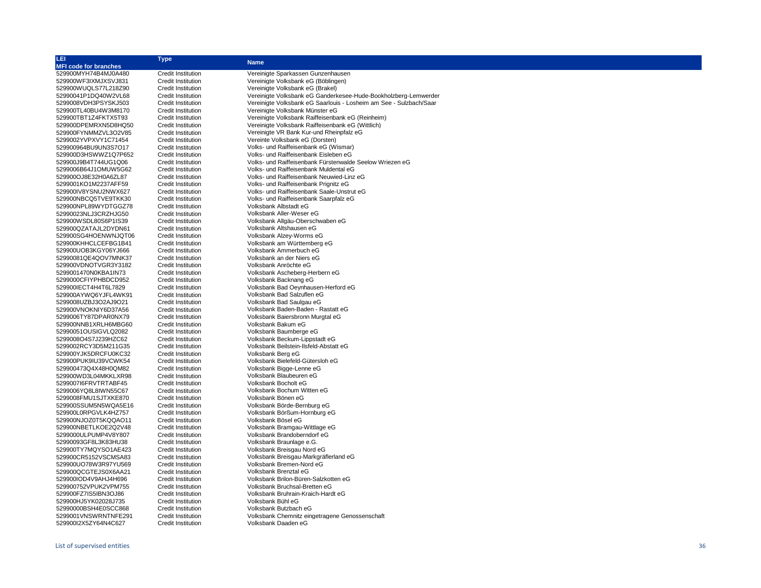| LEI<br>MFI code for branches | Type | Name |
|---|---|---|
| 529900MYH74B4MJ0A480 | Credit Institution | Vereinigte Sparkassen Gunzenhausen |
| 529900WF3IXMJXSVJ831 | Credit Institution | Vereinigte Volksbank eG (Böblingen) |
| 529900WUQLS77L218Z90 | Credit Institution | Vereinigte Volksbank eG (Brakel) |
| 52990041P1DQ40W2VL68 | Credit Institution | Vereinigte Volksbank eG Ganderkesee-Hude-Bookholzberg-Lemwerder |
| 5299008VDH3PSYSKJ503 | Credit Institution | Vereinigte Volksbank eG Saarlouis - Losheim am See - Sulzbach/Saar |
| 529900TL40BU4W3M8170 | Credit Institution | Vereinigte Volksbank Münster eG |
| 529900TBT1Z4FKTX5T93 | Credit Institution | Vereinigte Volksbank Raiffeisenbank eG (Reinheim) |
| 529900DPEMRXN5D8HQ50 | Credit Institution | Vereinigte Volksbank Raiffeisenbank eG (Wittlich) |
| 529900FYNMMZVL3O2V85 | Credit Institution | Vereinigte VR Bank Kur-und Rheinpfalz eG |
| 5299002YVPXVY1C71454 | Credit Institution | Vereinte Volksbank eG (Dorsten) |
| 529900964BU9UN3S7O17 | Credit Institution | Volks- und Raiffeisenbank eG (Wismar) |
| 529900D3HSWWZ1Q7P652 | Credit Institution | Volks- und Raiffeisenbank Eisleben eG |
| 529900J9B4T744UG1Q06 | Credit Institution | Volks- und Raiffeisenbank Fürstenwalde Seelow Wriezen eG |
| 5299006B64J1OMUW5G62 | Credit Institution | Volks- und Raiffeisenbank Muldental eG |
| 529900OJ8E32H0A6ZL87 | Credit Institution | Volks- und Raiffeisenbank Neuwied-Linz eG |
| 5299001KO1M2237AFF59 | Credit Institution | Volks- und Raiffeisenbank Prignitz eG |
| 529900IV8YSNU2NWX627 | Credit Institution | Volks- und Raiffeisenbank Saale-Unstrut eG |
| 529900NBCQ5TVE9TKK30 | Credit Institution | Volks- und Raiffeisenbank Saarpfalz eG |
| 529900NPL89WYDTGGZ78 | Credit Institution | Volksbank Albstadt eG |
| 52990023NLJ3CRZHJG50 | Credit Institution | Volksbank Aller-Weser eG |
| 529900WSDL80S6P1IS39 | Credit Institution | Volksbank Allgäu-Oberschwaben eG |
| 529900QZATAJL2DYDN61 | Credit Institution | Volksbank Altshausen eG |
| 529900SG4HOENWNJQT06 | Credit Institution | Volksbank Alzey-Worms eG |
| 529900KHHCLCEFBG1B41 | Credit Institution | Volksbank am Württemberg eG |
| 529900UOB3KGY06YJ666 | Credit Institution | Volksbank Ammerbuch eG |
| 52990081QE4QOV7MNK37 | Credit Institution | Volksbank an der Niers eG |
| 529900VDNOTVGR3Y3182 | Credit Institution | Volksbank Anröchte eG |
| 5299001470N0KBA1IN73 | Credit Institution | Volksbank Ascheberg-Herbern eG |
| 5299000CFIYPHBDCD952 | Credit Institution | Volksbank Backnang eG |
| 529900IECT4H4T6L7829 | Credit Institution | Volksbank Bad Oeynhausen-Herford eG |
| 529900AYWQ6YJFL4WK91 | Credit Institution | Volksbank Bad Salzuflen eG |
| 5299008UZBJ3O2AJ9O21 | Credit Institution | Volksbank Bad Saulgau eG |
| 529900VNOKNIY6D37A56 | Credit Institution | Volksbank Baden-Baden - Rastatt eG |
| 5299006TY87DPAR0NX79 | Credit Institution | Volksbank Baiersbronn Murgtal eG |
| 529900NNB1XRLH6MBG60 | Credit Institution | Volksbank Bakum eG |
| 52990051OUSIGVLQ2082 | Credit Institution | Volksbank Baumberge eG |
| 5299008O4S7J239HZC62 | Credit Institution | Volksbank Beckum-Lippstadt eG |
| 5299002RCY3D5M211G35 | Credit Institution | Volksbank Beilstein-Ilsfeld-Abstatt eG |
| 529900YJK5DRCFU0KC32 | Credit Institution | Volksbank Berg eG |
| 529900PUK9IU39VCWK54 | Credit Institution | Volksbank Bielefeld-Gütersloh eG |
| 529900473Q4X48H0QM82 | Credit Institution | Volksbank Bigge-Lenne eG |
| 529900WD3L04MKKLXR98 | Credit Institution | Volksbank Blaubeuren eG |
| 5299007I6FRVTRTABF45 | Credit Institution | Volksbank Bocholt eG |
| 5299006YQ8L8IWN55C67 | Credit Institution | Volksbank Bochum Witten eG |
| 5299008FMU1SJTXKE870 | Credit Institution | Volksbank Bönen eG |
| 529900SSUM5N5WQA5E16 | Credit Institution | Volksbank Börde-Bernburg eG |
| 529900L0RPGVLK4HZ757 | Credit Institution | Volksbank Börßum-Hornburg eG |
| 529900NJOZ0T5KQQAO11 | Credit Institution | Volksbank Bösel eG |
| 529900NBETLKOE2Q2V48 | Credit Institution | Volksbank Bramgau-Wittlage eG |
| 5299000ULPUMP4V8Y807 | Credit Institution | Volksbank Brandoberndorf eG |
| 52990093GF8L3K83HU38 | Credit Institution | Volksbank Braunlage e.G. |
| 529900TY7MQYSO1AE423 | Credit Institution | Volksbank Breisgau Nord eG |
| 529900CR5152VSCMSA83 | Credit Institution | Volksbank Breisgau-Markgräflerland eG |
| 529900UO78W3R97YU569 | Credit Institution | Volksbank Bremen-Nord eG |
| 529900QCGTEJS0X6AA21 | Credit Institution | Volksbank Brenztal eG |
| 529900IOD4V9AHJ4H696 | Credit Institution | Volksbank Brilon-Büren-Salzkotten eG |
| 529900752VPUK2VPM755 | Credit Institution | Volksbank Bruchsal-Bretten eG |
| 529900FZ7IS5IBN3OJ86 | Credit Institution | Volksbank Bruhrain-Kraich-Hardt eG |
| 529900HJ5YK02028J735 | Credit Institution | Volksbank Bühl eG |
| 52990000BSH4E0SCC868 | Credit Institution | Volksbank Butzbach eG |
| 5299001VNSWRNTNFE291 | Credit Institution | Volksbank Chemnitz eingetragene Genossenschaft |
| 529900I2X5ZY64N4C627 | Credit Institution | Volksbank Daaden eG |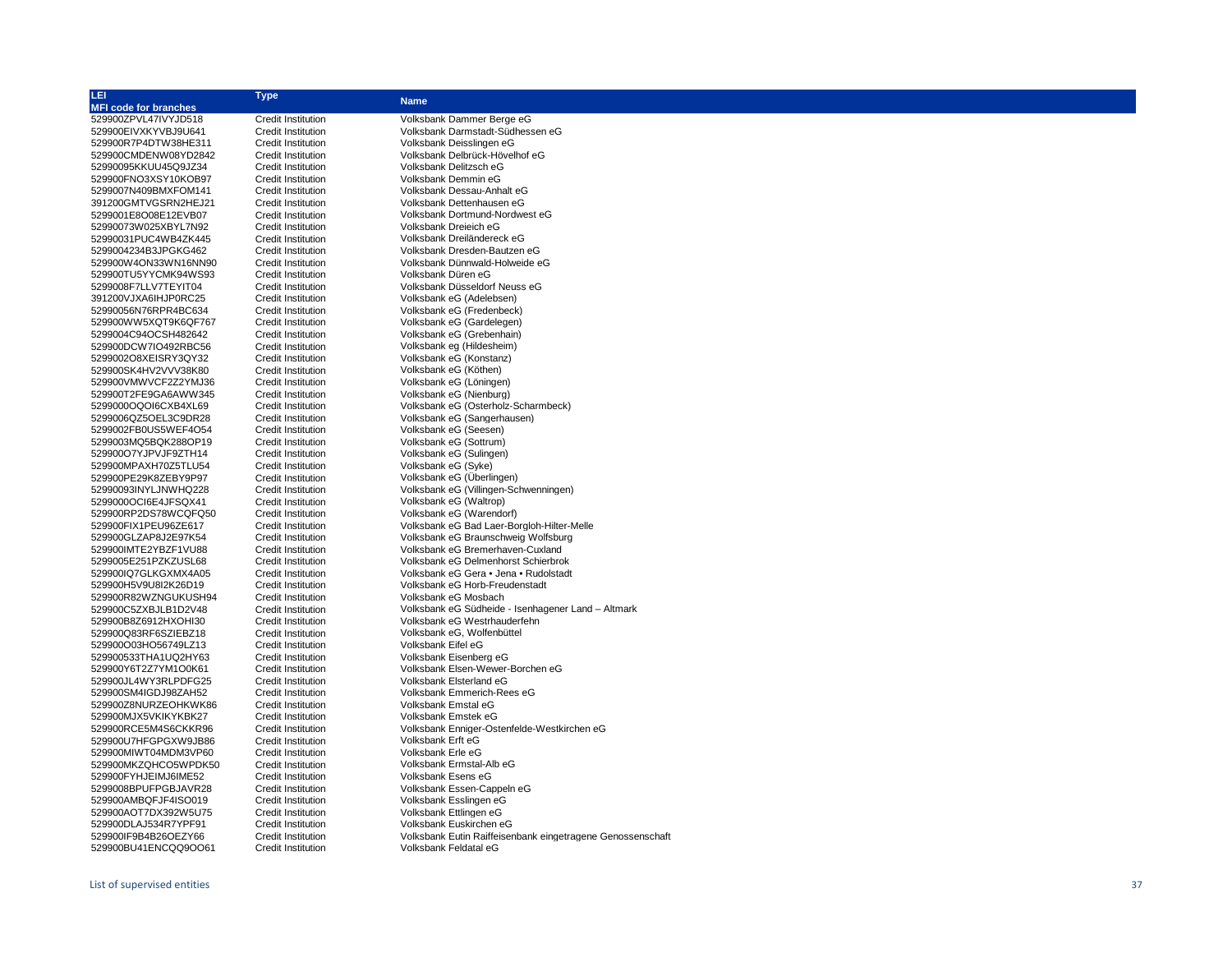| LEI<br>MFI code for branches | Type | Name |
|---|---|---|
| 529900ZPVL47IVYJD518 | Credit Institution | Volksbank Dammer Berge eG |
| 529900EIVXKYVBJ9U641 | Credit Institution | Volksbank Darmstadt-Südhessen eG |
| 529900R7P4DTW38HE311 | Credit Institution | Volksbank Deisslingen eG |
| 529900CMDENW08YD2842 | Credit Institution | Volksbank Delbrück-Hövelhof eG |
| 52990095KKUU45Q9JZ34 | Credit Institution | Volksbank Delitzsch eG |
| 529900FNO3XSY10KOB97 | Credit Institution | Volksbank Demmin eG |
| 5299007N409BMXFOM141 | Credit Institution | Volksbank Dessau-Anhalt eG |
| 391200GMTVGSRN2HEJ21 | Credit Institution | Volksbank Dettenhausen eG |
| 5299001E8O08E12EVB07 | Credit Institution | Volksbank Dortmund-Nordwest eG |
| 52990073W025XBYL7N92 | Credit Institution | Volksbank Dreieich eG |
| 52990031PUC4WB4ZK445 | Credit Institution | Volksbank Dreiländereck eG |
| 5299004234B3JPGKG462 | Credit Institution | Volksbank Dresden-Bautzen eG |
| 529900W4ON33WN16NN90 | Credit Institution | Volksbank Dünnwald-Holweide eG |
| 529900TU5YYCMK94WS93 | Credit Institution | Volksbank Düren eG |
| 5299008F7LLV7TEYIT04 | Credit Institution | Volksbank Düsseldorf Neuss eG |
| 391200VJXA6IHJP0RC25 | Credit Institution | Volksbank eG (Adelebsen) |
| 52990056N76RPR4BC634 | Credit Institution | Volksbank eG (Fredenbeck) |
| 529900WW5XQT9K6QF767 | Credit Institution | Volksbank eG (Gardelegen) |
| 5299004C94OCSH482642 | Credit Institution | Volksbank eG (Grebenhain) |
| 529900DCW7IO492RBC56 | Credit Institution | Volksbank eg (Hildesheim) |
| 5299002O8XEISRY3QY32 | Credit Institution | Volksbank eG (Konstanz) |
| 529900SK4HV2VVV38K80 | Credit Institution | Volksbank eG (Köthen) |
| 529900VMWVCF2Z2YMJ36 | Credit Institution | Volksbank eG (Löningen) |
| 529900T2FE9GA6AWW345 | Credit Institution | Volksbank eG (Nienburg) |
| 5299000OQOI6CXB4XL69 | Credit Institution | Volksbank eG (Osterholz-Scharmbeck) |
| 5299006QZ5OEL3C9DR28 | Credit Institution | Volksbank eG (Sangerhausen) |
| 5299002FB0US5WEF4O54 | Credit Institution | Volksbank eG (Seesen) |
| 5299003MQ5BQK288OP19 | Credit Institution | Volksbank eG (Sottrum) |
| 529900O7YJPVJF9ZTH14 | Credit Institution | Volksbank eG (Sulingen) |
| 529900MPAXH70Z5TLU54 | Credit Institution | Volksbank eG (Syke) |
| 529900PE29K8ZEBY9P97 | Credit Institution | Volksbank eG (Überlingen) |
| 52990093INYLJNWHQ228 | Credit Institution | Volksbank eG (Villingen-Schwenningen) |
| 5299000OCI6E4JFSQX41 | Credit Institution | Volksbank eG (Waltrop) |
| 529900RP2DS78WCQFQ50 | Credit Institution | Volksbank eG (Warendorf) |
| 529900FIX1PEU96ZE617 | Credit Institution | Volksbank eG Bad Laer-Borgloh-Hilter-Melle |
| 529900GLZAP8J2E97K54 | Credit Institution | Volksbank eG Braunschweig Wolfsburg |
| 529900IMTE2YBZF1VU88 | Credit Institution | Volksbank eG Bremerhaven-Cuxland |
| 5299005E251PZKZUSL68 | Credit Institution | Volksbank eG Delmenhorst Schierbrok |
| 529900IQ7GLKGXMX4A05 | Credit Institution | Volksbank eG Gera • Jena • Rudolstadt |
| 529900H5V9U8I2K26D19 | Credit Institution | Volksbank eG Horb-Freudenstadt |
| 529900R82WZNGUKUSH94 | Credit Institution | Volksbank eG Mosbach |
| 529900C5ZXBJLB1D2V48 | Credit Institution | Volksbank eG Südheide - Isenhagener Land – Altmark |
| 529900B8Z6912HXOHI30 | Credit Institution | Volksbank eG Westrhauderfehn |
| 529900Q83RF6SZIEBZ18 | Credit Institution | Volksbank eG, Wolfenbüttel |
| 529900O03HO56749LZ13 | Credit Institution | Volksbank Eifel eG |
| 529900533THA1UQ2HY63 | Credit Institution | Volksbank Eisenberg eG |
| 529900Y6T2Z7YM1O0K61 | Credit Institution | Volksbank Elsen-Wewer-Borchen eG |
| 529900JL4WY3RLPDFG25 | Credit Institution | Volksbank Elsterland eG |
| 529900SM4IGDJ98ZAH52 | Credit Institution | Volksbank Emmerich-Rees eG |
| 529900Z8NURZEOHKWK86 | Credit Institution | Volksbank Emstal eG |
| 529900MJX5VKIKYKBK27 | Credit Institution | Volksbank Emstek eG |
| 529900RCE5M4S6CKKR96 | Credit Institution | Volksbank Enniger-Ostenfelde-Westkirchen eG |
| 529900U7HFGPGXW9JB86 | Credit Institution | Volksbank Erft eG |
| 529900MIWT04MDM3VP60 | Credit Institution | Volksbank Erle eG |
| 529900MKZQHCO5WPDK50 | Credit Institution | Volksbank Ermstal-Alb eG |
| 529900FYHJEIMJ6IME52 | Credit Institution | Volksbank Esens eG |
| 5299008BPUFPGBJAVR28 | Credit Institution | Volksbank Essen-Cappeln eG |
| 529900AMBQFJF4ISO019 | Credit Institution | Volksbank Esslingen eG |
| 529900AOT7DX392W5U75 | Credit Institution | Volksbank Ettlingen eG |
| 529900DLAJ534R7YPF91 | Credit Institution | Volksbank Euskirchen eG |
| 529900IF9B4B26OEZY66 | Credit Institution | Volksbank Eutin Raiffeisenbank eingetragene Genossenschaft |
| 529900BU41ENCQQ9OO61 | Credit Institution | Volksbank Feldatal eG |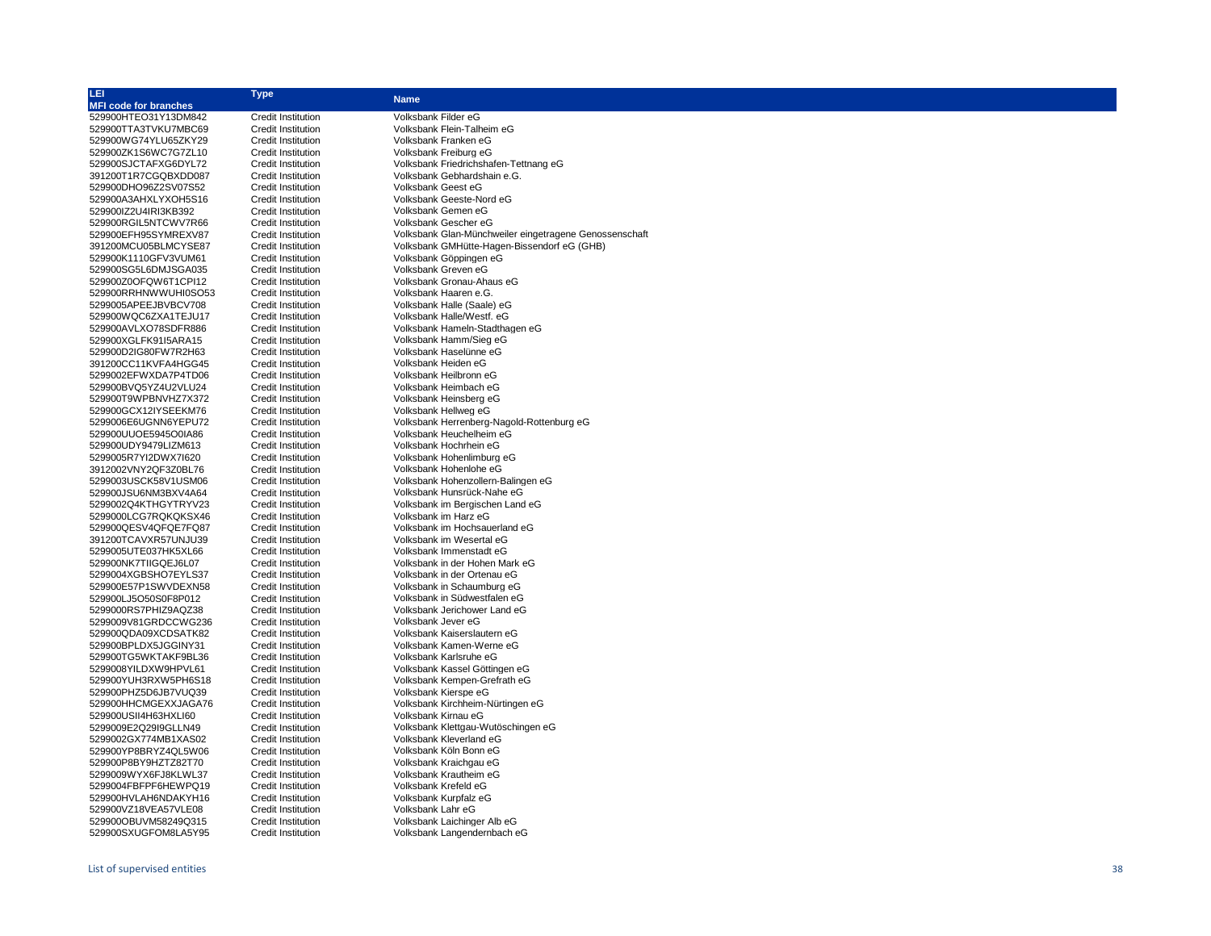| LEI<br>MFI code for branches | Type | Name |
| --- | --- | --- |
| 529900HTEO31Y13DM842 | Credit Institution | Volksbank Filder eG |
| 529900TTA3TVKU7MBC69 | Credit Institution | Volksbank Flein-Talheim eG |
| 529900WG74YLU65ZKY29 | Credit Institution | Volksbank Franken eG |
| 529900ZK1S6WC7G7ZL10 | Credit Institution | Volksbank Freiburg eG |
| 529900SJCTAFXG6DYL72 | Credit Institution | Volksbank Friedrichshafen-Tettnang eG |
| 391200T1R7CGQBXDD087 | Credit Institution | Volksbank Gebhardshain e.G. |
| 529900DHO96Z2SV07S52 | Credit Institution | Volksbank Geest eG |
| 529900A3AHXLYXOH5S16 | Credit Institution | Volksbank Geeste-Nord eG |
| 529900IZ2U4IRI3KB392 | Credit Institution | Volksbank Gemen eG |
| 529900RGIL5NTCWV7R66 | Credit Institution | Volksbank Gescher eG |
| 529900EFH95SYMREXV87 | Credit Institution | Volksbank Glan-Münchweiler eingetragene Genossenschaft |
| 391200MCU05BLMCYSE87 | Credit Institution | Volksbank GMHütte-Hagen-Bissendorf eG (GHB) |
| 529900K1110GFV3VUM61 | Credit Institution | Volksbank Göppingen eG |
| 529900SG5L6DMJSGA035 | Credit Institution | Volksbank Greven eG |
| 529900Z0OFQW6T1CPI12 | Credit Institution | Volksbank Gronau-Ahaus eG |
| 529900RRHNWWUHI0SO53 | Credit Institution | Volksbank Haaren e.G. |
| 5299005APEEJBVBCV708 | Credit Institution | Volksbank Halle (Saale) eG |
| 529900WQC6ZXA1TEJU17 | Credit Institution | Volksbank Halle/Westf. eG |
| 529900AVLXO78SDFR886 | Credit Institution | Volksbank Hameln-Stadthagen eG |
| 529900XGLFK91I5ARA15 | Credit Institution | Volksbank Hamm/Sieg eG |
| 529900D2IG80FW7R2H63 | Credit Institution | Volksbank Haselünne eG |
| 391200CC11KVFA4HGG45 | Credit Institution | Volksbank Heiden eG |
| 5299002EFWXDA7P4TD06 | Credit Institution | Volksbank Heilbronn eG |
| 529900BVQ5YZ4U2VLU24 | Credit Institution | Volksbank Heimbach eG |
| 529900T9WPBNVHZ7X372 | Credit Institution | Volksbank Heinsberg eG |
| 529900GCX12IYSEEKM76 | Credit Institution | Volksbank Hellweg eG |
| 5299006E6UGNN6YEPU72 | Credit Institution | Volksbank Herrenberg-Nagold-Rottenburg eG |
| 529900UUOE5945O0IA86 | Credit Institution | Volksbank Heuchelheim eG |
| 529900UDY9479LIZM613 | Credit Institution | Volksbank Hochrhein eG |
| 5299005R7YI2DWX7I620 | Credit Institution | Volksbank Hohenlimburg eG |
| 3912002VNY2QF3Z0BL76 | Credit Institution | Volksbank Hohenlohe eG |
| 5299003USCK58V1USM06 | Credit Institution | Volksbank Hohenzollern-Balingen eG |
| 529900JSU6NM3BXV4A64 | Credit Institution | Volksbank Hunsrück-Nahe eG |
| 5299002Q4KTHGYTRYV23 | Credit Institution | Volksbank im Bergischen Land eG |
| 5299000LCG7RQKQKSX46 | Credit Institution | Volksbank im Harz eG |
| 529900QESV4QFQE7FQ87 | Credit Institution | Volksbank im Hochsauerland eG |
| 391200TCAVXR57UNJU39 | Credit Institution | Volksbank im Wesertal eG |
| 5299005UTE037HK5XL66 | Credit Institution | Volksbank Immenstadt eG |
| 529900NK7TIIGQEJ6L07 | Credit Institution | Volksbank in der Hohen Mark eG |
| 5299004XGBSHO7EYLS37 | Credit Institution | Volksbank in der Ortenau eG |
| 529900E57P1SWVDEXN58 | Credit Institution | Volksbank in Schaumburg eG |
| 529900LJ5O50S0F8P012 | Credit Institution | Volksbank in Südwestfalen eG |
| 5299000RS7PHIZ9AQZ38 | Credit Institution | Volksbank Jerichower Land eG |
| 5299009V81GRDCCWG236 | Credit Institution | Volksbank Jever eG |
| 529900QDA09XCDSATK82 | Credit Institution | Volksbank Kaiserslautern eG |
| 529900BPLDX5JGGINY31 | Credit Institution | Volksbank Kamen-Werne eG |
| 529900TG5WKTAKF9BL36 | Credit Institution | Volksbank Karlsruhe eG |
| 5299008YILDXW9HPVL61 | Credit Institution | Volksbank Kassel Göttingen eG |
| 529900YUH3RXW5PH6S18 | Credit Institution | Volksbank Kempen-Grefrath eG |
| 529900PHZ5D6JB7VUQ39 | Credit Institution | Volksbank Kierspe eG |
| 529900HHCMGEXXJAGA76 | Credit Institution | Volksbank Kirchheim-Nürtingen eG |
| 529900USII4H63HXLI60 | Credit Institution | Volksbank Kirnau eG |
| 5299009E2Q29I9GLLN49 | Credit Institution | Volksbank Klettgau-Wutöschingen eG |
| 5299002GX774MB1XAS02 | Credit Institution | Volksbank Kleverland eG |
| 529900YP8BRYZ4QL5W06 | Credit Institution | Volksbank Köln Bonn eG |
| 529900P8BY9HZTZ82T70 | Credit Institution | Volksbank Kraichgau eG |
| 5299009WYX6FJ8KLWL37 | Credit Institution | Volksbank Krautheim eG |
| 5299004FBFPF6HEWPQ19 | Credit Institution | Volksbank Krefeld eG |
| 529900HVLAH6NDAKYH16 | Credit Institution | Volksbank Kurpfalz eG |
| 529900VZ18VEA57VLE08 | Credit Institution | Volksbank Lahr eG |
| 529900OBUVM58249Q315 | Credit Institution | Volksbank Laichinger Alb eG |
| 529900SXUGFOM8LA5Y95 | Credit Institution | Volksbank Langendernbach eG |

List of supervised entities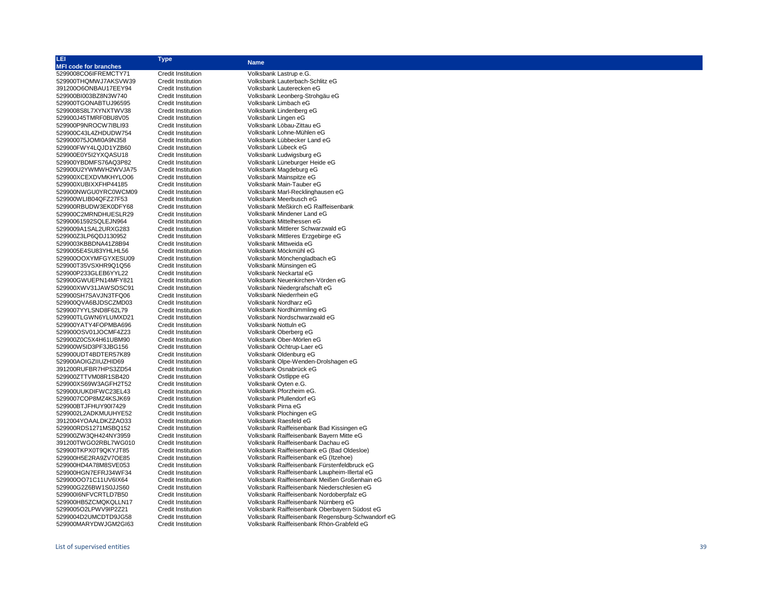| LEI<br>MFI code for branches | Type | Name |
|---|---|---|
| 5299008CO6IFREMCTY71 | Credit Institution | Volksbank Lastrup e.G. |
| 529900THQMWJ7AKSVW39 | Credit Institution | Volksbank Lauterbach-Schlitz eG |
| 391200O6ONBAU17EEY94 | Credit Institution | Volksbank Lauterecken eG |
| 529900BI003BZ8N3W740 | Credit Institution | Volksbank Leonberg-Strohgäu eG |
| 529900TGONABTUJ96595 | Credit Institution | Volksbank Limbach eG |
| 5299008S8L7XYNXTWV38 | Credit Institution | Volksbank Lindenberg eG |
| 529900J45TMRF0BU8V05 | Credit Institution | Volksbank Lingen eG |
| 529900P9NROCW7IBLI93 | Credit Institution | Volksbank Löbau-Zittau eG |
| 529900C43L4ZHDUDW754 | Credit Institution | Volksbank Lohne-Mühlen eG |
| 529900075JOMI0A9N358 | Credit Institution | Volksbank Lübbecker Land eG |
| 529900FWY4LQJD1YZB60 | Credit Institution | Volksbank Lübeck eG |
| 529900E0Y5I2YXQASU18 | Credit Institution | Volksbank Ludwigsburg eG |
| 529900YBDMFS76AQ3P82 | Credit Institution | Volksbank Lüneburger Heide eG |
| 529900U2YWMWH2WVJA75 | Credit Institution | Volksbank Magdeburg eG |
| 529900XCEXDVMKHYLO06 | Credit Institution | Volksbank Mainspitze eG |
| 529900XUBIXXFHP44185 | Credit Institution | Volksbank Main-Tauber eG |
| 529900NWGU0YRC0WCM09 | Credit Institution | Volksbank Marl-Recklinghausen eG |
| 529900WLIB04QFZ27F53 | Credit Institution | Volksbank Meerbusch eG |
| 529900RBUDW3EK0DFY68 | Credit Institution | Volksbank Meßkirch eG Raiffeisenbank |
| 529900C2MRNDHUESLR29 | Credit Institution | Volksbank Mindener Land eG |
| 52990061592SQLEJN964 | Credit Institution | Volksbank Mittelhessen eG |
| 5299009A1SAL2URXG283 | Credit Institution | Volksbank Mittlerer Schwarzwald eG |
| 529900Z3LP6QDJ130952 | Credit Institution | Volksbank Mittleres Erzgebirge eG |
| 5299003KBBDNA41Z8B94 | Credit Institution | Volksbank Mittweida eG |
| 5299005E4SU83YHLHL56 | Credit Institution | Volksbank Möckmühl eG |
| 529900OOXYMFGYXESU09 | Credit Institution | Volksbank Mönchengladbach eG |
| 529900T35VSXHR9Q1Q56 | Credit Institution | Volksbank Münsingen eG |
| 529900P233GLEB6YYL22 | Credit Institution | Volksbank Neckartal eG |
| 529900GWUEPN14MFY821 | Credit Institution | Volksbank Neuenkirchen-Vörden eG |
| 529900XWV31JAWSOSC91 | Credit Institution | Volksbank Niedergrafschaft eG |
| 529900SH7SAVJN3TFQ06 | Credit Institution | Volksbank Niederrhein eG |
| 529900QVA6BJDSCZMD03 | Credit Institution | Volksbank Nordharz eG |
| 5299007YYLSND8F62L79 | Credit Institution | Volksbank Nordhümmling eG |
| 529900TLGWN6YLUMXD21 | Credit Institution | Volksbank Nordschwarzwald eG |
| 529900YATY4FOPMBA696 | Credit Institution | Volksbank Nottuln eG |
| 529900OSV01JOCMF4Z23 | Credit Institution | Volksbank Oberberg eG |
| 529900Z0C5X4H61UBM90 | Credit Institution | Volksbank Ober-Mörlen eG |
| 529900W5ID3PF3JBG156 | Credit Institution | Volksbank Ochtrup-Laer eG |
| 529900UDT4BDTER57K89 | Credit Institution | Volksbank Oldenburg eG |
| 529900AOIGZIIUZHID69 | Credit Institution | Volksbank Olpe-Wenden-Drolshagen eG |
| 391200RUFBR7HPS3ZD54 | Credit Institution | Volksbank Osnabrück eG |
| 529900ZTTVM08R1SB420 | Credit Institution | Volksbank Ostlippe eG |
| 529900XS69W3AGFH2T52 | Credit Institution | Volksbank Oyten e.G. |
| 529900UUKDIFWC23EL43 | Credit Institution | Volksbank Pforzheim eG. |
| 5299007COP8MZ4KSJK69 | Credit Institution | Volksbank Pfullendorf eG |
| 529900BTJFHUY90I7429 | Credit Institution | Volksbank Pirna eG |
| 5299002L2ADKMUUHYE52 | Credit Institution | Volksbank Plochingen eG |
| 3912004YOAALDKZZAO33 | Credit Institution | Volksbank Raesfeld eG |
| 529900RDS1271MSBQ152 | Credit Institution | Volksbank Raiffeisenbank Bad Kissingen eG |
| 529900ZW3QH424NY3959 | Credit Institution | Volksbank Raiffeisenbank Bayern Mitte eG |
| 391200TWGO2RBL7WG010 | Credit Institution | Volksbank Raiffeisenbank Dachau eG |
| 529900TKPX0T9QKYJT85 | Credit Institution | Volksbank Raiffeisenbank eG (Bad Oldesloe) |
| 529900H5E2RA9ZV7OE85 | Credit Institution | Volksbank Raiffeisenbank eG (Itzehoe) |
| 529900HD4A78M8SVE053 | Credit Institution | Volksbank Raiffeisenbank Fürstenfeldbruck eG |
| 529900HGN7EFRJ34WF34 | Credit Institution | Volksbank Raiffeisenbank Laupheim-Illertal eG |
| 529900OO71C11UV6IX64 | Credit Institution | Volksbank Raiffeisenbank Meißen Großenhain eG |
| 529900G2Z6BW1S0JJS60 | Credit Institution | Volksbank Raiffeisenbank Niederschlesien eG |
| 529900I6NFVCRTLD7B50 | Credit Institution | Volksbank Raiffeisenbank Nordoberpfalz eG |
| 529900HB5ZCMQKQLLN17 | Credit Institution | Volksbank Raiffeisenbank Nürnberg eG |
| 5299005O2LPWV9IP2Z21 | Credit Institution | Volksbank Raiffeisenbank Oberbayern Südost eG |
| 5299004D2UMCDTD9JG58 | Credit Institution | Volksbank Raiffeisenbank Regensburg-Schwandorf eG |
| 529900MARYDWJGM2GI63 | Credit Institution | Volksbank Raiffeisenbank Rhön-Grabfeld eG |

List of supervised entities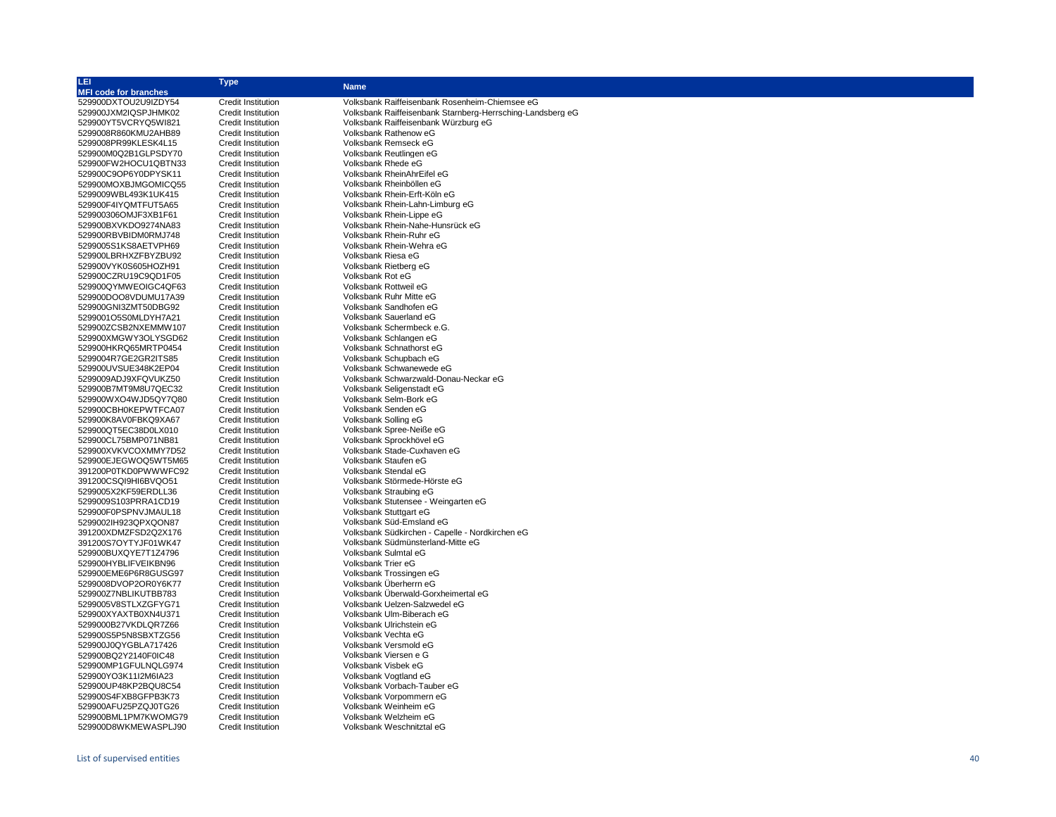| LEI<br>MFI code for branches | Type | Name |
|---|---|---|
| 529900DXTOU2U9IZDY54 | Credit Institution | Volksbank Raiffeisenbank Rosenheim-Chiemsee eG |
| 529900JXM2IQSPJHMK02 | Credit Institution | Volksbank Raiffeisenbank Starnberg-Herrsching-Landsberg eG |
| 529900YT5VCRYQ5WI821 | Credit Institution | Volksbank Raiffeisenbank Würzburg eG |
| 5299008R860KMU2AHB89 | Credit Institution | Volksbank Rathenow eG |
| 5299008PR99KLESK4L15 | Credit Institution | Volksbank Remseck eG |
| 529900M0Q2B1GLPSDY70 | Credit Institution | Volksbank Reutlingen eG |
| 529900FW2HOCU1QBTN33 | Credit Institution | Volksbank Rhede eG |
| 529900C9OP6Y0DPYSK11 | Credit Institution | Volksbank RheinAhrEifel eG |
| 529900MOXBJMGOMICQ55 | Credit Institution | Volksbank Rheinböllen eG |
| 5299009WBL493K1UK415 | Credit Institution | Volksbank Rhein-Erft-Köln eG |
| 529900F4IYQMTFUT5A65 | Credit Institution | Volksbank Rhein-Lahn-Limburg eG |
| 529900306OMJF3XB1F61 | Credit Institution | Volksbank Rhein-Lippe eG |
| 529900BXVKDO9274NA83 | Credit Institution | Volksbank Rhein-Nahe-Hunsrück eG |
| 529900RBVBIDM0RMJ748 | Credit Institution | Volksbank Rhein-Ruhr eG |
| 5299005S1KS8AETVPH69 | Credit Institution | Volksbank Rhein-Wehra eG |
| 529900LBRHXZFBYZBU92 | Credit Institution | Volksbank Riesa eG |
| 529900VYK0S605HOZH91 | Credit Institution | Volksbank Rietberg eG |
| 529900CZRU19C9QD1F05 | Credit Institution | Volksbank Rot eG |
| 529900QYMWEOIGC4QF63 | Credit Institution | Volksbank Rottweil eG |
| 529900DOO8VDUMU17A39 | Credit Institution | Volksbank Ruhr Mitte eG |
| 529900GNI3ZMT50DBG92 | Credit Institution | Volksbank Sandhofen eG |
| 5299001O5S0MLDYH7A21 | Credit Institution | Volksbank Sauerland eG |
| 529900ZCSB2NXEMMW107 | Credit Institution | Volksbank Schermbeck e.G. |
| 529900XMGWY3OLYSGD62 | Credit Institution | Volksbank Schlangen eG |
| 529900HKRQ65MRTP0454 | Credit Institution | Volksbank Schnathorst eG |
| 5299004R7GE2GR2ITS85 | Credit Institution | Volksbank Schupbach eG |
| 529900UVSUE348K2EP04 | Credit Institution | Volksbank Schwanewede eG |
| 5299009ADJ9XFQVUKZ50 | Credit Institution | Volksbank Schwarzwald-Donau-Neckar eG |
| 529900B7MT9M8U7QEC32 | Credit Institution | Volksbank Seligenstadt eG |
| 529900WXO4WJD5QY7Q80 | Credit Institution | Volksbank Selm-Bork eG |
| 529900CBH0KEPWTFCA07 | Credit Institution | Volksbank Senden eG |
| 529900K8AV0FBKQ9XA67 | Credit Institution | Volksbank Solling eG |
| 529900QT5EC38D0LX010 | Credit Institution | Volksbank Spree-Neiße eG |
| 529900CL75BMP071NB81 | Credit Institution | Volksbank Sprockhövel eG |
| 529900XVKVCOXMMY7D52 | Credit Institution | Volksbank Stade-Cuxhaven eG |
| 529900EJEGWOQ5WT5M65 | Credit Institution | Volksbank Staufen eG |
| 391200P0TKD0PWWWFC92 | Credit Institution | Volksbank Stendal eG |
| 391200CSQI9HI6BVQO51 | Credit Institution | Volksbank Störmede-Hörste eG |
| 5299005X2KF59ERDLL36 | Credit Institution | Volksbank Straubing eG |
| 5299009S103PRRA1CD19 | Credit Institution | Volksbank Stutensee - Weingarten eG |
| 529900F0PSPNVJMAUL18 | Credit Institution | Volksbank Stuttgart eG |
| 5299002IH923QPXQON87 | Credit Institution | Volksbank Süd-Emsland eG |
| 391200XDMZFSD2Q2X176 | Credit Institution | Volksbank Südkirchen - Capelle - Nordkirchen eG |
| 391200S7OYTYJF01WK47 | Credit Institution | Volksbank Südmünsterland-Mitte eG |
| 529900BUXQYE7T1Z4796 | Credit Institution | Volksbank Sulmtal eG |
| 529900HYBLIFVEIKBN96 | Credit Institution | Volksbank Trier eG |
| 529900EME6P6R8GUSG97 | Credit Institution | Volksbank Trossingen eG |
| 5299008DVOP2OR0Y6K77 | Credit Institution | Volksbank Überherrn eG |
| 529900Z7NBLIKUTBB783 | Credit Institution | Volksbank Überwald-Gorxheimertal eG |
| 5299005V8STLXZGFYG71 | Credit Institution | Volksbank Uelzen-Salzwedel eG |
| 529900XYAXTB0XN4U371 | Credit Institution | Volksbank Ulm-Biberach eG |
| 5299000B27VKDLQR7Z66 | Credit Institution | Volksbank Ulrichstein eG |
| 529900S5P5N8SBXTZG56 | Credit Institution | Volksbank Vechta eG |
| 529900J0QYGBLA717426 | Credit Institution | Volksbank Versmold eG |
| 529900BQ2Y2140F0IC48 | Credit Institution | Volksbank Viersen e G |
| 529900MP1GFULNQLG974 | Credit Institution | Volksbank Visbek eG |
| 529900YO3K11I2M6IA23 | Credit Institution | Volksbank Vogtland eG |
| 529900UP48KP2BQU8C54 | Credit Institution | Volksbank Vorbach-Tauber eG |
| 529900S4FXB8GFPB3K73 | Credit Institution | Volksbank Vorpommern eG |
| 529900AFU25PZQJ0TG26 | Credit Institution | Volksbank Weinheim eG |
| 529900BML1PM7KWOMG79 | Credit Institution | Volksbank Welzheim eG |
| 529900D8WKMEWASPLJ90 | Credit Institution | Volksbank Weschnitztal eG |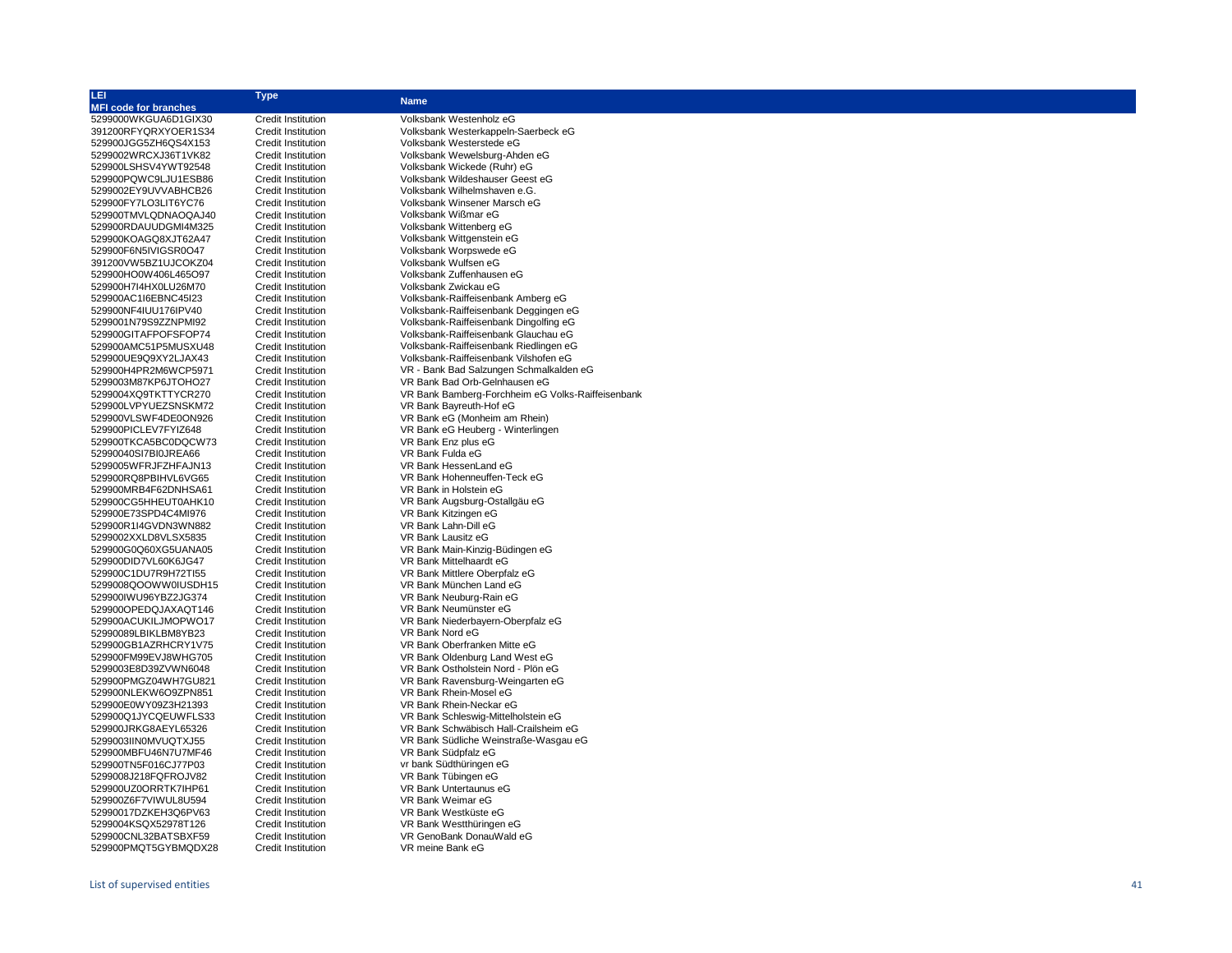| LEI<br>MFI code for branches | Type | Name |
| --- | --- | --- |
| 5299000WKGUA6D1GIX30 | Credit Institution | Volksbank Westenholz eG |
| 391200RFYQRXYOER1S34 | Credit Institution | Volksbank Westerkappeln-Saerbeck eG |
| 529900JGG5ZH6QS4X153 | Credit Institution | Volksbank Westerstede eG |
| 5299002WRCXJ36T1VK82 | Credit Institution | Volksbank Wewelsburg-Ahden eG |
| 529900LSHSV4YWT92548 | Credit Institution | Volksbank Wickede (Ruhr) eG |
| 529900PQWC9LJU1ESB86 | Credit Institution | Volksbank Wildeshauser Geest eG |
| 5299002EY9UVVABHCB26 | Credit Institution | Volksbank Wilhelmshaven e.G. |
| 529900FY7LO3LIT6YC76 | Credit Institution | Volksbank Winsener Marsch eG |
| 529900TMVLQDNAOQAJ40 | Credit Institution | Volksbank Wißmar eG |
| 529900RDAUUDGMI4M325 | Credit Institution | Volksbank Wittenberg eG |
| 529900KOAGQ8XJT62A47 | Credit Institution | Volksbank Wittgenstein eG |
| 529900F6N5IVIGSR0O47 | Credit Institution | Volksbank Worpswede eG |
| 391200VW5BZ1UJCOKZ04 | Credit Institution | Volksbank Wulfsen eG |
| 529900HO0W406L465O97 | Credit Institution | Volksbank Zuffenhausen eG |
| 529900H7I4HX0LU26M70 | Credit Institution | Volksbank Zwickau eG |
| 529900AC1I6EBNC45I23 | Credit Institution | Volksbank-Raiffeisenbank Amberg eG |
| 529900NF4IUU176IPV40 | Credit Institution | Volksbank-Raiffeisenbank Deggingen eG |
| 5299001N79S9ZZNPMI92 | Credit Institution | Volksbank-Raiffeisenbank Dingolfing eG |
| 529900GITAFPOFSFOP74 | Credit Institution | Volksbank-Raiffeisenbank Glauchau eG |
| 529900AMC51P5MUSXU48 | Credit Institution | Volksbank-Raiffeisenbank Riedlingen eG |
| 529900UE9Q9XY2LJAX43 | Credit Institution | Volksbank-Raiffeisenbank Vilshofen eG |
| 529900H4PR2M6WCP5971 | Credit Institution | VR - Bank Bad Salzungen Schmalkalden eG |
| 5299003M87KP6JTOHO27 | Credit Institution | VR Bank Bad Orb-Gelnhausen eG |
| 5299004XQ9TKTTYCR270 | Credit Institution | VR Bank Bamberg-Forchheim eG Volks-Raiffeisenbank |
| 529900LVPYUEZSNSKM72 | Credit Institution | VR Bank Bayreuth-Hof eG |
| 529900VLSWF4DE0ON926 | Credit Institution | VR Bank eG (Monheim am Rhein) |
| 529900PICLEV7FYIZ648 | Credit Institution | VR Bank eG Heuberg - Winterlingen |
| 529900TKCA5BC0DQCW73 | Credit Institution | VR Bank Enz plus eG |
| 52990040SI7BI0JREA66 | Credit Institution | VR Bank Fulda eG |
| 5299005WFRJFZHFAJN13 | Credit Institution | VR Bank HessenLand eG |
| 529900RQ8PBIHVL6VG65 | Credit Institution | VR Bank Hohenneuffen-Teck eG |
| 529900MRB4F62DNHSA61 | Credit Institution | VR Bank in Holstein eG |
| 529900CG5HHEUT0AHK10 | Credit Institution | VR Bank Augsburg-Ostallgäu eG |
| 529900E73SPD4C4MI976 | Credit Institution | VR Bank Kitzingen eG |
| 529900R1I4GVDN3WN882 | Credit Institution | VR Bank Lahn-Dill eG |
| 5299002XXLD8VLSX5835 | Credit Institution | VR Bank Lausitz eG |
| 529900G0Q60XG5UANA05 | Credit Institution | VR Bank Main-Kinzig-Büdingen eG |
| 529900DID7VL60K6JG47 | Credit Institution | VR Bank Mittelhaardt eG |
| 529900C1DU7R9H72TI55 | Credit Institution | VR Bank Mittlere Oberpfalz eG |
| 5299008QOOWW0IUSDH15 | Credit Institution | VR Bank München Land eG |
| 529900IWU96YBZ2JG374 | Credit Institution | VR Bank Neuburg-Rain eG |
| 529900OPEDQJAXAQT146 | Credit Institution | VR Bank Neumünster eG |
| 529900ACUKILJMOPWO17 | Credit Institution | VR Bank Niederbayern-Oberpfalz eG |
| 52990089LBIKLBM8YB23 | Credit Institution | VR Bank Nord eG |
| 529900GB1AZRHCRY1V75 | Credit Institution | VR Bank Oberfranken Mitte eG |
| 529900FM99EVJ8WHG705 | Credit Institution | VR Bank Oldenburg Land West eG |
| 5299003E8D39ZVWN6048 | Credit Institution | VR Bank Ostholstein Nord - Plön eG |
| 529900PMGZ04WH7GU821 | Credit Institution | VR Bank Ravensburg-Weingarten eG |
| 529900NLEKW6O9ZPN851 | Credit Institution | VR Bank Rhein-Mosel eG |
| 529900E0WY09Z3H21393 | Credit Institution | VR Bank Rhein-Neckar eG |
| 529900Q1JYCQEUWFLS33 | Credit Institution | VR Bank Schleswig-Mittelholstein eG |
| 529900JRKG8AEYL65326 | Credit Institution | VR Bank Schwäbisch Hall-Crailsheim eG |
| 5299003IIN0MVUQTXJ55 | Credit Institution | VR Bank Südliche Weinstraße-Wasgau eG |
| 529900MBFU46N7U7MF46 | Credit Institution | VR Bank Südpfalz eG |
| 529900TN5F016CJ77P03 | Credit Institution | vr bank Südthüringen eG |
| 5299008J218FQFROJV82 | Credit Institution | VR Bank Tübingen eG |
| 529900UZ0ORRTK7IHP61 | Credit Institution | VR Bank Untertaunus eG |
| 529900Z6F7VIWUL8U594 | Credit Institution | VR Bank Weimar eG |
| 52990017DZKEH3Q6PV63 | Credit Institution | VR Bank Westküste eG |
| 5299004KSQX52978T126 | Credit Institution | VR Bank Westthüringen eG |
| 529900CNL32BATSBXF59 | Credit Institution | VR GenoBank DonauWald eG |
| 529900PMQT5GYBMQDX28 | Credit Institution | VR meine Bank eG |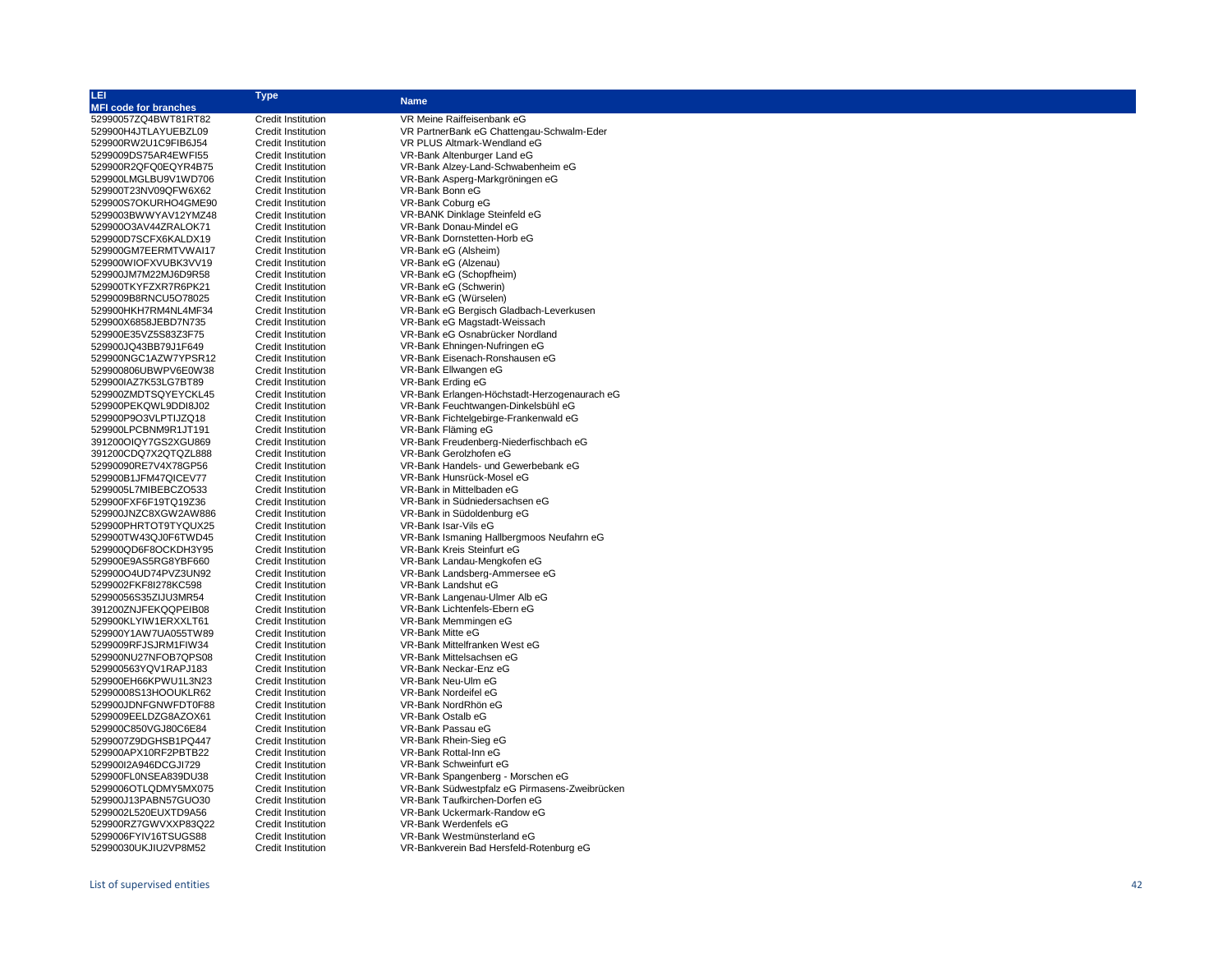| LEI<br>MFI code for branches | Type | Name |
|---|---|---|
| 52990057ZQ4BWT81RT82 | Credit Institution | VR Meine Raiffeisenbank eG |
| 529900H4JTLAYUEBZL09 | Credit Institution | VR PartnerBank eG Chattengau-Schwalm-Eder |
| 529900RW2U1C9FIB6J54 | Credit Institution | VR PLUS Altmark-Wendland eG |
| 5299009DS75AR4EWFI55 | Credit Institution | VR-Bank Altenburger Land eG |
| 529900R2QFQ0EQYR4B75 | Credit Institution | VR-Bank Alzey-Land-Schwabenheim eG |
| 529900LMGLBU9V1WD706 | Credit Institution | VR-Bank Asperg-Markgröningen eG |
| 529900T23NV09QFW6X62 | Credit Institution | VR-Bank Bonn eG |
| 529900S7OKURHO4GME90 | Credit Institution | VR-Bank Coburg eG |
| 5299003BWWYAV12YMZ48 | Credit Institution | VR-BANK Dinklage Steinfeld eG |
| 529900O3AV44ZRALOK71 | Credit Institution | VR-Bank Donau-Mindel eG |
| 529900D7SCFX6KALDX19 | Credit Institution | VR-Bank Dornstetten-Horb eG |
| 529900GM7EERMTVWAI17 | Credit Institution | VR-Bank eG (Alsheim) |
| 529900WIOFXVUBK3VV19 | Credit Institution | VR-Bank eG (Alzenau) |
| 529900JM7M22MJ6D9R58 | Credit Institution | VR-Bank eG (Schopfheim) |
| 529900TKYFZXR7R6PK21 | Credit Institution | VR-Bank eG (Schwerin) |
| 5299009B8RNCU5O78025 | Credit Institution | VR-Bank eG (Würselen) |
| 529900HKH7RM4NL4MF34 | Credit Institution | VR-Bank eG Bergisch Gladbach-Leverkusen |
| 529900X6858JEBD7N735 | Credit Institution | VR-Bank eG Magstadt-Weissach |
| 529900E35VZ5S83Z3F75 | Credit Institution | VR-Bank eG Osnabrücker Nordland |
| 529900JQ43BB79J1F649 | Credit Institution | VR-Bank Ehningen-Nufringen eG |
| 529900NGC1AZW7YPSR12 | Credit Institution | VR-Bank Eisenach-Ronshausen eG |
| 529900806UBWPV6E0W38 | Credit Institution | VR-Bank Ellwangen eG |
| 529900IAZ7K53LG7BT89 | Credit Institution | VR-Bank Erding eG |
| 529900ZMDTSQYEYCKL45 | Credit Institution | VR-Bank Erlangen-Höchstadt-Herzogenaurach eG |
| 529900PEKQWL9DDI8J02 | Credit Institution | VR-Bank Feuchtwangen-Dinkelsbühl eG |
| 529900P9O3VLPTIJZQ18 | Credit Institution | VR-Bank Fichtelgebirge-Frankenwald eG |
| 529900LPCBNM9R1JT191 | Credit Institution | VR-Bank Fläming eG |
| 391200OIQY7GS2XGU869 | Credit Institution | VR-Bank Freudenberg-Niederfischbach eG |
| 391200CDQ7X2QTQZL888 | Credit Institution | VR-Bank Gerolzhofen eG |
| 52990090RE7V4X78GP56 | Credit Institution | VR-Bank Handels- und Gewerbebank eG |
| 529900B1JFM47QICEV77 | Credit Institution | VR-Bank Hunsrück-Mosel eG |
| 5299005L7MIBEBCZO533 | Credit Institution | VR-Bank in Mittelbaden eG |
| 529900FXF6F19TQ19Z36 | Credit Institution | VR-Bank in Südniedersachsen eG |
| 529900JNZC8XGW2AW886 | Credit Institution | VR-Bank in Südoldenburg eG |
| 529900PHRTOT9TYQUX25 | Credit Institution | VR-Bank Isar-Vils eG |
| 529900TW43QJ0F6TWD45 | Credit Institution | VR-Bank Ismaning Hallbergmoos Neufahrn eG |
| 529900QD6F8OCKDH3Y95 | Credit Institution | VR-Bank Kreis Steinfurt eG |
| 529900E9AS5RG8YBF660 | Credit Institution | VR-Bank Landau-Mengkofen eG |
| 529900O4UD74PVZ3UN92 | Credit Institution | VR-Bank Landsberg-Ammersee eG |
| 5299002FKF8I278KC598 | Credit Institution | VR-Bank Landshut eG |
| 52990056S35ZIJU3MR54 | Credit Institution | VR-Bank Langenau-Ulmer Alb eG |
| 391200ZNJFEKQQPEIB08 | Credit Institution | VR-Bank Lichtenfels-Ebern eG |
| 529900KLYIW1ERXXLT61 | Credit Institution | VR-Bank Memmingen eG |
| 529900Y1AW7UA055TW89 | Credit Institution | VR-Bank Mitte eG |
| 5299009RFJSJRM1FIW34 | Credit Institution | VR-Bank Mittelfranken West eG |
| 529900NU27NFOB7QPS08 | Credit Institution | VR-Bank Mittelsachsen eG |
| 529900563YQV1RAPJ183 | Credit Institution | VR-Bank Neckar-Enz eG |
| 529900EH66KPWU1L3N23 | Credit Institution | VR-Bank Neu-Ulm eG |
| 52990008S13HOOUKLR62 | Credit Institution | VR-Bank Nordeifel eG |
| 529900JDNFGNWFDT0F88 | Credit Institution | VR-Bank NordRhön eG |
| 5299009EELDZG8AZOX61 | Credit Institution | VR-Bank Ostalb eG |
| 529900C850VGJ80C6E84 | Credit Institution | VR-Bank Passau eG |
| 5299007Z9DGHSB1PQ447 | Credit Institution | VR-Bank Rhein-Sieg eG |
| 529900APX10RF2PBTB22 | Credit Institution | VR-Bank Rottal-Inn eG |
| 529900I2A946DCGJI729 | Credit Institution | VR-Bank Schweinfurt eG |
| 529900FL0NSEA839DU38 | Credit Institution | VR-Bank Spangenberg - Morschen eG |
| 5299006OTLQDMY5MX075 | Credit Institution | VR-Bank Südwestpfalz eG Pirmasens-Zweibrücken |
| 529900J13PABN57GUO30 | Credit Institution | VR-Bank Taufkirchen-Dorfen eG |
| 5299002L520EUXTD9A56 | Credit Institution | VR-Bank Uckermark-Randow eG |
| 529900RZ7GWVXXP83Q22 | Credit Institution | VR-Bank Werdenfels eG |
| 5299006FYIV16TSUGS88 | Credit Institution | VR-Bank Westmünsterland eG |
| 52990030UKJIU2VP8M52 | Credit Institution | VR-Bankverein Bad Hersfeld-Rotenburg eG |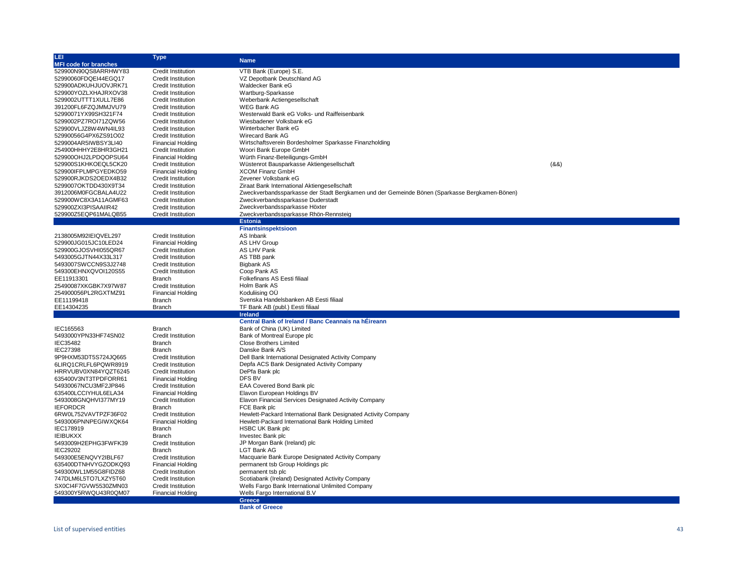| LEI<br>MFI code for branches | Type | Name | |
|---|---|---|---|
| 529900N90QS8ARRHWY83 | Credit Institution | VTB Bank (Europe) S.E. | |
| 52990060FDQEI44EGQ17 | Credit Institution | VZ Depotbank Deutschland AG | |
| 529900ADKUHJUOVJRK71 | Credit Institution | Waldecker Bank eG | |
| 529900YOZLXHAJRXOV38 | Credit Institution | Wartburg-Sparkasse | |
| 5299002UTTT1XULL7E86 | Credit Institution | Weberbank Actiengesellschaft | |
| 391200FL6FZQJMMJVU79 | Credit Institution | WEG Bank AG | |
| 52990071YX99SH321F74 | Credit Institution | Westerwald Bank eG Volks- und Raiffeisenbank | |
| 5299002PZ7ROI71ZQW56 | Credit Institution | Wiesbadener Volksbank eG | |
| 529900VLJZ8W4WN4IL93 | Credit Institution | Winterbacher Bank eG | |
| 52990056G4PX6ZS91O02 | Credit Institution | Wirecard Bank AG | |
| 5299004AR5IWBSY3LI40 | Financial Holding | Wirtschaftsverein Bordesholmer Sparkasse Finanzholding | |
| 254900HHHY2E8HR3GH21 | Credit Institution | Woori Bank Europe GmbH | |
| 529900OHJ2LPDQOPSU64 | Financial Holding | Würth Finanz-Beteiligungs-GmbH | |
| 529900S1KHKOEQL5CK20 | Credit Institution | Wüstenrot Bausparkasse Aktiengesellschaft | (&&) |
| 529900IFPLMPGYEDKO59 | Financial Holding | XCOM Finanz GmbH | |
| 529900RJKDS2OEDX4B32 | Credit Institution | Zevener Volksbank eG | |
| 5299007OKTDD430X9T34 | Credit Institution | Ziraat Bank International Aktiengesellschaft | |
| 3912006M0FGCBALA4U22 | Credit Institution | Zweckverbandssparkasse der Stadt Bergkamen und der Gemeinde Bönen (Sparkasse Bergkamen-Bönen) | |
| 529900WC8X3A11AGMF63 | Credit Institution | Zweckverbandssparkasse Duderstadt | |
| 529900ZXI3PISAAIIR42 | Credit Institution | Zweckverbandssparkasse Höxter | |
| 529900Z5EQP61MALQB55 | Credit Institution | Zweckverbandssparkasse Rhön-Rennsteig | |
| | | **Estonia** | |
| | | **Finantsinspektsioon** | |
| 2138005M92IEIQVEL297 | Credit Institution | AS Inbank | |
| 529900JG015JC10LED24 | Financial Holding | AS LHV Group | |
| 529900GJOSVHI055QR67 | Credit Institution | AS LHV Pank | |
| 5493005GJTN44X33L317 | Credit Institution | AS TBB pank | |
| 5493007SWCCN9S3J2748 | Credit Institution | Bigbank AS | |
| 549300EHNXQVOI120S55 | Credit Institution | Coop Pank AS | |
| EE11913301 | Branch | Folkefinans AS Eesti filiaal | |
| 25490087XKGBK7X97W87 | Credit Institution | Holm Bank AS | |
| 254900056PL2RGXTMZ91 | Financial Holding | Koduliising OÜ | |
| EE11199418 | Branch | Svenska Handelsbanken AB Eesti filiaal | |
| EE14304235 | Branch | TF Bank AB (publ.) Eesti filiaal | |
| | | **Ireland** | |
| | | **Central Bank of Ireland / Banc Ceannais na hÉireann** | |
| IEC165563 | Branch | Bank of China (UK) Limited | |
| 5493000YPN33HF74SN02 | Credit Institution | Bank of Montreal Europe plc | |
| IEC35482 | Branch | Close Brothers Limited | |
| IEC27398 | Branch | Danske Bank A/S | |
| 9P9HXM53DT5S724JQ665 | Credit Institution | Dell Bank International Designated Activity Company | |
| 6LIRQ1CRLFL6PQWR8919 | Credit Institution | Depfa ACS Bank Designated Activity Company | |
| HRRVUBV0XN84YQZT6245 | Credit Institution | DePfa Bank plc | |
| 635400V3NT3TPDFORR61 | Financial Holding | DFS BV | |
| 54930067NCU3MF2JP846 | Credit Institution | EAA Covered Bond Bank plc | |
| 635400LCCIYHUL6ELA34 | Financial Holding | Elavon European Holdings BV | |
| 5493008GNQHVI377MY19 | Credit Institution | Elavon Financial Services Designated Activity Company | |
| IEFORDCR | Branch | FCE Bank plc | |
| 6RW0L752VAVTPZF36F02 | Credit Institution | Hewlett-Packard International Bank Designated Activity Company | |
| 5493006PNNPEGIWXQK64 | Financial Holding | Hewlett-Packard International Bank Holding Limited | |
| IEC178919 | Branch | HSBC UK Bank plc | |
| IEIBUKXX | Branch | Investec Bank plc | |
| 5493009H2EPHG3FWFK39 | Credit Institution | JP Morgan Bank (Ireland) plc | |
| IEC29202 | Branch | LGT Bank AG | |
| 549300E5ENQVY2IBLF67 | Credit Institution | Macquarie Bank Europe Designated Activity Company | |
| 635400DTNHVYGZODKQ93 | Financial Holding | permanent tsb Group Holdings plc | |
| 549300WL1M55G8FIDZ68 | Credit Institution | permanent tsb plc | |
| 747DLM6L5TO7LXZY5T60 | Credit Institution | Scotiabank (Ireland) Designated Activity Company | |
| SX0CI4F7GVW5530ZMN03 | Credit Institution | Wells Fargo Bank International Unlimited Company | |
| 549300Y5RWQU43R0QM07 | Financial Holding | Wells Fargo International B.V | |
| | | **Greece** | |
| | | **Bank of Greece** | |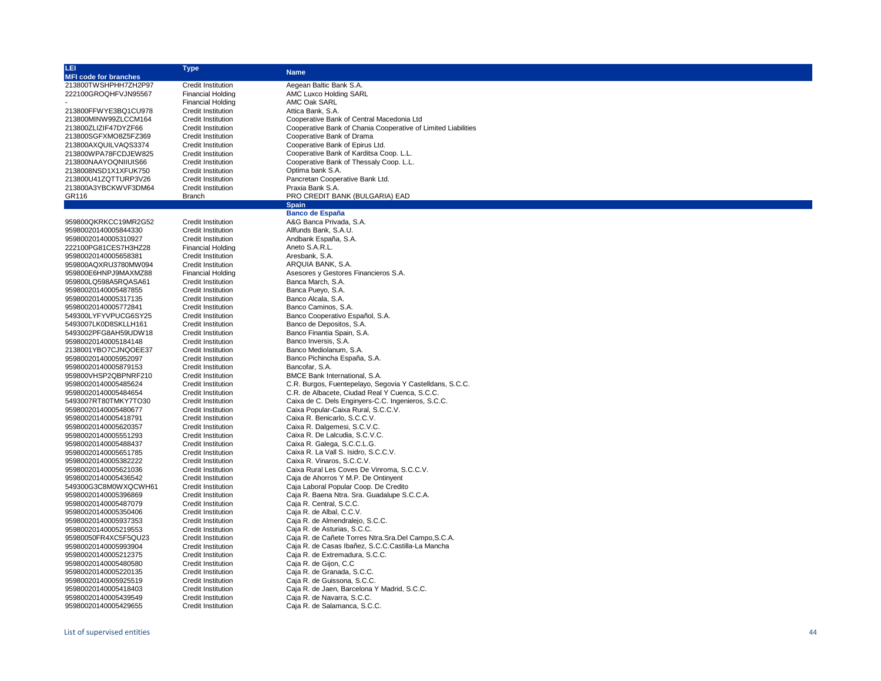| LEI<br>MFI code for branches | Type | Name |
|---|---|---|
| 213800TWSHPHH7ZH2P97 | Credit Institution | Aegean Baltic Bank S.A. |
| 222100GROQHFVJN95567 | Financial Holding | AMC Luxco Holding SARL |
| - | Financial Holding | AMC Oak SARL |
| 213800FFWYE3BQ1CU978 | Credit Institution | Attica Bank, S.A. |
| 213800MINW99ZLCCM164 | Credit Institution | Cooperative Bank of Central Macedonia Ltd |
| 213800ZLIZIF47DYZF66 | Credit Institution | Cooperative Bank of Chania Cooperative of Limited Liabilities |
| 213800SGFXMO8Z5FZ369 | Credit Institution | Cooperative Bank of Drama |
| 213800AXQUILVAQS3374 | Credit Institution | Cooperative Bank of Epirus Ltd. |
| 213800WPA78FCDJEW825 | Credit Institution | Cooperative Bank of Karditsa Coop. L.L. |
| 213800NAAYOQNIIUIS66 | Credit Institution | Cooperative Bank of Thessaly Coop. L.L. |
| 2138008NSD1X1XFUK750 | Credit Institution | Optima bank S.A. |
| 213800U41ZQTTURP3V26 | Credit Institution | Pancretan Cooperative Bank Ltd. |
| 213800A3YBCKWVF3DM64 | Credit Institution | Praxia Bank S.A. |
| GR116 | Branch | PRO CREDIT BANK (BULGARIA) EAD |
| | | **Spain** |
| | | **Banco de España** |
| 959800QKRKCC19MR2G52 | Credit Institution | A&G Banca Privada, S.A. |
| 95980020140005844330 | Credit Institution | Allfunds Bank, S.A.U. |
| 95980020140005310927 | Credit Institution | Andbank España, S.A. |
| 222100PG81CES7H3HZ28 | Financial Holding | Aneto S.A.R.L. |
| 95980020140005658381 | Credit Institution | Aresbank, S.A. |
| 959800AQXRU3780MW094 | Credit Institution | ARQUIA BANK, S.A. |
| 959800E6HNPJ9MAXMZ88 | Financial Holding | Asesores y Gestores Financieros S.A. |
| 959800LQ598A5RQASA61 | Credit Institution | Banca March, S.A. |
| 95980020140005487855 | Credit Institution | Banca Pueyo, S.A. |
| 95980020140005317135 | Credit Institution | Banco Alcala, S.A. |
| 95980020140005772841 | Credit Institution | Banco Caminos, S.A. |
| 549300LYFYVPUCG6SY25 | Credit Institution | Banco Cooperativo Español, S.A. |
| 5493007LK0D8SKLLH161 | Credit Institution | Banco de Depositos, S.A. |
| 5493002PFG8AH59UDW18 | Credit Institution | Banco Finantia Spain, S.A. |
| 95980020140005184148 | Credit Institution | Banco Inversis, S.A. |
| 2138001YBO7CJNQOEE37 | Credit Institution | Banco Mediolanum, S.A. |
| 95980020140005952097 | Credit Institution | Banco Pichincha España, S.A. |
| 95980020140005879153 | Credit Institution | Bancofar, S.A. |
| 959800VHSP2QBPNRF210 | Credit Institution | BMCE Bank International, S.A. |
| 95980020140005485624 | Credit Institution | C.R. Burgos, Fuentepelayo, Segovia Y Castelldans, S.C.C. |
| 95980020140005484654 | Credit Institution | C.R. de Albacete, Ciudad Real Y Cuenca, S.C.C. |
| 5493007RT80TMKY7TO30 | Credit Institution | Caixa de C. Dels Enginyers-C.C. Ingenieros, S.C.C. |
| 95980020140005480677 | Credit Institution | Caixa Popular-Caixa Rural, S.C.C.V. |
| 95980020140005418791 | Credit Institution | Caixa R. Benicarlo, S.C.C.V. |
| 95980020140005620357 | Credit Institution | Caixa R. Dalgemesi, S.C.V.C. |
| 95980020140005551293 | Credit Institution | Caixa R. De Lalcudia, S.C.V.C. |
| 95980020140005488437 | Credit Institution | Caixa R. Galega, S.C.C.L.G. |
| 95980020140005651785 | Credit Institution | Caixa R. La Vall S. Isidro, S.C.C.V. |
| 95980020140005382222 | Credit Institution | Caixa R. Vinaros, S.C.C.V. |
| 95980020140005621036 | Credit Institution | Caixa Rural Les Coves De Vinroma, S.C.C.V. |
| 95980020140005436542 | Credit Institution | Caja de Ahorros Y M.P. De Ontinyent |
| 549300G3C8M0WXQCWH61 | Credit Institution | Caja Laboral Popular Coop. De Credito |
| 95980020140005396869 | Credit Institution | Caja R. Baena Ntra. Sra. Guadalupe S.C.C.A. |
| 95980020140005487079 | Credit Institution | Caja R. Central, S.C.C. |
| 95980020140005350406 | Credit Institution | Caja R. de Albal, C.C.V. |
| 95980020140005937353 | Credit Institution | Caja R. de Almendralejo, S.C.C. |
| 95980020140005219553 | Credit Institution | Caja R. de Asturias, S.C.C. |
| 95980050FR4XC5F5QU23 | Credit Institution | Caja R. de Cañete Torres Ntra.Sra.Del Campo,S.C.A. |
| 95980020140005993904 | Credit Institution | Caja R. de Casas Ibañez, S.C.C.Castilla-La Mancha |
| 95980020140005212375 | Credit Institution | Caja R. de Extremadura, S.C.C. |
| 95980020140005480580 | Credit Institution | Caja R. de Gijon, C.C |
| 95980020140005220135 | Credit Institution | Caja R. de Granada, S.C.C. |
| 95980020140005925519 | Credit Institution | Caja R. de Guissona, S.C.C. |
| 95980020140005418403 | Credit Institution | Caja R. de Jaen, Barcelona Y Madrid, S.C.C. |
| 95980020140005439549 | Credit Institution | Caja R. de Navarra, S.C.C. |
| 95980020140005429655 | Credit Institution | Caja R. de Salamanca, S.C.C. |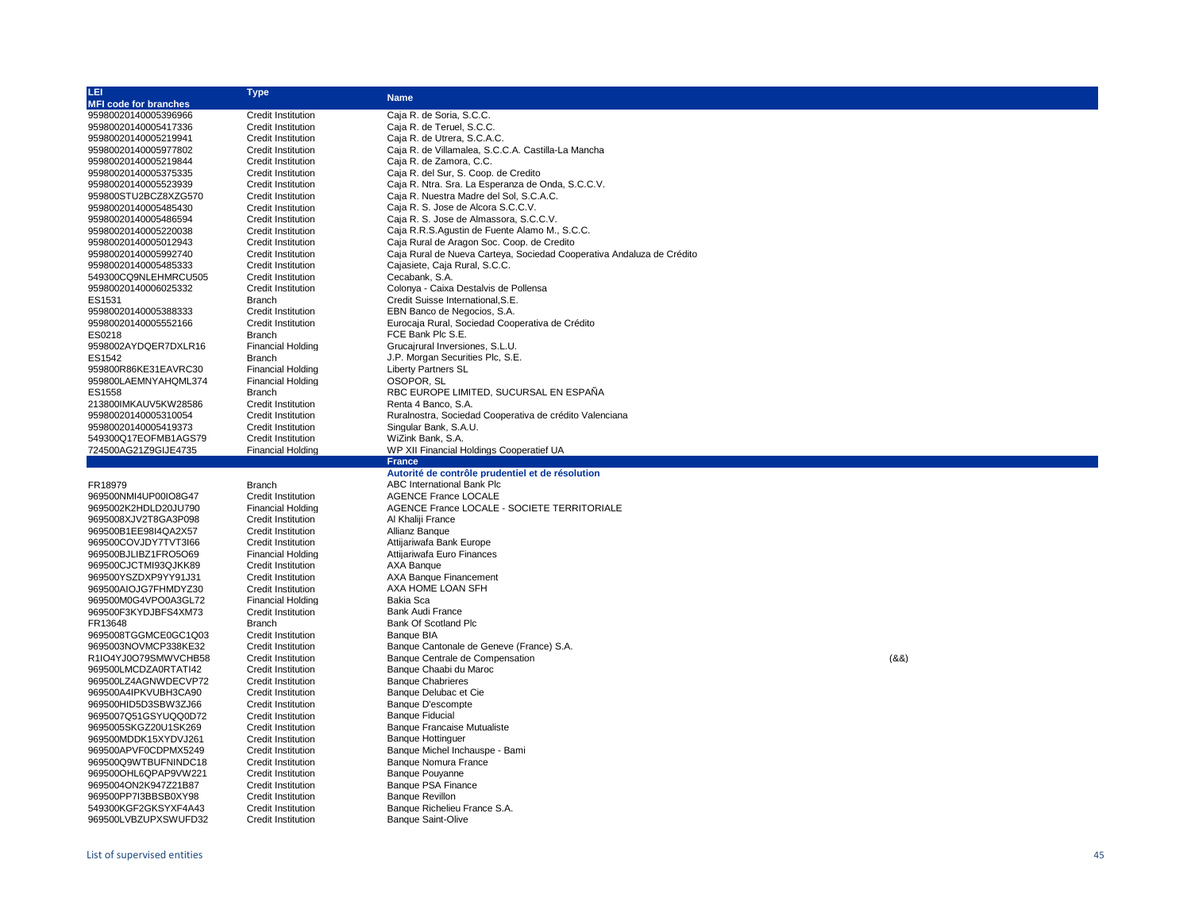| LEI<br>MFI code for branches | Type | Name | |
|---|---|---|---|
| 95980020140005396966 | Credit Institution | Caja R. de Soria, S.C.C. | |
| 95980020140005417336 | Credit Institution | Caja R. de Teruel, S.C.C. | |
| 95980020140005219941 | Credit Institution | Caja R. de Utrera, S.C.A.C. | |
| 95980020140005977802 | Credit Institution | Caja R. de Villamalea, S.C.C.A. Castilla-La Mancha | |
| 95980020140005219844 | Credit Institution | Caja R. de Zamora, C.C. | |
| 95980020140005375335 | Credit Institution | Caja R. del Sur, S. Coop. de Credito | |
| 95980020140005523939 | Credit Institution | Caja R. Ntra. Sra. La Esperanza de Onda, S.C.C.V. | |
| 959800STU2BCZ8XZG570 | Credit Institution | Caja R. Nuestra Madre del Sol, S.C.A.C. | |
| 95980020140005485430 | Credit Institution | Caja R. S. Jose de Alcora S.C.C.V. | |
| 95980020140005486594 | Credit Institution | Caja R. S. Jose de Almassora, S.C.C.V. | |
| 95980020140005220038 | Credit Institution | Caja R.R.S.Agustin de Fuente Alamo M., S.C.C. | |
| 95980020140005012943 | Credit Institution | Caja Rural de Aragon Soc. Coop. de Credito | |
| 95980020140005992740 | Credit Institution | Caja Rural de Nueva Carteya, Sociedad Cooperativa Andaluza de Crédito | |
| 95980020140005485333 | Credit Institution | Cajasiete, Caja Rural, S.C.C. | |
| 549300CQ9NLEHMRCU505 | Credit Institution | Cecabank, S.A. | |
| 95980020140006025332 | Credit Institution | Colonya - Caixa Destalvis de Pollensa | |
| ES1531 | Branch | Credit Suisse International,S.E. | |
| 95980020140005388333 | Credit Institution | EBN Banco de Negocios, S.A. | |
| 95980020140005552166 | Credit Institution | Eurocaja Rural, Sociedad Cooperativa de Crédito | |
| ES0218 | Branch | FCE Bank Plc S.E. | |
| 9598002AYDQER7DXLR16 | Financial Holding | Grucajrural Inversiones, S.L.U. | |
| ES1542 | Branch | J.P. Morgan Securities Plc, S.E. | |
| 959800R86KE31EAVRC30 | Financial Holding | Liberty Partners SL | |
| 959800LAEMNYAHQML374 | Financial Holding | OSOPOR, SL | |
| ES1558 | Branch | RBC EUROPE LIMITED, SUCURSAL EN ESPAÑA | |
| 213800IMKAUV5KW28586 | Credit Institution | Renta 4 Banco, S.A. | |
| 95980020140005310054 | Credit Institution | Ruralnostra, Sociedad Cooperativa de crédito Valenciana | |
| 95980020140005419373 | Credit Institution | Singular Bank, S.A.U. | |
| 549300Q17EOFMB1AGS79 | Credit Institution | WiZink Bank, S.A. | |
| 724500AG21Z9GIJE4735 | Financial Holding | WP XII Financial Holdings Cooperatief UA | |
| | | **France** | |
| | | **Autorité de contrôle prudentiel et de résolution** | |
| FR18979 | Branch | ABC International Bank Plc | |
| 969500NMI4UP00IO8G47 | Credit Institution | AGENCE France LOCALE | |
| 9695002K2HDLD20JU790 | Financial Holding | AGENCE France LOCALE - SOCIETE TERRITORIALE | |
| 9695008XJV2T8GA3P098 | Credit Institution | Al Khaliji France | |
| 969500B1EE98I4QA2X57 | Credit Institution | Allianz Banque | |
| 969500COVJDY7TVT3I66 | Credit Institution | Attijariwafa Bank Europe | |
| 969500BJLIBZ1FRO5O69 | Financial Holding | Attijariwafa Euro Finances | |
| 969500CJCTMI93QJKK89 | Credit Institution | AXA Banque | |
| 969500YSZDXP9YY91J31 | Credit Institution | AXA Banque Financement | |
| 969500AIOJG7FHMDYZ30 | Credit Institution | AXA HOME LOAN SFH | |
| 969500M0G4VPO0A3GL72 | Financial Holding | Bakia Sca | |
| 969500F3KYDJBFS4XM73 | Credit Institution | Bank Audi France | |
| FR13648 | Branch | Bank Of Scotland Plc | |
| 9695008TGGMCE0GC1Q03 | Credit Institution | Banque BIA | |
| 9695003NOVMCP338KE32 | Credit Institution | Banque Cantonale de Geneve (France) S.A. | |
| R1IO4YJ0O79SMWVCHB58 | Credit Institution | Banque Centrale de Compensation | (&&) |
| 969500LMCDZA0RTATI42 | Credit Institution | Banque Chaabi du Maroc | |
| 969500LZ4AGNWDECVP72 | Credit Institution | Banque Chabrieres | |
| 969500A4IPKVUBH3CA90 | Credit Institution | Banque Delubac et Cie | |
| 969500HID5D3SBW3ZJ66 | Credit Institution | Banque D'escompte | |
| 9695007Q51GSYUQQ0D72 | Credit Institution | Banque Fiducial | |
| 9695005SKGZ20U1SK269 | Credit Institution | Banque Francaise Mutualiste | |
| 969500MDDK15XYDVJ261 | Credit Institution | Banque Hottinguer | |
| 969500APVF0CDPMX5249 | Credit Institution | Banque Michel Inchauspe - Bami | |
| 969500Q9WTBUFNINDC18 | Credit Institution | Banque Nomura France | |
| 969500OHL6QPAP9VW221 | Credit Institution | Banque Pouyanne | |
| 9695004ON2K947Z21B87 | Credit Institution | Banque PSA Finance | |
| 969500PP7I3BBSB0XY98 | Credit Institution | Banque Revillon | |
| 549300KGF2GKSYXF4A43 | Credit Institution | Banque Richelieu France S.A. | |
| 969500LVBZUPXSWUFD32 | Credit Institution | Banque Saint-Olive | |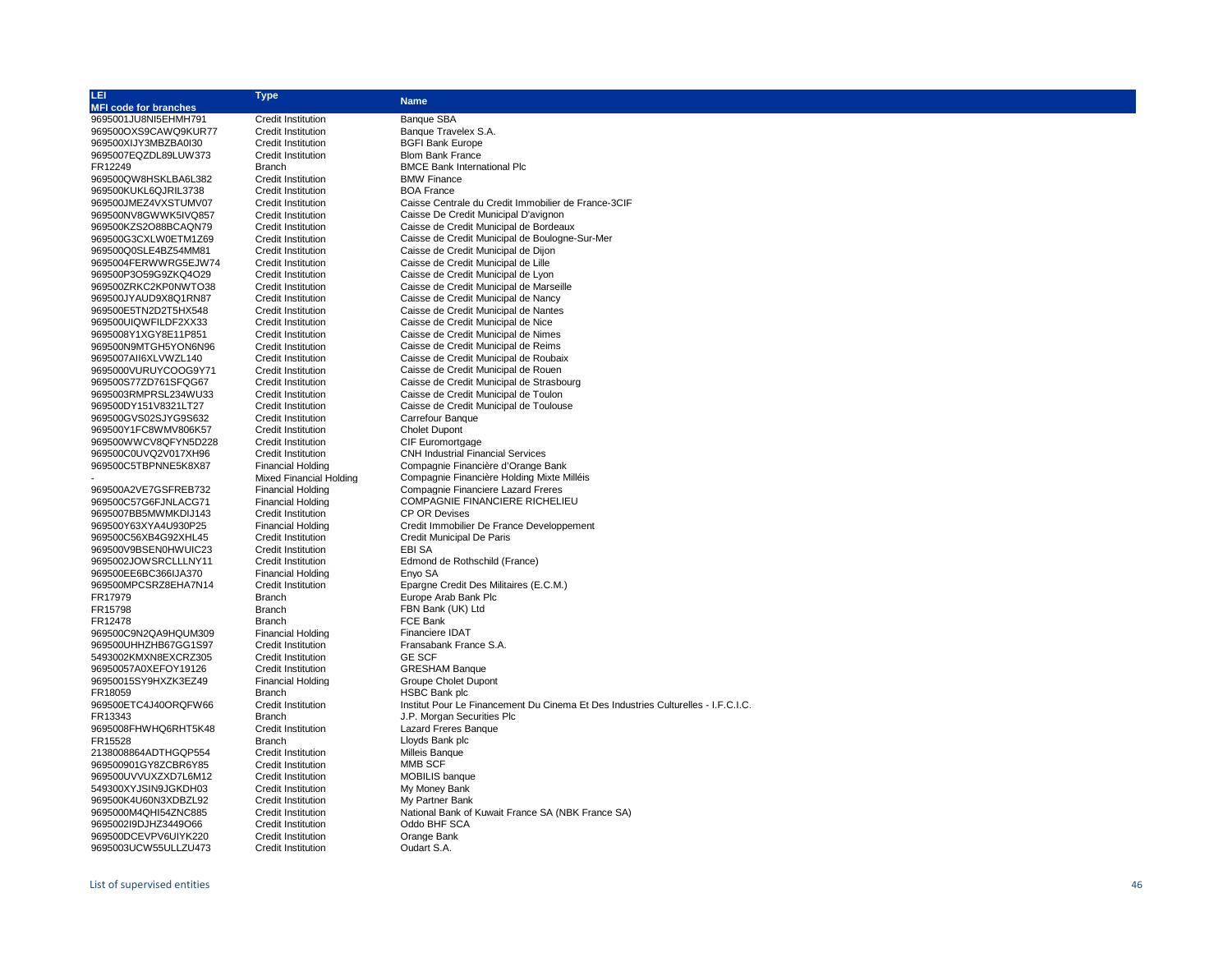| LEI<br>MFI code for branches | Type | Name |
|---|---|---|
| 9695001JU8NI5EHMH791 | Credit Institution | Banque SBA |
| 969500OXS9CAWQ9KUR77 | Credit Institution | Banque Travelex S.A. |
| 969500XIJY3MBZBA0I30 | Credit Institution | BGFI Bank Europe |
| 9695007EQZDL89LUW373 | Credit Institution | Blom Bank France |
| FR12249 | Branch | BMCE Bank International Plc |
| 969500QW8HSKLBA6L382 | Credit Institution | BMW Finance |
| 969500KUKL6QJRIL3738 | Credit Institution | BOA France |
| 969500JMEZ4VXSTUMV07 | Credit Institution | Caisse Centrale du Credit Immobilier de France-3CIF |
| 969500NV8GWWK5IVQ857 | Credit Institution | Caisse De Credit Municipal D'avignon |
| 969500KZS2O88BCAQN79 | Credit Institution | Caisse de Credit Municipal de Bordeaux |
| 969500G3CXLW0ETM1Z69 | Credit Institution | Caisse de Credit Municipal de Boulogne-Sur-Mer |
| 969500Q0SLE4BZ54MM81 | Credit Institution | Caisse de Credit Municipal de Dijon |
| 9695004FERWWRG5EJW74 | Credit Institution | Caisse de Credit Municipal de Lille |
| 969500P3O59G9ZKQ4O29 | Credit Institution | Caisse de Credit Municipal de Lyon |
| 969500ZRKC2KP0NWTO38 | Credit Institution | Caisse de Credit Municipal de Marseille |
| 969500JYAUD9X8Q1RN87 | Credit Institution | Caisse de Credit Municipal de Nancy |
| 969500E5TN2D2T5HX548 | Credit Institution | Caisse de Credit Municipal de Nantes |
| 969500UIQWFILDF2XX33 | Credit Institution | Caisse de Credit Municipal de Nice |
| 9695008Y1XGY8E11P851 | Credit Institution | Caisse de Credit Municipal de Nimes |
| 969500N9MTGH5YON6N96 | Credit Institution | Caisse de Credit Municipal de Reims |
| 9695007AII6XLVWZL140 | Credit Institution | Caisse de Credit Municipal de Roubaix |
| 9695000VURUYCOOG9Y71 | Credit Institution | Caisse de Credit Municipal de Rouen |
| 969500S77ZD761SFQG67 | Credit Institution | Caisse de Credit Municipal de Strasbourg |
| 9695003RMPRSL234WU33 | Credit Institution | Caisse de Credit Municipal de Toulon |
| 969500DY151V8321LT27 | Credit Institution | Caisse de Credit Municipal de Toulouse |
| 969500GVS02SJYG9S632 | Credit Institution | Carrefour Banque |
| 969500Y1FC8WMV806K57 | Credit Institution | Cholet Dupont |
| 969500WWCV8QFYN5D228 | Credit Institution | CIF Euromortgage |
| 969500C0UVQ2V017XH96 | Credit Institution | CNH Industrial Financial Services |
| 969500C5TBPNNE5K8X87 | Financial Holding | Compagnie Financière d'Orange Bank |
| - | Mixed Financial Holding | Compagnie Financière Holding Mixte Milléis |
| 969500A2VE7GSFREB732 | Financial Holding | Compagnie Financiere Lazard Freres |
| 969500C57G6FJNLACG71 | Financial Holding | COMPAGNIE FINANCIERE RICHELIEU |
| 9695007BB5MWMKDIJ143 | Credit Institution | CP OR Devises |
| 969500Y63XYA4U930P25 | Financial Holding | Credit Immobilier De France Developpement |
| 969500C56XB4G92XHL45 | Credit Institution | Credit Municipal De Paris |
| 969500V9BSEN0HWUIC23 | Credit Institution | EBI SA |
| 9695002JOWSRCLLLNY11 | Credit Institution | Edmond de Rothschild (France) |
| 969500EE6BC366IJA370 | Financial Holding | Enyo SA |
| 969500MPCSRZ8EHA7N14 | Credit Institution | Epargne Credit Des Militaires (E.C.M.) |
| FR17979 | Branch | Europe Arab Bank Plc |
| FR15798 | Branch | FBN Bank (UK) Ltd |
| FR12478 | Branch | FCE Bank |
| 969500C9N2QA9HQUM309 | Financial Holding | Financiere IDAT |
| 969500UHHZHB67GG1S97 | Credit Institution | Fransabank France S.A. |
| 5493002KMXN8EXCRZ305 | Credit Institution | GE SCF |
| 96950057A0XEFOY19126 | Credit Institution | GRESHAM Banque |
| 96950015SY9HXZK3EZ49 | Financial Holding | Groupe Cholet Dupont |
| FR18059 | Branch | HSBC Bank plc |
| 969500ETC4J40ORQFW66 | Credit Institution | Institut Pour Le Financement Du Cinema Et Des Industries Culturelles - I.F.C.I.C. |
| FR13343 | Branch | J.P. Morgan Securities Plc |
| 9695008FHWHQ6RHT5K48 | Credit Institution | Lazard Freres Banque |
| FR15528 | Branch | Lloyds Bank plc |
| 2138008864ADTHGQP554 | Credit Institution | Milleis Banque |
| 969500901GY8ZCBR6Y85 | Credit Institution | MMB SCF |
| 969500UVVUXZXD7L6M12 | Credit Institution | MOBILIS banque |
| 549300XYJSIN9JGKDH03 | Credit Institution | My Money Bank |
| 969500K4U60N3XDBZL92 | Credit Institution | My Partner Bank |
| 9695000M4QHI54ZNC885 | Credit Institution | National Bank of Kuwait France SA (NBK France SA) |
| 9695002I9DJHZ3449O66 | Credit Institution | Oddo BHF SCA |
| 969500DCEVPV6UIYK220 | Credit Institution | Orange Bank |
| 9695003UCW55ULLZU473 | Credit Institution | Oudart S.A. |

List of supervised entities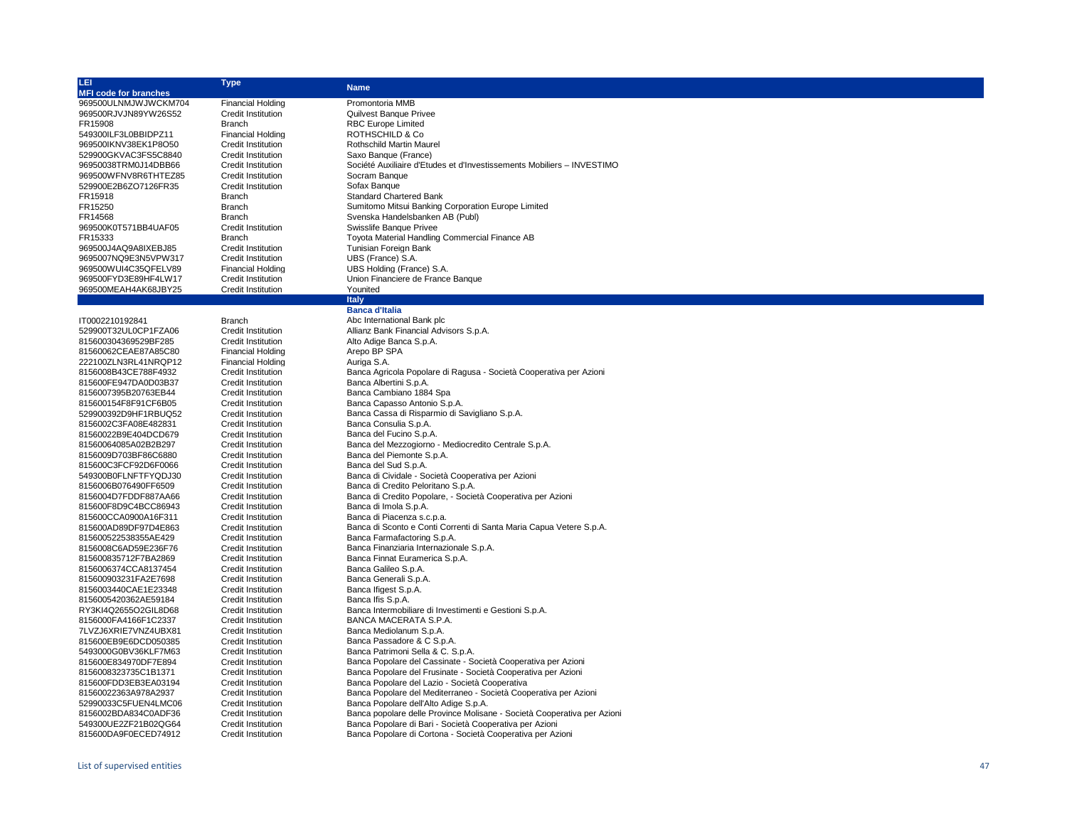| LEI<br>MFI code for branches | Type | Name |
|---|---|---|
| 969500ULNMJWJWCKM704 | Financial Holding | Promontoria MMB |
| 969500RJVJN89YW26S52 | Credit Institution | Quilvest Banque Privee |
| FR15908 | Branch | RBC Europe Limited |
| 549300ILF3L0BBIDPZ11 | Financial Holding | ROTHSCHILD & Co |
| 969500IKNV38EK1P8O50 | Credit Institution | Rothschild Martin Maurel |
| 529900GKVAC3FS5C8840 | Credit Institution | Saxo Banque (France) |
| 96950038TRM0J14DBB66 | Credit Institution | Société Auxiliaire d'Etudes et d'Investissements Mobiliers – INVESTIMO |
| 969500WFNV8R6THTEZ85 | Credit Institution | Socram Banque |
| 529900E2B6ZO7126FR35 | Credit Institution | Sofax Banque |
| FR15918 | Branch | Standard Chartered Bank |
| FR15250 | Branch | Sumitomo Mitsui Banking Corporation Europe Limited |
| FR14568 | Branch | Svenska Handelsbanken AB (Publ) |
| 969500K0T571BB4UAF05 | Credit Institution | Swisslife Banque Privee |
| FR15333 | Branch | Toyota Material Handling Commercial Finance AB |
| 969500J4AQ9A8IXEBJ85 | Credit Institution | Tunisian Foreign Bank |
| 9695007NQ9E3N5VPW317 | Credit Institution | UBS (France) S.A. |
| 969500WUI4C35QFELV89 | Financial Holding | UBS Holding (France) S.A. |
| 969500FYD3E89HF4LW17 | Credit Institution | Union Financiere de France Banque |
| 969500MEAH4AK68JBY25 | Credit Institution | Younited |
| | | **Italy** |
| | | **Banca d'Italia** |
| IT0002210192841 | Branch | Abc International Bank plc |
| 529900T32UL0CP1FZA06 | Credit Institution | Allianz Bank Financial Advisors S.p.A. |
| 815600304369529BF285 | Credit Institution | Alto Adige Banca S.p.A. |
| 81560062CEAE87A85C80 | Financial Holding | Arepo BP SPA |
| 222100ZLN3RL41NRQP12 | Financial Holding | Auriga S.A. |
| 8156008B43CE788F4932 | Credit Institution | Banca Agricola Popolare di Ragusa - Società Cooperativa per Azioni |
| 815600FE947DA0D03B37 | Credit Institution | Banca Albertini S.p.A. |
| 8156007395B20763EB44 | Credit Institution | Banca Cambiano 1884 Spa |
| 815600154F8F91CF6B05 | Credit Institution | Banca Capasso Antonio S.p.A. |
| 529900392D9HF1RBUQ52 | Credit Institution | Banca Cassa di Risparmio di Savigliano S.p.A. |
| 8156002C3FA08E482831 | Credit Institution | Banca Consulia S.p.A. |
| 81560022B9E404DCD679 | Credit Institution | Banca del Fucino S.p.A. |
| 81560064085A02B2B297 | Credit Institution | Banca del Mezzogiorno - Mediocredito Centrale S.p.A. |
| 8156009D703BF86C6880 | Credit Institution | Banca del Piemonte S.p.A. |
| 815600C3FCF92D6F0066 | Credit Institution | Banca del Sud S.p.A. |
| 549300B0FLNFTFYQDJ30 | Credit Institution | Banca di Cividale - Società Cooperativa per Azioni |
| 8156006B076490FF6509 | Credit Institution | Banca di Credito Peloritano S.p.A. |
| 8156004D7FDDF887AA66 | Credit Institution | Banca di Credito Popolare, - Società Cooperativa per Azioni |
| 815600F8D9C4BCC86943 | Credit Institution | Banca di Imola S.p.A. |
| 815600CCA0900A16F311 | Credit Institution | Banca di Piacenza s.c.p.a. |
| 815600AD89DF97D4E863 | Credit Institution | Banca di Sconto e Conti Correnti di Santa Maria Capua Vetere S.p.A. |
| 815600522538355AE429 | Credit Institution | Banca Farmafactoring S.p.A. |
| 8156008C6AD59E236F76 | Credit Institution | Banca Finanziaria Internazionale S.p.A. |
| 815600835712F7BA2869 | Credit Institution | Banca Finnat Euramerica S.p.A. |
| 8156006374CCA8137454 | Credit Institution | Banca Galileo S.p.A. |
| 815600903231FA2E7698 | Credit Institution | Banca Generali S.p.A. |
| 8156003440CAE1E23348 | Credit Institution | Banca Ifigest S.p.A. |
| 8156005420362AE59184 | Credit Institution | Banca Ifis S.p.A. |
| RY3KI4Q2655O2GIL8D68 | Credit Institution | Banca Intermobiliare di Investimenti e Gestioni S.p.A. |
| 8156000FA4166F1C2337 | Credit Institution | BANCA MACERATA S.P.A. |
| 7LVZJ6XRIE7VNZ4UBX81 | Credit Institution | Banca Mediolanum S.p.A. |
| 815600EB9E6DCD050385 | Credit Institution | Banca Passadore & C S.p.A. |
| 5493000G0BV36KLF7M63 | Credit Institution | Banca Patrimoni Sella & C. S.p.A. |
| 815600E834970DF7E894 | Credit Institution | Banca Popolare del Cassinate - Società Cooperativa per Azioni |
| 8156008323735C1B1371 | Credit Institution | Banca Popolare del Frusinate - Società Cooperativa per Azioni |
| 815600FDD3EB3EA03194 | Credit Institution | Banca Popolare del Lazio - Società Cooperativa |
| 81560022363A978A2937 | Credit Institution | Banca Popolare del Mediterraneo - Società Cooperativa per Azioni |
| 52990033C5FUEN4LMC06 | Credit Institution | Banca Popolare dell'Alto Adige S.p.A. |
| 8156002BDA834C0ADF36 | Credit Institution | Banca popolare delle Province Molisane - Società Cooperativa per Azioni |
| 549300UE2ZF21B02QG64 | Credit Institution | Banca Popolare di Bari - Società Cooperativa per Azioni |
| 815600DA9F0ECED74912 | Credit Institution | Banca Popolare di Cortona - Società Cooperativa per Azioni |

List of supervised entities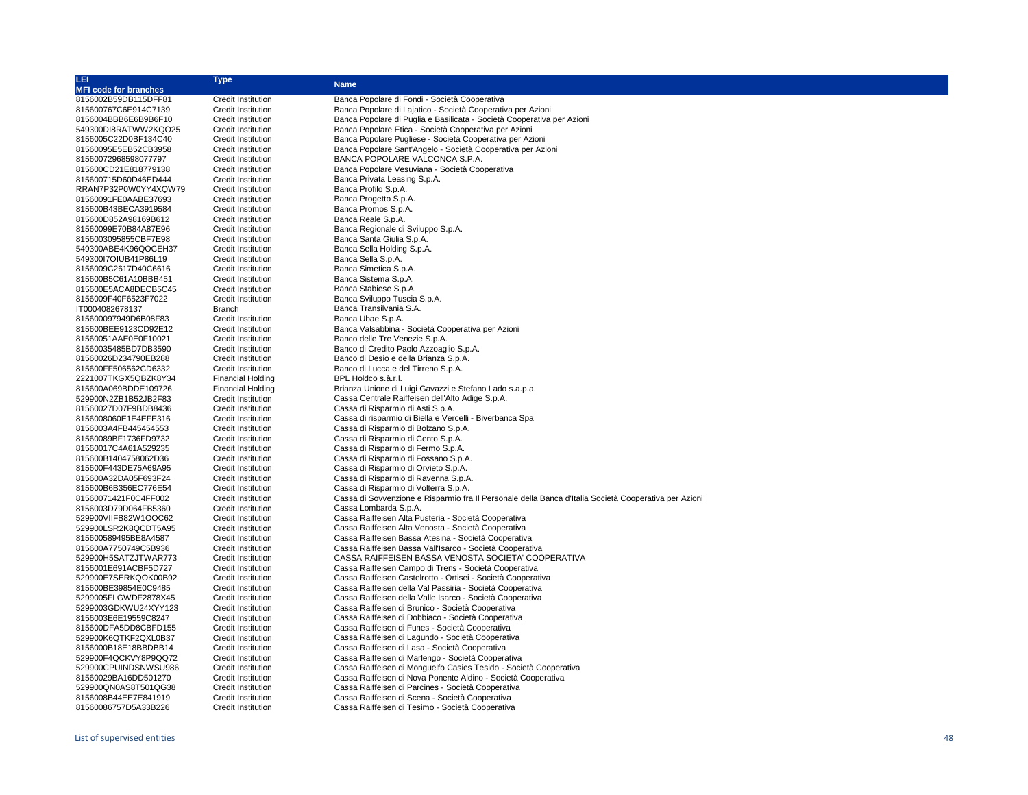| LEI<br>MFI code for branches | Type | Name |
|---|---|---|
| 8156002B59DB115DFF81 | Credit Institution | Banca Popolare di Fondi - Società Cooperativa |
| 815600767C6E914C7139 | Credit Institution | Banca Popolare di Lajatico - Società Cooperativa per Azioni |
| 8156004BBB6E6B9B6F10 | Credit Institution | Banca Popolare di Puglia e Basilicata - Società Cooperativa per Azioni |
| 549300DI8RATWW2KQO25 | Credit Institution | Banca Popolare Etica - Società Cooperativa per Azioni |
| 8156005C22D0BF134C40 | Credit Institution | Banca Popolare Pugliese - Società Cooperativa per Azioni |
| 81560095E5EB52CB3958 | Credit Institution | Banca Popolare Sant'Angelo - Società Cooperativa per Azioni |
| 81560072968598077797 | Credit Institution | BANCA POPOLARE VALCONCA S.P.A. |
| 815600CD21E818779138 | Credit Institution | Banca Popolare Vesuviana - Società Cooperativa |
| 815600715D60D46ED444 | Credit Institution | Banca Privata Leasing S.p.A. |
| RRAN7P32P0W0YY4XQW79 | Credit Institution | Banca Profilo S.p.A. |
| 81560091FE0AABE37693 | Credit Institution | Banca Progetto S.p.A. |
| 815600B43BECA3919584 | Credit Institution | Banca Promos S.p.A. |
| 815600D852A98169B612 | Credit Institution | Banca Reale S.p.A. |
| 81560099E70B84A87E96 | Credit Institution | Banca Regionale di Sviluppo S.p.A. |
| 8156003095855CBF7E98 | Credit Institution | Banca Santa Giulia S.p.A. |
| 549300ABE4K96QOCEH37 | Credit Institution | Banca Sella Holding S.p.A. |
| 549300I7OIUB41P86L19 | Credit Institution | Banca Sella S.p.A. |
| 8156009C2617D40C6616 | Credit Institution | Banca Simetica S.p.A. |
| 815600B5C61A10BBB451 | Credit Institution | Banca Sistema S.p.A. |
| 815600E5ACA8DECB5C45 | Credit Institution | Banca Stabiese S.p.A. |
| 8156009F40F6523F7022 | Credit Institution | Banca Sviluppo Tuscia S.p.A. |
| IT0004082678137 | Branch | Banca Transilvania S.A. |
| 815600097949D6B08F83 | Credit Institution | Banca Ubae S.p.A. |
| 815600BEE9123CD92E12 | Credit Institution | Banca Valsabbina - Società Cooperativa per Azioni |
| 81560051AAE0E0F10021 | Credit Institution | Banco delle Tre Venezie S.p.A. |
| 81560035485BD7DB3590 | Credit Institution | Banco di Credito Paolo Azzoaglio S.p.A. |
| 81560026D234790EB288 | Credit Institution | Banco di Desio e della Brianza S.p.A. |
| 815600FF506562CD6332 | Credit Institution | Banco di Lucca e del Tirreno S.p.A. |
| 2221007TKGX5QBZK8Y34 | Financial Holding | BPL Holdco s.à.r.l. |
| 815600A069BDDE109726 | Financial Holding | Brianza Unione di Luigi Gavazzi e Stefano Lado s.a.p.a. |
| 529900N2ZB1B52JB2F83 | Credit Institution | Cassa Centrale Raiffeisen dell'Alto Adige S.p.A. |
| 81560027D07F9BDB8436 | Credit Institution | Cassa di Risparmio di Asti S.p.A. |
| 8156008060E1E4EFE316 | Credit Institution | Cassa di risparmio di Biella e Vercelli - Biverbanca Spa |
| 8156003A4FB445454553 | Credit Institution | Cassa di Risparmio di Bolzano S.p.A. |
| 81560089BF1736FD9732 | Credit Institution | Cassa di Risparmio di Cento S.p.A. |
| 81560017C4A61A529235 | Credit Institution | Cassa di Risparmio di Fermo S.p.A. |
| 815600B1404758062D36 | Credit Institution | Cassa di Risparmio di Fossano S.p.A. |
| 815600F443DE75A69A95 | Credit Institution | Cassa di Risparmio di Orvieto S.p.A. |
| 815600A32DA05F693F24 | Credit Institution | Cassa di Risparmio di Ravenna S.p.A. |
| 815600B6B356EC776E54 | Credit Institution | Cassa di Risparmio di Volterra S.p.A. |
| 81560071421F0C4FF002 | Credit Institution | Cassa di Sovvenzione e Risparmio fra Il Personale della Banca d'Italia Società Cooperativa per Azioni |
| 8156003D79D064FB5360 | Credit Institution | Cassa Lombarda S.p.A. |
| 529900VIIFB82W1OOC62 | Credit Institution | Cassa Raiffeisen Alta Pusteria - Società Cooperativa |
| 529900LSR2K8QCDT5A95 | Credit Institution | Cassa Raiffeisen Alta Venosta - Società Cooperativa |
| 815600589495BE8A4587 | Credit Institution | Cassa Raiffeisen Bassa Atesina - Società Cooperativa |
| 815600A7750749C5B936 | Credit Institution | Cassa Raiffeisen Bassa Vall'Isarco - Società Cooperativa |
| 529900H5SATZJTWAR773 | Credit Institution | CASSA RAIFFEISEN BASSA VENOSTA SOCIETA' COOPERATIVA |
| 8156001E691ACBF5D727 | Credit Institution | Cassa Raiffeisen Campo di Trens - Società Cooperativa |
| 529900E7SERKQOK00B92 | Credit Institution | Cassa Raiffeisen Castelrotto - Ortisei - Società Cooperativa |
| 815600BE39854E0C9485 | Credit Institution | Cassa Raiffeisen della Val Passiria - Società Cooperativa |
| 5299005FLGWDF2878X45 | Credit Institution | Cassa Raiffeisen della Valle Isarco - Società Cooperativa |
| 5299003GDKWU24XYY123 | Credit Institution | Cassa Raiffeisen di Brunico - Società Cooperativa |
| 8156003E6E19559C8247 | Credit Institution | Cassa Raiffeisen di Dobbiaco - Società Cooperativa |
| 815600DFA5DD8CBFD155 | Credit Institution | Cassa Raiffeisen di Funes - Società Cooperativa |
| 529900K6QTKF2QXL0B37 | Credit Institution | Cassa Raiffeisen di Lagundo - Società Cooperativa |
| 8156000B18E18BBDBB14 | Credit Institution | Cassa Raiffeisen di Lasa - Società Cooperativa |
| 529900F4QCKVY8P9QQ72 | Credit Institution | Cassa Raiffeisen di Marlengo - Società Cooperativa |
| 529900CPUINDSNWSU986 | Credit Institution | Cassa Raiffeisen di Monguelfo Casies Tesido - Società Cooperativa |
| 81560029BA16DD501270 | Credit Institution | Cassa Raiffeisen di Nova Ponente Aldino - Società Cooperativa |
| 529900QN0AS8T501QG38 | Credit Institution | Cassa Raiffeisen di Parcines - Società Cooperativa |
| 8156008B44EE7E841919 | Credit Institution | Cassa Raiffeisen di Scena - Società Cooperativa |
| 81560086757D5A33B226 | Credit Institution | Cassa Raiffeisen di Tesimo - Società Cooperativa |

List of supervised entities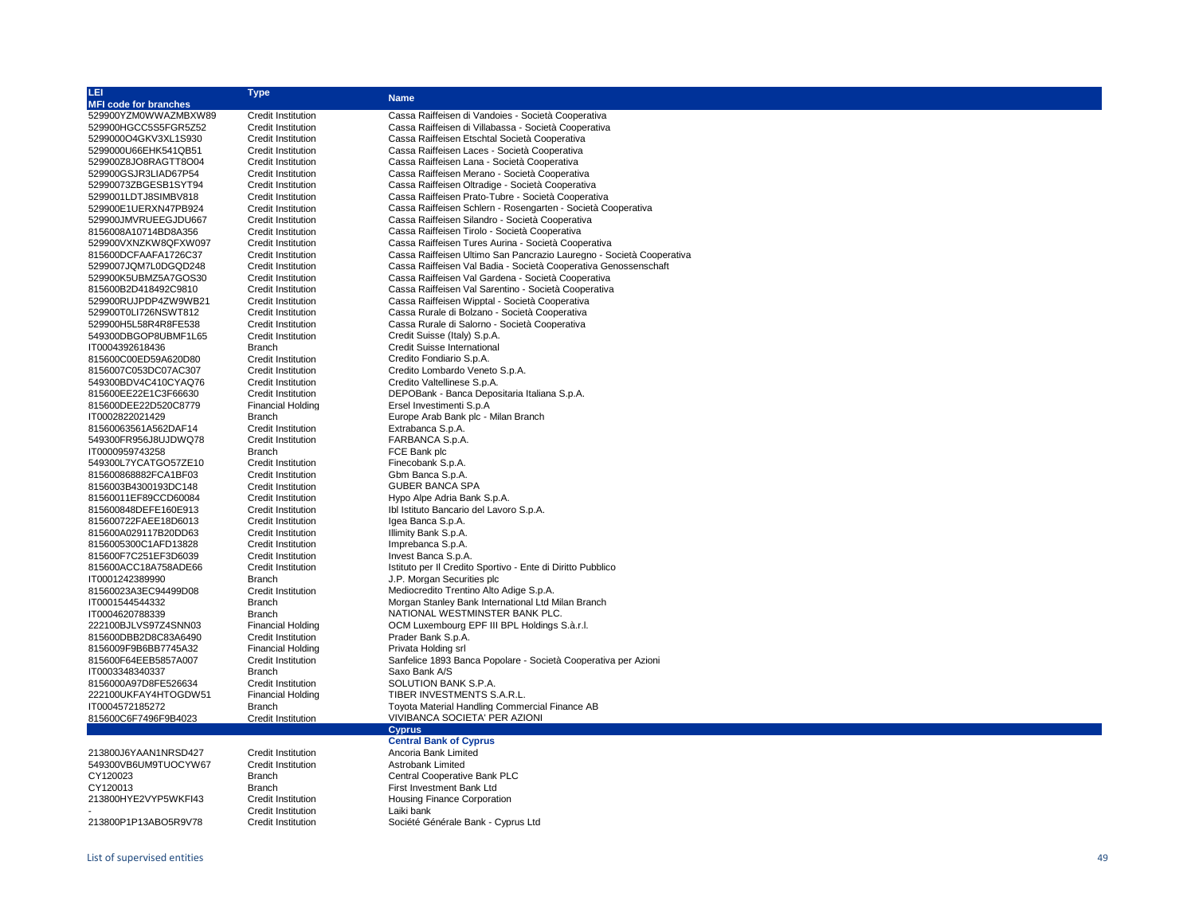| LEI<br>MFI code for branches | Type | Name |
|---|---|---|
| 529900YZM0WWAZMBXW89 | Credit Institution | Cassa Raiffeisen di Vandoies - Società Cooperativa |
| 529900HGCC5S5FGR5Z52 | Credit Institution | Cassa Raiffeisen di Villabassa - Società Cooperativa |
| 5299000O4GKV3XL1S930 | Credit Institution | Cassa Raiffeisen Etschtal Società Cooperativa |
| 5299000U66EHK541QB51 | Credit Institution | Cassa Raiffeisen Laces - Società Cooperativa |
| 529900Z8JO8RAGTT8O04 | Credit Institution | Cassa Raiffeisen Lana - Società Cooperativa |
| 529900GSJR3LIAD67P54 | Credit Institution | Cassa Raiffeisen Merano - Società Cooperativa |
| 52990073ZBGESB1SYT94 | Credit Institution | Cassa Raiffeisen Oltradige - Società Cooperativa |
| 5299001LDTJ8SIMBV818 | Credit Institution | Cassa Raiffeisen Prato-Tubre - Società Cooperativa |
| 529900E1UERXN47PB924 | Credit Institution | Cassa Raiffeisen Schlern - Rosengarten - Società Cooperativa |
| 529900JMVRUEEGJDU667 | Credit Institution | Cassa Raiffeisen Silandro - Società Cooperativa |
| 8156008A10714BD8A356 | Credit Institution | Cassa Raiffeisen Tirolo - Società Cooperativa |
| 529900VXNZKW8QFXW097 | Credit Institution | Cassa Raiffeisen Tures Aurina - Società Cooperativa |
| 815600DCFAAFA1726C37 | Credit Institution | Cassa Raiffeisen Ultimo San Pancrazio Lauregno - Società Cooperativa |
| 5299007JQM7L0DGQD248 | Credit Institution | Cassa Raiffeisen Val Badia - Società Cooperativa Genossenschaft |
| 529900K5UBMZ5A7GOS30 | Credit Institution | Cassa Raiffeisen Val Gardena - Società Cooperativa |
| 815600B2D418492C9810 | Credit Institution | Cassa Raiffeisen Val Sarentino - Società Cooperativa |
| 529900RUJPDP4ZW9WB21 | Credit Institution | Cassa Raiffeisen Wipptal - Società Cooperativa |
| 529900T0LI726NSWT812 | Credit Institution | Cassa Rurale di Bolzano - Società Cooperativa |
| 529900H5L58R4R8FE538 | Credit Institution | Cassa Rurale di Salorno - Società Cooperativa |
| 549300DBGOP8UBMF1L65 | Credit Institution | Credit Suisse (Italy) S.p.A. |
| IT0004392618436 | Branch | Credit Suisse International |
| 815600C00ED59A620D80 | Credit Institution | Credito Fondiario S.p.A. |
| 8156007C053DC07AC307 | Credit Institution | Credito Lombardo Veneto S.p.A. |
| 549300BDV4C410CYAQ76 | Credit Institution | Credito Valtellinese S.p.A. |
| 815600EE22E1C3F66630 | Credit Institution | DEPOBank - Banca Depositaria Italiana S.p.A. |
| 815600DEE22D520C8779 | Financial Holding | Ersel Investimenti S.p.A |
| IT0002822021429 | Branch | Europe Arab Bank plc - Milan Branch |
| 81560063561A562DAF14 | Credit Institution | Extrabanca S.p.A. |
| 549300FR956J8UJDWQ78 | Credit Institution | FARBANCA S.p.A. |
| IT0000959743258 | Branch | FCE Bank plc |
| 549300L7YCATGO57ZE10 | Credit Institution | Finecobank S.p.A. |
| 815600868882FCA1BF03 | Credit Institution | Gbm Banca S.p.A. |
| 8156003B4300193DC148 | Credit Institution | GUBER BANCA SPA |
| 81560011EF89CCD60084 | Credit Institution | Hypo Alpe Adria Bank S.p.A. |
| 815600848DEFE160E913 | Credit Institution | Ibl Istituto Bancario del Lavoro S.p.A. |
| 815600722FAEE18D6013 | Credit Institution | Igea Banca S.p.A. |
| 815600A029117B20DD63 | Credit Institution | Illimity Bank S.p.A. |
| 8156005300C1AFD13828 | Credit Institution | Imprebanca S.p.A. |
| 815600F7C251EF3D6039 | Credit Institution | Invest Banca S.p.A. |
| 815600ACC18A758ADE66 | Credit Institution | Istituto per Il Credito Sportivo - Ente di Diritto Pubblico |
| IT0001242389990 | Branch | J.P. Morgan Securities plc |
| 81560023A3EC94499D08 | Credit Institution | Mediocredito Trentino Alto Adige S.p.A. |
| IT0001544544332 | Branch | Morgan Stanley Bank International Ltd Milan Branch |
| IT0004620788339 | Branch | NATIONAL WESTMINSTER BANK PLC. |
| 222100BJLVS97Z4SNN03 | Financial Holding | OCM Luxembourg EPF III BPL Holdings S.à.r.l. |
| 815600DBB2D8C83A6490 | Credit Institution | Prader Bank S.p.A. |
| 8156009F9B6BB7745A32 | Financial Holding | Privata Holding srl |
| 815600F64EEB5857A007 | Credit Institution | Sanfelice 1893 Banca Popolare - Società Cooperativa per Azioni |
| IT0003348340337 | Branch | Saxo Bank A/S |
| 8156000A97D8FE526634 | Credit Institution | SOLUTION BANK S.P.A. |
| 222100UKFAY4HTOGDW51 | Financial Holding | TIBER INVESTMENTS S.A.R.L. |
| IT0004572185272 | Branch | Toyota Material Handling Commercial Finance AB |
| 815600C6F7496F9B4023 | Credit Institution | VIVIBANCA SOCIETA' PER AZIONI |
| | | **Cyprus** |
| | | **Central Bank of Cyprus** |
| 213800J6YAAN1NRSD427 | Credit Institution | Ancoria Bank Limited |
| 549300VB6UM9TUOCYW67 | Credit Institution | Astrobank Limited |
| CY120023 | Branch | Central Cooperative Bank PLC |
| CY120013 | Branch | First Investment Bank Ltd |
| 213800HYE2VYP5WKFI43 | Credit Institution | Housing Finance Corporation |
| - | Credit Institution | Laiki bank |
| 213800P1P13ABO5R9V78 | Credit Institution | Société Générale Bank - Cyprus Ltd |

List of supervised entities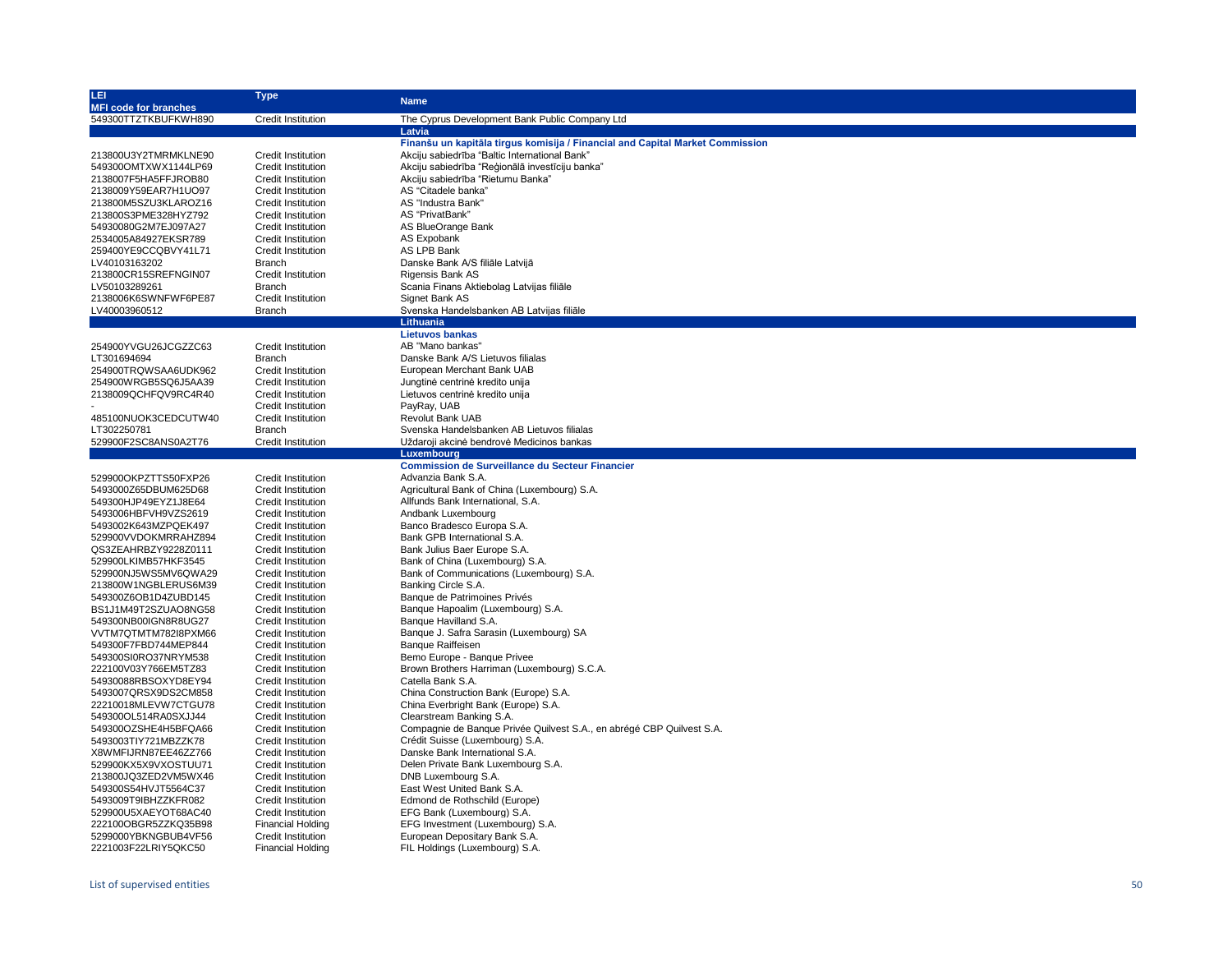| LEI<br>MFI code for branches | Type | Name |
|---|---|---|
| 549300TTZTKBUFKWH890 | Credit Institution | The Cyprus Development Bank Public Company Ltd |
| | | **Latvia** |
| | | **Finanšu un kapitāla tirgus komisija / Financial and Capital Market Commission** |
| 213800U3Y2TMRMKLNE90 | Credit Institution | Akciju sabiedrība "Baltic International Bank" |
| 549300OMTXWX1144LP69 | Credit Institution | Akciju sabiedrība "Reģionālā investīciju banka" |
| 2138007F5HA5FFJROB80 | Credit Institution | Akciju sabiedrība "Rietumu Banka" |
| 2138009Y59EAR7H1UO97 | Credit Institution | AS "Citadele banka" |
| 213800M5SZU3KLAROZ16 | Credit Institution | AS "Industra Bank" |
| 213800S3PME328HYZ792 | Credit Institution | AS "PrivatBank" |
| 54930080G2M7EJ097A27 | Credit Institution | AS BlueOrange Bank |
| 2534005A84927EKSR789 | Credit Institution | AS Expobank |
| 259400YE9CCQBVY41L71 | Credit Institution | AS LPB Bank |
| LV40103163202 | Branch | Danske Bank A/S filiāle Latvijā |
| 213800CR15SREFNGIN07 | Credit Institution | Rigensis Bank AS |
| LV50103289261 | Branch | Scania Finans Aktiebolag Latvijas filiāle |
| 2138006K6SWNFWF6PE87 | Credit Institution | Signet Bank AS |
| LV40003960512 | Branch | Svenska Handelsbanken AB Latvijas filiāle |
| | | **Lithuania** |
| | | **Lietuvos bankas** |
| 254900YVGU26JCGZZC63 | Credit Institution | AB "Mano bankas" |
| LT301694694 | Branch | Danske Bank A/S Lietuvos filialas |
| 254900TRQWSAA6UDK962 | Credit Institution | European Merchant Bank UAB |
| 254900WRGB5SQ6J5AA39 | Credit Institution | Jungtinė centrinė kredito unija |
| 2138009QCHFQV9RC4R40 | Credit Institution | Lietuvos centrinė kredito unija |
| - | Credit Institution | PayRay, UAB |
| 485100NUOK3CEDCUTW40 | Credit Institution | Revolut Bank UAB |
| LT302250781 | Branch | Svenska Handelsbanken AB Lietuvos filialas |
| 529900F2SC8ANS0A2T76 | Credit Institution | Uždaroji akcinė bendrovė Medicinos bankas |
| | | **Luxembourg** |
| | | **Commission de Surveillance du Secteur Financier** |
| 529900OKPZTTS50FXP26 | Credit Institution | Advanzia Bank S.A. |
| 5493000Z65DBUM625D68 | Credit Institution | Agricultural Bank of China (Luxembourg) S.A. |
| 549300HJP49EYZ1J8E64 | Credit Institution | Allfunds Bank International, S.A. |
| 5493006HBFVH9VZS2619 | Credit Institution | Andbank Luxembourg |
| 5493002K643MZPQEK497 | Credit Institution | Banco Bradesco Europa S.A. |
| 529900VVDOKMRRAHZ894 | Credit Institution | Bank GPB International S.A. |
| QS3ZEAHRBZY9228Z0111 | Credit Institution | Bank Julius Baer Europe S.A. |
| 529900LKIMB57HKF3545 | Credit Institution | Bank of China (Luxembourg) S.A. |
| 529900NJ5WS5MV6QWA29 | Credit Institution | Bank of Communications (Luxembourg) S.A. |
| 213800W1NGBLERUS6M39 | Credit Institution | Banking Circle S.A. |
| 549300Z6OB1D4ZUBD145 | Credit Institution | Banque de Patrimoines Privés |
| BS1J1M49T2SZUAO8NG58 | Credit Institution | Banque Hapoalim (Luxembourg) S.A. |
| 549300NB00IGN8R8UG27 | Credit Institution | Banque Havilland S.A. |
| VVTM7QTMTM782I8PXM66 | Credit Institution | Banque J. Safra Sarasin (Luxembourg) SA |
| 549300F7FBD744MEP844 | Credit Institution | Banque Raiffeisen |
| 549300SI0RO37NRYM538 | Credit Institution | Bemo Europe - Banque Privee |
| 222100V03Y766EM5TZ83 | Credit Institution | Brown Brothers Harriman (Luxembourg) S.C.A. |
| 54930088RBSOXYD8EY94 | Credit Institution | Catella Bank S.A. |
| 5493007QRSX9DS2CM858 | Credit Institution | China Construction Bank (Europe) S.A. |
| 22210018MLEVW7CTGU78 | Credit Institution | China Everbright Bank (Europe) S.A. |
| 549300OL514RA0SXJJ44 | Credit Institution | Clearstream Banking S.A. |
| 549300OZSHE4H5BFQA66 | Credit Institution | Compagnie de Banque Privée Quilvest S.A., en abrégé CBP Quilvest S.A. |
| 5493003TIY721MBZZK78 | Credit Institution | Crédit Suisse (Luxembourg) S.A. |
| X8WMFIJRN87EE46ZZ766 | Credit Institution | Danske Bank International S.A. |
| 529900KX5X9VXOSTUU71 | Credit Institution | Delen Private Bank Luxembourg S.A. |
| 213800JQ3ZED2VM5WX46 | Credit Institution | DNB Luxembourg S.A. |
| 549300S54HVJT5564C37 | Credit Institution | East West United Bank S.A. |
| 5493009T9IBHZZKFR082 | Credit Institution | Edmond de Rothschild (Europe) |
| 529900U5XAEYOT68AC40 | Credit Institution | EFG Bank (Luxembourg) S.A. |
| 222100OBGR5ZZKQ35B98 | Financial Holding | EFG Investment (Luxembourg) S.A. |
| 5299000YBKNGBUB4VF56 | Credit Institution | European Depositary Bank S.A. |
| 2221003F22LRIY5QKC50 | Financial Holding | FIL Holdings (Luxembourg) S.A. |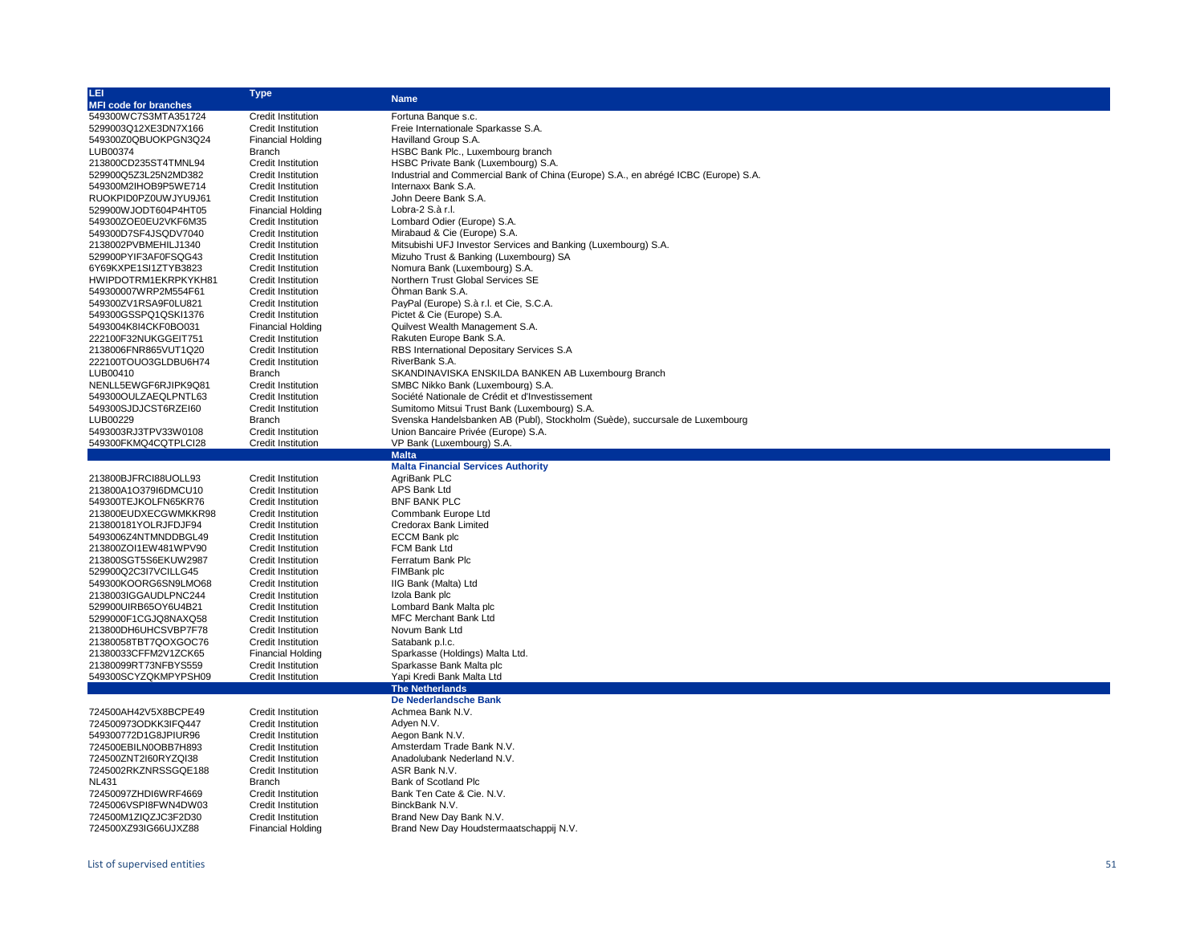| LEI<br>MFI code for branches | Type | Name |
|---|---|---|
| 549300WC7S3MTA351724 | Credit Institution | Fortuna Banque s.c. |
| 5299003Q12XE3DN7X166 | Credit Institution | Freie Internationale Sparkasse S.A. |
| 549300Z0QBUOKPGN3Q24 | Financial Holding | Havilland Group S.A. |
| LUB00374 | Branch | HSBC Bank Plc., Luxembourg branch |
| 213800CD235ST4TMNL94 | Credit Institution | HSBC Private Bank (Luxembourg) S.A. |
| 529900Q5Z3L25N2MD382 | Credit Institution | Industrial and Commercial Bank of China (Europe) S.A., en abrégé ICBC (Europe) S.A. |
| 549300M2IHOB9P5WE714 | Credit Institution | Internaxx Bank S.A. |
| RUOKPID0PZ0UWJYU9J61 | Credit Institution | John Deere Bank S.A. |
| 529900WJODT604P4HT05 | Financial Holding | Lobra-2 S.à r.l. |
| 549300ZOE0EU2VKF6M35 | Credit Institution | Lombard Odier (Europe) S.A. |
| 549300D7SF4JSQDV7040 | Credit Institution | Mirabaud & Cie (Europe) S.A. |
| 2138002PVBMEHILJ1340 | Credit Institution | Mitsubishi UFJ Investor Services and Banking (Luxembourg) S.A. |
| 529900PYIF3AF0FSQG43 | Credit Institution | Mizuho Trust & Banking (Luxembourg) SA |
| 6Y69KXPE1SI1ZTYB3823 | Credit Institution | Nomura Bank (Luxembourg) S.A. |
| HWIPDOTRM1EKRPKYKH81 | Credit Institution | Northern Trust Global Services SE |
| 549300007WRP2M554F61 | Credit Institution | Öhman Bank S.A. |
| 549300ZV1RSA9F0LU821 | Credit Institution | PayPal (Europe) S.à r.l. et Cie, S.C.A. |
| 549300GSSPQ1QSKI1376 | Credit Institution | Pictet & Cie (Europe) S.A. |
| 5493004K8I4CKF0BO031 | Financial Holding | Quilvest Wealth Management S.A. |
| 222100F32NUKGGEIT751 | Credit Institution | Rakuten Europe Bank S.A. |
| 2138006FNR865VUT1Q20 | Credit Institution | RBS International Depositary Services S.A |
| 222100TOUO3GLDBU6H74 | Credit Institution | RiverBank S.A. |
| LUB00410 | Branch | SKANDINAVISKA ENSKILDA BANKEN AB Luxembourg Branch |
| NENLL5EWGF6RJIPK9Q81 | Credit Institution | SMBC Nikko Bank (Luxembourg) S.A. |
| 549300OULZAEQLPNTL63 | Credit Institution | Société Nationale de Crédit et d'Investissement |
| 549300SJDJCST6RZEI60 | Credit Institution | Sumitomo Mitsui Trust Bank (Luxembourg) S.A. |
| LUB00229 | Branch | Svenska Handelsbanken AB (Publ), Stockholm (Suède), succursale de Luxembourg |
| 5493003RJ3TPV33W0108 | Credit Institution | Union Bancaire Privée (Europe) S.A. |
| 549300FKMQ4CQTPLCI28 | Credit Institution | VP Bank (Luxembourg) S.A. |
| | | **Malta** |
| | | **Malta Financial Services Authority** |
| 213800BJFRCI88UOLL93 | Credit Institution | AgriBank PLC |
| 213800A1O379I6DMCU10 | Credit Institution | APS Bank Ltd |
| 549300TEJKOLFN65KR76 | Credit Institution | BNF BANK PLC |
| 213800EUDXECGWMKKR98 | Credit Institution | Commbank Europe Ltd |
| 213800181YOLRJFDJF94 | Credit Institution | Credorax Bank Limited |
| 5493006Z4NTMNDDBGL49 | Credit Institution | ECCM Bank plc |
| 213800ZOI1EW481WPV90 | Credit Institution | FCM Bank Ltd |
| 213800SGT5S6EKUW2987 | Credit Institution | Ferratum Bank Plc |
| 529900Q2C3I7VCILLG45 | Credit Institution | FIMBank plc |
| 549300KOORG6SN9LMO68 | Credit Institution | IIG Bank (Malta) Ltd |
| 2138003IGGAUDLPNC244 | Credit Institution | Izola Bank plc |
| 529900UIRB65OY6U4B21 | Credit Institution | Lombard Bank Malta plc |
| 5299000F1CGJQ8NAXQ58 | Credit Institution | MFC Merchant Bank Ltd |
| 213800DH6UHCSVBP7F78 | Credit Institution | Novum Bank Ltd |
| 21380058TBT7QOXGOC76 | Credit Institution | Satabank p.l.c. |
| 21380033CFFM2V1ZCK65 | Financial Holding | Sparkasse (Holdings) Malta Ltd. |
| 21380099RT73NFBYS559 | Credit Institution | Sparkasse Bank Malta plc |
| 549300SCYZQKMPYPSH09 | Credit Institution | Yapi Kredi Bank Malta Ltd |
| | | **The Netherlands** |
| | | **De Nederlandsche Bank** |
| 724500AH42V5X8BCPE49 | Credit Institution | Achmea Bank N.V. |
| 724500973ODKK3IFQ447 | Credit Institution | Adyen N.V. |
| 549300772D1G8JPIUR96 | Credit Institution | Aegon Bank N.V. |
| 724500EBILN0OBB7H893 | Credit Institution | Amsterdam Trade Bank N.V. |
| 724500ZNT2I60RYZQI38 | Credit Institution | Anadolubank Nederland N.V. |
| 7245002RKZNRSSGQE188 | Credit Institution | ASR Bank N.V. |
| NL431 | Branch | Bank of Scotland Plc |
| 72450097ZHDI6WRF4669 | Credit Institution | Bank Ten Cate & Cie. N.V. |
| 7245006VSPI8FWN4DW03 | Credit Institution | BinckBank N.V. |
| 724500M1ZIQZJC3F2D30 | Credit Institution | Brand New Day Bank N.V. |
| 724500XZ93IG66UJXZ88 | Financial Holding | Brand New Day Houdstermaatschappij N.V. |

List of supervised entities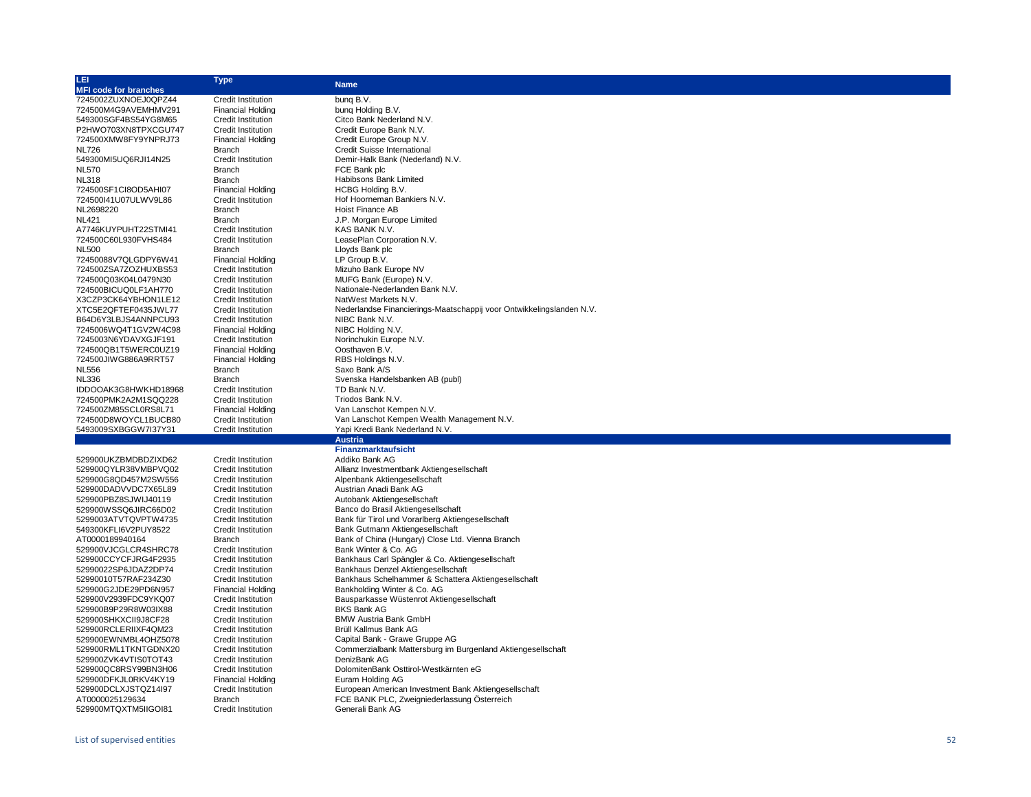| LEI<br>MFI code for branches | Type | Name |
|---|---|---|
| 7245002ZUXNOEJ0QPZ44 | Credit Institution | bunq B.V. |
| 724500M4G9AVEMHMV291 | Financial Holding | bunq Holding B.V. |
| 549300SGF4BS54YG8M65 | Credit Institution | Citco Bank Nederland N.V. |
| P2HWO703XN8TPXCGU747 | Credit Institution | Credit Europe Bank N.V. |
| 724500XMW8FY9YNPRJ73 | Financial Holding | Credit Europe Group N.V. |
| NL726 | Branch | Credit Suisse International |
| 549300MI5UQ6RJI14N25 | Credit Institution | Demir-Halk Bank (Nederland) N.V. |
| NL570 | Branch | FCE Bank plc |
| NL318 | Branch | Habibsons Bank Limited |
| 724500SF1CI8OD5AHI07 | Financial Holding | HCBG Holding B.V. |
| 724500I41U07ULWV9L86 | Credit Institution | Hof Hoorneman Bankiers N.V. |
| NL2698220 | Branch | Hoist Finance AB |
| NL421 | Branch | J.P. Morgan Europe Limited |
| A7746KUYPUHT22STMI41 | Credit Institution | KAS BANK N.V. |
| 724500C60L930FVHS484 | Credit Institution | LeasePlan Corporation N.V. |
| NL500 | Branch | Lloyds Bank plc |
| 72450088V7QLGDPY6W41 | Financial Holding | LP Group B.V. |
| 724500ZSA7ZOZHUXBS53 | Credit Institution | Mizuho Bank Europe NV |
| 724500Q03K04L0479N30 | Credit Institution | MUFG Bank (Europe) N.V. |
| 724500BICUQ0LF1AH770 | Credit Institution | Nationale-Nederlanden Bank N.V. |
| X3CZP3CK64YBHON1LE12 | Credit Institution | NatWest Markets N.V. |
| XTC5E2QFTEF0435JWL77 | Credit Institution | Nederlandse Financierings-Maatschappij voor Ontwikkelingslanden N.V. |
| B64D6Y3LBJS4ANNPCU93 | Credit Institution | NIBC Bank N.V. |
| 7245006WQ4T1GV2W4C98 | Financial Holding | NIBC Holding N.V. |
| 7245003N6YDAVXGJF191 | Credit Institution | Norinchukin Europe N.V. |
| 724500QB1T5WERC0UZ19 | Financial Holding | Oosthaven B.V. |
| 724500JIWG886A9RRT57 | Financial Holding | RBS Holdings N.V. |
| NL556 | Branch | Saxo Bank A/S |
| NL336 | Branch | Svenska Handelsbanken AB (publ) |
| IDDOOAK3G8HWKHD18968 | Credit Institution | TD Bank N.V. |
| 724500PMK2A2M1SQQ228 | Credit Institution | Triodos Bank N.V. |
| 724500ZM85SCL0RS8L71 | Financial Holding | Van Lanschot Kempen N.V. |
| 724500D8WOYCL1BUCB80 | Credit Institution | Van Lanschot Kempen Wealth Management N.V. |
| 5493009SXBGGW7I37Y31 | Credit Institution | Yapi Kredi Bank Nederland N.V. |
| | | **Austria** |
| | | **Finanzmarktaufsicht** |
| 529900UKZBMDBDZIXD62 | Credit Institution | Addiko Bank AG |
| 529900QYLR38VMBPVQ02 | Credit Institution | Allianz Investmentbank Aktiengesellschaft |
| 529900G8QD457M2SW556 | Credit Institution | Alpenbank Aktiengesellschaft |
| 529900DADVVDC7X65L89 | Credit Institution | Austrian Anadi Bank AG |
| 529900PBZ8SJWIJ40119 | Credit Institution | Autobank Aktiengesellschaft |
| 529900WSSQ6JIRC66D02 | Credit Institution | Banco do Brasil Aktiengesellschaft |
| 5299003ATVTQVPTW4735 | Credit Institution | Bank für Tirol und Vorarlberg Aktiengesellschaft |
| 549300KFLI6V2PUY8522 | Credit Institution | Bank Gutmann Aktiengesellschaft |
| AT0000189940164 | Branch | Bank of China (Hungary) Close Ltd. Vienna Branch |
| 529900VJCGLCR4SHRC78 | Credit Institution | Bank Winter & Co. AG |
| 529900CCYCFJRG4F2935 | Credit Institution | Bankhaus Carl Spängler & Co. Aktiengesellschaft |
| 52990022SP6JDAZ2DP74 | Credit Institution | Bankhaus Denzel Aktiengesellschaft |
| 52990010T57RAF234Z30 | Credit Institution | Bankhaus Schelhammer & Schattera Aktiengesellschaft |
| 529900G2JDE29PD6N957 | Financial Holding | Bankholding Winter & Co. AG |
| 529900V2939FDC9YKQ07 | Credit Institution | Bausparkasse Wüstenrot Aktiengesellschaft |
| 529900B9P29R8W03IX88 | Credit Institution | BKS Bank AG |
| 529900SHKXCII9J8CF28 | Credit Institution | BMW Austria Bank GmbH |
| 529900RCLERIIXF4QM23 | Credit Institution | Brüll Kallmus Bank AG |
| 529900EWNMBL4OHZ5078 | Credit Institution | Capital Bank - Grawe Gruppe AG |
| 529900RML1TKNTGDNX20 | Credit Institution | Commerzialbank Mattersburg im Burgenland Aktiengesellschaft |
| 529900ZVK4VTIS0TOT43 | Credit Institution | DenizBank AG |
| 529900QC8RSY99BN3H06 | Credit Institution | DolomitenBank Osttirol-Westkärnten eG |
| 529900DFKJL0RKV4KY19 | Financial Holding | Euram Holding AG |
| 529900DCLXJSTQZ14I97 | Credit Institution | European American Investment Bank Aktiengesellschaft |
| AT0000025129634 | Branch | FCE BANK PLC, Zweigniederlassung Österreich |
| 529900MTQXTM5IIGOI81 | Credit Institution | Generali Bank AG |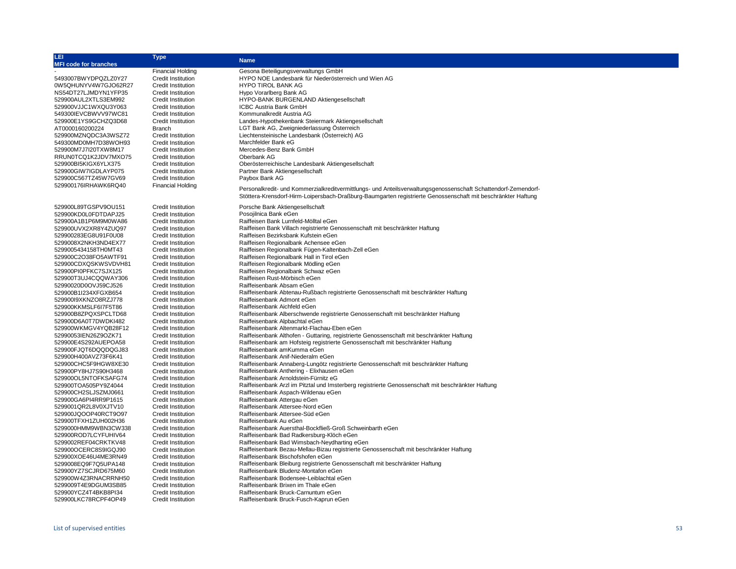| LEI<br>MFI code for branches | Type | Name |
| --- | --- | --- |
| - | Financial Holding | Gesona Beteiligungsverwaltungs GmbH |
| 5493007BWYDPQZLZ0Y27 | Credit Institution | HYPO NOE Landesbank für Niederösterreich und Wien AG |
| 0W5QHUNYV4W7GJO62R27 | Credit Institution | HYPO TIROL BANK AG |
| NS54DT27LJMDYN1YFP35 | Credit Institution | Hypo Vorarlberg Bank AG |
| 529900AUL2XTLS3EM992 | Credit Institution | HYPO-BANK BURGENLAND Aktiengesellschaft |
| 529900VJJC1WXQU3Y063 | Credit Institution | ICBC Austria Bank GmbH |
| 549300IEVCBWVV97WC81 | Credit Institution | Kommunalkredit Austria AG |
| 529900E1YS9GCHZQ3D68 | Credit Institution | Landes-Hypothekenbank Steiermark Aktiengesellschaft |
| AT0000160200224 | Branch | LGT Bank AG, Zweigniederlassung Österreich |
| 529900MZNQDC3A3WSZ72 | Credit Institution | Liechtensteinische Landesbank (Österreich) AG |
| 549300MD0MH7D38WOH93 | Credit Institution | Marchfelder Bank eG |
| 529900M7J7I20TXW8M17 | Credit Institution | Mercedes-Benz Bank GmbH |
| RRUN0TCQ1K2JDV7MXO75 | Credit Institution | Oberbank AG |
| 529900BI5KIGX6YLX375 | Credit Institution | Oberösterreichische Landesbank Aktiengesellschaft |
| 529900GIW7IGDLAYP075 | Credit Institution | Partner Bank Aktiengesellschaft |
| 529900C567TZ45W7GV69 | Credit Institution | Paybox Bank AG |
| 529900176IRHAWK6RQ40 | Financial Holding | Personalkredit- und Kommerzialkreditvermittlungs- und Anteilsverwaltungsgenossenschaft Schattendorf-Zemendorf-Stöttera-Krensdorf-Hirm-Loipersbach-Draßburg-Baumgarten registrierte Genossenschaft mit beschränkter Haftung |
| 529900L89TGSPV9OU151 | Credit Institution | Porsche Bank Aktiengesellschaft |
| 529900KD0L0FDTDAPJ25 | Credit Institution | Posojilnica Bank eGen |
| 529900A1B1P6M9M0WA86 | Credit Institution | Raiffeisen Bank Lurnfeld-Mölltal eGen |
| 529900UVX2XR8Y4ZUQ97 | Credit Institution | Raiffeisen Bank Villach registrierte Genossenschaft mit beschränkter Haftung |
| 529900283EG8U91F0U08 | Credit Institution | Raiffeisen Bezirksbank Kufstein eGen |
| 5299008X2NKH3ND4EX77 | Credit Institution | Raiffeisen Regionalbank Achensee eGen |
| 5299005434158TH0MT43 | Credit Institution | Raiffeisen Regionalbank Fügen-Kaltenbach-Zell eGen |
| 529900C2O38FO5AWTF91 | Credit Institution | Raiffeisen Regionalbank Hall in Tirol eGen |
| 529900CDXQSKWSVDVH81 | Credit Institution | Raiffeisen Regionalbank Mödling eGen |
| 529900PI0PFKC7SJX125 | Credit Institution | Raiffeisen Regionalbank Schwaz eGen |
| 529900T3UJ4CQQWAY306 | Credit Institution | Raiffeisen Rust-Mörbisch eGen |
| 52990020D0OVJ59CJ526 | Credit Institution | Raiffeisenbank Absam eGen |
| 529900B1I234XFGXB654 | Credit Institution | Raiffeisenbank Abtenau-Rußbach registrierte Genossenschaft mit beschränkter Haftung |
| 529900I9XKNZO8RZJ778 | Credit Institution | Raiffeisenbank Admont eGen |
| 529900KKMSLF6I7F5T86 | Credit Institution | Raiffeisenbank Aichfeld eGen |
| 529900B8ZPQXSPCLTD68 | Credit Institution | Raiffeisenbank Alberschwende registrierte Genossenschaft mit beschränkter Haftung |
| 529900D6A0T7DWDKI482 | Credit Institution | Raiffeisenbank Alpbachtal eGen |
| 529900WKMGV4YQB28F12 | Credit Institution | Raiffeisenbank Altenmarkt-Flachau-Eben eGen |
| 52990053IEN26Z9OZK71 | Credit Institution | Raiffeisenbank Althofen - Guttaring, registrierte Genossenschaft mit beschränkter Haftung |
| 529900E4S292AUEPOA58 | Credit Institution | Raiffeisenbank am Hofsteig registrierte Genossenschaft mit beschränkter Haftung |
| 529900FJQT6DQQDQGJ83 | Credit Institution | Raiffeisenbank amKumma eGen |
| 529900H400AVZ73F6K41 | Credit Institution | Raiffeisenbank Anif-Niederalm eGen |
| 529900CHC5F9HGW8XE30 | Credit Institution | Raiffeisenbank Annaberg-Lungötz registrierte Genossenschaft mit beschränkter Haftung |
| 529900PY8HJ7S90H3468 | Credit Institution | Raiffeisenbank Anthering - Elixhausen eGen |
| 529900OL5NTOFKSAFG74 | Credit Institution | Raiffeisenbank Arnoldstein-Fürnitz eG |
| 529900TOA505PY9Z4044 | Credit Institution | Raiffeisenbank Arzl im Pitztal und Imsterberg registrierte Genossenschaft mit beschränkter Haftung |
| 529900CH2SLJSZMJ0661 | Credit Institution | Raiffeisenbank Aspach-Wildenau eGen |
| 529900GA6PI4RR9P1615 | Credit Institution | Raiffeisenbank Attergau eGen |
| 5299001QR2L8V0XJTV10 | Credit Institution | Raiffeisenbank Attersee-Nord eGen |
| 529900JQOOP40RCT9O97 | Credit Institution | Raiffeisenbank Attersee-Süd eGen |
| 529900TFXH1ZUH002H36 | Credit Institution | Raiffeisenbank Au eGen |
| 5299000HMM9WBN3CW338 | Credit Institution | Raiffeisenbank Auersthal-Bockfließ-Groß Schweinbarth eGen |
| 529900ROD7LCYFUHIV64 | Credit Institution | Raiffeisenbank Bad Radkersburg-Klöch eGen |
| 5299002REF04CRKTKV48 | Credit Institution | Raiffeisenbank Bad Wimsbach-Neydharting eGen |
| 529900OCERC8S9IGQJ90 | Credit Institution | Raiffeisenbank Bezau-Mellau-Bizau registrierte Genossenschaft mit beschränkter Haftung |
| 529900XOE46U4ME3RN49 | Credit Institution | Raiffeisenbank Bischofshofen eGen |
| 5299008EQ9F7Q5UPA148 | Credit Institution | Raiffeisenbank Bleiburg registrierte Genossenschaft mit beschränkter Haftung |
| 529900YZ7SCJRD675M60 | Credit Institution | Raiffeisenbank Bludenz-Montafon eGen |
| 529900W4Z3RNACRRNH50 | Credit Institution | Raiffeisenbank Bodensee-Leiblachtal eGen |
| 5299009T4E9DGUM3SB85 | Credit Institution | Raiffeisenbank Brixen im Thale eGen |
| 529900YCZ4T4BKB8PI34 | Credit Institution | Raiffeisenbank Bruck-Carnuntum eGen |
| 529900LKC78RCPF4OP49 | Credit Institution | Raiffeisenbank Bruck-Fusch-Kaprun eGen |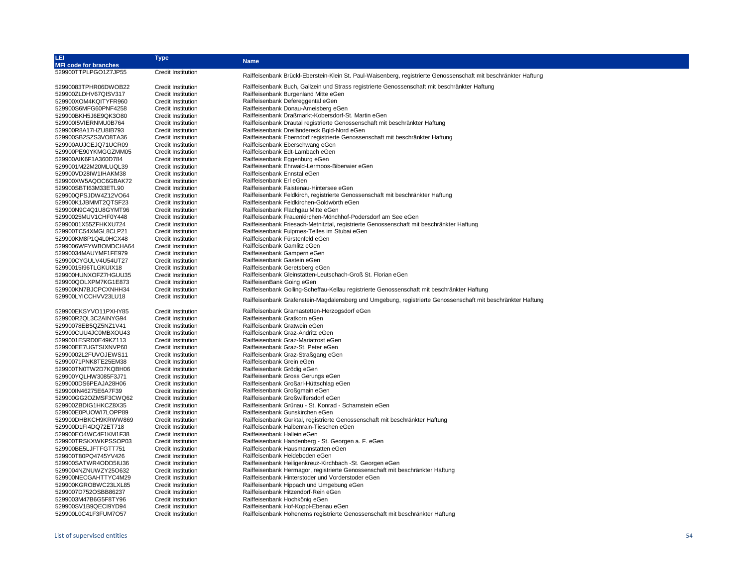| LEI<br>MFI code for branches | Type | Name |
|---|---|---|
| 529900TTPLPGO1Z7JP55 | Credit Institution | Raiffeisenbank Brückl-Eberstein-Klein St. Paul-Waisenberg, registrierte Genossenschaft mit beschränkter Haftung |
| 52990083TPHR06DWOB22 | Credit Institution | Raiffeisenbank Buch, Gallzein und Strass registrierte Genossenschaft mit beschränkter Haftung |
| 529900ZLDHV67QISV317 | Credit Institution | Raiffeisenbank Burgenland Mitte eGen |
| 529900XOM4KQITYFR960 | Credit Institution | Raiffeisenbank Defereggental eGen |
| 529900S6MFG60PNF4258 | Credit Institution | Raiffeisenbank Donau-Ameisberg eGen |
| 529900BKH5J6E9QK3O80 | Credit Institution | Raiffeisenbank Draßmarkt-Kobersdorf-St. Martin eGen |
| 529900I5VIERNMU0B764 | Credit Institution | Raiffeisenbank Drautal registrierte Genossenschaft mit beschränkter Haftung |
| 529900R8A17HZU8IB793 | Credit Institution | Raiffeisenbank Dreiländereck Bgld-Nord eGen |
| 529900SB2SZS3VO8TA36 | Credit Institution | Raiffeisenbank Eberndorf registrierte Genossenschaft mit beschränkter Haftung |
| 529900AUJCEJQ71UCR09 | Credit Institution | Raiffeisenbank Eberschwang eGen |
| 529900PE90YKMGGZMM05 | Credit Institution | Raiffeisenbank Edt-Lambach eGen |
| 529900AIK6F1A360D784 | Credit Institution | Raiffeisenbank Eggenburg eGen |
| 5299001M22M20MLUQL39 | Credit Institution | Raiffeisenbank Ehrwald-Lermoos-Biberwier eGen |
| 529900VD28IW1IHAKM38 | Credit Institution | Raiffeisenbank Ennstal eGen |
| 529900XW5AQOC6GBAK72 | Credit Institution | Raiffeisenbank Erl eGen |
| 529900SBTI63M33ETL90 | Credit Institution | Raiffeisenbank Faistenau-Hintersee eGen |
| 529900QPSJDW4Z12VO64 | Credit Institution | Raiffeisenbank Feldkirch, registrierte Genossenschaft mit beschränkter Haftung |
| 529900K1JBMMT2QTSF23 | Credit Institution | Raiffeisenbank Feldkirchen-Goldwörth eGen |
| 529900N9C4Q1U8GYMT96 | Credit Institution | Raiffeisenbank Flachgau Mitte eGen |
| 52990025MUV1CHF0Y448 | Credit Institution | Raiffeisenbank Frauenkirchen-Mönchhof-Podersdorf am See eGen |
| 52990001X55ZFHKXU724 | Credit Institution | Raiffeisenbank Friesach-Metnitztal, registrierte Genossenschaft mit beschränkter Haftung |
| 529900TC54XMGL8CLP21 | Credit Institution | Raiffeisenbank Fulpmes-Telfes im Stubai eGen |
| 529900KM8P1Q4L0HCX48 | Credit Institution | Raiffeisenbank Fürstenfeld eGen |
| 5299006WFYWBOMDCHA64 | Credit Institution | Raiffeisenbank Gamlitz eGen |
| 52990034MAUYMF1FE979 | Credit Institution | Raiffeisenbank Gampern eGen |
| 529900CYGULV4U54UT27 | Credit Institution | Raiffeisenbank Gastein eGen |
| 52990015I96TLGKUIX18 | Credit Institution | Raiffeisenbank Geretsberg eGen |
| 529900HUNXOFZ7HGUU35 | Credit Institution | Raiffeisenbank Gleinstätten-Leutschach-Groß St. Florian eGen |
| 529900QOLXPM7KG1E873 | Credit Institution | RaiffeisenBank Going eGen |
| 529900KN7BJCPCXNHH34 | Credit Institution | Raiffeisenbank Golling-Scheffau-Kellau registrierte Genossenschaft mit beschränkter Haftung |
| 529900LYICCHVV23LU18 | Credit Institution | Raiffeisenbank Grafenstein-Magdalensberg und Umgebung, registrierte Genossenschaft mit beschränkter Haftung |
| 529900EKSYVO11PXHY85 | Credit Institution | Raiffeisenbank Gramastetten-Herzogsdorf eGen |
| 529900R2QL3C2AINYG94 | Credit Institution | Raiffeisenbank Gratkorn eGen |
| 52990078EB5QZ5NZ1V41 | Credit Institution | Raiffeisenbank Gratwein eGen |
| 529900CUU4JC0MBXOU43 | Credit Institution | Raiffeisenbank Graz-Andritz eGen |
| 5299001ESRD0E49KZ113 | Credit Institution | Raiffeisenbank Graz-Mariatrost eGen |
| 529900EE7UGTSIXNVP60 | Credit Institution | Raiffeisenbank Graz-St. Peter eGen |
| 52990002L2FUVOJEWS11 | Credit Institution | Raiffeisenbank Graz-Straßgang eGen |
| 52990071PNK8TE25EM38 | Credit Institution | Raiffeisenbank Grein eGen |
| 529900TN0TW2D7KQBH06 | Credit Institution | Raiffeisenbank Grödig eGen |
| 529900YQLHW3085F3J71 | Credit Institution | Raiffeisenbank Gross Gerungs eGen |
| 5299000DS6PEAJA28H06 | Credit Institution | Raiffeisenbank Großarl-Hüttschlag eGen |
| 529900IN46275E6A7F39 | Credit Institution | Raiffeisenbank Großgmain eGen |
| 529900GG2OZMSF3CWQ62 | Credit Institution | Raiffeisenbank Großwilfersdorf eGen |
| 529900ZBDIG1HKCZ8X35 | Credit Institution | Raiffeisenbank Grünau - St. Konrad - Scharnstein eGen |
| 529900E0PUOWI7LOPP89 | Credit Institution | Raiffeisenbank Gunskirchen eGen |
| 529900DHBKCH9KRWW869 | Credit Institution | Raiffeisenbank Gurktal, registrierte Genossenschaft mit beschränkter Haftung |
| 529900D1FI4DQ72ET718 | Credit Institution | Raiffeisenbank Halbenrain-Tieschen eGen |
| 529900EO4WC4F1KM1F38 | Credit Institution | Raiffeisenbank Hallein eGen |
| 529900TRSKXWKPSSOP03 | Credit Institution | Raiffeisenbank Handenberg - St. Georgen a. F. eGen |
| 529900BE5LJFTFGTT751 | Credit Institution | Raiffeisenbank Hausmannstätten eGen |
| 529900T80PQ4745YV426 | Credit Institution | Raiffeisenbank Heideboden eGen |
| 529900SATWR4ODD5IU36 | Credit Institution | Raiffeisenbank Heiligenkreuz-Kirchbach -St. Georgen eGen |
| 5299004NZNUWZY25O632 | Credit Institution | Raiffeisenbank Hermagor, registrierte Genossenschaft mit beschränkter Haftung |
| 529900NECGAHTTYC4M29 | Credit Institution | Raiffeisenbank Hinterstoder und Vorderstoder eGen |
| 529900KGROBWC23LXL85 | Credit Institution | Raiffeisenbank Hippach und Umgebung eGen |
| 5299007D752OSBB86237 | Credit Institution | Raiffeisenbank Hitzendorf-Rein eGen |
| 5299003M47B6G5F8TY96 | Credit Institution | Raiffeisenbank Hochkönig eGen |
| 529900SV1B9QECI9YD94 | Credit Institution | Raiffeisenbank Hof-Koppl-Ebenau eGen |
| 529900L0C41F3FUM7O57 | Credit Institution | Raiffeisenbank Hohenems registrierte Genossenschaft mit beschränkter Haftung |

List of supervised entities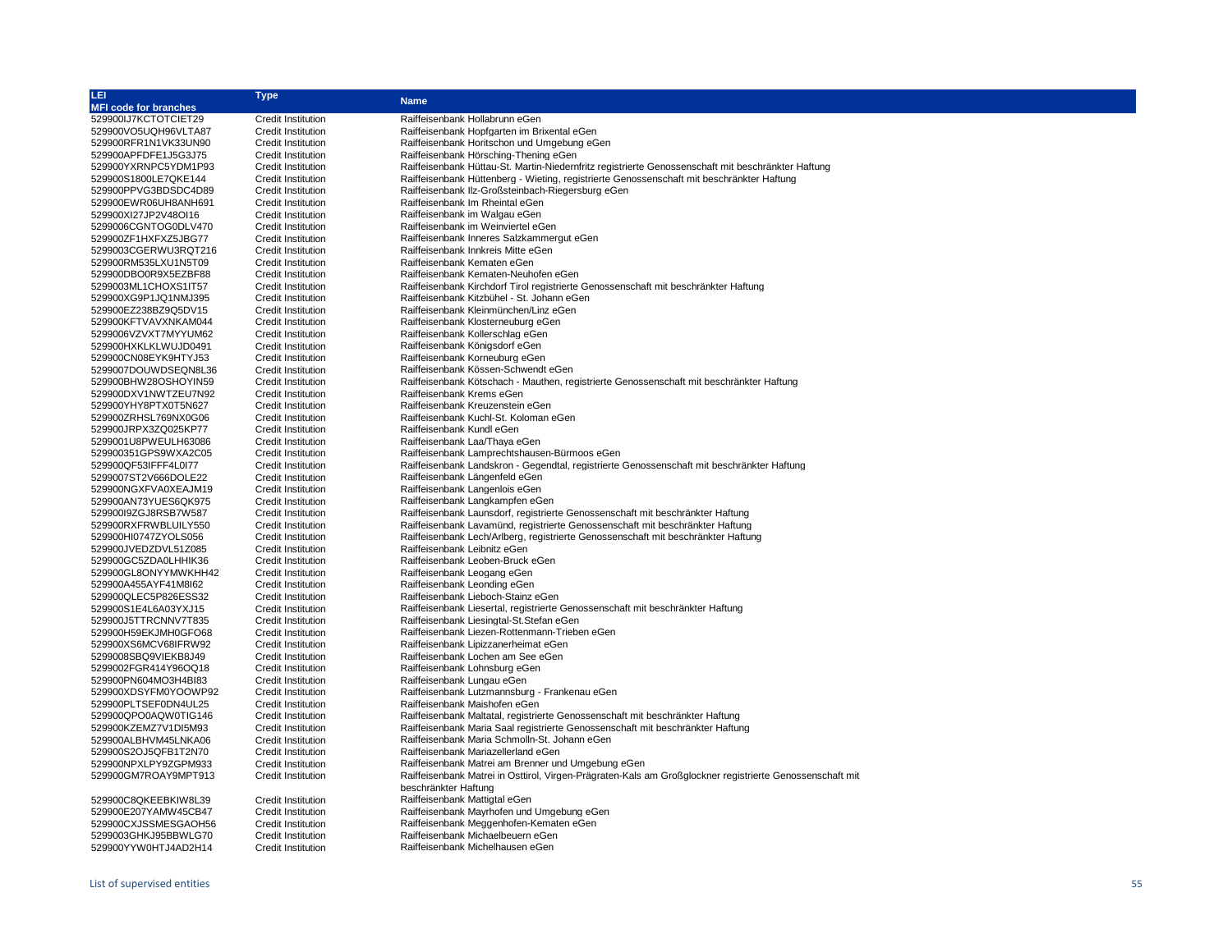| LEI<br>MFI code for branches | Type | Name |
|---|---|---|
| 529900IJ7KCTOTCIET29 | Credit Institution | Raiffeisenbank Hollabrunn eGen |
| 529900VO5UQH96VLTA87 | Credit Institution | Raiffeisenbank Hopfgarten im Brixental eGen |
| 529900RFR1N1VK33UN90 | Credit Institution | Raiffeisenbank Horitschon und Umgebung eGen |
| 529900APFDFE1J5G3J75 | Credit Institution | Raiffeisenbank Hörsching-Thening eGen |
| 529900YXRNPC5YDM1P93 | Credit Institution | Raiffeisenbank Hüttau-St. Martin-Niedernfritz registrierte Genossenschaft mit beschränkter Haftung |
| 529900S1800LE7QKE144 | Credit Institution | Raiffeisenbank Hüttenberg - Wieting, registrierte Genossenschaft mit beschränkter Haftung |
| 529900PPVG3BDSDC4D89 | Credit Institution | Raiffeisenbank Ilz-Großsteinbach-Riegersburg eGen |
| 529900EWR06UH8ANH691 | Credit Institution | Raiffeisenbank Im Rheintal eGen |
| 529900XI27JP2V48OI16 | Credit Institution | Raiffeisenbank im Walgau eGen |
| 5299006CGNTOG0DLV470 | Credit Institution | Raiffeisenbank im Weinviertel eGen |
| 529900ZF1HXFXZ5JBG77 | Credit Institution | Raiffeisenbank Inneres Salzkammergut eGen |
| 5299003CGERWU3RQT216 | Credit Institution | Raiffeisenbank Innkreis Mitte eGen |
| 529900RM535LXU1N5T09 | Credit Institution | Raiffeisenbank Kematen eGen |
| 529900DBO0R9X5EZBF88 | Credit Institution | Raiffeisenbank Kematen-Neuhofen eGen |
| 5299003ML1CHOXS1IT57 | Credit Institution | Raiffeisenbank Kirchdorf Tirol registrierte Genossenschaft mit beschränkter Haftung |
| 529900XG9P1JQ1NMJ395 | Credit Institution | Raiffeisenbank Kitzbühel - St. Johann eGen |
| 529900EZ238BZ9Q5DV15 | Credit Institution | Raiffeisenbank Kleinmünchen/Linz eGen |
| 529900KFTVAVXNKAM044 | Credit Institution | Raiffeisenbank Klosterneuburg eGen |
| 5299006VZVXT7MYYUM62 | Credit Institution | Raiffeisenbank Kollerschlag eGen |
| 529900HXKLKLWUJD0491 | Credit Institution | Raiffeisenbank Königsdorf eGen |
| 529900CN08EYK9HTYJ53 | Credit Institution | Raiffeisenbank Korneuburg eGen |
| 5299007DOUWDSEQN8L36 | Credit Institution | Raiffeisenbank Kössen-Schwendt eGen |
| 529900BHW28OSHOYIN59 | Credit Institution | Raiffeisenbank Kötschach - Mauthen, registrierte Genossenschaft mit beschränkter Haftung |
| 529900DXV1NWTZEU7N92 | Credit Institution | Raiffeisenbank Krems eGen |
| 529900YHY8PTX0T5N627 | Credit Institution | Raiffeisenbank Kreuzenstein eGen |
| 529900ZRHSL769NX0G06 | Credit Institution | Raiffeisenbank Kuchl-St. Koloman eGen |
| 529900JRPX3ZQ025KP77 | Credit Institution | Raiffeisenbank Kundl eGen |
| 5299001U8PWEULH63086 | Credit Institution | Raiffeisenbank Laa/Thaya eGen |
| 529900351GPS9WXA2C05 | Credit Institution | Raiffeisenbank Lamprechtshausen-Bürmoos eGen |
| 529900QF53IFFF4L0I77 | Credit Institution | Raiffeisenbank Landskron - Gegendtal, registrierte Genossenschaft mit beschränkter Haftung |
| 5299007ST2V666DOLE22 | Credit Institution | Raiffeisenbank Längenfeld eGen |
| 529900NGXFVA0XEAJM19 | Credit Institution | Raiffeisenbank Langenlois eGen |
| 529900AN73YUES6QK975 | Credit Institution | Raiffeisenbank Langkampfen eGen |
| 529900I9ZGJ8RSB7W587 | Credit Institution | Raiffeisenbank Launsdorf, registrierte Genossenschaft mit beschränkter Haftung |
| 529900RXFRWBLUILY550 | Credit Institution | Raiffeisenbank Lavamünd, registrierte Genossenschaft mit beschränkter Haftung |
| 529900HI0747ZYOLS056 | Credit Institution | Raiffeisenbank Lech/Arlberg, registrierte Genossenschaft mit beschränkter Haftung |
| 529900JVEDZDVL51Z085 | Credit Institution | Raiffeisenbank Leibnitz eGen |
| 529900GC5ZDA0LHHIK36 | Credit Institution | Raiffeisenbank Leoben-Bruck eGen |
| 529900GL8ONYYMWKHH42 | Credit Institution | Raiffeisenbank Leogang eGen |
| 529900A455AYF41M8I62 | Credit Institution | Raiffeisenbank Leonding eGen |
| 529900QLEC5P826ESS32 | Credit Institution | Raiffeisenbank Lieboch-Stainz eGen |
| 529900S1E4L6A03YXJ15 | Credit Institution | Raiffeisenbank Liesertal, registrierte Genossenschaft mit beschränkter Haftung |
| 529900J5TTRCNNV7T835 | Credit Institution | Raiffeisenbank Liesingtal-St.Stefan eGen |
| 529900H59EKJMH0GFO68 | Credit Institution | Raiffeisenbank Liezen-Rottenmann-Trieben eGen |
| 529900XS6MCV68IFRW92 | Credit Institution | Raiffeisenbank Lipizzanerheimat eGen |
| 5299008SBQ9VIEKB8J49 | Credit Institution | Raiffeisenbank Lochen am See eGen |
| 5299002FGR414Y96OQ18 | Credit Institution | Raiffeisenbank Lohnsburg eGen |
| 529900PN604MO3H4BI83 | Credit Institution | Raiffeisenbank Lungau eGen |
| 529900XDSYFM0YOOWP92 | Credit Institution | Raiffeisenbank Lutzmannsburg - Frankenau eGen |
| 529900PLTSEF0DN4UL25 | Credit Institution | Raiffeisenbank Maishofen eGen |
| 529900QPO0AQW0TIG146 | Credit Institution | Raiffeisenbank Maltatal, registrierte Genossenschaft mit beschränkter Haftung |
| 529900KZEMZ7V1DI5M93 | Credit Institution | Raiffeisenbank Maria Saal registrierte Genossenschaft mit beschränkter Haftung |
| 529900ALBHVM45LNKA06 | Credit Institution | Raiffeisenbank Maria Schmolln-St. Johann eGen |
| 529900S2OJ5QFB1T2N70 | Credit Institution | Raiffeisenbank Mariazellerland eGen |
| 529900NPXLPY9ZGPM933 | Credit Institution | Raiffeisenbank Matrei am Brenner und Umgebung eGen |
| 529900GM7ROAY9MPT913 | Credit Institution | Raiffeisenbank Matrei in Osttirol, Virgen-Prägraten-Kals am Großglockner registrierte Genossenschaft mit beschränkter Haftung |
| 529900C8QKEEBKIW8L39 | Credit Institution | Raiffeisenbank Mattigtal eGen |
| 529900E207YAMW45CB47 | Credit Institution | Raiffeisenbank Mayrhofen und Umgebung eGen |
| 529900CXJSSMESGAOH56 | Credit Institution | Raiffeisenbank Meggenhofen-Kematen eGen |
| 5299003GHKJ95BBWLG70 | Credit Institution | Raiffeisenbank Michaelbeuern eGen |
| 529900YYW0HTJ4AD2H14 | Credit Institution | Raiffeisenbank Michelhausen eGen |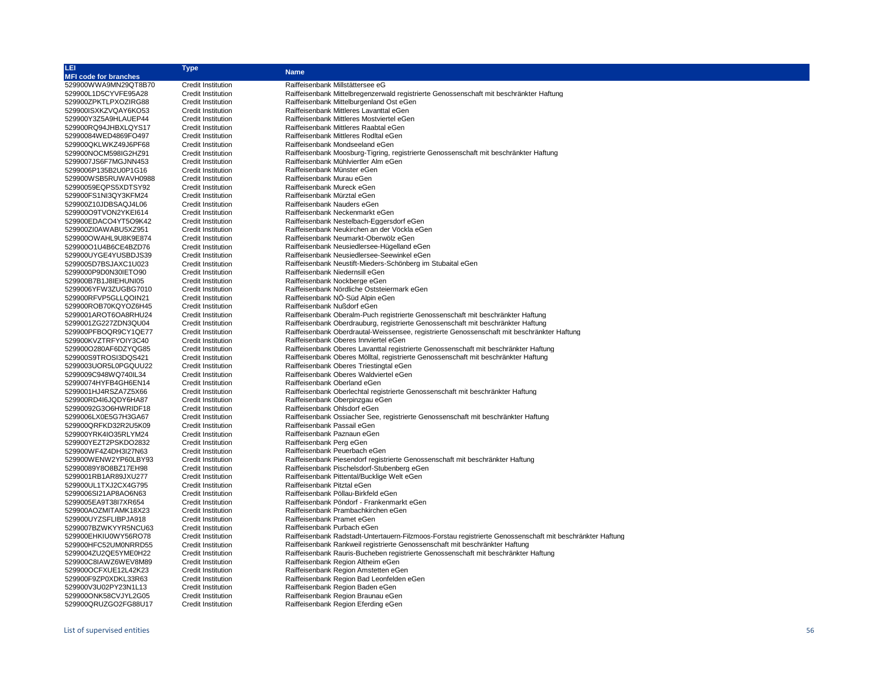| LEI<br>MFI code for branches | Type | Name |
|---|---|---|
| 529900WWA9MN29QT8B70 | Credit Institution | Raiffeisenbank Millstättersee eG |
| 529900L1D5CYVFE95A28 | Credit Institution | Raiffeisenbank Mittelbregenzerwald registrierte Genossenschaft mit beschränkter Haftung |
| 529900ZPKTLPXOZIRG88 | Credit Institution | Raiffeisenbank Mittelburgenland Ost eGen |
| 529900ISXKZVQAY6KO53 | Credit Institution | Raiffeisenbank Mittleres Lavanttal eGen |
| 529900Y3Z5A9HLAUEP44 | Credit Institution | Raiffeisenbank Mittleres Mostviertel eGen |
| 529900RQ94JHBXLQYS17 | Credit Institution | Raiffeisenbank Mittleres Raabtal eGen |
| 52990084WED4869FO497 | Credit Institution | Raiffeisenbank Mittleres Rodltal eGen |
| 529900QKLWKZ49J6PF68 | Credit Institution | Raiffeisenbank Mondseeland eGen |
| 529900NOCM598IG2HZ91 | Credit Institution | Raiffeisenbank Moosburg-Tigring, registrierte Genossenschaft mit beschränkter Haftung |
| 5299007JS6F7MGJNN453 | Credit Institution | Raiffeisenbank Mühlviertler Alm eGen |
| 5299006P135B2U0P1G16 | Credit Institution | Raiffeisenbank Münster eGen |
| 529900WSB5RUWAVH0988 | Credit Institution | Raiffeisenbank Murau eGen |
| 52990059EQPS5XDTSY92 | Credit Institution | Raiffeisenbank Mureck eGen |
| 529900FS1NI3QY3KFM24 | Credit Institution | Raiffeisenbank Mürztal eGen |
| 529900Z10JDBSAQJ4L06 | Credit Institution | Raiffeisenbank Nauders eGen |
| 529900O9TVON2YKEI614 | Credit Institution | Raiffeisenbank Neckenmarkt eGen |
| 529900EDACO4YT5O9K42 | Credit Institution | Raiffeisenbank Nestelbach-Eggersdorf eGen |
| 529900ZI0AWABU5XZ951 | Credit Institution | Raiffeisenbank Neukirchen an der Vöckla eGen |
| 529900OWAHL9U8K9E874 | Credit Institution | Raiffeisenbank Neumarkt-Oberwölz eGen |
| 529900O1U4B6CE4BZD76 | Credit Institution | Raiffeisenbank Neusiedlersee-Hügelland eGen |
| 529900UYGE4YUSBDJS39 | Credit Institution | Raiffeisenbank Neusiedlersee-Seewinkel eGen |
| 5299005D7BSJAXC1U023 | Credit Institution | Raiffeisenbank Neustift-Mieders-Schönberg im Stubaital eGen |
| 5299000P9D0N30IETO90 | Credit Institution | Raiffeisenbank Niedernsill eGen |
| 529900B7B1J8IEHUNI05 | Credit Institution | Raiffeisenbank Nockberge eGen |
| 5299006YFW3ZUGBG7010 | Credit Institution | Raiffeisenbank Nördliche Oststeiermark eGen |
| 529900RFVP5GLLQOIN21 | Credit Institution | Raiffeisenbank NÖ-Süd Alpin eGen |
| 529900ROB70KQYOZ6H45 | Credit Institution | Raiffeisenbank Nußdorf eGen |
| 5299001AROT6OA8RHU24 | Credit Institution | Raiffeisenbank Oberalm-Puch registrierte Genossenschaft mit beschränkter Haftung |
| 5299001ZG227ZDN3QU04 | Credit Institution | Raiffeisenbank Oberdrauburg, registrierte Genossenschaft mit beschränkter Haftung |
| 529900PFBOQR9CY1QE77 | Credit Institution | Raiffeisenbank Oberdrautal-Weissensee, registrierte Genossenschaft mit beschränkter Haftung |
| 529900KVZTRFYOIY3C40 | Credit Institution | Raiffeisenbank Oberes Innviertel eGen |
| 529900O280AF6DZYQG85 | Credit Institution | Raiffeisenbank Oberes Lavanttal registrierte Genossenschaft mit beschränkter Haftung |
| 529900S9TROSI3DQS421 | Credit Institution | Raiffeisenbank Oberes Mölltal, registrierte Genossenschaft mit beschränkter Haftung |
| 5299003UOR5L0PGQUU22 | Credit Institution | Raiffeisenbank Oberes Triestingtal eGen |
| 5299009C948WQ740IL34 | Credit Institution | Raiffeisenbank Oberes Waldviertel eGen |
| 52990074HYFB4GH6EN14 | Credit Institution | Raiffeisenbank Oberland eGen |
| 5299001HJ4RSZA7Z5X66 | Credit Institution | Raiffeisenbank Oberlechtal registrierte Genossenschaft mit beschränkter Haftung |
| 529900RD4I6JQDY6HA87 | Credit Institution | Raiffeisenbank Oberpinzgau eGen |
| 52990092G3O6HWRIDF18 | Credit Institution | Raiffeisenbank Ohlsdorf eGen |
| 5299006LX0E5G7H3GA67 | Credit Institution | Raiffeisenbank Ossiacher See, registrierte Genossenschaft mit beschränkter Haftung |
| 529900QRFKD32R2U5K09 | Credit Institution | Raiffeisenbank Passail eGen |
| 529900YRK4IO35RLYM24 | Credit Institution | Raiffeisenbank Paznaun eGen |
| 529900YEZT2PSKDO2832 | Credit Institution | Raiffeisenbank Perg eGen |
| 529900WF4Z4DH3I27N63 | Credit Institution | Raiffeisenbank Peuerbach eGen |
| 529900WENW2YP60LBY93 | Credit Institution | Raiffeisenbank Piesendorf registrierte Genossenschaft mit beschränkter Haftung |
| 52990089Y8O8BZ17EH98 | Credit Institution | Raiffeisenbank Pischelsdorf-Stubenberg eGen |
| 5299001RB1AR89JXU277 | Credit Institution | Raiffeisenbank Pittental/Bucklige Welt eGen |
| 529900UL1TXJ2CX4G795 | Credit Institution | Raiffeisenbank Pitztal eGen |
| 5299006SI21AP8AO6N63 | Credit Institution | Raiffeisenbank Pöllau-Birkfeld eGen |
| 5299005EA9T38I7XR654 | Credit Institution | Raiffeisenbank Pöndorf - Frankenmarkt eGen |
| 529900AOZMITAMK18X23 | Credit Institution | Raiffeisenbank Prambachkirchen eGen |
| 529900UYZSFLIBPJA918 | Credit Institution | Raiffeisenbank Pramet eGen |
| 5299007BZWKYYR5NCU63 | Credit Institution | Raiffeisenbank Purbach eGen |
| 529900EHKIU0WY56RO78 | Credit Institution | Raiffeisenbank Radstadt-Untertauern-Filzmoos-Forstau registrierte Genossenschaft mit beschränkter Haftung |
| 529900HFC52UM0NRRD55 | Credit Institution | Raiffeisenbank Rankweil registrierte Genossenschaft mit beschränkter Haftung |
| 5299004ZU2QE5YME0H22 | Credit Institution | Raiffeisenbank Rauris-Bucheben registrierte Genossenschaft mit beschränkter Haftung |
| 529900C8IAWZ6WEV8M89 | Credit Institution | Raiffeisenbank Region Altheim eGen |
| 529900OCFXUE12L42K23 | Credit Institution | Raiffeisenbank Region Amstetten eGen |
| 529900F9ZP0XDKL33R63 | Credit Institution | Raiffeisenbank Region Bad Leonfelden eGen |
| 529900V3U02PY23N1L13 | Credit Institution | Raiffeisenbank Region Baden eGen |
| 529900ONK58CVJYL2G05 | Credit Institution | Raiffeisenbank Region Braunau eGen |
| 529900QRUZGO2FG88U17 | Credit Institution | Raiffeisenbank Region Eferding eGen |

List of supervised entities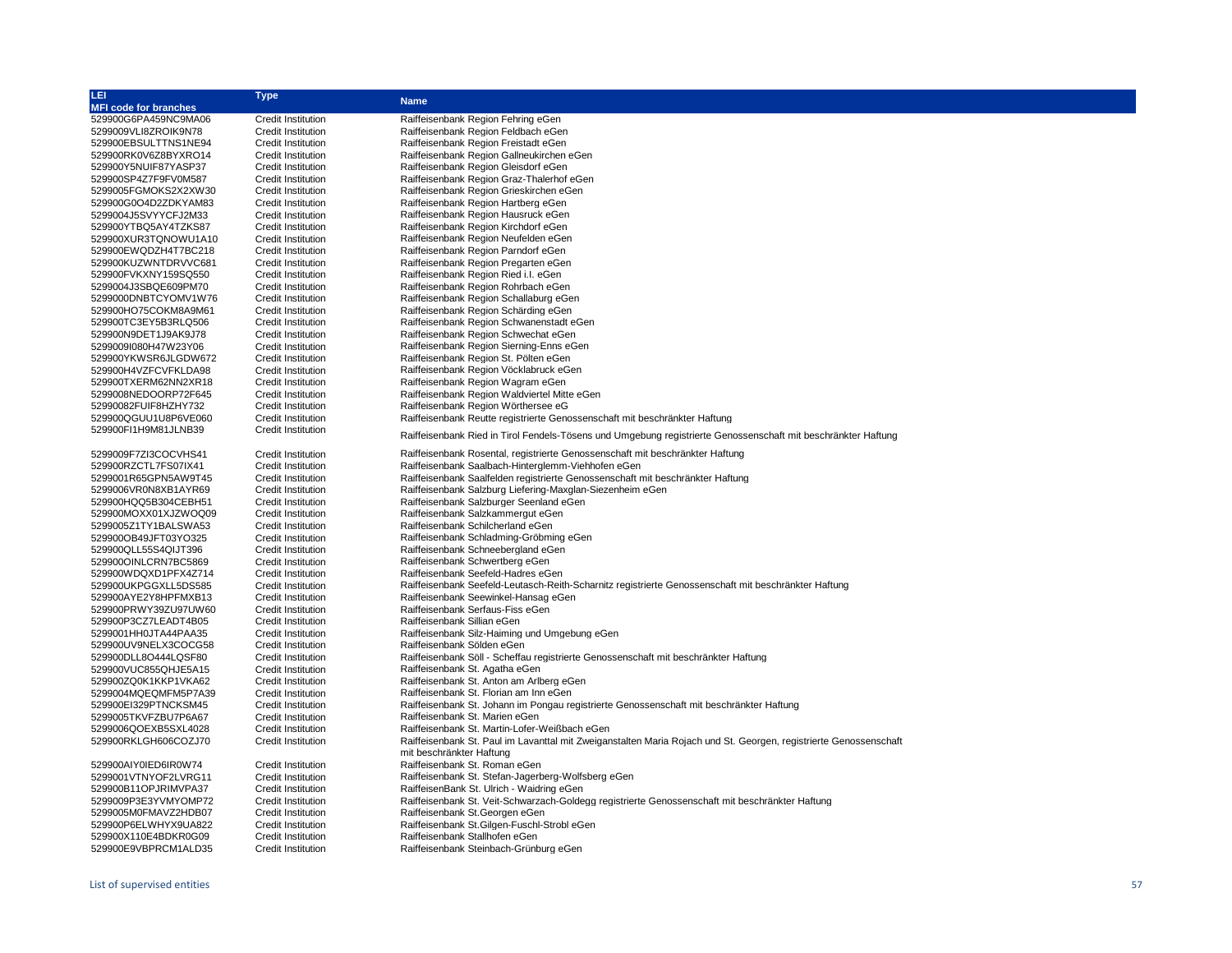| LEI<br>MFI code for branches | Type | Name |
|---|---|---|
| 529900G6PA459NC9MA06 | Credit Institution | Raiffeisenbank Region Fehring eGen |
| 5299009VLI8ZROIK9N78 | Credit Institution | Raiffeisenbank Region Feldbach eGen |
| 529900EBSULTTNS1NE94 | Credit Institution | Raiffeisenbank Region Freistadt eGen |
| 529900RK0V6Z8BYXRO14 | Credit Institution | Raiffeisenbank Region Gallneukirchen eGen |
| 529900Y5NUIF87YASP37 | Credit Institution | Raiffeisenbank Region Gleisdorf eGen |
| 529900SP4Z7F9FV0M587 | Credit Institution | Raiffeisenbank Region Graz-Thalerhof eGen |
| 5299005FGMOKS2X2XW30 | Credit Institution | Raiffeisenbank Region Grieskirchen eGen |
| 529900G0O4D2ZDKYAM83 | Credit Institution | Raiffeisenbank Region Hartberg eGen |
| 5299004J5SVYYCFJ2M33 | Credit Institution | Raiffeisenbank Region Hausruck eGen |
| 529900YTBQ5AY4TZKS87 | Credit Institution | Raiffeisenbank Region Kirchdorf eGen |
| 529900XUR3TQNOWU1A10 | Credit Institution | Raiffeisenbank Region Neufelden eGen |
| 529900EWQDZH4T7BC218 | Credit Institution | Raiffeisenbank Region Parndorf eGen |
| 529900KUZWNTDRVVC681 | Credit Institution | Raiffeisenbank Region Pregarten eGen |
| 529900FVKXNY159SQ550 | Credit Institution | Raiffeisenbank Region Ried i.I. eGen |
| 5299004J3SBQE609PM70 | Credit Institution | Raiffeisenbank Region Rohrbach eGen |
| 5299000DNBTCYOMV1W76 | Credit Institution | Raiffeisenbank Region Schallaburg eGen |
| 529900HO75COKM8A9M61 | Credit Institution | Raiffeisenbank Region Schärding eGen |
| 529900TC3EY5B3RLQ506 | Credit Institution | Raiffeisenbank Region Schwanenstadt eGen |
| 529900N9DET1J9AK9J78 | Credit Institution | Raiffeisenbank Region Schwechat eGen |
| 5299009I080H47W23Y06 | Credit Institution | Raiffeisenbank Region Sierning-Enns eGen |
| 529900YKWSR6JLGDW672 | Credit Institution | Raiffeisenbank Region St. Pölten eGen |
| 529900H4VZFCVFKLDA98 | Credit Institution | Raiffeisenbank Region Vöcklabruck eGen |
| 529900TXERM62NN2XR18 | Credit Institution | Raiffeisenbank Region Wagram eGen |
| 5299008NEDOORP72F645 | Credit Institution | Raiffeisenbank Region Waldviertel Mitte eGen |
| 52990082FUIF8HZHY732 | Credit Institution | Raiffeisenbank Region Wörthersee eG |
| 529900QGUU1U8P6VE060 | Credit Institution | Raiffeisenbank Reutte registrierte Genossenschaft mit beschränkter Haftung |
| 529900FI1H9M81JLNB39 | Credit Institution | Raiffeisenbank Ried in Tirol Fendels-Tösens und Umgebung registrierte Genossenschaft mit beschränkter Haftung |
| 5299009F7ZI3COCVHS41 | Credit Institution | Raiffeisenbank Rosental, registrierte Genossenschaft mit beschränkter Haftung |
| 529900RZCTL7FS07IX41 | Credit Institution | Raiffeisenbank Saalbach-Hinterglemm-Viehhofen eGen |
| 5299001R65GPN5AW9T45 | Credit Institution | Raiffeisenbank Saalfelden registrierte Genossenschaft mit beschränkter Haftung |
| 5299006VR0N8XB1AYR69 | Credit Institution | Raiffeisenbank Salzburg Liefering-Maxglan-Siezenheim eGen |
| 529900HQQ5B304CEBH51 | Credit Institution | Raiffeisenbank Salzburger Seenland eGen |
| 529900MOXX01XJZWOQ09 | Credit Institution | Raiffeisenbank Salzkammergut eGen |
| 5299005Z1TY1BALSWA53 | Credit Institution | Raiffeisenbank Schilcherland eGen |
| 529900OB49JFT03YO325 | Credit Institution | Raiffeisenbank Schladming-Gröbming eGen |
| 529900QLL55S4QIJT396 | Credit Institution | Raiffeisenbank Schneebergland eGen |
| 529900OINLCRN7BC5869 | Credit Institution | Raiffeisenbank Schwertberg eGen |
| 529900WDQXD1PFX4Z714 | Credit Institution | Raiffeisenbank Seefeld-Hadres eGen |
| 529900UKPGGXLL5DS585 | Credit Institution | Raiffeisenbank Seefeld-Leutasch-Reith-Scharnitz registrierte Genossenschaft mit beschränkter Haftung |
| 529900AYE2Y8HPFMXB13 | Credit Institution | Raiffeisenbank Seewinkel-Hansag eGen |
| 529900PRWY39ZU97UW60 | Credit Institution | Raiffeisenbank Serfaus-Fiss eGen |
| 529900P3CZ7LEADT4B05 | Credit Institution | Raiffeisenbank Sillian eGen |
| 5299001HH0JTA44PAA35 | Credit Institution | Raiffeisenbank Silz-Haiming und Umgebung eGen |
| 529900UV9NELX3COCG58 | Credit Institution | Raiffeisenbank Sölden eGen |
| 529900DLL8O444LQSF80 | Credit Institution | Raiffeisenbank Söll - Scheffau registrierte Genossenschaft mit beschränkter Haftung |
| 529900VUC855QHJE5A15 | Credit Institution | Raiffeisenbank St. Agatha eGen |
| 529900ZQ0K1KKP1VKA62 | Credit Institution | Raiffeisenbank St. Anton am Arlberg eGen |
| 5299004MQEQMFM5P7A39 | Credit Institution | Raiffeisenbank St. Florian am Inn eGen |
| 529900EI329PTNCKSM45 | Credit Institution | Raiffeisenbank St. Johann im Pongau registrierte Genossenschaft mit beschränkter Haftung |
| 5299005TKVFZBU7P6A67 | Credit Institution | Raiffeisenbank St. Marien eGen |
| 5299006QOEXB5SXL4028 | Credit Institution | Raiffeisenbank St. Martin-Lofer-Weißbach eGen |
| 529900RKLGH606COZJ70 | Credit Institution | Raiffeisenbank St. Paul im Lavanttal mit Zweiganstalten Maria Rojach und St. Georgen, registrierte Genossenschaft mit beschränkter Haftung |
| 529900AIY0IED6IR0W74 | Credit Institution | Raiffeisenbank St. Roman eGen |
| 5299001VTNYOF2LVRG11 | Credit Institution | Raiffeisenbank St. Stefan-Jagerberg-Wolfsberg eGen |
| 529900B11OPJRIMVPA37 | Credit Institution | RaiffeisenBank St. Ulrich - Waidring eGen |
| 5299009P3E3YVMYOMP72 | Credit Institution | Raiffeisenbank St. Veit-Schwarzach-Goldegg registrierte Genossenschaft mit beschränkter Haftung |
| 5299005M0FMAVZ2HDB07 | Credit Institution | Raiffeisenbank St.Georgen eGen |
| 529900P6ELWHYX9UA822 | Credit Institution | Raiffeisenbank St.Gilgen-Fuschl-Strobl eGen |
| 529900X110E4BDKR0G09 | Credit Institution | Raiffeisenbank Stallhofen eGen |
| 529900E9VBPRCM1ALD35 | Credit Institution | Raiffeisenbank Steinbach-Grünburg eGen |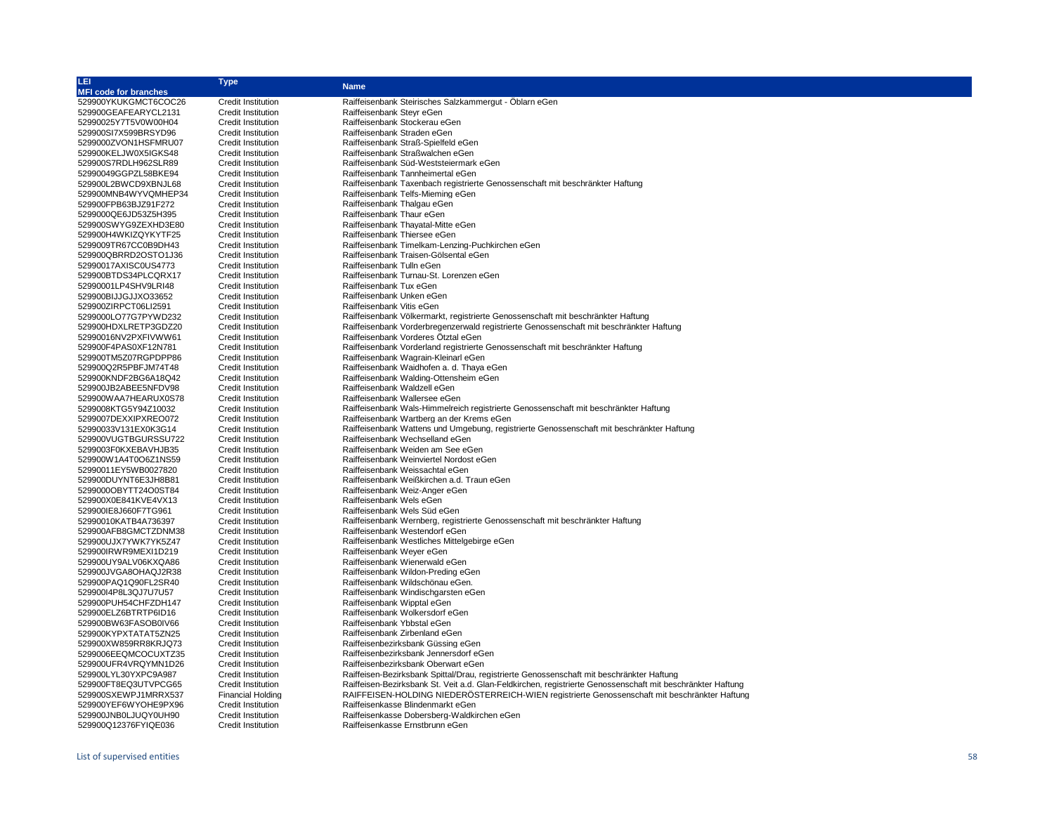| LEI<br>MFI code for branches | Type | Name |
| --- | --- | --- |
| 529900YKUKGMCT6COC26 | Credit Institution | Raiffeisenbank Steirisches Salzkammergut - Öblarn eGen |
| 529900GEAFEARYCL2131 | Credit Institution | Raiffeisenbank Steyr eGen |
| 52990025Y7T5V0W00H04 | Credit Institution | Raiffeisenbank Stockerau eGen |
| 529900SI7X599BRSYD96 | Credit Institution | Raiffeisenbank Straden eGen |
| 5299000ZVON1HSFMRU07 | Credit Institution | Raiffeisenbank Straß-Spielfeld eGen |
| 529900KELJW0X5IGKS48 | Credit Institution | Raiffeisenbank Straßwalchen eGen |
| 529900S7RDLH962SLR89 | Credit Institution | Raiffeisenbank Süd-Weststeiermark eGen |
| 52990049GGPZL58BKE94 | Credit Institution | Raiffeisenbank Tannheimertal eGen |
| 529900L2BWCD9XBNJL68 | Credit Institution | Raiffeisenbank Taxenbach registrierte Genossenschaft mit beschränkter Haftung |
| 529900MNB4WYVQMHEP34 | Credit Institution | Raiffeisenbank Telfs-Mieming eGen |
| 529900FPB63BJZ91F272 | Credit Institution | Raiffeisenbank Thalgau eGen |
| 5299000QE6JD53Z5H395 | Credit Institution | Raiffeisenbank Thaur eGen |
| 529900SWYG9ZEXHD3E80 | Credit Institution | Raiffeisenbank Thayatal-Mitte eGen |
| 529900H4WKIZQYKYTF25 | Credit Institution | Raiffeisenbank Thiersee eGen |
| 5299009TR67CC0B9DH43 | Credit Institution | Raiffeisenbank Timelkam-Lenzing-Puchkirchen eGen |
| 529900QBRRD2OSTO1J36 | Credit Institution | Raiffeisenbank Traisen-Gölsental eGen |
| 52990017AXISC0US4773 | Credit Institution | Raiffeisenbank Tulln eGen |
| 529900BTDS34PLCQRX17 | Credit Institution | Raiffeisenbank Turnau-St. Lorenzen eGen |
| 52990001LP4SHV9LRI48 | Credit Institution | Raiffeisenbank Tux eGen |
| 529900BIJJGJJXO33652 | Credit Institution | Raiffeisenbank Unken eGen |
| 529900ZIRPCT06LI2591 | Credit Institution | Raiffeisenbank Vitis eGen |
| 5299000LO77G7PYWD232 | Credit Institution | Raiffeisenbank Völkermarkt, registrierte Genossenschaft mit beschränkter Haftung |
| 529900HDXLRETP3GDZ20 | Credit Institution | Raiffeisenbank Vorderbregenzerwald registrierte Genossenschaft mit beschränkter Haftung |
| 52990016NV2PXFIVWW61 | Credit Institution | Raiffeisenbank Vorderes Ötztal eGen |
| 529900F4PAS0XF12N781 | Credit Institution | Raiffeisenbank Vorderland registrierte Genossenschaft mit beschränkter Haftung |
| 529900TM5Z07RGPDPP86 | Credit Institution | Raiffeisenbank Wagrain-Kleinarl eGen |
| 529900Q2R5PBFJM74T48 | Credit Institution | Raiffeisenbank Waidhofen a. d. Thaya eGen |
| 529900KNDF2BG6A18Q42 | Credit Institution | Raiffeisenbank Walding-Ottensheim eGen |
| 529900JB2ABEE5NFDV98 | Credit Institution | Raiffeisenbank Waldzell eGen |
| 529900WAA7HEARUX0S78 | Credit Institution | Raiffeisenbank Wallersee eGen |
| 5299008KTG5Y94Z10032 | Credit Institution | Raiffeisenbank Wals-Himmelreich registrierte Genossenschaft mit beschränkter Haftung |
| 5299007DEXXIPXREO072 | Credit Institution | Raiffeisenbank Wartberg an der Krems eGen |
| 52990033V131EX0K3G14 | Credit Institution | Raiffeisenbank Wattens und Umgebung, registrierte Genossenschaft mit beschränkter Haftung |
| 529900VUGTBGURSSU722 | Credit Institution | Raiffeisenbank Wechselland eGen |
| 5299003F0KXEBAVHJB35 | Credit Institution | Raiffeisenbank Weiden am See eGen |
| 529900W1A4T0O6Z1NS59 | Credit Institution | Raiffeisenbank Weinviertel Nordost eGen |
| 52990011EY5WB0027820 | Credit Institution | Raiffeisenbank Weissachtal eGen |
| 529900DUYNT6E3JH8B81 | Credit Institution | Raiffeisenbank Weißkirchen a.d. Traun eGen |
| 5299000OBYTT24O0ST84 | Credit Institution | Raiffeisenbank Weiz-Anger eGen |
| 529900X0E841KVE4VX13 | Credit Institution | Raiffeisenbank Wels eGen |
| 529900IE8J660F7TG961 | Credit Institution | Raiffeisenbank Wels Süd eGen |
| 52990010KATB4A736397 | Credit Institution | Raiffeisenbank Wernberg, registrierte Genossenschaft mit beschränkter Haftung |
| 529900AFB8GMCTZDNM38 | Credit Institution | Raiffeisenbank Westendorf eGen |
| 529900UJX7YWK7YK5Z47 | Credit Institution | Raiffeisenbank Westliches Mittelgebirge eGen |
| 529900IRWR9MEXI1D219 | Credit Institution | Raiffeisenbank Weyer eGen |
| 529900UY9ALV06KXQA86 | Credit Institution | Raiffeisenbank Wienerwald eGen |
| 529900JVGA8OHAQJ2R38 | Credit Institution | Raiffeisenbank Wildon-Preding eGen |
| 529900PAQ1Q90FL2SR40 | Credit Institution | Raiffeisenbank Wildschönau eGen. |
| 529900I4P8L3QJ7U7U57 | Credit Institution | Raiffeisenbank Windischgarsten eGen |
| 529900PUH54CHFZDH147 | Credit Institution | Raiffeisenbank Wipptal eGen |
| 529900ELZ6BTRTP6ID16 | Credit Institution | Raiffeisenbank Wolkersdorf eGen |
| 529900BW63FASOB0IV66 | Credit Institution | Raiffeisenbank Ybbstal eGen |
| 529900KYPXTATAT5ZN25 | Credit Institution | Raiffeisenbank Zirbenland eGen |
| 529900XW859RR8KRJQ73 | Credit Institution | Raiffeisenbezirksbank Güssing eGen |
| 5299006EEQMCOCUXTZ35 | Credit Institution | Raiffeisenbezirksbank Jennersdorf eGen |
| 529900UFR4VRQYMN1D26 | Credit Institution | Raiffeisenbezirksbank Oberwart eGen |
| 529900LYL30YXPC9A987 | Credit Institution | Raiffeisen-Bezirksbank Spittal/Drau, registrierte Genossenschaft mit beschränkter Haftung |
| 529900FT8EQ3UTVPCG65 | Credit Institution | Raiffeisen-Bezirksbank St. Veit a.d. Glan-Feldkirchen, registrierte Genossenschaft mit beschränkter Haftung |
| 529900SXEWPJ1MRRX537 | Financial Holding | RAIFFEISEN-HOLDING NIEDERÖSTERREICH-WIEN registrierte Genossenschaft mit beschränkter Haftung |
| 529900YEF6WYOHE9PX96 | Credit Institution | Raiffeisenkasse Blindenmarkt eGen |
| 529900JNB0LJUQY0UH90 | Credit Institution | Raiffeisenkasse Dobersberg-Waldkirchen eGen |
| 529900Q12376FYIQE036 | Credit Institution | Raiffeisenkasse Ernstbrunn eGen |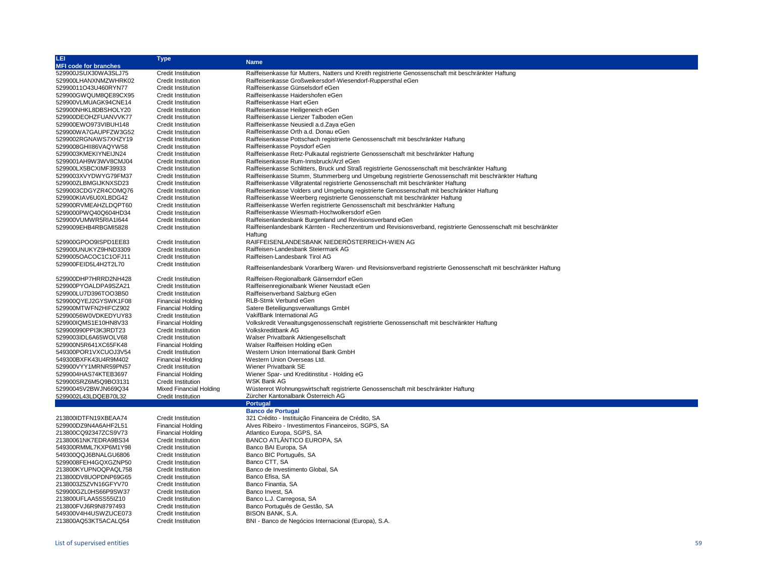| LEI<br>MFI code for branches | Type | Name |
|---|---|---|
| 529900JSUX30WA3SLJ75 | Credit Institution | Raiffeisenkasse für Mutters, Natters und Kreith registrierte Genossenschaft mit beschränkter Haftung |
| 529900LHANXNMZWHRK02 | Credit Institution | Raiffeisenkasse Großweikersdorf-Wiesendorf-Ruppersthal eGen |
| 5299001104​3U460RYN77 | Credit Institution | Raiffeisenkasse Günselsdorf eGen |
| 529900GWQUM8QE89CX95 | Credit Institution | Raiffeisenkasse Haidershofen eGen |
| 529900VLMUAGK94CNE14 | Credit Institution | Raiffeisenkasse Hart eGen |
| 529900NHKL8DBSHOLY20 | Credit Institution | Raiffeisenkasse Heiligeneich eGen |
| 529900DEOHZFUANVVK77 | Credit Institution | Raiffeisenkasse Lienzer Talboden eGen |
| 529900EWO973VIBUH148 | Credit Institution | Raiffeisenkasse Neusiedl a.d.Zaya eGen |
| 529900WA7GAUPFZW3G52 | Credit Institution | Raiffeisenkasse Orth a.d. Donau eGen |
| 5299002RGNAWS7XHZY19 | Credit Institution | Raiffeisenkasse Pottschach registrierte Genossenschaft mit beschränkter Haftung |
| 5299008GHII86VAQYW58 | Credit Institution | Raiffeisenkasse Poysdorf eGen |
| 5299003KMEKIYNEIJN24 | Credit Institution | Raiffeisenkasse Retz-Pulkautal registrierte Genossenschaft mit beschränkter Haftung |
| 5299001AH9W3WV8CMJ04 | Credit Institution | Raiffeisenkasse Rum-Innsbruck/Arzl eGen |
| 529900LX5BCXIMF39933 | Credit Institution | Raiffeisenkasse Schlitters, Bruck und Straß registrierte Genossenschaft mit beschränkter Haftung |
| 5299003XVYDWYG79FM37 | Credit Institution | Raiffeisenkasse Stumm, Stummerberg und Umgebung registrierte Genossenschaft mit beschränkter Haftung |
| 529900ZLBMGIJKNXSD23 | Credit Institution | Raiffeisenkasse Villgratental registrierte Genossenschaft mit beschränkter Haftung |
| 5299003CDGYZR4COMQ76 | Credit Institution | Raiffeisenkasse Volders und Umgebung registrierte Genossenschaft mit beschränkter Haftung |
| 529900KIAV6U0XLBDG42 | Credit Institution | Raiffeisenkasse Weerberg registrierte Genossenschaft mit beschränkter Haftung |
| 529900RVMEAHZLDQPT60 | Credit Institution | Raiffeisenkasse Werfen registrierte Genossenschaft mit beschränkter Haftung |
| 5299000PWQ40Q604HD34 | Credit Institution | Raiffeisenkasse Wiesmath-Hochwolkersdorf eGen |
| 529900VUMWR5RIA1I644 | Credit Institution | Raiffeisenlandesbank Burgenland und Revisionsverband eGen |
| 5299009EHB4RBGMI5828 | Credit Institution | Raiffeisenlandesbank Kärnten - Rechenzentrum und Revisionsverband, registrierte Genossenschaft mit beschränkter Haftung |
| 529900GPOO9ISPD1EE83 | Credit Institution | RAIFFEISENLANDESBANK NIEDERÖSTERREICH-WIEN AG |
| 529900UNUKYZ9HND3309 | Credit Institution | Raiffeisen-Landesbank Steiermark AG |
| 5299005OACOC1C1OFJ11 | Credit Institution | Raiffeisen-Landesbank Tirol AG |
| 529900FEID5L4H2T2L70 | Credit Institution | Raiffeisenlandesbank Vorarlberg Waren- und Revisionsverband registrierte Genossenschaft mit beschränkter Haftung |
| 529900DHP7HRRD2NH428 | Credit Institution | Raiffeisen-Regionalbank Gänserndorf eGen |
| 529900PYOALDPA9SZA21 | Credit Institution | Raiffeisenregionalbank Wiener Neustadt eGen |
| 529900LU7D396TOO3B50 | Credit Institution | Raiffeisenverband Salzburg eGen |
| 529900QYEJ2GYSWK1F08 | Financial Holding | RLB-Stmk Verbund eGen |
| 529900MTWFN2HIFCZ902 | Financial Holding | Satere Beteiligungsverwaltungs GmbH |
| 52990056W0VDKEDYUY83 | Credit Institution | VakifBank International AG |
| 529900IQMS1E10HN8V33 | Financial Holding | Volkskredit Verwaltungsgenossenschaft registrierte Genossenschaft mit beschränkter Haftung |
| 529900990PPI3K3RDT23 | Credit Institution | Volkskreditbank AG |
| 5299003IDL6A65WOLV68 | Credit Institution | Walser Privatbank Aktiengesellschaft |
| 529900N5R641XC65FK48 | Financial Holding | Walser Raiffeisen Holding eGen |
| 549300POR1VXCUOJ3V54 | Credit Institution | Western Union International Bank GmbH |
| 549300BXFK43U4R9M402 | Financial Holding | Western Union Overseas Ltd. |
| 529900VYY1MRNR59PN57 | Credit Institution | Wiener Privatbank SE |
| 5299004HAS74KTEB3697 | Financial Holding | Wiener Spar- und Kreditinstitut - Holding eG |
| 529900SRZ6M5Q9BO3131 | Credit Institution | WSK Bank AG |
| 52990045V2BWJN669Q34 | Mixed Financial Holding | Wüstenrot Wohnungswirtschaft registrierte Genossenschaft mit beschränkter Haftung |
| 5299002L43LDQEB70L32 | Credit Institution | Zürcher Kantonalbank Österreich AG |
| | | **Portugal** |
| | | **Banco de Portugal** |
| 213800IDTFN19XBEAA74 | Credit Institution | 321 Crédito - Instituição Financeira de Crédito, SA |
| 529900DZ9N4A6AHF2L51 | Financial Holding | Alves Ribeiro - Investimentos Financeiros, SGPS, SA |
| 213800CQ92347ZCS9V73 | Financial Holding | Atlantico Europa, SGPS, SA |
| 21380061NK7EDRA9BS34 | Credit Institution | BANCO ATLÂNTICO EUROPA, SA |
| 549300RMML7KXP6M1Y98 | Credit Institution | Banco BAI Europa, SA |
| 549300QQJ6BNALGU6806 | Credit Institution | Banco BIC Português, SA |
| 5299008FEH4GQXGZNP50 | Credit Institution | Banco CTT, SA |
| 213800KYUPNOQPAQL758 | Credit Institution | Banco de Investimento Global, SA |
| 213800DV8UOPDNP69G65 | Credit Institution | Banco Efisa, SA |
| 2138003Z5ZVN16GFYV70 | Credit Institution | Banco Finantia, SA |
| 529900GZL0HS66P9SW37 | Credit Institution | Banco Invest, SA |
| 213800UFLAA5SS55IZ10 | Credit Institution | Banco L.J. Carregosa, SA |
| 213800FVJ6R9N8797493 | Credit Institution | Banco Português de Gestão, SA |
| 549300V4H4USWZUCE073 | Credit Institution | BISON BANK, S.A. |
| 213800AQ53KT5ACALQ54 | Credit Institution | BNI - Banco de Negócios Internacional (Europa), S.A. |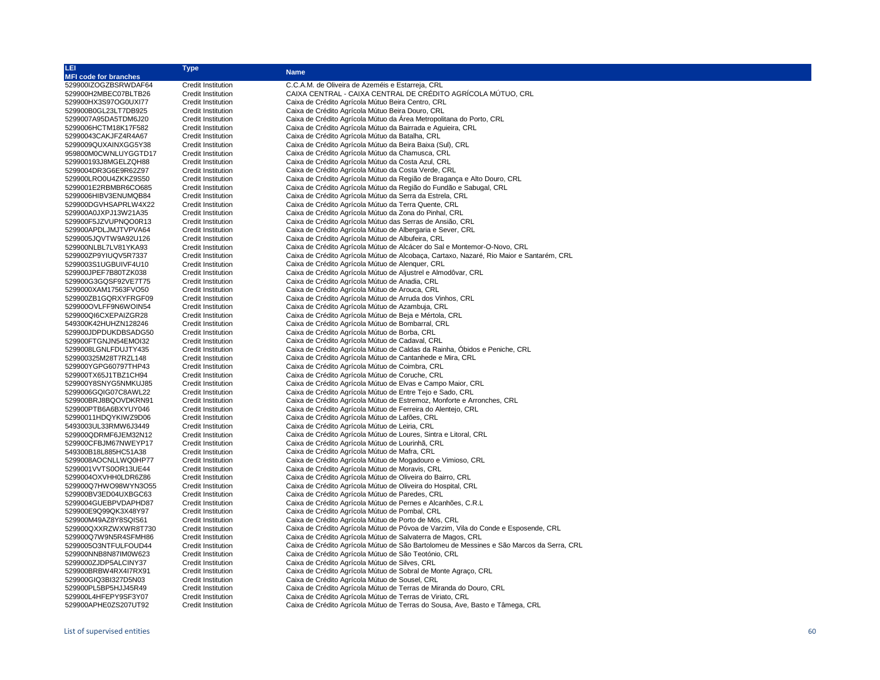| LEI<br>MFI code for branches | Type | Name |
|---|---|---|
| 529900IZOGZBSRWDAF64 | Credit Institution | C.C.A.M. de Oliveira de Azeméis e Estarreja, CRL |
| 529900H2MBEC07BLTB26 | Credit Institution | CAIXA CENTRAL - CAIXA CENTRAL DE CRÉDITO AGRÍCOLA MÚTUO, CRL |
| 529900HX3S97OG0UXI77 | Credit Institution | Caixa de Crédito Agrícola Mútuo Beira Centro, CRL |
| 529900B0GL23LT7DB925 | Credit Institution | Caixa de Crédito Agrícola Mútuo Beira Douro, CRL |
| 5299007A95DA5TDM6J20 | Credit Institution | Caixa de Crédito Agrícola Mútuo da Área Metropolitana do Porto, CRL |
| 5299006HCTM18K17F582 | Credit Institution | Caixa de Crédito Agrícola Mútuo da Bairrada e Aguieira, CRL |
| 52990043CAKJFZ4R4A67 | Credit Institution | Caixa de Crédito Agrícola Mútuo da Batalha, CRL |
| 5299009QUXAINXGG5Y38 | Credit Institution | Caixa de Crédito Agrícola Mútuo da Beira Baixa (Sul), CRL |
| 959800M0CWNLUYGGTD17 | Credit Institution | Caixa de Crédito Agrícola Mútuo da Chamusca, CRL |
| 529900193J8MGELZQH88 | Credit Institution | Caixa de Crédito Agrícola Mútuo da Costa Azul, CRL |
| 5299004DR3G6E9R62Z97 | Credit Institution | Caixa de Crédito Agrícola Mútuo da Costa Verde, CRL |
| 529900LRO0U4ZKKZ9S50 | Credit Institution | Caixa de Crédito Agrícola Mútuo da Região de Bragança e Alto Douro, CRL |
| 5299001E2RBMBR6CO685 | Credit Institution | Caixa de Crédito Agrícola Mútuo da Região do Fundão e Sabugal, CRL |
| 5299006HIBV3ENUMQB84 | Credit Institution | Caixa de Crédito Agrícola Mútuo da Serra da Estrela, CRL |
| 529900DGVHSAPRLW4X22 | Credit Institution | Caixa de Crédito Agrícola Mútuo da Terra Quente, CRL |
| 529900A0JXPJ13W21A35 | Credit Institution | Caixa de Crédito Agrícola Mútuo da Zona do Pinhal, CRL |
| 529900F5JZVUPNQO0R13 | Credit Institution | Caixa de Crédito Agrícola Mútuo das Serras de Ansião, CRL |
| 529900APDLJMJTVPVA64 | Credit Institution | Caixa de Crédito Agrícola Mútuo de Albergaria e Sever, CRL |
| 5299005JQVTW9A92U126 | Credit Institution | Caixa de Crédito Agrícola Mútuo de Albufeira, CRL |
| 529900NLBL7LV81YKA93 | Credit Institution | Caixa de Crédito Agrícola Mútuo de Alcácer do Sal e Montemor-O-Novo, CRL |
| 529900ZP9YIUQV5R7337 | Credit Institution | Caixa de Crédito Agrícola Mútuo de Alcobaça, Cartaxo, Nazaré, Rio Maior e Santarém, CRL |
| 5299003S1UGBUIVF4U10 | Credit Institution | Caixa de Crédito Agrícola Mútuo de Alenquer, CRL |
| 529900JPEF7B80TZK038 | Credit Institution | Caixa de Crédito Agrícola Mútuo de Aljustrel e Almodôvar, CRL |
| 529900G3GQSF92VE7T75 | Credit Institution | Caixa de Crédito Agrícola Mútuo de Anadia, CRL |
| 5299000XAM17563FVO50 | Credit Institution | Caixa de Crédito Agrícola Mútuo de Arouca, CRL |
| 529900ZB1GQRXYFRGF09 | Credit Institution | Caixa de Crédito Agrícola Mútuo de Arruda dos Vinhos, CRL |
| 529900OVLFF9N6WOIN54 | Credit Institution | Caixa de Crédito Agrícola Mútuo de Azambuja, CRL |
| 529900QI6CXEPAIZGR28 | Credit Institution | Caixa de Crédito Agrícola Mútuo de Beja e Mértola, CRL |
| 549300K42HUHZN128246 | Credit Institution | Caixa de Crédito Agrícola Mútuo de Bombarral, CRL |
| 529900JDPDUKDBSADG50 | Credit Institution | Caixa de Crédito Agrícola Mútuo de Borba, CRL |
| 529900FTGNJN54EMOI32 | Credit Institution | Caixa de Crédito Agrícola Mútuo de Cadaval, CRL |
| 5299008LGNLFDUJTY435 | Credit Institution | Caixa de Crédito Agrícola Mútuo de Caldas da Rainha, Óbidos e Peniche, CRL |
| 529900325M28T7RZL148 | Credit Institution | Caixa de Crédito Agrícola Mútuo de Cantanhede e Mira, CRL |
| 529900YGPG60797THP43 | Credit Institution | Caixa de Crédito Agrícola Mútuo de Coimbra, CRL |
| 529900TX65J1TBZ1CH94 | Credit Institution | Caixa de Crédito Agrícola Mútuo de Coruche, CRL |
| 529900Y8SNYG5NMKUJ85 | Credit Institution | Caixa de Crédito Agrícola Mútuo de Elvas e Campo Maior, CRL |
| 5299006GQIG07C8AWL22 | Credit Institution | Caixa de Crédito Agrícola Mútuo de Entre Tejo e Sado, CRL |
| 529900BRJ8BQOVDKRN91 | Credit Institution | Caixa de Crédito Agrícola Mútuo de Estremoz, Monforte e Arronches, CRL |
| 529900PTB6A6BXYUY046 | Credit Institution | Caixa de Crédito Agrícola Mútuo de Ferreira do Alentejo, CRL |
| 52990011HDQYKIWZ9D06 | Credit Institution | Caixa de Crédito Agrícola Mútuo de Lafões, CRL |
| 5493003UL33RMW6J3449 | Credit Institution | Caixa de Crédito Agrícola Mútuo de Leiria, CRL |
| 529900QDRMF6JEM32N12 | Credit Institution | Caixa de Crédito Agrícola Mútuo de Loures, Sintra e Litoral, CRL |
| 529900CFBJM67NWEYP17 | Credit Institution | Caixa de Crédito Agrícola Mútuo de Lourinhã, CRL |
| 549300B18L885HC51A38 | Credit Institution | Caixa de Crédito Agrícola Mútuo de Mafra, CRL |
| 5299008AOCNLLWQ0HP77 | Credit Institution | Caixa de Crédito Agrícola Mútuo de Mogadouro e Vimioso, CRL |
| 5299001VVTS0OR13UE44 | Credit Institution | Caixa de Crédito Agrícola Mútuo de Moravis, CRL |
| 5299004OXVHH0LDR6Z86 | Credit Institution | Caixa de Crédito Agrícola Mútuo de Oliveira do Bairro, CRL |
| 529900Q7HWO98WYN3O55 | Credit Institution | Caixa de Crédito Agrícola Mútuo de Oliveira do Hospital, CRL |
| 529900BV3ED04UXBGC63 | Credit Institution | Caixa de Crédito Agrícola Mútuo de Paredes, CRL |
| 5299004GUEBPVDAPHD87 | Credit Institution | Caixa de Crédito Agrícola Mútuo de Pernes e Alcanhões, C.R.L |
| 529900E9Q99QK3X48Y97 | Credit Institution | Caixa de Crédito Agrícola Mútuo de Pombal, CRL |
| 529900M49AZ8Y8SQIS61 | Credit Institution | Caixa de Crédito Agrícola Mútuo de Porto de Mós, CRL |
| 529900QXXRZWXWR8T730 | Credit Institution | Caixa de Crédito Agrícola Mútuo de Póvoa de Varzim, Vila do Conde e Esposende, CRL |
| 529900Q7W9N5R4SFMH86 | Credit Institution | Caixa de Crédito Agrícola Mútuo de Salvaterra de Magos, CRL |
| 5299005O3NTFULFOUD44 | Credit Institution | Caixa de Crédito Agrícola Mútuo de São Bartolomeu de Messines e São Marcos da Serra, CRL |
| 529900NNB8N87IM0W623 | Credit Institution | Caixa de Crédito Agrícola Mútuo de São Teotónio, CRL |
| 5299000ZJDP5ALCINY37 | Credit Institution | Caixa de Crédito Agrícola Mútuo de Silves, CRL |
| 529900BRBW4RX4I7RX91 | Credit Institution | Caixa de Crédito Agrícola Mútuo de Sobral de Monte Agraço, CRL |
| 529900GIQ3BI327D5N03 | Credit Institution | Caixa de Crédito Agrícola Mútuo de Sousel, CRL |
| 529900PL5BP5HJJ45R49 | Credit Institution | Caixa de Crédito Agrícola Mútuo de Terras de Miranda do Douro, CRL |
| 529900L4HFEPY9SF3Y07 | Credit Institution | Caixa de Crédito Agrícola Mútuo de Terras de Viriato, CRL |
| 529900APHE0ZS207UT92 | Credit Institution | Caixa de Crédito Agrícola Mútuo de Terras do Sousa, Ave, Basto e Tâmega, CRL |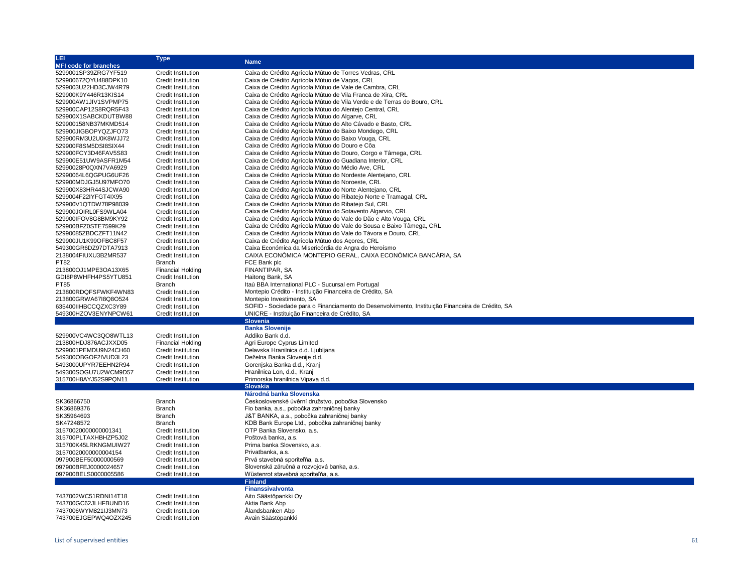| LEI<br>MFI code for branches | Type | Name |
|---|---|---|
| 5299001SP39ZRG7YF519 | Credit Institution | Caixa de Crédito Agrícola Mútuo de Torres Vedras, CRL |
| 529900672QYU488DPK10 | Credit Institution | Caixa de Crédito Agrícola Mútuo de Vagos, CRL |
| 5299003U22HD3CJW4R79 | Credit Institution | Caixa de Crédito Agrícola Mútuo de Vale de Cambra, CRL |
| 529900K9Y446R13KIS14 | Credit Institution | Caixa de Crédito Agrícola Mútuo de Vila Franca de Xira, CRL |
| 529900AW1JIV1SVPMP75 | Credit Institution | Caixa de Crédito Agrícola Mútuo de Vila Verde e de Terras do Bouro, CRL |
| 529900CAP12S8RQR5F43 | Credit Institution | Caixa de Crédito Agrícola Mútuo do Alentejo Central, CRL |
| 529900X1SABCKDUTBW88 | Credit Institution | Caixa de Crédito Agrícola Mútuo do Algarve, CRL |
| 529900158NB37MKMD514 | Credit Institution | Caixa de Crédito Agrícola Mútuo do Alto Cávado e Basto, CRL |
| 529900JIGBOPYQZJFO73 | Credit Institution | Caixa de Crédito Agrícola Mútuo do Baixo Mondego, CRL |
| 529900RM3U2U0K8WJJ72 | Credit Institution | Caixa de Crédito Agrícola Mútuo do Baixo Vouga, CRL |
| 529900F8SM5DSI8SIX44 | Credit Institution | Caixa de Crédito Agrícola Mútuo do Douro e Côa |
| 529900FCY3D46FAV5S83 | Credit Institution | Caixa de Crédito Agrícola Mútuo do Douro, Corgo e Tâmega, CRL |
| 529900E51UW9ASFR1M54 | Credit Institution | Caixa de Crédito Agrícola Mútuo do Guadiana Interior, CRL |
| 52990028P0QXN7VA6929 | Credit Institution | Caixa de Crédito Agrícola Mútuo do Médio Ave, CRL |
| 52990064L6QGPUG6UF26 | Credit Institution | Caixa de Crédito Agrícola Mútuo do Nordeste Alentejano, CRL |
| 529900MDJGJ5U97MFO70 | Credit Institution | Caixa de Crédito Agrícola Mútuo do Noroeste, CRL |
| 529900X83HR44SJCWA90 | Credit Institution | Caixa de Crédito Agrícola Mútuo do Norte Alentejano, CRL |
| 5299004F22IYFGT4IX95 | Credit Institution | Caixa de Crédito Agrícola Mútuo do Ribatejo Norte e Tramagal, CRL |
| 529900V1QTDW78P98039 | Credit Institution | Caixa de Crédito Agrícola Mútuo do Ribatejo Sul, CRL |
| 529900JOIRL0FS9WLA04 | Credit Institution | Caixa de Crédito Agrícola Mútuo do Sotavento Algarvio, CRL |
| 529900IFOV8G8BM9KY92 | Credit Institution | Caixa de Crédito Agrícola Mútuo do Vale do Dão e Alto Vouga, CRL |
| 529900BFZ0STE7599K29 | Credit Institution | Caixa de Crédito Agrícola Mútuo do Vale do Sousa e Baixo Tâmega, CRL |
| 52990085ZBDCZFT11N42 | Credit Institution | Caixa de Crédito Agrícola Mútuo do Vale do Távora e Douro, CRL |
| 529900JU1K99OFBC8F57 | Credit Institution | Caixa de Crédito Agrícola Mútuo dos Açores, CRL |
| 549300GR6DZ97DTA7913 | Credit Institution | Caixa Económica da Misericórdia de Angra do Heroísmo |
| 2138004FIUXU3B2MR537 | Credit Institution | CAIXA ECONÓMICA MONTEPIO GERAL, CAIXA ECONÓMICA BANCÁRIA, SA |
| PT82 | Branch | FCE Bank plc |
| 213800OJ1MPE3OA13X65 | Financial Holding | FINANTIPAR, SA |
| GDI8P8WHFH4PS5YTU851 | Credit Institution | Haitong Bank, SA |
| PT85 | Branch | Itaú BBA International PLC - Sucursal em Portugal |
| 213800RDQFSFWKF4WN83 | Credit Institution | Montepio Crédito - Instituição Financeira de Crédito, SA |
| 213800GRWA67I8Q8O524 | Credit Institution | Montepio Investimento, SA |
| 635400IIHBCCQZXC3Y89 | Credit Institution | SOFID - Sociedade para o Financiamento do Desenvolvimento, Instituição Financeira de Crédito, SA |
| 549300HZOV3ENYNPCW61 | Credit Institution | UNICRE - Instituição Financeira de Crédito, SA |
| | | **Slovenia** |
| | | **Banka Slovenije** |
| 529900VC4WC3QO8WTL13 | Credit Institution | Addiko Bank d.d. |
| 213800HDJ876ACJXXD05 | Financial Holding | Agri Europe Cyprus Limited |
| 5299001PEMDU9N24CH60 | Credit Institution | Delavska Hranilnica d.d. Ljubljana |
| 549300OBGOF2IVUD3L23 | Credit Institution | Deželna Banka Slovenije d.d. |
| 5493000UPYR7EEHN2R94 | Credit Institution | Gorenjska Banka d.d., Kranj |
| 549300SOGU7U2WCM9D57 | Credit Institution | Hranilnica Lon, d.d., Kranj |
| 315700H8AYJ52S9PQN11 | Credit Institution | Primorska hranilnica Vipava d.d. |
| | | **Slovakia** |
| | | **Národná banka Slovenska** |
| SK36866750 | Branch | Československé úvěrní družstvo, pobočka Slovensko |
| SK36869376 | Branch | Fio banka, a.s., pobočka zahraničnej banky |
| SK35964693 | Branch | J&T BANKA, a.s., pobočka zahraničnej banky |
| SK47248572 | Branch | KDB Bank Europe Ltd., pobočka zahraničnej banky |
| 31570020000000001341 | Credit Institution | OTP Banka Slovensko, a.s. |
| 315700PLTAXHBHZP5J02 | Credit Institution | Poštová banka, a.s. |
| 315700K45LRKNGMUIW27 | Credit Institution | Prima banka Slovensko, a.s. |
| 31570020000000004154 | Credit Institution | Privatbanka, a.s. |
| 097900BEF50000000569 | Credit Institution | Prvá stavebná sporiteľňa, a.s. |
| 097900BFEJ0000024657 | Credit Institution | Slovenská záručná a rozvojová banka, a.s. |
| 097900BELS0000005586 | Credit Institution | Wüstenrot stavebná sporiteľňa, a.s. |
| | | **Finland** |
| | | **Finanssivalvonta** |
| 7437002WC51RDNI14T18 | Credit Institution | Aito Säästöpankki Oy |
| 743700GC62JLHFBUND16 | Credit Institution | Aktia Bank Abp |
| 7437006WYM821IJ3MN73 | Credit Institution | Ålandsbanken Abp |
| 743700EJGEPWQ4OZX245 | Credit Institution | Avain Säästöpankki |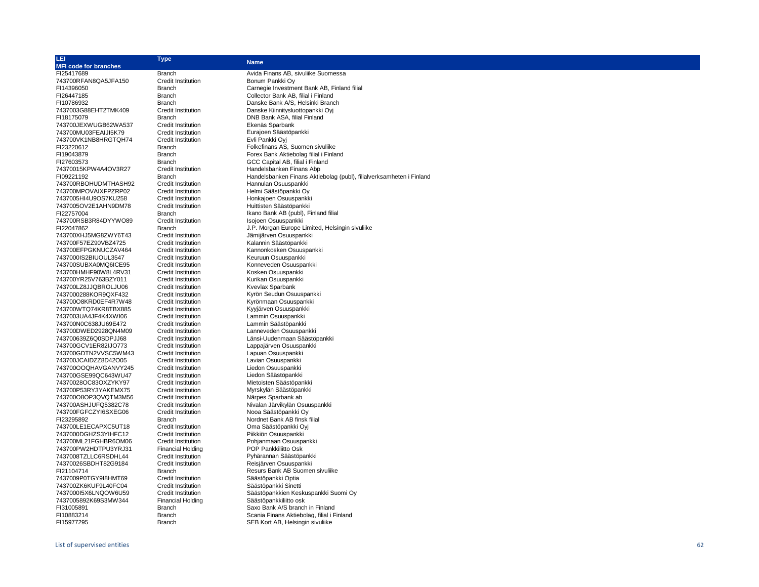| LEI<br>MFI code for branches | Type | Name |
| --- | --- | --- |
| FI25417689 | Branch | Avida Finans AB, sivuliike Suomessa |
| 743700RFAN8QA5JFA150 | Credit Institution | Bonum Pankki Oy |
| FI14396050 | Branch | Carnegie Investment Bank AB, Finland filial |
| FI26447185 | Branch | Collector Bank AB, filial i Finland |
| FI10786932 | Branch | Danske Bank A/S, Helsinki Branch |
| 7437003G88EHT2TMK409 | Credit Institution | Danske Kiinnitysluottopankki Oyj |
| FI18175079 | Branch | DNB Bank ASA, filial Finland |
| 743700JEXWUGB62WA537 | Credit Institution | Ekenäs Sparbank |
| 743700MU03FEAIJI5K79 | Credit Institution | Eurajoen Säästöpankki |
| 743700VK1NB8HRGTQH74 | Credit Institution | Evli Pankki Oyj |
| FI23220612 | Branch | Folkefinans AS, Suomen sivuliike |
| FI19043879 | Branch | Forex Bank Aktiebolag filial i Finland |
| FI27603573 | Branch | GCC Capital AB, filial i Finland |
| 74370015KPW4A4OV3R27 | Credit Institution | Handelsbanken Finans Abp |
| FI09221192 | Branch | Handelsbanken Finans Aktiebolag (publ), filialverksamheten i Finland |
| 743700RBOHUDMTHASH92 | Credit Institution | Hannulan Osuuspankki |
| 743700MPOVAIXFPZRP02 | Credit Institution | Helmi Säästöpankki Oy |
| 7437005HI4U9OS7KU258 | Credit Institution | Honkajoen Osuuspankki |
| 7437005OV2E1AHN9DM78 | Credit Institution | Huittisten Säästöpankki |
| FI22757004 | Branch | Ikano Bank AB (publ), Finland filial |
| 743700RSB3R84DYYWO89 | Credit Institution | Isojoen Osuuspankki |
| FI22047862 | Branch | J.P. Morgan Europe Limited, Helsingin sivuliike |
| 743700XHJ5MG8ZWY6T43 | Credit Institution | Jämijärven Osuuspankki |
| 743700F57EZ90VBZ4725 | Credit Institution | Kalannin Säästöpankki |
| 743700EFPGKNUCZAV464 | Credit Institution | Kannonkosken Osuuspankki |
| 7437000IS2BIUOUL3547 | Credit Institution | Keuruun Osuuspankki |
| 743700SUBXA0MQ6ICE95 | Credit Institution | Konneveden Osuuspankki |
| 743700HMHF90W8L4RV31 | Credit Institution | Kosken Osuuspankki |
| 743700YR25V763BZY011 | Credit Institution | Kurikan Osuuspankki |
| 743700LZ8JJQBROLJU06 | Credit Institution | Kvevlax Sparbank |
| 7437000288KOR9QXF432 | Credit Institution | Kyrön Seudun Osuuspankki |
| 743700O8KRD0EF4R7W48 | Credit Institution | Kyrönmaan Osuuspankki |
| 743700WTQ74KR8TBX885 | Credit Institution | Kyyjärven Osuuspankki |
| 7437003UA4JF4K4XWI06 | Credit Institution | Lammin Osuuspankki |
| 743700N0C638JU69E472 | Credit Institution | Lammin Säästöpankki |
| 743700DWED2928QN4M09 | Credit Institution | Lanneveden Osuuspankki |
| 743700639Z6Q0SDPJJ68 | Credit Institution | Länsi-Uudenmaan Säästöpankki |
| 743700GCV1ER82IJO773 | Credit Institution | Lappajärven Osuuspankki |
| 743700GDTN2VVSC5WM43 | Credit Institution | Lapuan Osuuspankki |
| 743700JCAIDZZ8D42O05 | Credit Institution | Lavian Osuuspankki |
| 743700OOQHAVGANVY245 | Credit Institution | Liedon Osuuspankki |
| 743700GSE99QC643WU47 | Credit Institution | Liedon Säästöpankki |
| 74370028OC83OXZYKY97 | Credit Institution | Mietoisten Säästöpankki |
| 743700P53RY3YAKEMX75 | Credit Institution | Myrskylän Säästöpankki |
| 743700O8OP3QVQTM3M56 | Credit Institution | Närpes Sparbank ab |
| 743700ASHJUFQ5382C78 | Credit Institution | Nivalan Järvikylän Osuuspankki |
| 743700FGFCZYI6SXEG06 | Credit Institution | Nooa Säästöpankki Oy |
| FI23295892 | Branch | Nordnet Bank AB finsk filial |
| 743700LE1ECAPXC5UT18 | Credit Institution | Oma Säästöpankki Oyj |
| 7437000DGHZS3YIHFC12 | Credit Institution | Piikkiön Osuuspankki |
| 743700ML21FGHBR6OM06 | Credit Institution | Pohjanmaan Osuuspankki |
| 743700PW2HDTPU3YRJ31 | Financial Holding | POP Pankkiliitto Osk |
| 7437008TZLLC6RSDHL44 | Credit Institution | Pyhärannan Säästöpankki |
| 74370026SBDHT82G9184 | Credit Institution | Reisjärven Osuuspankki |
| FI21104714 | Branch | Resurs Bank AB Suomen sivuliike |
| 7437009P0TGY9I8HMT69 | Credit Institution | Säästöpankki Optia |
| 743700ZK6KUF9L40FC04 | Credit Institution | Säästöpankki Sinetti |
| 7437000I5X6LNQOW6U59 | Credit Institution | Säästöpankkien Keskuspankki Suomi Oy |
| 74370005892K69S3MW344 | Financial Holding | Säästöpankkiliitto osk |
| FI31005891 | Branch | Saxo Bank A/S branch in Finland |
| FI10883214 | Branch | Scania Finans Aktiebolag, filial i Finland |
| FI15977295 | Branch | SEB Kort AB, Helsingin sivuliike |

List of supervised entities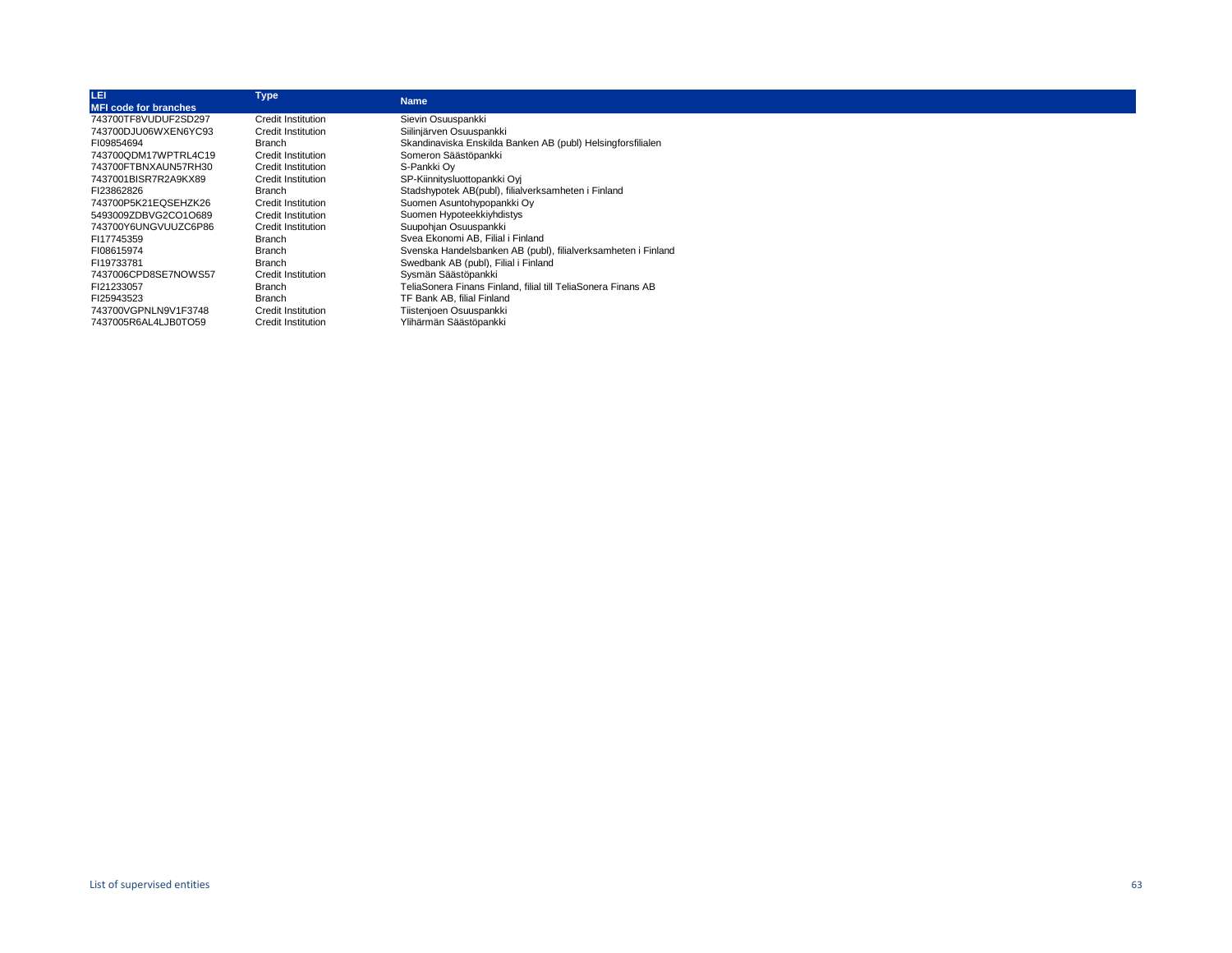| LEI<br>MFI code for branches | Type | Name |
| --- | --- | --- |
| 743700TF8VUDUF2SD297 | Credit Institution | Sievin Osuuspankki |
| 743700DJU06WXEN6YC93 | Credit Institution | Siilinjärven Osuuspankki |
| FI09854694 | Branch | Skandinaviska Enskilda Banken AB (publ) Helsingforsfilialen |
| 743700QDM17WPTRL4C19 | Credit Institution | Someron Säästöpankki |
| 743700FTBNXAUN57RH30 | Credit Institution | S-Pankki Oy |
| 7437001BISR7R2A9KX89 | Credit Institution | SP-Kiinnitysluottopankki Oyj |
| FI23862826 | Branch | Stadshypotek AB(publ), filialverksamheten i Finland |
| 743700P5K21EQSEHZK26 | Credit Institution | Suomen Asuntohypopankki Oy |
| 5493009ZDBVG2CO1O689 | Credit Institution | Suomen Hypoteekkiyhdistys |
| 743700Y6UNGVUUZC6P86 | Credit Institution | Suupohjan Osuuspankki |
| FI17745359 | Branch | Svea Ekonomi AB, Filial i Finland |
| FI08615974 | Branch | Svenska Handelsbanken AB (publ), filialverksamheten i Finland |
| FI19733781 | Branch | Swedbank AB (publ), Filial i Finland |
| 7437006CPD8SE7NOWS57 | Credit Institution | Sysmän Säästöpankki |
| FI21233057 | Branch | TeliaSonera Finans Finland, filial till TeliaSonera Finans AB |
| FI25943523 | Branch | TF Bank AB, filial Finland |
| 743700VGPNLN9V1F3748 | Credit Institution | Tiistenjoen Osuuspankki |
| 7437005R6AL4LJB0TO59 | Credit Institution | Ylihärmän Säästöpankki |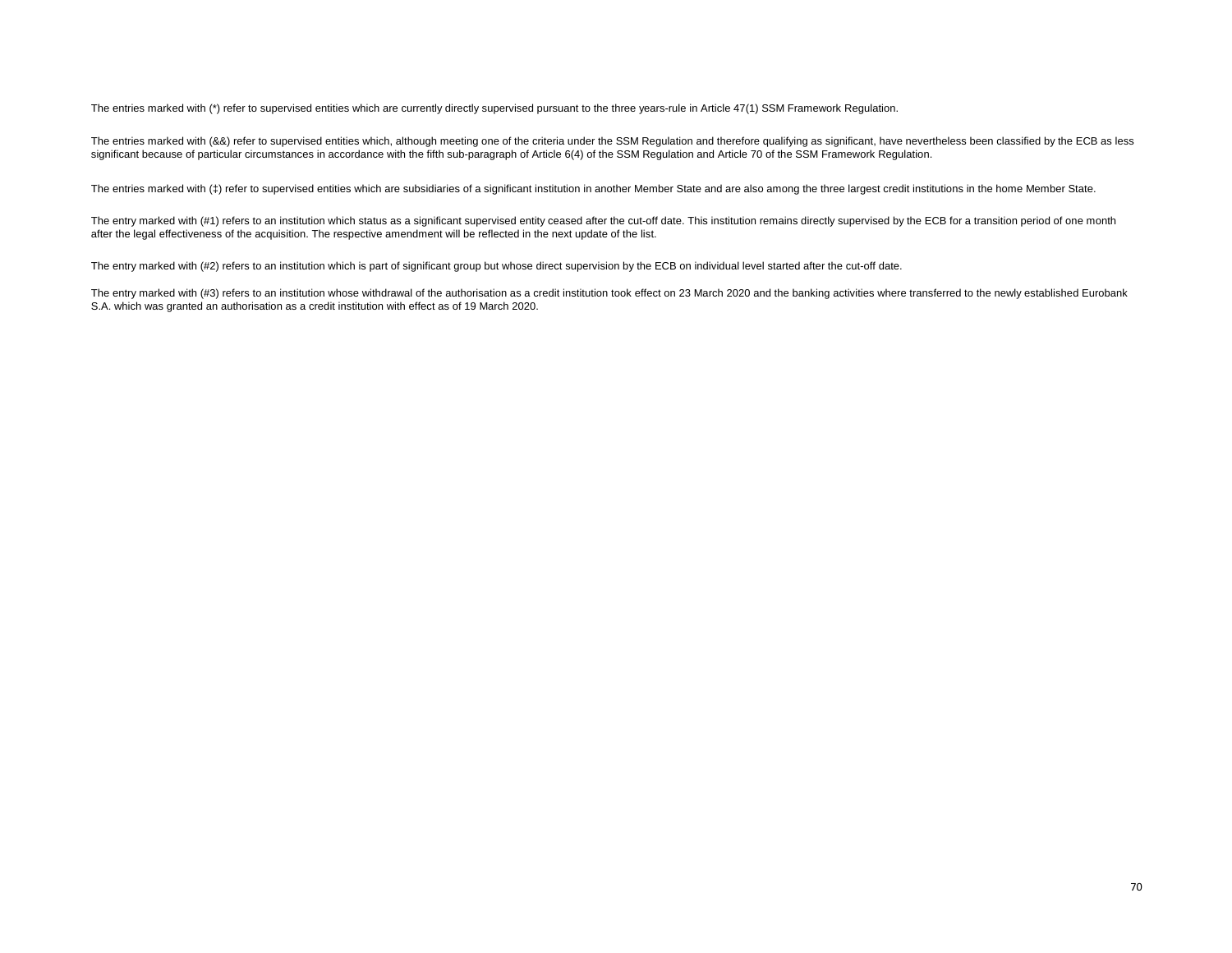The entries marked with (*) refer to supervised entities which are currently directly supervised pursuant to the three years-rule in Article 47(1) SSM Framework Regulation.

The entries marked with (&&) refer to supervised entities which, although meeting one of the criteria under the SSM Regulation and therefore qualifying as significant, have nevertheless been classified by the ECB as less significant because of particular circumstances in accordance with the fifth sub-paragraph of Article 6(4) of the SSM Regulation and Article 70 of the SSM Framework Regulation.

The entries marked with (‡) refer to supervised entities which are subsidiaries of a significant institution in another Member State and are also among the three largest credit institutions in the home Member State.

The entry marked with (#1) refers to an institution which status as a significant supervised entity ceased after the cut-off date. This institution remains directly supervised by the ECB for a transition period of one month after the legal effectiveness of the acquisition. The respective amendment will be reflected in the next update of the list.

The entry marked with (#2) refers to an institution which is part of significant group but whose direct supervision by the ECB on individual level started after the cut-off date.

The entry marked with (#3) refers to an institution whose withdrawal of the authorisation as a credit institution took effect on 23 March 2020 and the banking activities where transferred to the newly established Eurobank S.A. which was granted an authorisation as a credit institution with effect as of 19 March 2020.